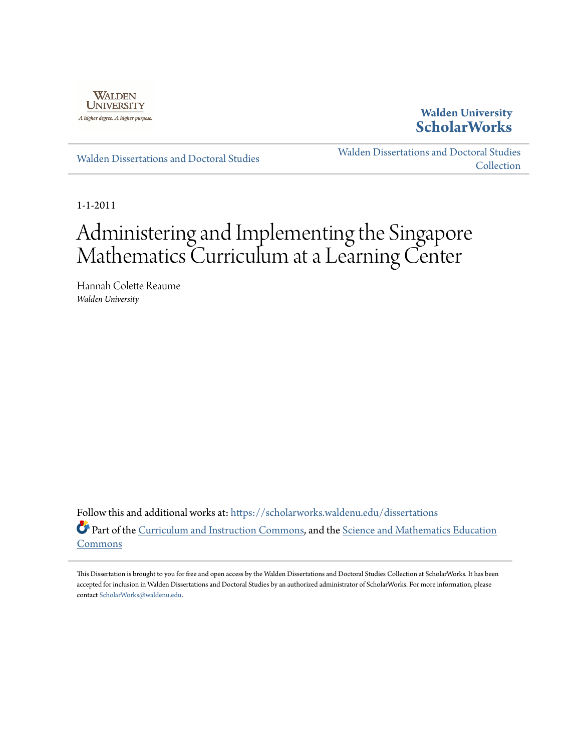Walden University

A higher degree. A higher purpose.

**Walden University**
**ScholarWorks**

Walden Dissertations and Doctoral Studies

Walden Dissertations and Doctoral Studies Collection

1-1-2011

# Administering and Implementing the Singapore Mathematics Curriculum at a Learning Center

Hannah Colette Reaume
*Walden University*

Follow this and additional works at: https://scholarworks.waldenu.edu/dissertations

Part of the Curriculum and Instruction Commons, and the Science and Mathematics Education Commons

This Dissertation is brought to you for free and open access by the Walden Dissertations and Doctoral Studies Collection at ScholarWorks. It has been accepted for inclusion in Walden Dissertations and Doctoral Studies by an authorized administrator of ScholarWorks. For more information, please contact ScholarWorks@waldenu.edu.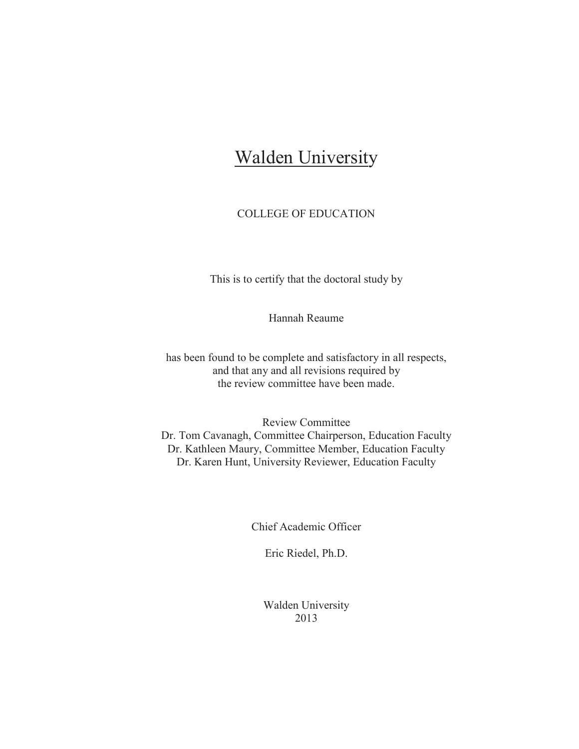# Walden University

COLLEGE OF EDUCATION

This is to certify that the doctoral study by

Hannah Reaume

has been found to be complete and satisfactory in all respects,
and that any and all revisions required by
the review committee have been made.

Review Committee
Dr. Tom Cavanagh, Committee Chairperson, Education Faculty
Dr. Kathleen Maury, Committee Member, Education Faculty
Dr. Karen Hunt, University Reviewer, Education Faculty

Chief Academic Officer

Eric Riedel, Ph.D.

Walden University
2013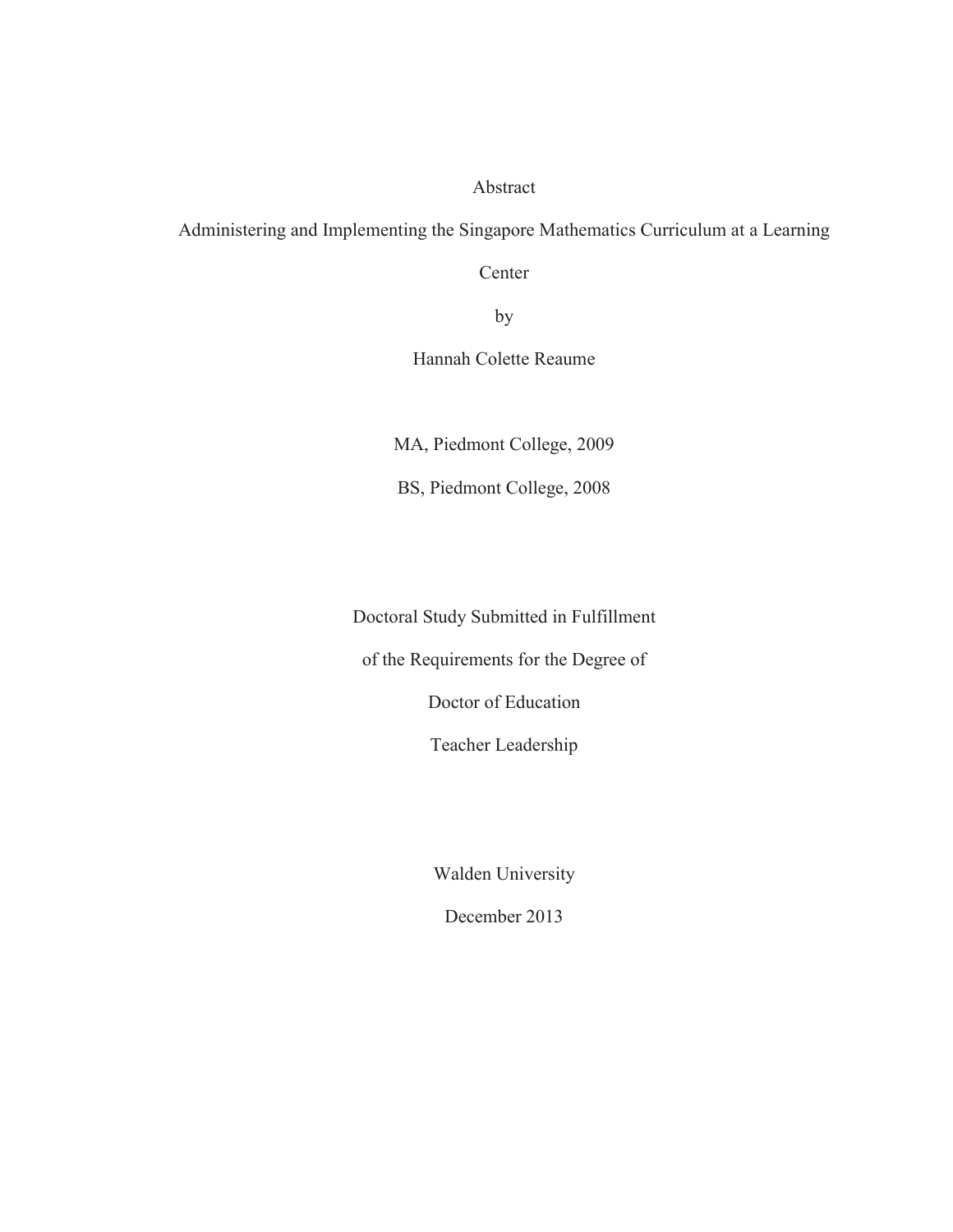Abstract

Administering and Implementing the Singapore Mathematics Curriculum at a Learning Center

by

Hannah Colette Reaume

MA, Piedmont College, 2009

BS, Piedmont College, 2008

Doctoral Study Submitted in Fulfillment

of the Requirements for the Degree of

Doctor of Education

Teacher Leadership

Walden University

December 2013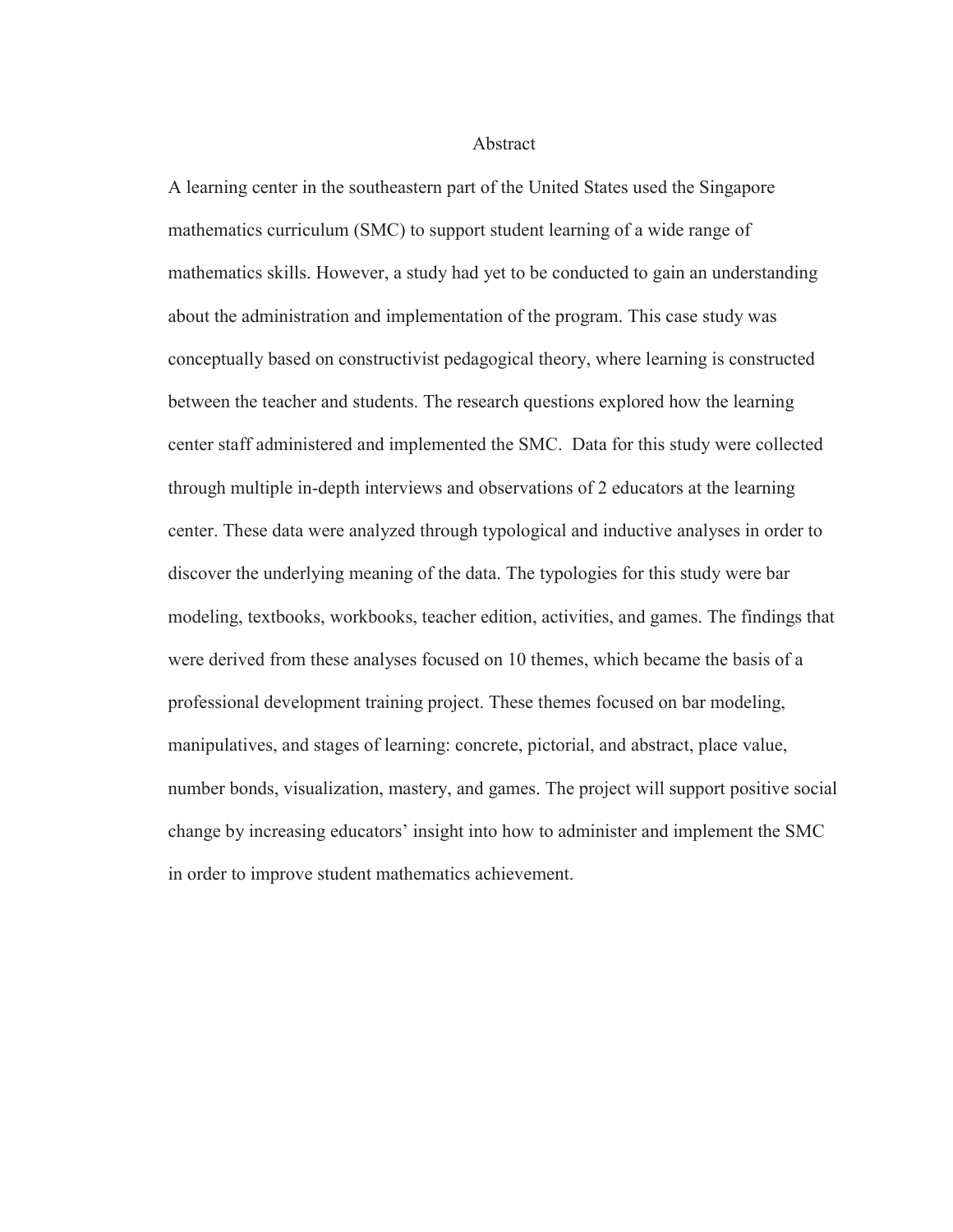# Abstract

A learning center in the southeastern part of the United States used the Singapore mathematics curriculum (SMC) to support student learning of a wide range of mathematics skills. However, a study had yet to be conducted to gain an understanding about the administration and implementation of the program. This case study was conceptually based on constructivist pedagogical theory, where learning is constructed between the teacher and students. The research questions explored how the learning center staff administered and implemented the SMC. Data for this study were collected through multiple in-depth interviews and observations of 2 educators at the learning center. These data were analyzed through typological and inductive analyses in order to discover the underlying meaning of the data. The typologies for this study were bar modeling, textbooks, workbooks, teacher edition, activities, and games. The findings that were derived from these analyses focused on 10 themes, which became the basis of a professional development training project. These themes focused on bar modeling, manipulatives, and stages of learning: concrete, pictorial, and abstract, place value, number bonds, visualization, mastery, and games. The project will support positive social change by increasing educators' insight into how to administer and implement the SMC in order to improve student mathematics achievement.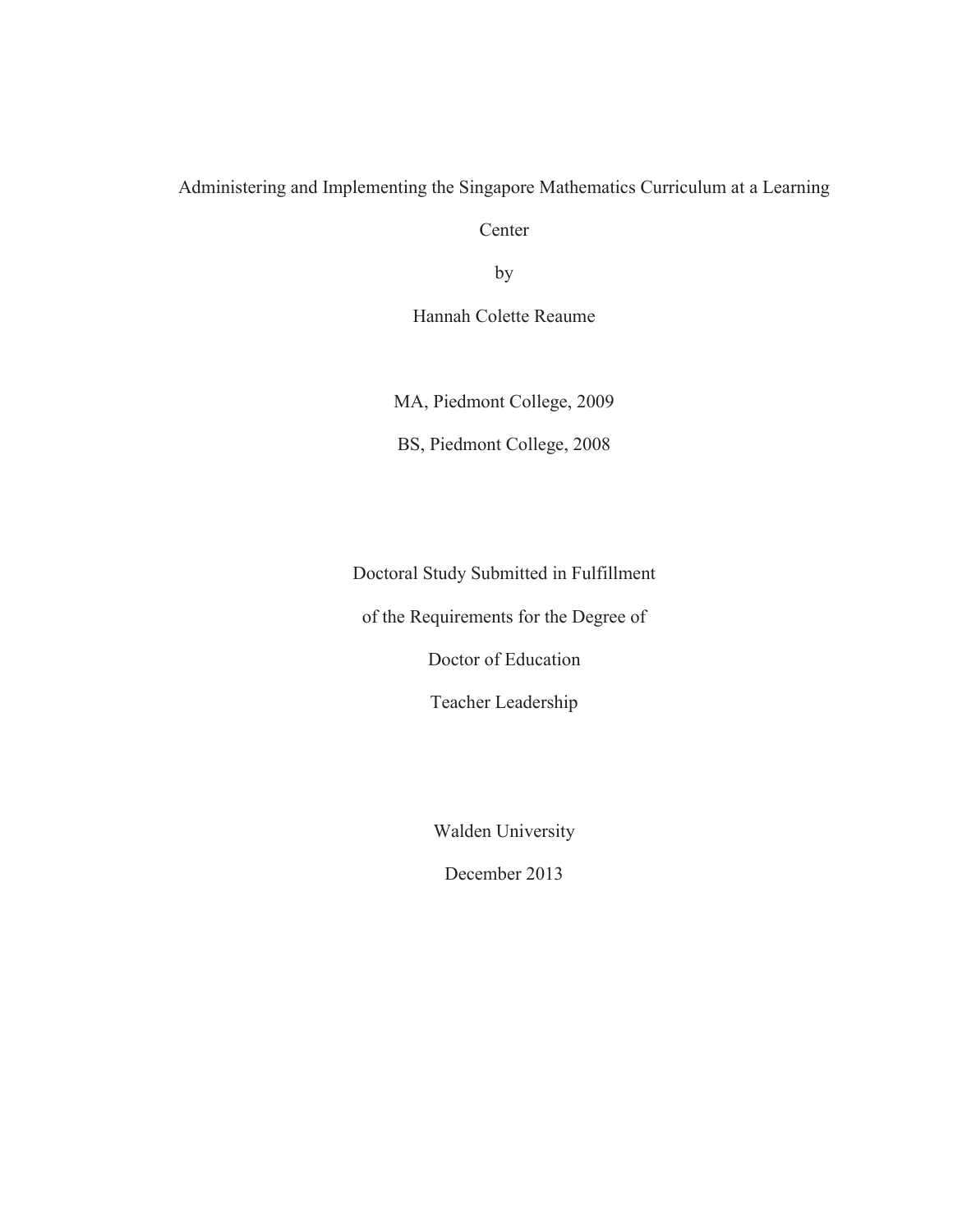Administering and Implementing the Singapore Mathematics Curriculum at a Learning Center

by

Hannah Colette Reaume

MA, Piedmont College, 2009

BS, Piedmont College, 2008

Doctoral Study Submitted in Fulfillment

of the Requirements for the Degree of

Doctor of Education

Teacher Leadership

Walden University

December 2013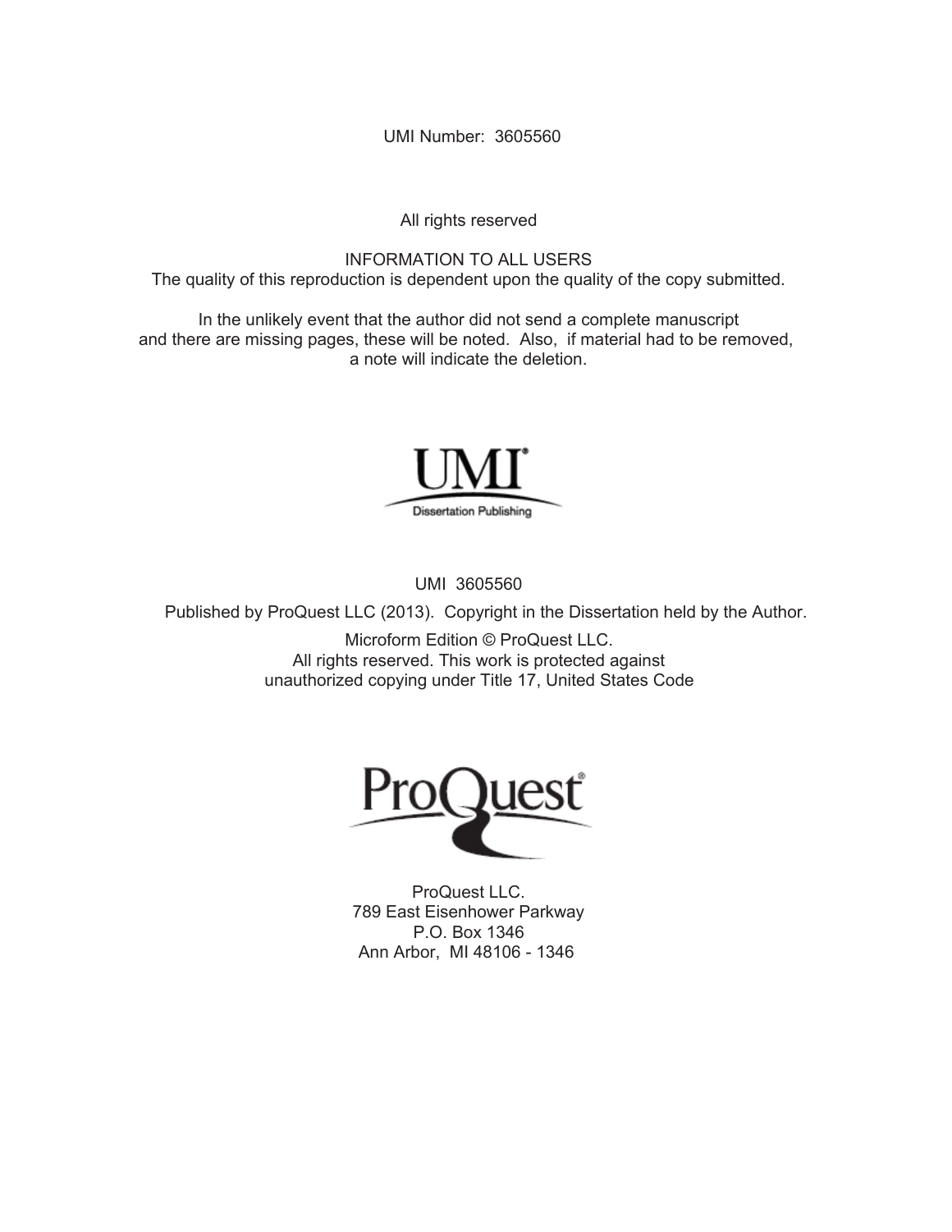UMI Number: 3605560

All rights reserved

INFORMATION TO ALL USERS
The quality of this reproduction is dependent upon the quality of the copy submitted.

In the unlikely event that the author did not send a complete manuscript and there are missing pages, these will be noted. Also, if material had to be removed, a note will indicate the deletion.

UMI
Dissertation Publishing

UMI 3605560

Published by ProQuest LLC (2013). Copyright in the Dissertation held by the Author.

Microform Edition © ProQuest LLC.
All rights reserved. This work is protected against unauthorized copying under Title 17, United States Code

ProQuest

ProQuest LLC.
789 East Eisenhower Parkway
P.O. Box 1346
Ann Arbor, MI 48106 - 1346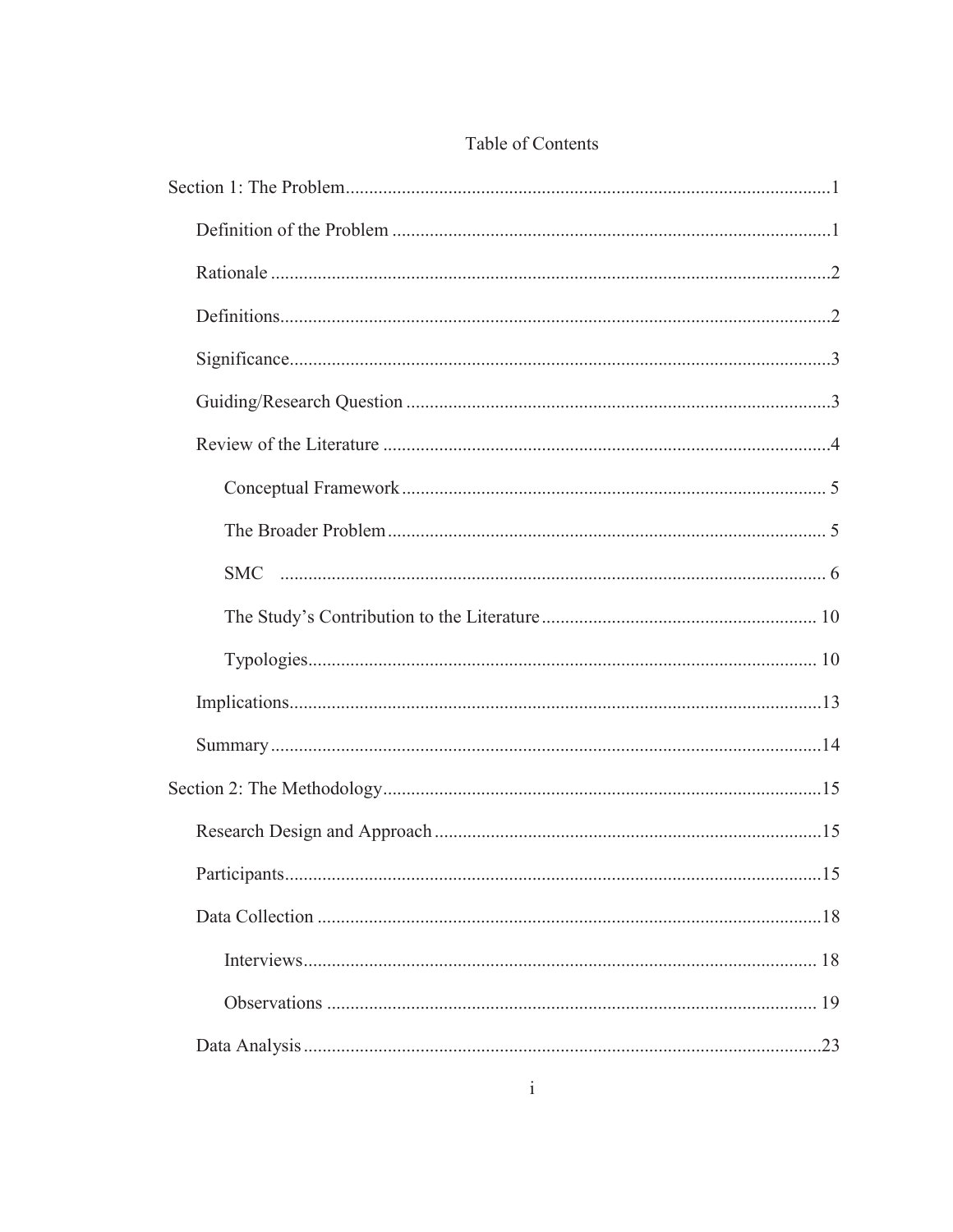# Table of Contents

Section 1: The Problem ........................................................................................................1

- Definition of the Problem ..............................................................................................1
- Rationale ........................................................................................................................2
- Definitions......................................................................................................................2
- Significance....................................................................................................................3
- Guiding/Research Question ...........................................................................................3
- Review of the Literature ................................................................................................4
    - Conceptual Framework ........................................................................................... 5
    - The Broader Problem .............................................................................................. 5
    - SMC ..................................................................................................................... 6
    - The Study's Contribution to the Literature ........................................................... 10
    - Typologies............................................................................................................. 10
- Implications..................................................................................................................13
- Summary ......................................................................................................................14

Section 2: The Methodology..............................................................................................15

- Research Design and Approach ...................................................................................15
- Participants...................................................................................................................15
- Data Collection ............................................................................................................18
    - Interviews.............................................................................................................. 18
    - Observations ......................................................................................................... 19
- Data Analysis ...............................................................................................................23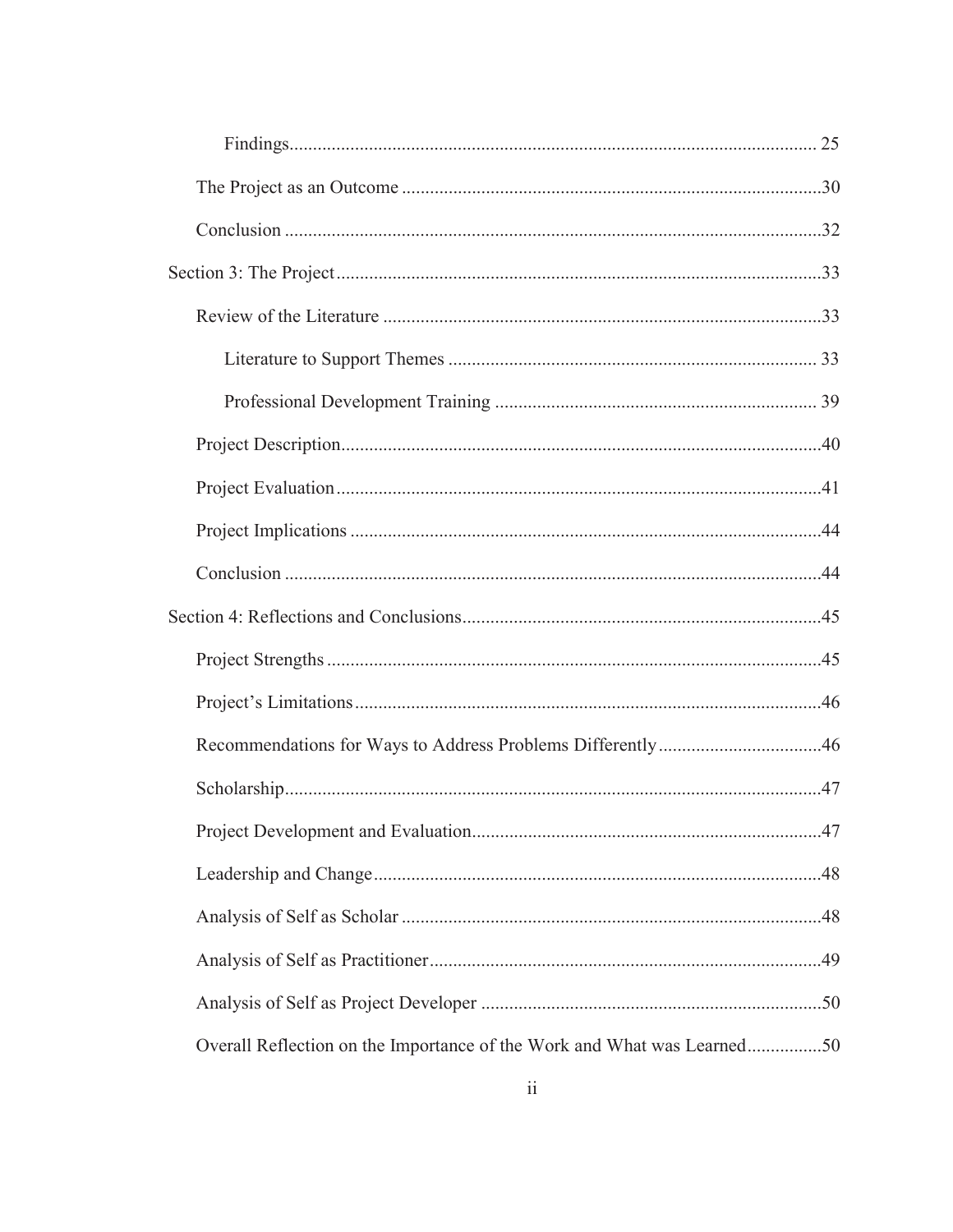Findings......................................................................................................... 25

The Project as an Outcome .........................................................................................30

Conclusion ...................................................................................................................32

Section 3: The Project........................................................................................................33

Review of the Literature ...............................................................................................33

Literature to Support Themes ............................................................................... 33

Professional Development Training ..................................................................... 39

Project Description.......................................................................................................40

Project Evaluation........................................................................................................41

Project Implications .....................................................................................................44

Conclusion ...................................................................................................................44

Section 4: Reflections and Conclusions.............................................................................45

Project Strengths ..........................................................................................................45

Project's Limitations.....................................................................................................46

Recommendations for Ways to Address Problems Differently...................................46

Scholarship...................................................................................................................47

Project Development and Evaluation...........................................................................47

Leadership and Change................................................................................................48

Analysis of Self as Scholar ..........................................................................................48

Analysis of Self as Practitioner....................................................................................49

Analysis of Self as Project Developer .........................................................................50

Overall Reflection on the Importance of the Work and What was Learned................50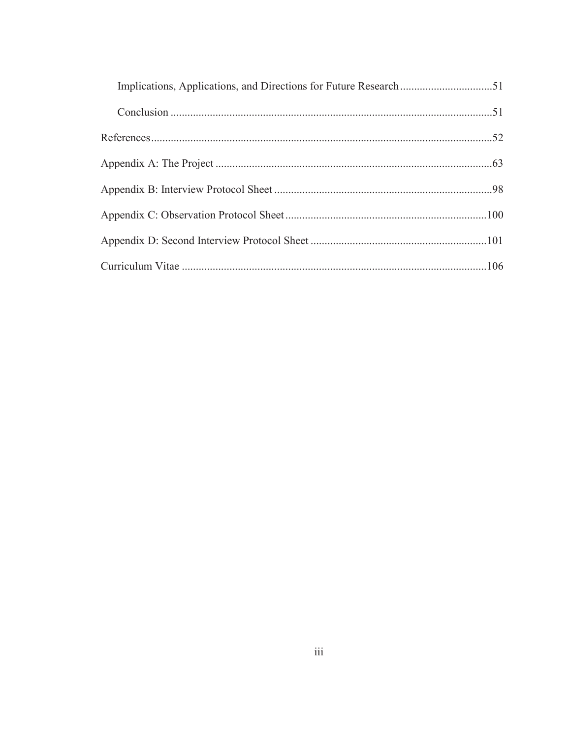Implications, Applications, and Directions for Future Research ....................................51

Conclusion ..........................................................................................................51

References..................................................................................................................52

Appendix A: The Project ...........................................................................................63

Appendix B: Interview Protocol Sheet .......................................................................98

Appendix C: Observation Protocol Sheet ...................................................................100

Appendix D: Second Interview Protocol Sheet ..........................................................101

Curriculum Vitae .......................................................................................................106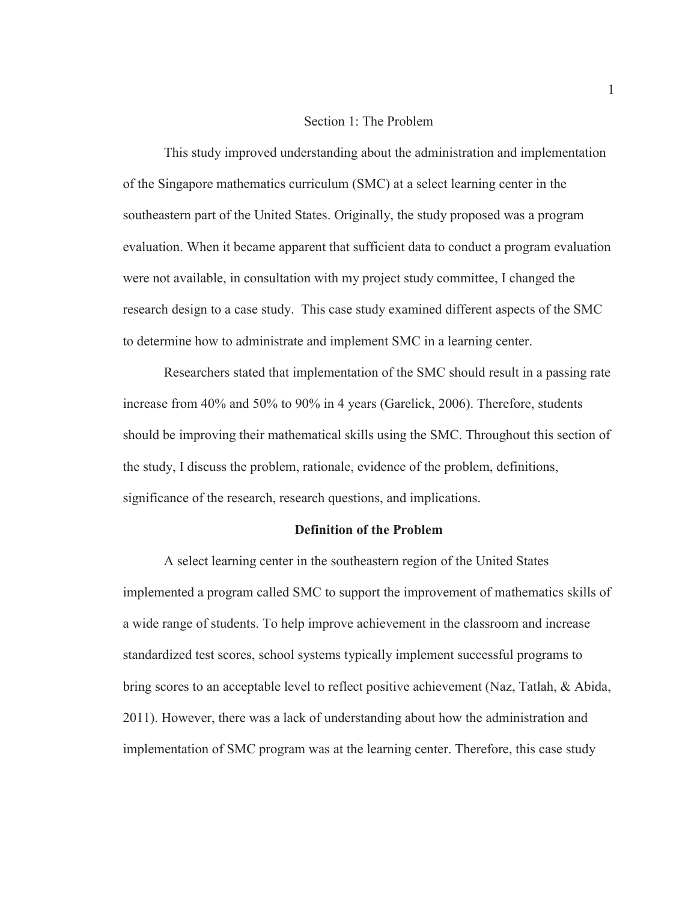# Section 1: The Problem

This study improved understanding about the administration and implementation of the Singapore mathematics curriculum (SMC) at a select learning center in the southeastern part of the United States. Originally, the study proposed was a program evaluation. When it became apparent that sufficient data to conduct a program evaluation were not available, in consultation with my project study committee, I changed the research design to a case study. This case study examined different aspects of the SMC to determine how to administrate and implement SMC in a learning center.

Researchers stated that implementation of the SMC should result in a passing rate increase from 40% and 50% to 90% in 4 years (Garelick, 2006). Therefore, students should be improving their mathematical skills using the SMC. Throughout this section of the study, I discuss the problem, rationale, evidence of the problem, definitions, significance of the research, research questions, and implications.

## Definition of the Problem

A select learning center in the southeastern region of the United States implemented a program called SMC to support the improvement of mathematics skills of a wide range of students. To help improve achievement in the classroom and increase standardized test scores, school systems typically implement successful programs to bring scores to an acceptable level to reflect positive achievement (Naz, Tatlah, & Abida, 2011). However, there was a lack of understanding about how the administration and implementation of SMC program was at the learning center. Therefore, this case study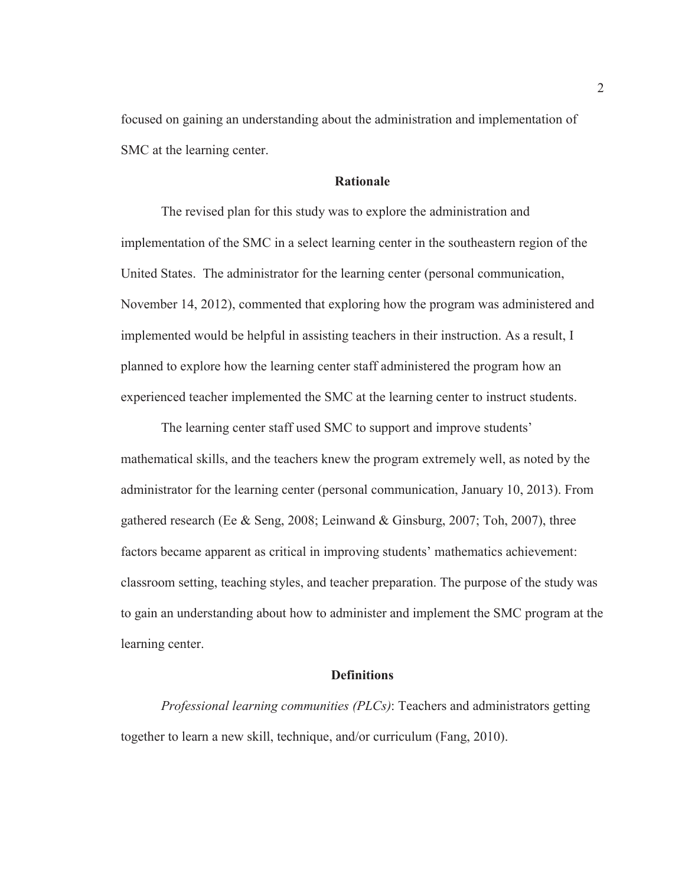focused on gaining an understanding about the administration and implementation of SMC at the learning center.

## Rationale

The revised plan for this study was to explore the administration and implementation of the SMC in a select learning center in the southeastern region of the United States. The administrator for the learning center (personal communication, November 14, 2012), commented that exploring how the program was administered and implemented would be helpful in assisting teachers in their instruction. As a result, I planned to explore how the learning center staff administered the program how an experienced teacher implemented the SMC at the learning center to instruct students.

The learning center staff used SMC to support and improve students' mathematical skills, and the teachers knew the program extremely well, as noted by the administrator for the learning center (personal communication, January 10, 2013). From gathered research (Ee & Seng, 2008; Leinwand & Ginsburg, 2007; Toh, 2007), three factors became apparent as critical in improving students' mathematics achievement: classroom setting, teaching styles, and teacher preparation. The purpose of the study was to gain an understanding about how to administer and implement the SMC program at the learning center.

## Definitions

*Professional learning communities (PLCs)*: Teachers and administrators getting together to learn a new skill, technique, and/or curriculum (Fang, 2010).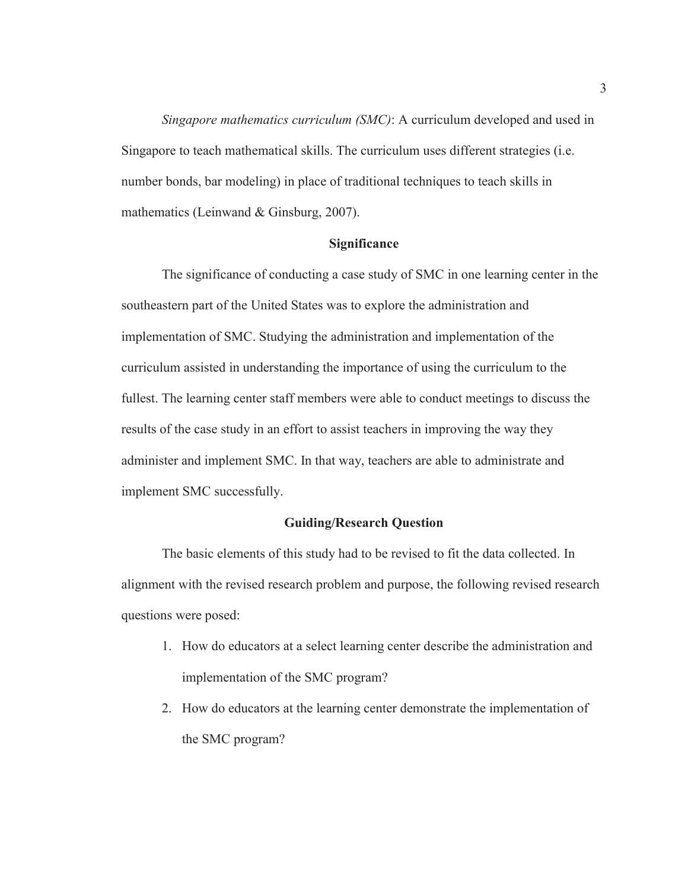*Singapore mathematics curriculum (SMC)*: A curriculum developed and used in Singapore to teach mathematical skills. The curriculum uses different strategies (i.e. number bonds, bar modeling) in place of traditional techniques to teach skills in mathematics (Leinwand & Ginsburg, 2007).

## Significance

The significance of conducting a case study of SMC in one learning center in the southeastern part of the United States was to explore the administration and implementation of SMC. Studying the administration and implementation of the curriculum assisted in understanding the importance of using the curriculum to the fullest. The learning center staff members were able to conduct meetings to discuss the results of the case study in an effort to assist teachers in improving the way they administer and implement SMC. In that way, teachers are able to administrate and implement SMC successfully.

## Guiding/Research Question

The basic elements of this study had to be revised to fit the data collected. In alignment with the revised research problem and purpose, the following revised research questions were posed:

1. How do educators at a select learning center describe the administration and implementation of the SMC program?
2. How do educators at the learning center demonstrate the implementation of the SMC program?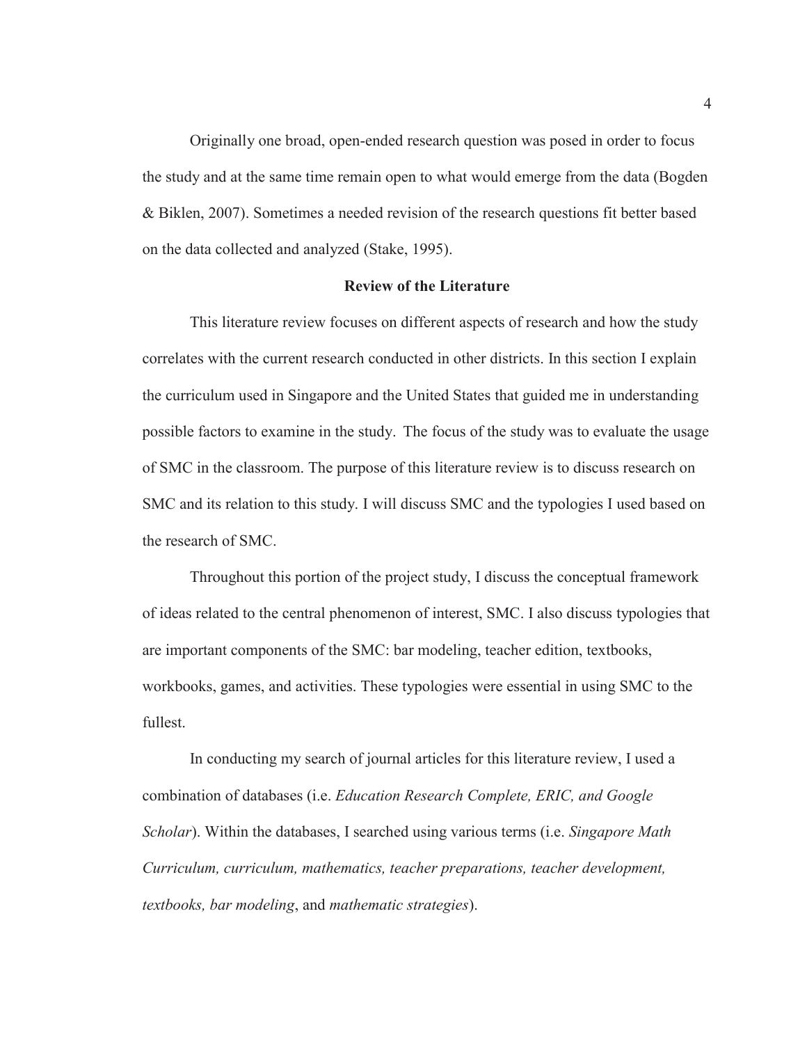Originally one broad, open-ended research question was posed in order to focus the study and at the same time remain open to what would emerge from the data (Bogden & Biklen, 2007). Sometimes a needed revision of the research questions fit better based on the data collected and analyzed (Stake, 1995).

## Review of the Literature

This literature review focuses on different aspects of research and how the study correlates with the current research conducted in other districts. In this section I explain the curriculum used in Singapore and the United States that guided me in understanding possible factors to examine in the study. The focus of the study was to evaluate the usage of SMC in the classroom. The purpose of this literature review is to discuss research on SMC and its relation to this study. I will discuss SMC and the typologies I used based on the research of SMC.

Throughout this portion of the project study, I discuss the conceptual framework of ideas related to the central phenomenon of interest, SMC. I also discuss typologies that are important components of the SMC: bar modeling, teacher edition, textbooks, workbooks, games, and activities. These typologies were essential in using SMC to the fullest.

In conducting my search of journal articles for this literature review, I used a combination of databases (i.e. *Education Research Complete, ERIC, and Google Scholar*). Within the databases, I searched using various terms (i.e. *Singapore Math Curriculum, curriculum, mathematics, teacher preparations, teacher development, textbooks, bar modeling*, and *mathematic strategies*).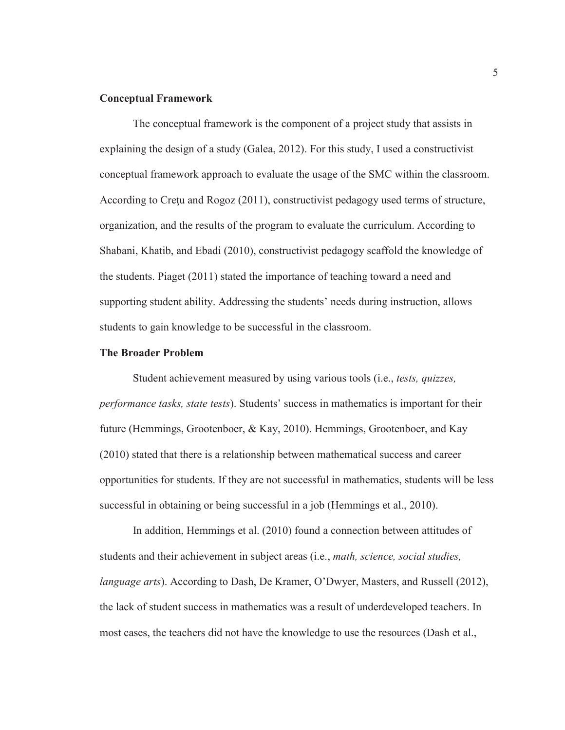## Conceptual Framework

The conceptual framework is the component of a project study that assists in explaining the design of a study (Galea, 2012). For this study, I used a constructivist conceptual framework approach to evaluate the usage of the SMC within the classroom. According to Crețu and Rogoz (2011), constructivist pedagogy used terms of structure, organization, and the results of the program to evaluate the curriculum. According to Shabani, Khatib, and Ebadi (2010), constructivist pedagogy scaffold the knowledge of the students. Piaget (2011) stated the importance of teaching toward a need and supporting student ability. Addressing the students' needs during instruction, allows students to gain knowledge to be successful in the classroom.

## The Broader Problem

Student achievement measured by using various tools (i.e., *tests, quizzes, performance tasks, state tests*). Students' success in mathematics is important for their future (Hemmings, Grootenboer, & Kay, 2010). Hemmings, Grootenboer, and Kay (2010) stated that there is a relationship between mathematical success and career opportunities for students. If they are not successful in mathematics, students will be less successful in obtaining or being successful in a job (Hemmings et al., 2010).

In addition, Hemmings et al. (2010) found a connection between attitudes of students and their achievement in subject areas (i.e., *math, science, social studies, language arts*). According to Dash, De Kramer, O'Dwyer, Masters, and Russell (2012), the lack of student success in mathematics was a result of underdeveloped teachers. In most cases, the teachers did not have the knowledge to use the resources (Dash et al.,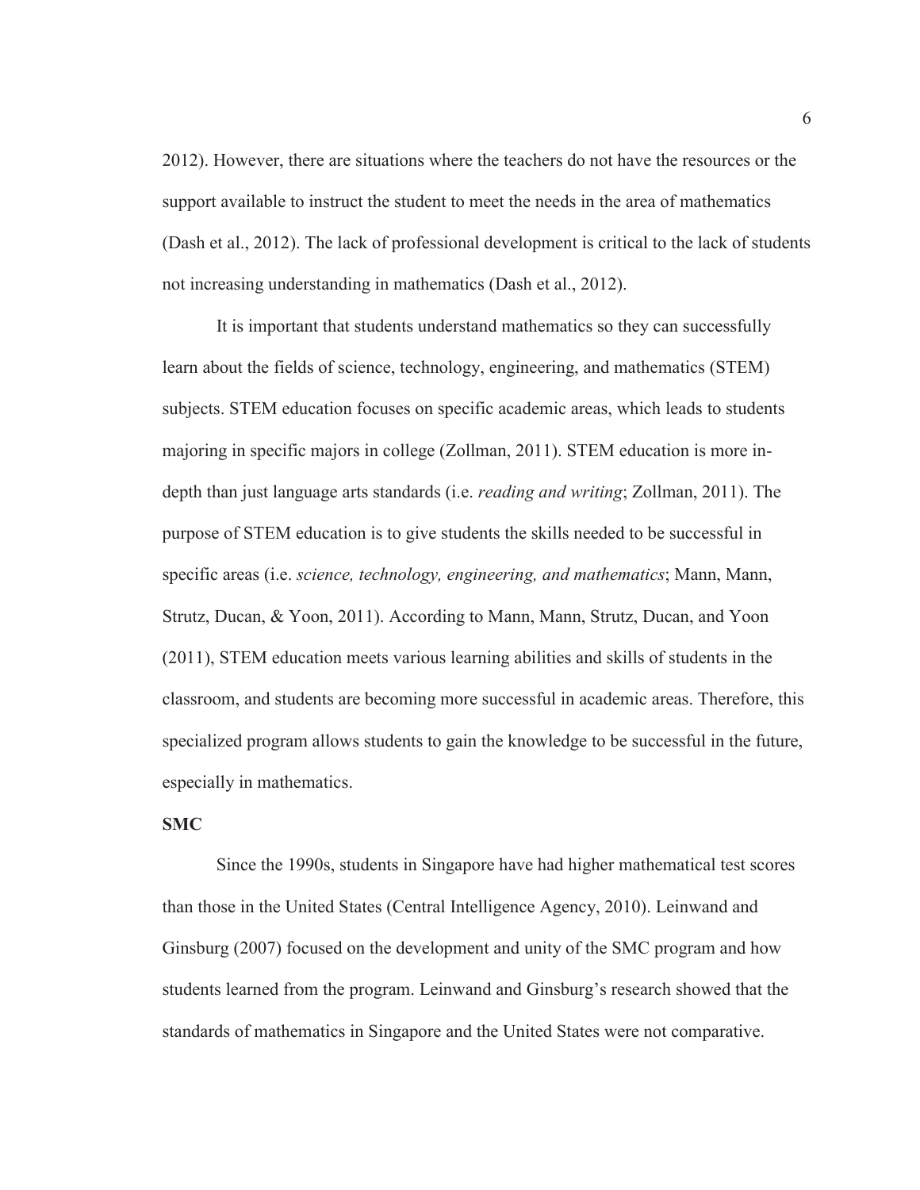2012). However, there are situations where the teachers do not have the resources or the support available to instruct the student to meet the needs in the area of mathematics (Dash et al., 2012). The lack of professional development is critical to the lack of students not increasing understanding in mathematics (Dash et al., 2012).

It is important that students understand mathematics so they can successfully learn about the fields of science, technology, engineering, and mathematics (STEM) subjects. STEM education focuses on specific academic areas, which leads to students majoring in specific majors in college (Zollman, 2011). STEM education is more in-depth than just language arts standards (i.e. *reading and writing*; Zollman, 2011). The purpose of STEM education is to give students the skills needed to be successful in specific areas (i.e. *science, technology, engineering, and mathematics*; Mann, Mann, Strutz, Ducan, & Yoon, 2011). According to Mann, Mann, Strutz, Ducan, and Yoon (2011), STEM education meets various learning abilities and skills of students in the classroom, and students are becoming more successful in academic areas. Therefore, this specialized program allows students to gain the knowledge to be successful in the future, especially in mathematics.

**SMC**

Since the 1990s, students in Singapore have had higher mathematical test scores than those in the United States (Central Intelligence Agency, 2010). Leinwand and Ginsburg (2007) focused on the development and unity of the SMC program and how students learned from the program. Leinwand and Ginsburg's research showed that the standards of mathematics in Singapore and the United States were not comparative.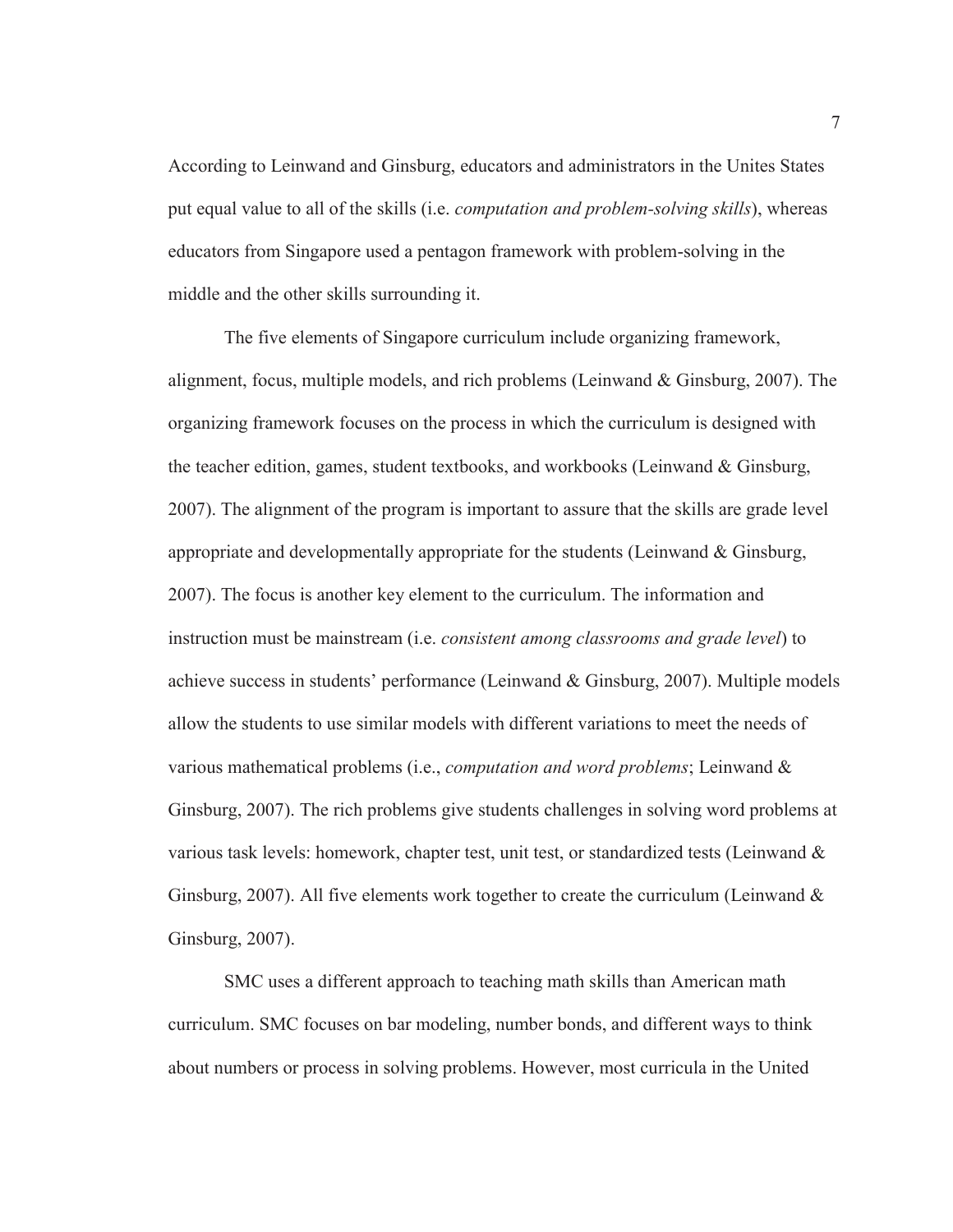According to Leinwand and Ginsburg, educators and administrators in the Unites States put equal value to all of the skills (i.e. *computation and problem-solving skills*), whereas educators from Singapore used a pentagon framework with problem-solving in the middle and the other skills surrounding it.

The five elements of Singapore curriculum include organizing framework, alignment, focus, multiple models, and rich problems (Leinwand & Ginsburg, 2007). The organizing framework focuses on the process in which the curriculum is designed with the teacher edition, games, student textbooks, and workbooks (Leinwand & Ginsburg, 2007). The alignment of the program is important to assure that the skills are grade level appropriate and developmentally appropriate for the students (Leinwand & Ginsburg, 2007). The focus is another key element to the curriculum. The information and instruction must be mainstream (i.e. *consistent among classrooms and grade level*) to achieve success in students' performance (Leinwand & Ginsburg, 2007). Multiple models allow the students to use similar models with different variations to meet the needs of various mathematical problems (i.e., *computation and word problems*; Leinwand & Ginsburg, 2007). The rich problems give students challenges in solving word problems at various task levels: homework, chapter test, unit test, or standardized tests (Leinwand & Ginsburg, 2007). All five elements work together to create the curriculum (Leinwand & Ginsburg, 2007).

SMC uses a different approach to teaching math skills than American math curriculum. SMC focuses on bar modeling, number bonds, and different ways to think about numbers or process in solving problems. However, most curricula in the United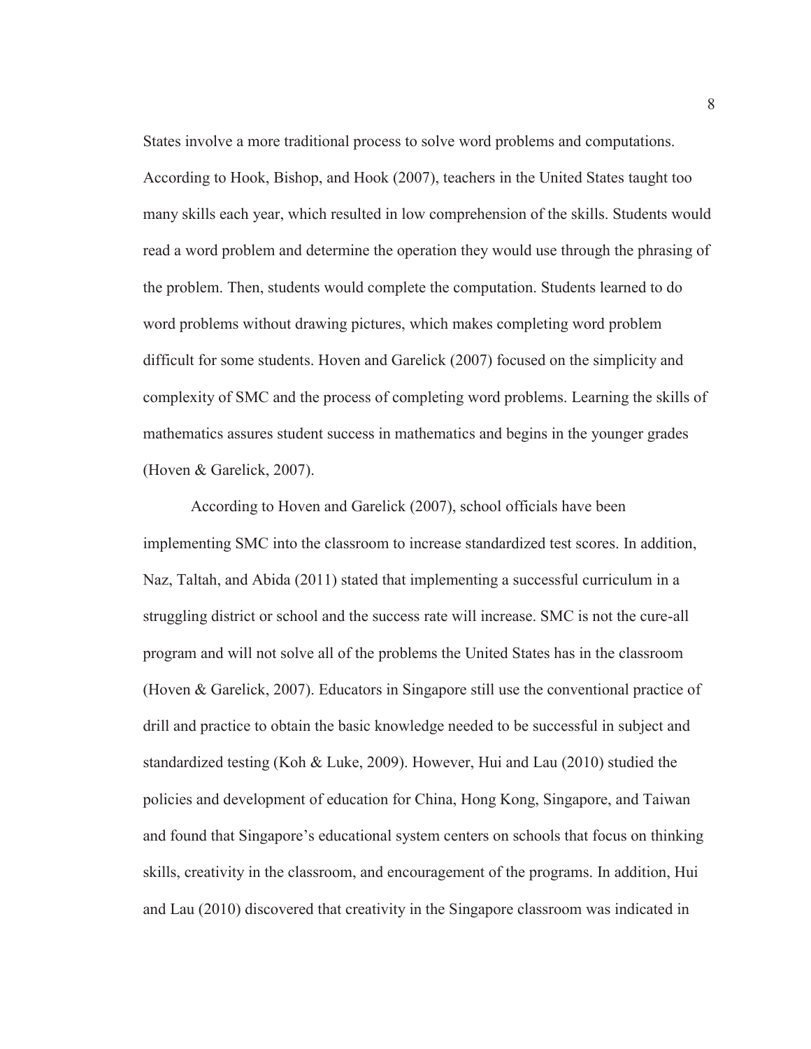States involve a more traditional process to solve word problems and computations. According to Hook, Bishop, and Hook (2007), teachers in the United States taught too many skills each year, which resulted in low comprehension of the skills. Students would read a word problem and determine the operation they would use through the phrasing of the problem. Then, students would complete the computation. Students learned to do word problems without drawing pictures, which makes completing word problem difficult for some students. Hoven and Garelick (2007) focused on the simplicity and complexity of SMC and the process of completing word problems. Learning the skills of mathematics assures student success in mathematics and begins in the younger grades (Hoven & Garelick, 2007).

According to Hoven and Garelick (2007), school officials have been implementing SMC into the classroom to increase standardized test scores. In addition, Naz, Taltah, and Abida (2011) stated that implementing a successful curriculum in a struggling district or school and the success rate will increase. SMC is not the cure-all program and will not solve all of the problems the United States has in the classroom (Hoven & Garelick, 2007). Educators in Singapore still use the conventional practice of drill and practice to obtain the basic knowledge needed to be successful in subject and standardized testing (Koh & Luke, 2009). However, Hui and Lau (2010) studied the policies and development of education for China, Hong Kong, Singapore, and Taiwan and found that Singapore's educational system centers on schools that focus on thinking skills, creativity in the classroom, and encouragement of the programs. In addition, Hui and Lau (2010) discovered that creativity in the Singapore classroom was indicated in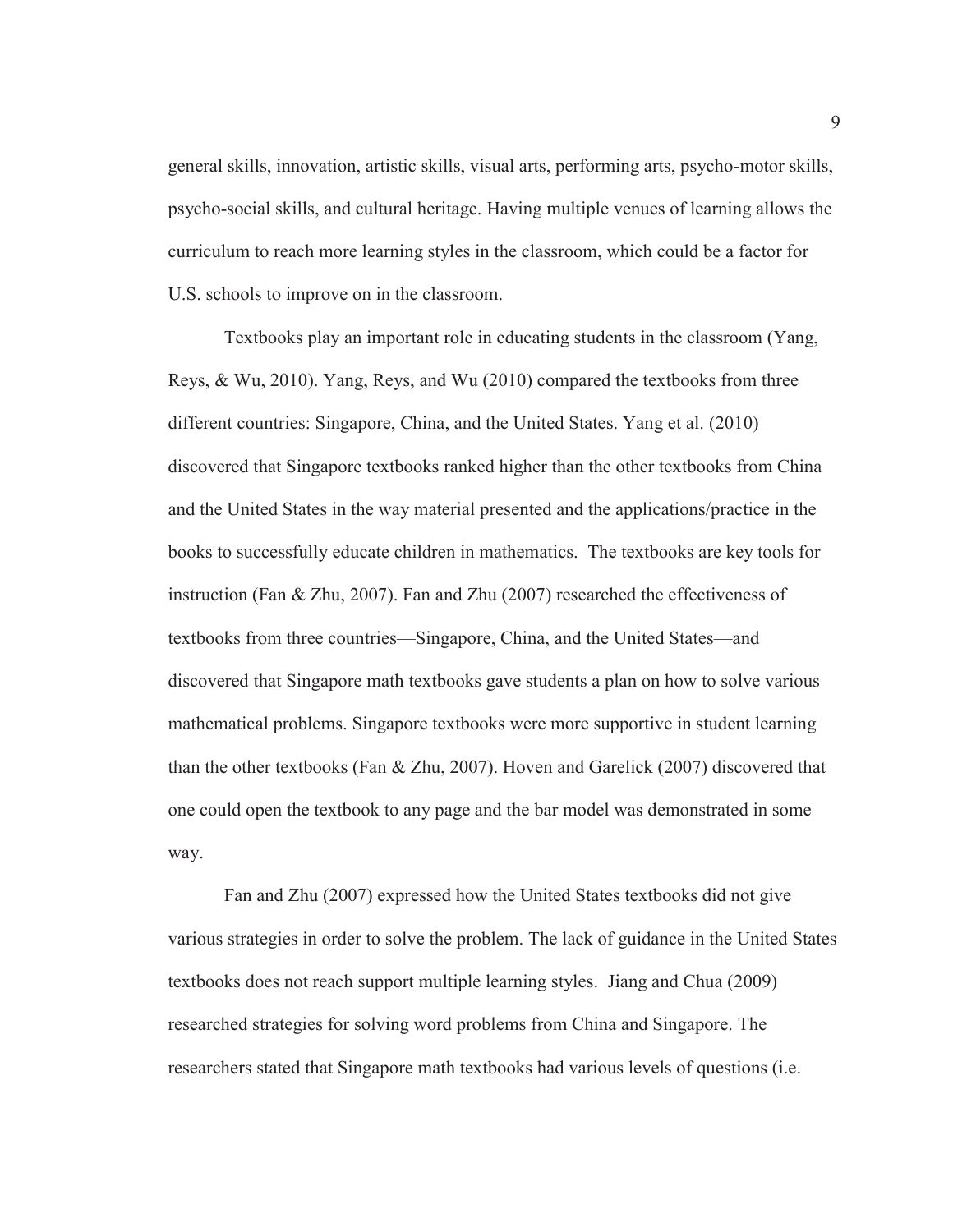general skills, innovation, artistic skills, visual arts, performing arts, psycho-motor skills, psycho-social skills, and cultural heritage. Having multiple venues of learning allows the curriculum to reach more learning styles in the classroom, which could be a factor for U.S. schools to improve on in the classroom.

Textbooks play an important role in educating students in the classroom (Yang, Reys, & Wu, 2010). Yang, Reys, and Wu (2010) compared the textbooks from three different countries: Singapore, China, and the United States. Yang et al. (2010) discovered that Singapore textbooks ranked higher than the other textbooks from China and the United States in the way material presented and the applications/practice in the books to successfully educate children in mathematics. The textbooks are key tools for instruction (Fan & Zhu, 2007). Fan and Zhu (2007) researched the effectiveness of textbooks from three countries—Singapore, China, and the United States—and discovered that Singapore math textbooks gave students a plan on how to solve various mathematical problems. Singapore textbooks were more supportive in student learning than the other textbooks (Fan & Zhu, 2007). Hoven and Garelick (2007) discovered that one could open the textbook to any page and the bar model was demonstrated in some way.

Fan and Zhu (2007) expressed how the United States textbooks did not give various strategies in order to solve the problem. The lack of guidance in the United States textbooks does not reach support multiple learning styles. Jiang and Chua (2009) researched strategies for solving word problems from China and Singapore. The researchers stated that Singapore math textbooks had various levels of questions (i.e.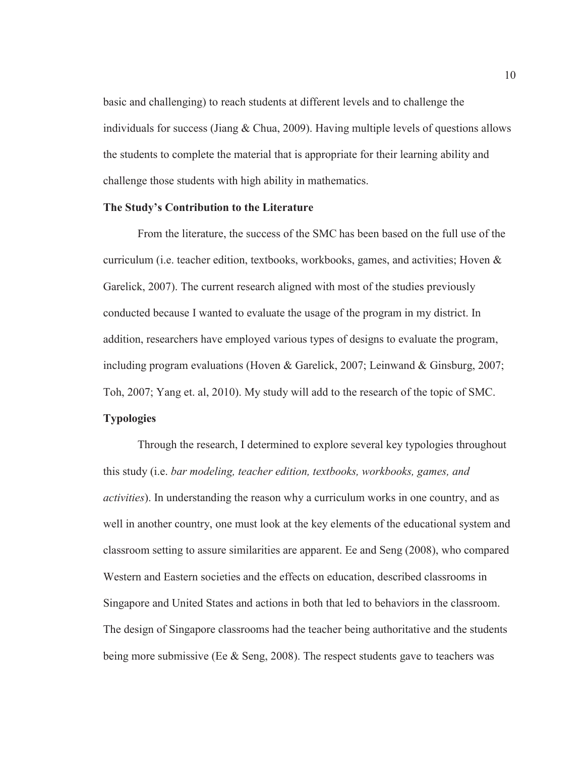basic and challenging) to reach students at different levels and to challenge the individuals for success (Jiang & Chua, 2009). Having multiple levels of questions allows the students to complete the material that is appropriate for their learning ability and challenge those students with high ability in mathematics.

**The Study's Contribution to the Literature**

From the literature, the success of the SMC has been based on the full use of the curriculum (i.e. teacher edition, textbooks, workbooks, games, and activities; Hoven & Garelick, 2007). The current research aligned with most of the studies previously conducted because I wanted to evaluate the usage of the program in my district. In addition, researchers have employed various types of designs to evaluate the program, including program evaluations (Hoven & Garelick, 2007; Leinwand & Ginsburg, 2007; Toh, 2007; Yang et. al, 2010). My study will add to the research of the topic of SMC.

**Typologies**

Through the research, I determined to explore several key typologies throughout this study (i.e. *bar modeling, teacher edition, textbooks, workbooks, games, and activities*). In understanding the reason why a curriculum works in one country, and as well in another country, one must look at the key elements of the educational system and classroom setting to assure similarities are apparent. Ee and Seng (2008), who compared Western and Eastern societies and the effects on education, described classrooms in Singapore and United States and actions in both that led to behaviors in the classroom. The design of Singapore classrooms had the teacher being authoritative and the students being more submissive (Ee & Seng, 2008). The respect students gave to teachers was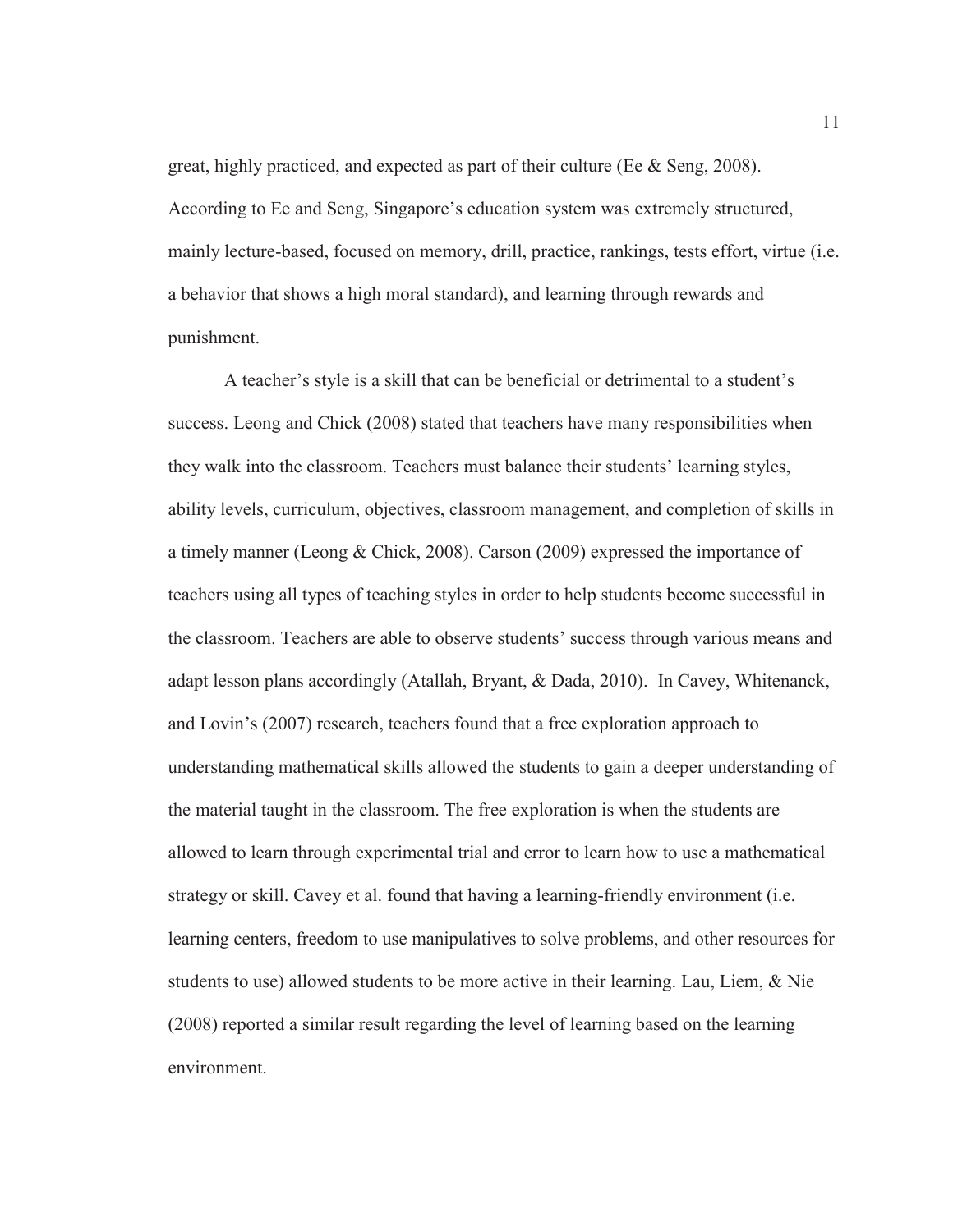great, highly practiced, and expected as part of their culture (Ee & Seng, 2008). According to Ee and Seng, Singapore's education system was extremely structured, mainly lecture-based, focused on memory, drill, practice, rankings, tests effort, virtue (i.e. a behavior that shows a high moral standard), and learning through rewards and punishment.

A teacher's style is a skill that can be beneficial or detrimental to a student's success. Leong and Chick (2008) stated that teachers have many responsibilities when they walk into the classroom. Teachers must balance their students' learning styles, ability levels, curriculum, objectives, classroom management, and completion of skills in a timely manner (Leong & Chick, 2008). Carson (2009) expressed the importance of teachers using all types of teaching styles in order to help students become successful in the classroom. Teachers are able to observe students' success through various means and adapt lesson plans accordingly (Atallah, Bryant, & Dada, 2010). In Cavey, Whitenanck, and Lovin's (2007) research, teachers found that a free exploration approach to understanding mathematical skills allowed the students to gain a deeper understanding of the material taught in the classroom. The free exploration is when the students are allowed to learn through experimental trial and error to learn how to use a mathematical strategy or skill. Cavey et al. found that having a learning-friendly environment (i.e. learning centers, freedom to use manipulatives to solve problems, and other resources for students to use) allowed students to be more active in their learning. Lau, Liem, & Nie (2008) reported a similar result regarding the level of learning based on the learning environment.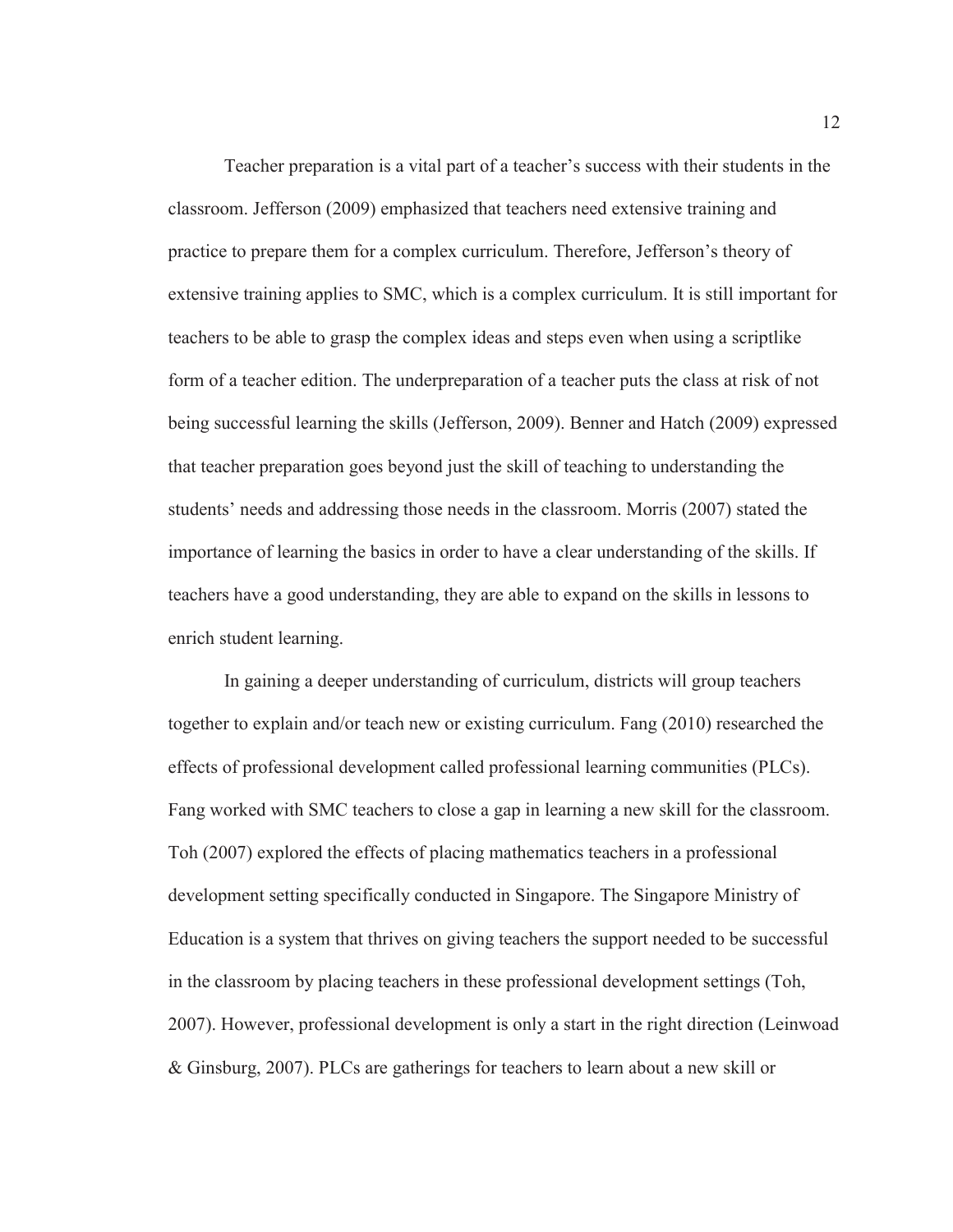Teacher preparation is a vital part of a teacher's success with their students in the classroom. Jefferson (2009) emphasized that teachers need extensive training and practice to prepare them for a complex curriculum. Therefore, Jefferson's theory of extensive training applies to SMC, which is a complex curriculum. It is still important for teachers to be able to grasp the complex ideas and steps even when using a scriptlike form of a teacher edition. The underpreparation of a teacher puts the class at risk of not being successful learning the skills (Jefferson, 2009). Benner and Hatch (2009) expressed that teacher preparation goes beyond just the skill of teaching to understanding the students' needs and addressing those needs in the classroom. Morris (2007) stated the importance of learning the basics in order to have a clear understanding of the skills. If teachers have a good understanding, they are able to expand on the skills in lessons to enrich student learning.

In gaining a deeper understanding of curriculum, districts will group teachers together to explain and/or teach new or existing curriculum. Fang (2010) researched the effects of professional development called professional learning communities (PLCs). Fang worked with SMC teachers to close a gap in learning a new skill for the classroom. Toh (2007) explored the effects of placing mathematics teachers in a professional development setting specifically conducted in Singapore. The Singapore Ministry of Education is a system that thrives on giving teachers the support needed to be successful in the classroom by placing teachers in these professional development settings (Toh, 2007). However, professional development is only a start in the right direction (Leinwoad & Ginsburg, 2007). PLCs are gatherings for teachers to learn about a new skill or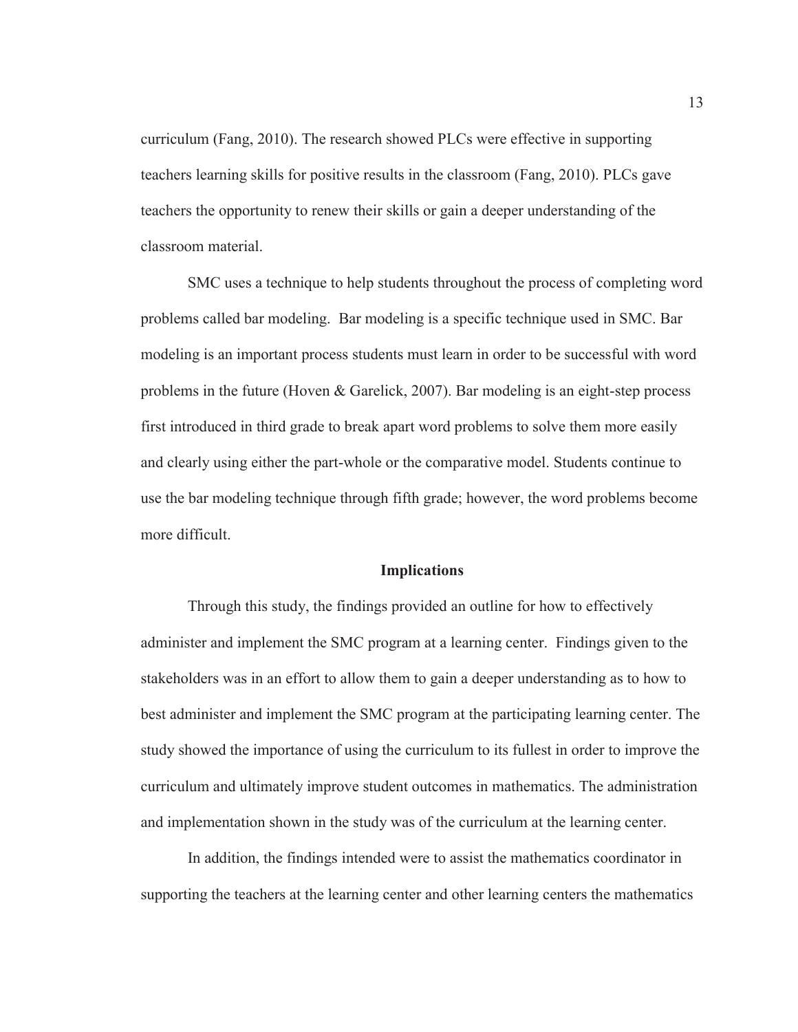curriculum (Fang, 2010). The research showed PLCs were effective in supporting teachers learning skills for positive results in the classroom (Fang, 2010). PLCs gave teachers the opportunity to renew their skills or gain a deeper understanding of the classroom material.

SMC uses a technique to help students throughout the process of completing word problems called bar modeling. Bar modeling is a specific technique used in SMC. Bar modeling is an important process students must learn in order to be successful with word problems in the future (Hoven & Garelick, 2007). Bar modeling is an eight-step process first introduced in third grade to break apart word problems to solve them more easily and clearly using either the part-whole or the comparative model. Students continue to use the bar modeling technique through fifth grade; however, the word problems become more difficult.

## Implications

Through this study, the findings provided an outline for how to effectively administer and implement the SMC program at a learning center. Findings given to the stakeholders was in an effort to allow them to gain a deeper understanding as to how to best administer and implement the SMC program at the participating learning center. The study showed the importance of using the curriculum to its fullest in order to improve the curriculum and ultimately improve student outcomes in mathematics. The administration and implementation shown in the study was of the curriculum at the learning center.

In addition, the findings intended were to assist the mathematics coordinator in supporting the teachers at the learning center and other learning centers the mathematics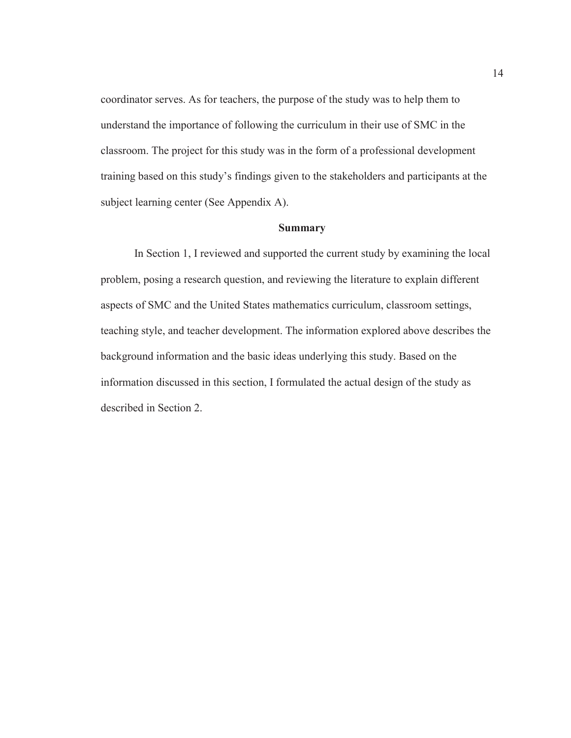coordinator serves. As for teachers, the purpose of the study was to help them to understand the importance of following the curriculum in their use of SMC in the classroom. The project for this study was in the form of a professional development training based on this study's findings given to the stakeholders and participants at the subject learning center (See Appendix A).

## Summary

In Section 1, I reviewed and supported the current study by examining the local problem, posing a research question, and reviewing the literature to explain different aspects of SMC and the United States mathematics curriculum, classroom settings, teaching style, and teacher development. The information explored above describes the background information and the basic ideas underlying this study. Based on the information discussed in this section, I formulated the actual design of the study as described in Section 2.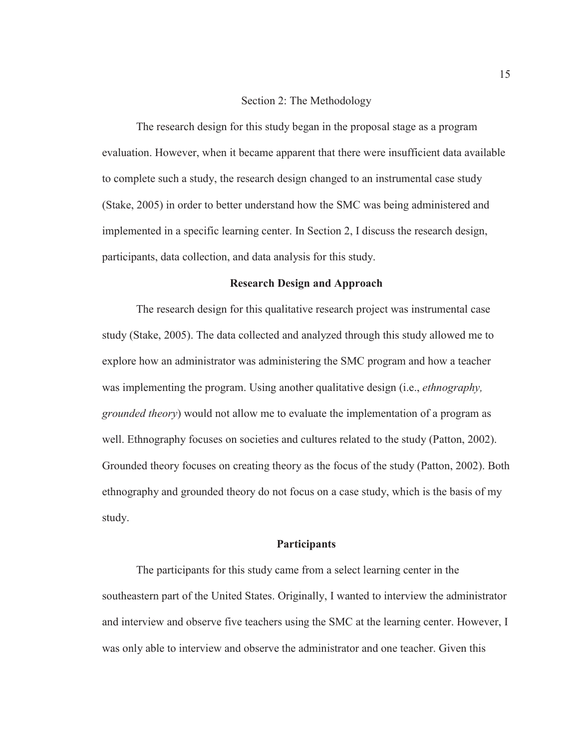# Section 2: The Methodology

The research design for this study began in the proposal stage as a program evaluation. However, when it became apparent that there were insufficient data available to complete such a study, the research design changed to an instrumental case study (Stake, 2005) in order to better understand how the SMC was being administered and implemented in a specific learning center. In Section 2, I discuss the research design, participants, data collection, and data analysis for this study.

## Research Design and Approach

The research design for this qualitative research project was instrumental case study (Stake, 2005). The data collected and analyzed through this study allowed me to explore how an administrator was administering the SMC program and how a teacher was implementing the program. Using another qualitative design (i.e., *ethnography, grounded theory*) would not allow me to evaluate the implementation of a program as well. Ethnography focuses on societies and cultures related to the study (Patton, 2002). Grounded theory focuses on creating theory as the focus of the study (Patton, 2002). Both ethnography and grounded theory do not focus on a case study, which is the basis of my study.

## Participants

The participants for this study came from a select learning center in the southeastern part of the United States. Originally, I wanted to interview the administrator and interview and observe five teachers using the SMC at the learning center. However, I was only able to interview and observe the administrator and one teacher. Given this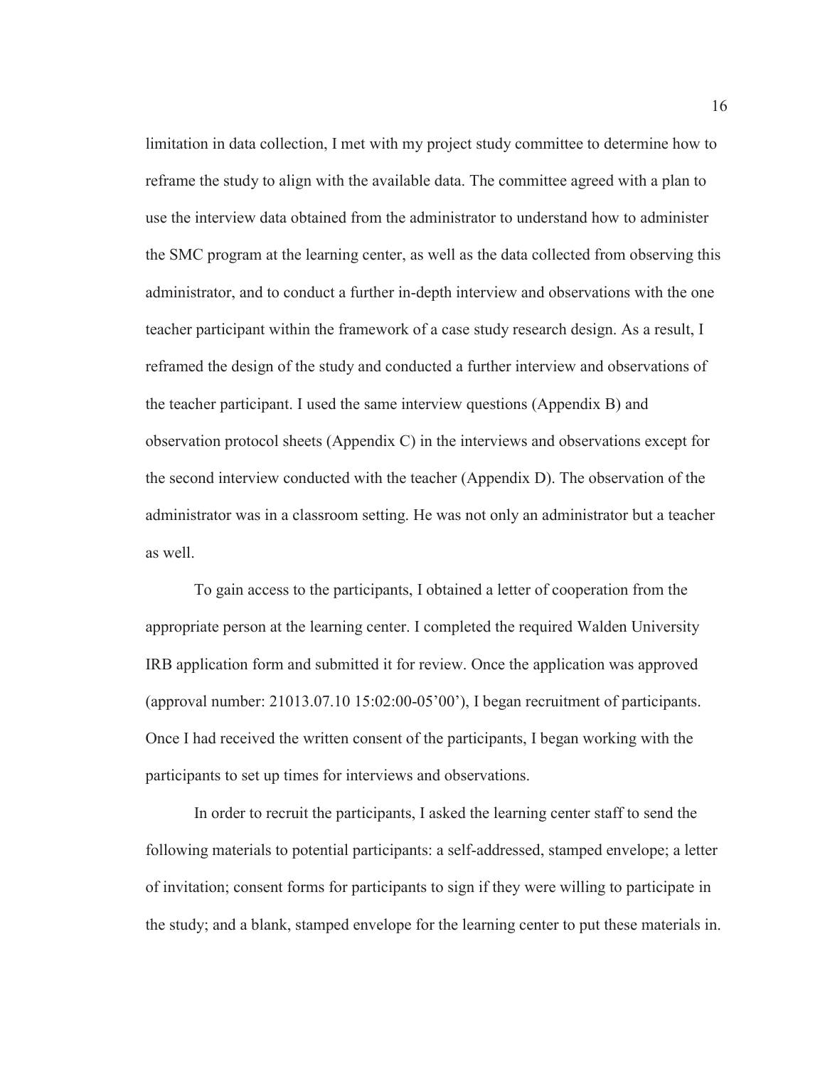limitation in data collection, I met with my project study committee to determine how to reframe the study to align with the available data. The committee agreed with a plan to use the interview data obtained from the administrator to understand how to administer the SMC program at the learning center, as well as the data collected from observing this administrator, and to conduct a further in-depth interview and observations with the one teacher participant within the framework of a case study research design. As a result, I reframed the design of the study and conducted a further interview and observations of the teacher participant. I used the same interview questions (Appendix B) and observation protocol sheets (Appendix C) in the interviews and observations except for the second interview conducted with the teacher (Appendix D). The observation of the administrator was in a classroom setting. He was not only an administrator but a teacher as well.

To gain access to the participants, I obtained a letter of cooperation from the appropriate person at the learning center. I completed the required Walden University IRB application form and submitted it for review. Once the application was approved (approval number: 21013.07.10 15:02:00-05'00'), I began recruitment of participants. Once I had received the written consent of the participants, I began working with the participants to set up times for interviews and observations.

In order to recruit the participants, I asked the learning center staff to send the following materials to potential participants: a self-addressed, stamped envelope; a letter of invitation; consent forms for participants to sign if they were willing to participate in the study; and a blank, stamped envelope for the learning center to put these materials in.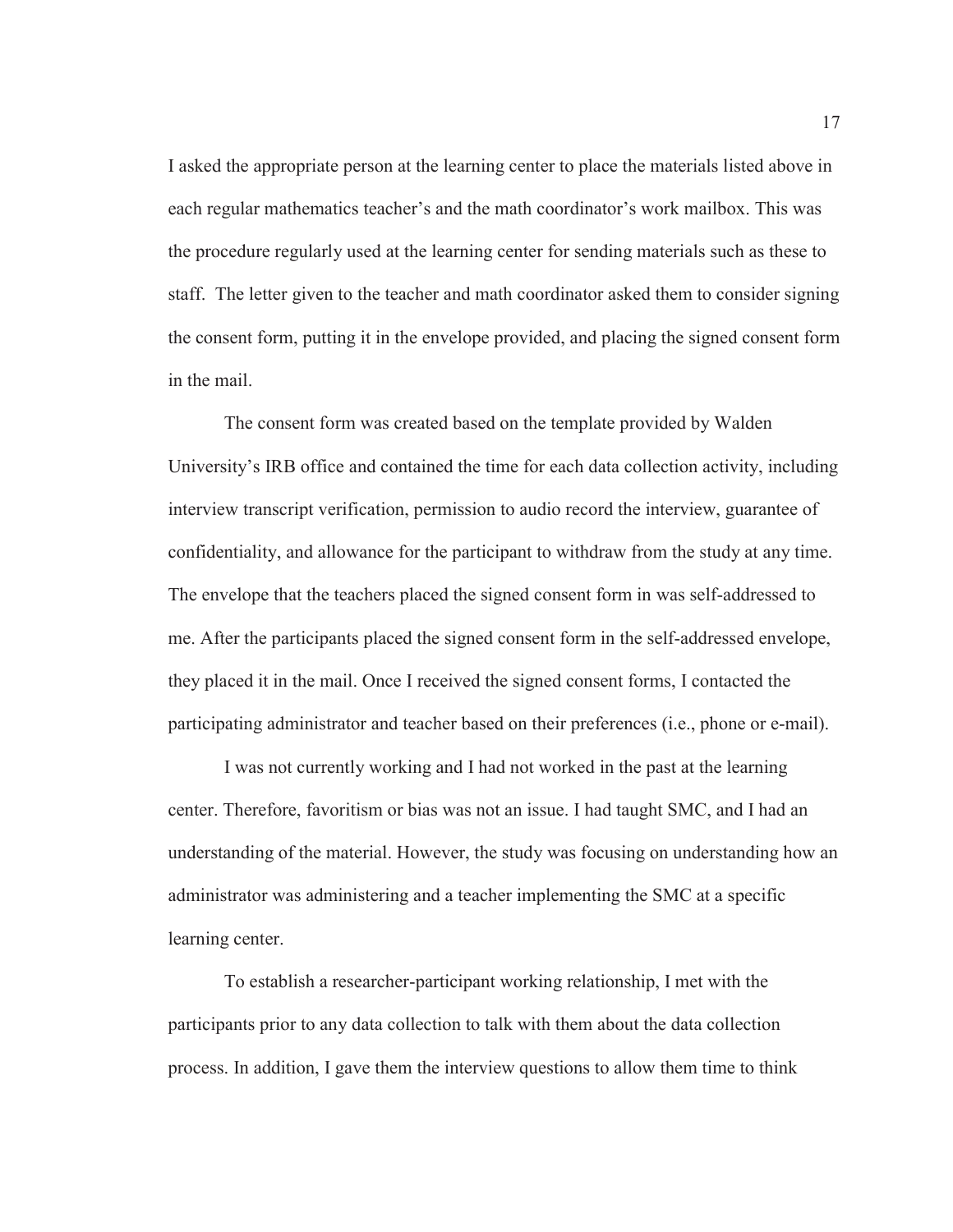I asked the appropriate person at the learning center to place the materials listed above in each regular mathematics teacher's and the math coordinator's work mailbox. This was the procedure regularly used at the learning center for sending materials such as these to staff. The letter given to the teacher and math coordinator asked them to consider signing the consent form, putting it in the envelope provided, and placing the signed consent form in the mail.

The consent form was created based on the template provided by Walden University's IRB office and contained the time for each data collection activity, including interview transcript verification, permission to audio record the interview, guarantee of confidentiality, and allowance for the participant to withdraw from the study at any time. The envelope that the teachers placed the signed consent form in was self-addressed to me. After the participants placed the signed consent form in the self-addressed envelope, they placed it in the mail. Once I received the signed consent forms, I contacted the participating administrator and teacher based on their preferences (i.e., phone or e-mail).

I was not currently working and I had not worked in the past at the learning center. Therefore, favoritism or bias was not an issue. I had taught SMC, and I had an understanding of the material. However, the study was focusing on understanding how an administrator was administering and a teacher implementing the SMC at a specific learning center.

To establish a researcher-participant working relationship, I met with the participants prior to any data collection to talk with them about the data collection process. In addition, I gave them the interview questions to allow them time to think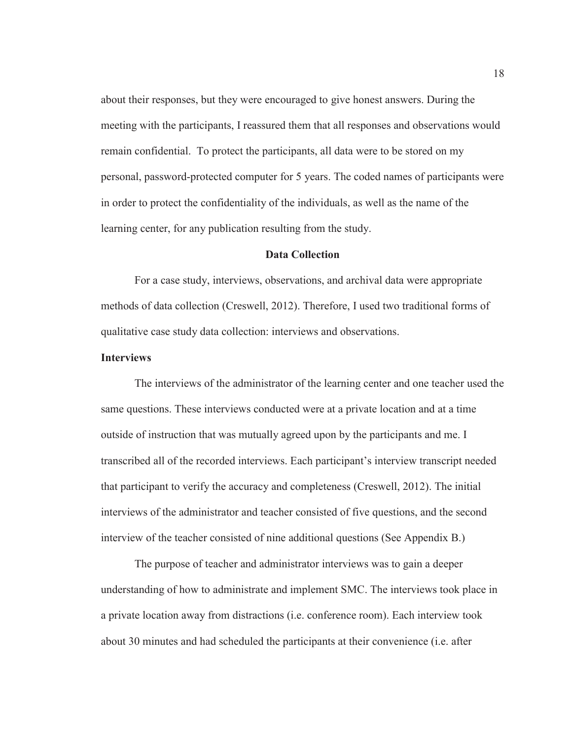about their responses, but they were encouraged to give honest answers. During the meeting with the participants, I reassured them that all responses and observations would remain confidential. To protect the participants, all data were to be stored on my personal, password-protected computer for 5 years. The coded names of participants were in order to protect the confidentiality of the individuals, as well as the name of the learning center, for any publication resulting from the study.

## Data Collection

For a case study, interviews, observations, and archival data were appropriate methods of data collection (Creswell, 2012). Therefore, I used two traditional forms of qualitative case study data collection: interviews and observations.

### Interviews

The interviews of the administrator of the learning center and one teacher used the same questions. These interviews conducted were at a private location and at a time outside of instruction that was mutually agreed upon by the participants and me. I transcribed all of the recorded interviews. Each participant's interview transcript needed that participant to verify the accuracy and completeness (Creswell, 2012). The initial interviews of the administrator and teacher consisted of five questions, and the second interview of the teacher consisted of nine additional questions (See Appendix B.)

The purpose of teacher and administrator interviews was to gain a deeper understanding of how to administrate and implement SMC. The interviews took place in a private location away from distractions (i.e. conference room). Each interview took about 30 minutes and had scheduled the participants at their convenience (i.e. after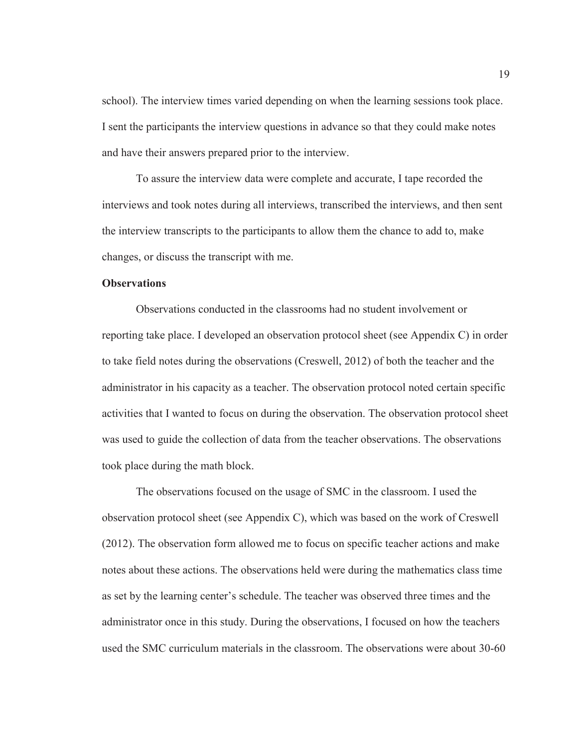school). The interview times varied depending on when the learning sessions took place. I sent the participants the interview questions in advance so that they could make notes and have their answers prepared prior to the interview.

To assure the interview data were complete and accurate, I tape recorded the interviews and took notes during all interviews, transcribed the interviews, and then sent the interview transcripts to the participants to allow them the chance to add to, make changes, or discuss the transcript with me.

**Observations**

Observations conducted in the classrooms had no student involvement or reporting take place. I developed an observation protocol sheet (see Appendix C) in order to take field notes during the observations (Creswell, 2012) of both the teacher and the administrator in his capacity as a teacher. The observation protocol noted certain specific activities that I wanted to focus on during the observation. The observation protocol sheet was used to guide the collection of data from the teacher observations. The observations took place during the math block.

The observations focused on the usage of SMC in the classroom. I used the observation protocol sheet (see Appendix C), which was based on the work of Creswell (2012). The observation form allowed me to focus on specific teacher actions and make notes about these actions. The observations held were during the mathematics class time as set by the learning center's schedule. The teacher was observed three times and the administrator once in this study. During the observations, I focused on how the teachers used the SMC curriculum materials in the classroom. The observations were about 30-60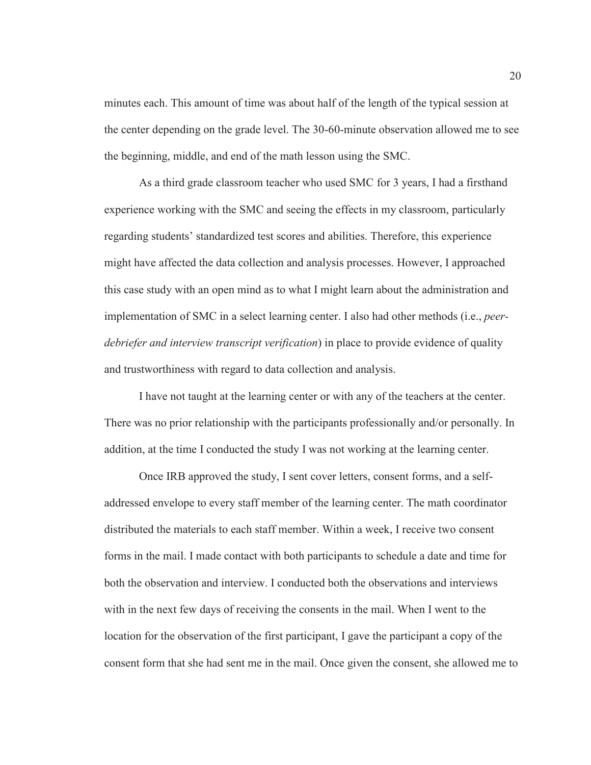minutes each. This amount of time was about half of the length of the typical session at the center depending on the grade level. The 30-60-minute observation allowed me to see the beginning, middle, and end of the math lesson using the SMC.

As a third grade classroom teacher who used SMC for 3 years, I had a firsthand experience working with the SMC and seeing the effects in my classroom, particularly regarding students' standardized test scores and abilities. Therefore, this experience might have affected the data collection and analysis processes. However, I approached this case study with an open mind as to what I might learn about the administration and implementation of SMC in a select learning center. I also had other methods (i.e., *peer-debriefer and interview transcript verification*) in place to provide evidence of quality and trustworthiness with regard to data collection and analysis.

I have not taught at the learning center or with any of the teachers at the center. There was no prior relationship with the participants professionally and/or personally. In addition, at the time I conducted the study I was not working at the learning center.

Once IRB approved the study, I sent cover letters, consent forms, and a self-addressed envelope to every staff member of the learning center. The math coordinator distributed the materials to each staff member. Within a week, I receive two consent forms in the mail. I made contact with both participants to schedule a date and time for both the observation and interview. I conducted both the observations and interviews with in the next few days of receiving the consents in the mail. When I went to the location for the observation of the first participant, I gave the participant a copy of the consent form that she had sent me in the mail. Once given the consent, she allowed me to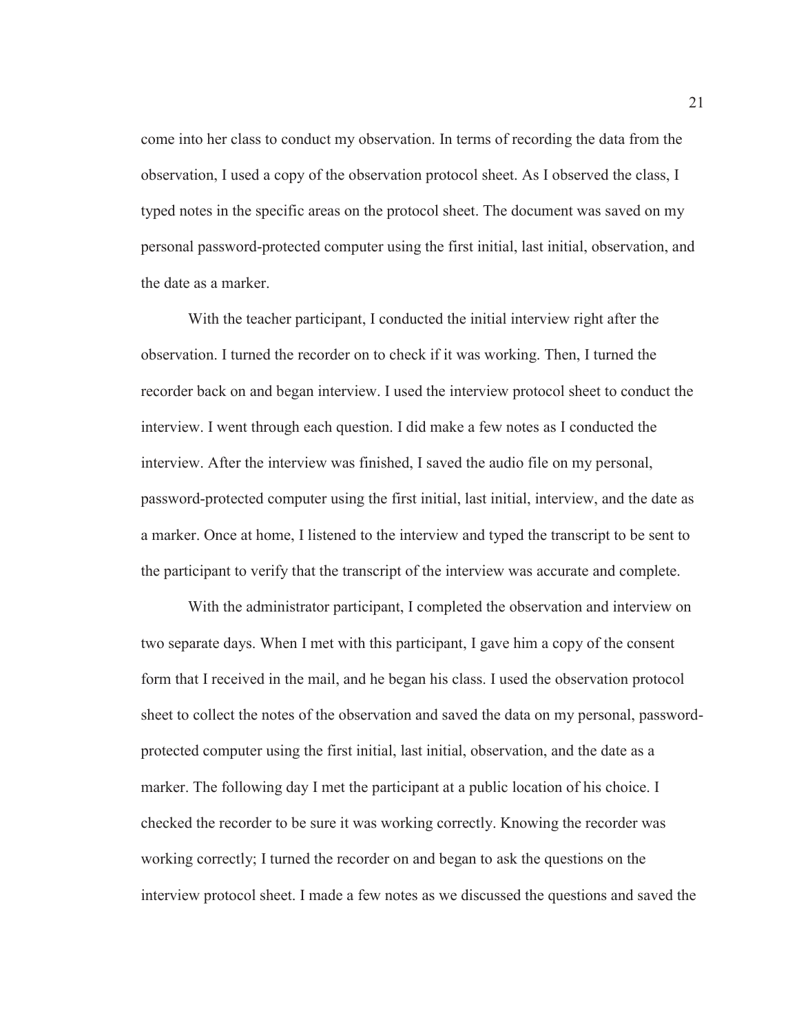come into her class to conduct my observation. In terms of recording the data from the observation, I used a copy of the observation protocol sheet. As I observed the class, I typed notes in the specific areas on the protocol sheet. The document was saved on my personal password-protected computer using the first initial, last initial, observation, and the date as a marker.

With the teacher participant, I conducted the initial interview right after the observation. I turned the recorder on to check if it was working. Then, I turned the recorder back on and began interview. I used the interview protocol sheet to conduct the interview. I went through each question. I did make a few notes as I conducted the interview. After the interview was finished, I saved the audio file on my personal, password-protected computer using the first initial, last initial, interview, and the date as a marker. Once at home, I listened to the interview and typed the transcript to be sent to the participant to verify that the transcript of the interview was accurate and complete.

With the administrator participant, I completed the observation and interview on two separate days. When I met with this participant, I gave him a copy of the consent form that I received in the mail, and he began his class. I used the observation protocol sheet to collect the notes of the observation and saved the data on my personal, password-protected computer using the first initial, last initial, observation, and the date as a marker. The following day I met the participant at a public location of his choice. I checked the recorder to be sure it was working correctly. Knowing the recorder was working correctly; I turned the recorder on and began to ask the questions on the interview protocol sheet. I made a few notes as we discussed the questions and saved the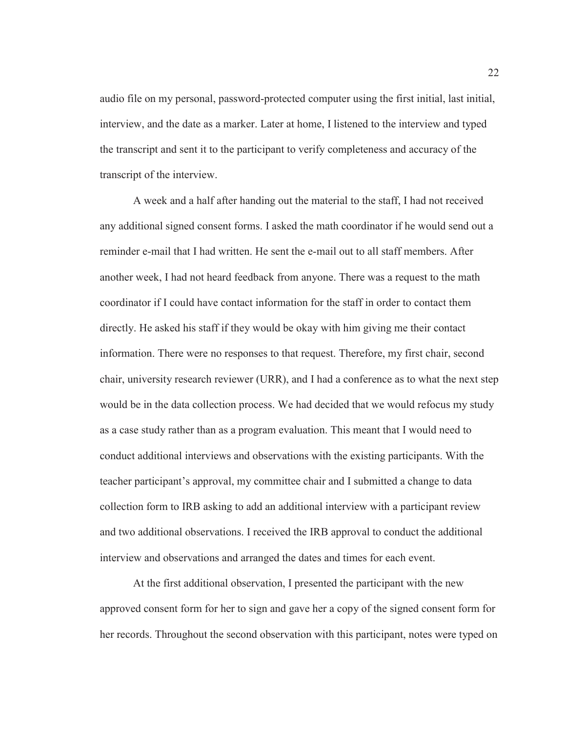audio file on my personal, password-protected computer using the first initial, last initial, interview, and the date as a marker. Later at home, I listened to the interview and typed the transcript and sent it to the participant to verify completeness and accuracy of the transcript of the interview.

A week and a half after handing out the material to the staff, I had not received any additional signed consent forms. I asked the math coordinator if he would send out a reminder e-mail that I had written. He sent the e-mail out to all staff members. After another week, I had not heard feedback from anyone. There was a request to the math coordinator if I could have contact information for the staff in order to contact them directly. He asked his staff if they would be okay with him giving me their contact information. There were no responses to that request. Therefore, my first chair, second chair, university research reviewer (URR), and I had a conference as to what the next step would be in the data collection process. We had decided that we would refocus my study as a case study rather than as a program evaluation. This meant that I would need to conduct additional interviews and observations with the existing participants. With the teacher participant's approval, my committee chair and I submitted a change to data collection form to IRB asking to add an additional interview with a participant review and two additional observations. I received the IRB approval to conduct the additional interview and observations and arranged the dates and times for each event.

At the first additional observation, I presented the participant with the new approved consent form for her to sign and gave her a copy of the signed consent form for her records. Throughout the second observation with this participant, notes were typed on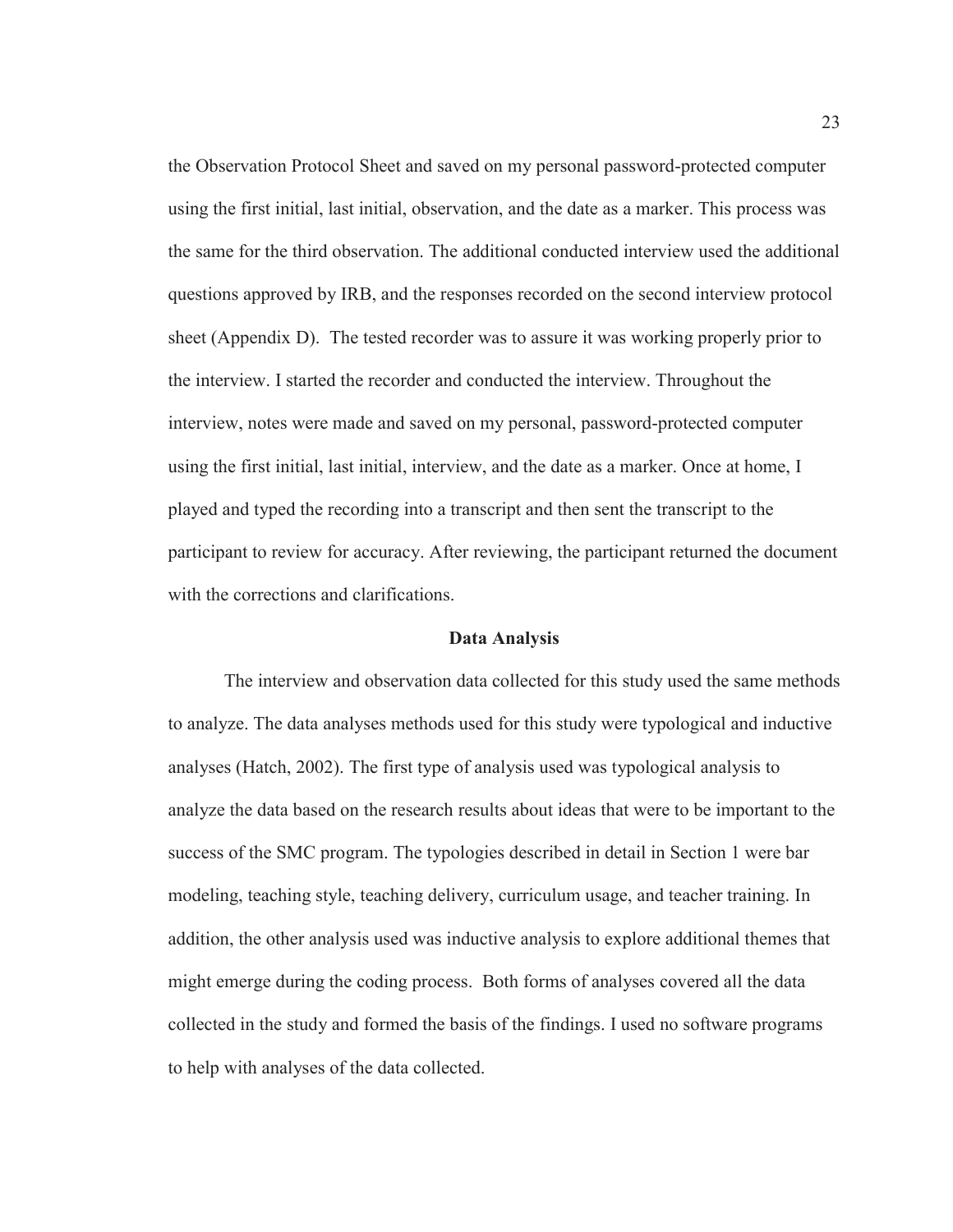the Observation Protocol Sheet and saved on my personal password-protected computer using the first initial, last initial, observation, and the date as a marker. This process was the same for the third observation. The additional conducted interview used the additional questions approved by IRB, and the responses recorded on the second interview protocol sheet (Appendix D). The tested recorder was to assure it was working properly prior to the interview. I started the recorder and conducted the interview. Throughout the interview, notes were made and saved on my personal, password-protected computer using the first initial, last initial, interview, and the date as a marker. Once at home, I played and typed the recording into a transcript and then sent the transcript to the participant to review for accuracy. After reviewing, the participant returned the document with the corrections and clarifications.

## Data Analysis

The interview and observation data collected for this study used the same methods to analyze. The data analyses methods used for this study were typological and inductive analyses (Hatch, 2002). The first type of analysis used was typological analysis to analyze the data based on the research results about ideas that were to be important to the success of the SMC program. The typologies described in detail in Section 1 were bar modeling, teaching style, teaching delivery, curriculum usage, and teacher training. In addition, the other analysis used was inductive analysis to explore additional themes that might emerge during the coding process. Both forms of analyses covered all the data collected in the study and formed the basis of the findings. I used no software programs to help with analyses of the data collected.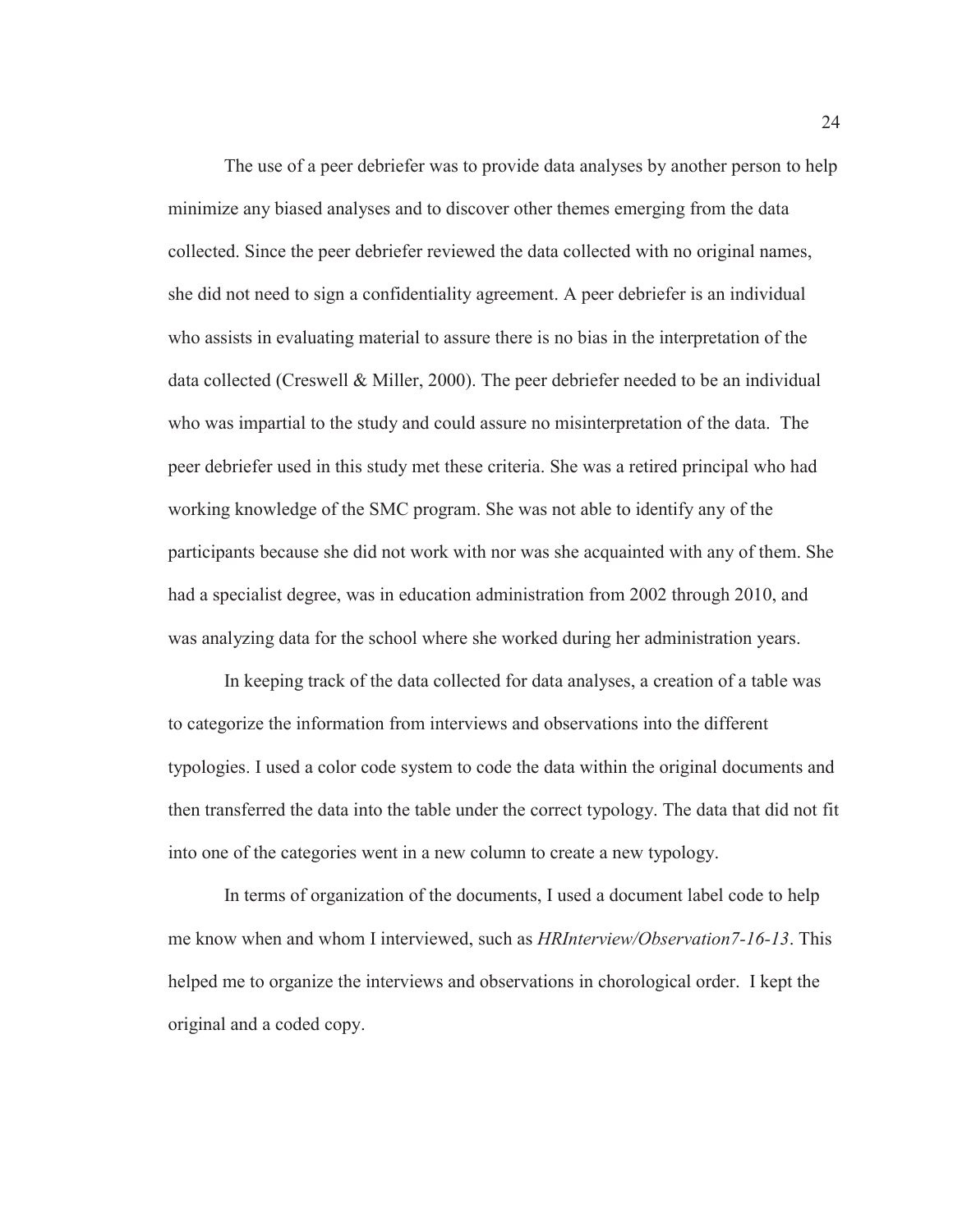The use of a peer debriefer was to provide data analyses by another person to help minimize any biased analyses and to discover other themes emerging from the data collected. Since the peer debriefer reviewed the data collected with no original names, she did not need to sign a confidentiality agreement. A peer debriefer is an individual who assists in evaluating material to assure there is no bias in the interpretation of the data collected (Creswell & Miller, 2000). The peer debriefer needed to be an individual who was impartial to the study and could assure no misinterpretation of the data. The peer debriefer used in this study met these criteria. She was a retired principal who had working knowledge of the SMC program. She was not able to identify any of the participants because she did not work with nor was she acquainted with any of them. She had a specialist degree, was in education administration from 2002 through 2010, and was analyzing data for the school where she worked during her administration years.

In keeping track of the data collected for data analyses, a creation of a table was to categorize the information from interviews and observations into the different typologies. I used a color code system to code the data within the original documents and then transferred the data into the table under the correct typology. The data that did not fit into one of the categories went in a new column to create a new typology.

In terms of organization of the documents, I used a document label code to help me know when and whom I interviewed, such as *HRInterview/Observation7-16-13*. This helped me to organize the interviews and observations in chorological order. I kept the original and a coded copy.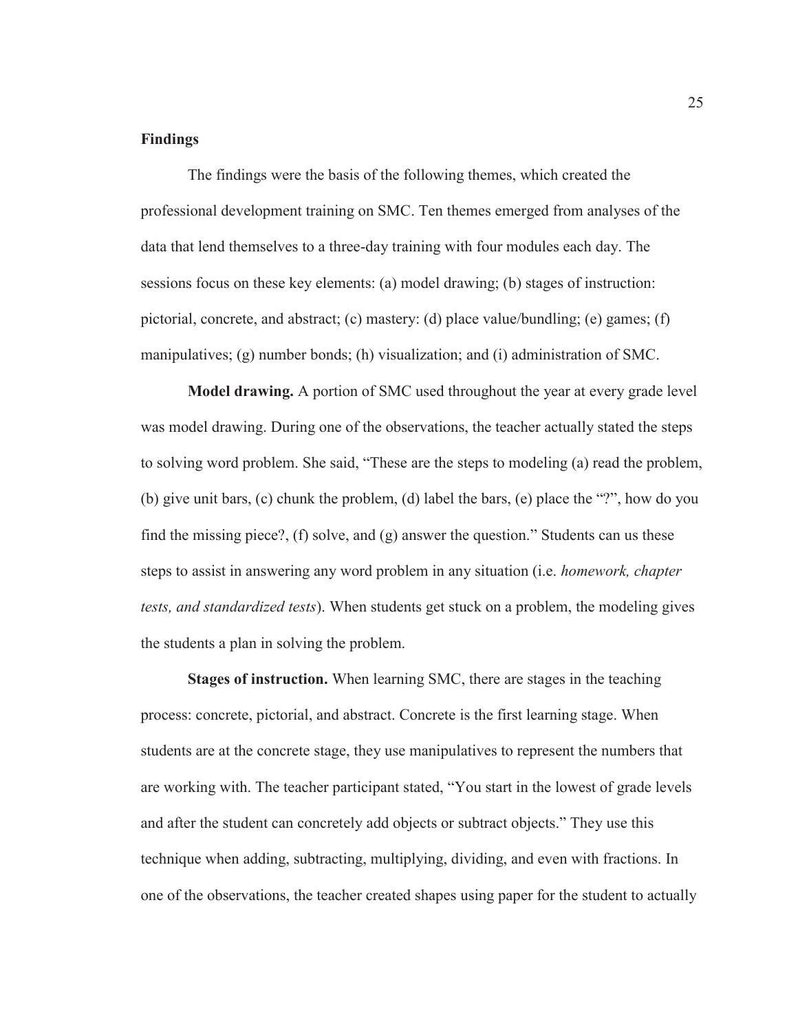**Findings**

The findings were the basis of the following themes, which created the professional development training on SMC. Ten themes emerged from analyses of the data that lend themselves to a three-day training with four modules each day. The sessions focus on these key elements: (a) model drawing; (b) stages of instruction: pictorial, concrete, and abstract; (c) mastery: (d) place value/bundling; (e) games; (f) manipulatives; (g) number bonds; (h) visualization; and (i) administration of SMC.

**Model drawing.** A portion of SMC used throughout the year at every grade level was model drawing. During one of the observations, the teacher actually stated the steps to solving word problem. She said, "These are the steps to modeling (a) read the problem, (b) give unit bars, (c) chunk the problem, (d) label the bars, (e) place the "?", how do you find the missing piece?, (f) solve, and (g) answer the question." Students can us these steps to assist in answering any word problem in any situation (i.e. *homework, chapter tests, and standardized tests*). When students get stuck on a problem, the modeling gives the students a plan in solving the problem.

**Stages of instruction.** When learning SMC, there are stages in the teaching process: concrete, pictorial, and abstract. Concrete is the first learning stage. When students are at the concrete stage, they use manipulatives to represent the numbers that are working with. The teacher participant stated, "You start in the lowest of grade levels and after the student can concretely add objects or subtract objects." They use this technique when adding, subtracting, multiplying, dividing, and even with fractions. In one of the observations, the teacher created shapes using paper for the student to actually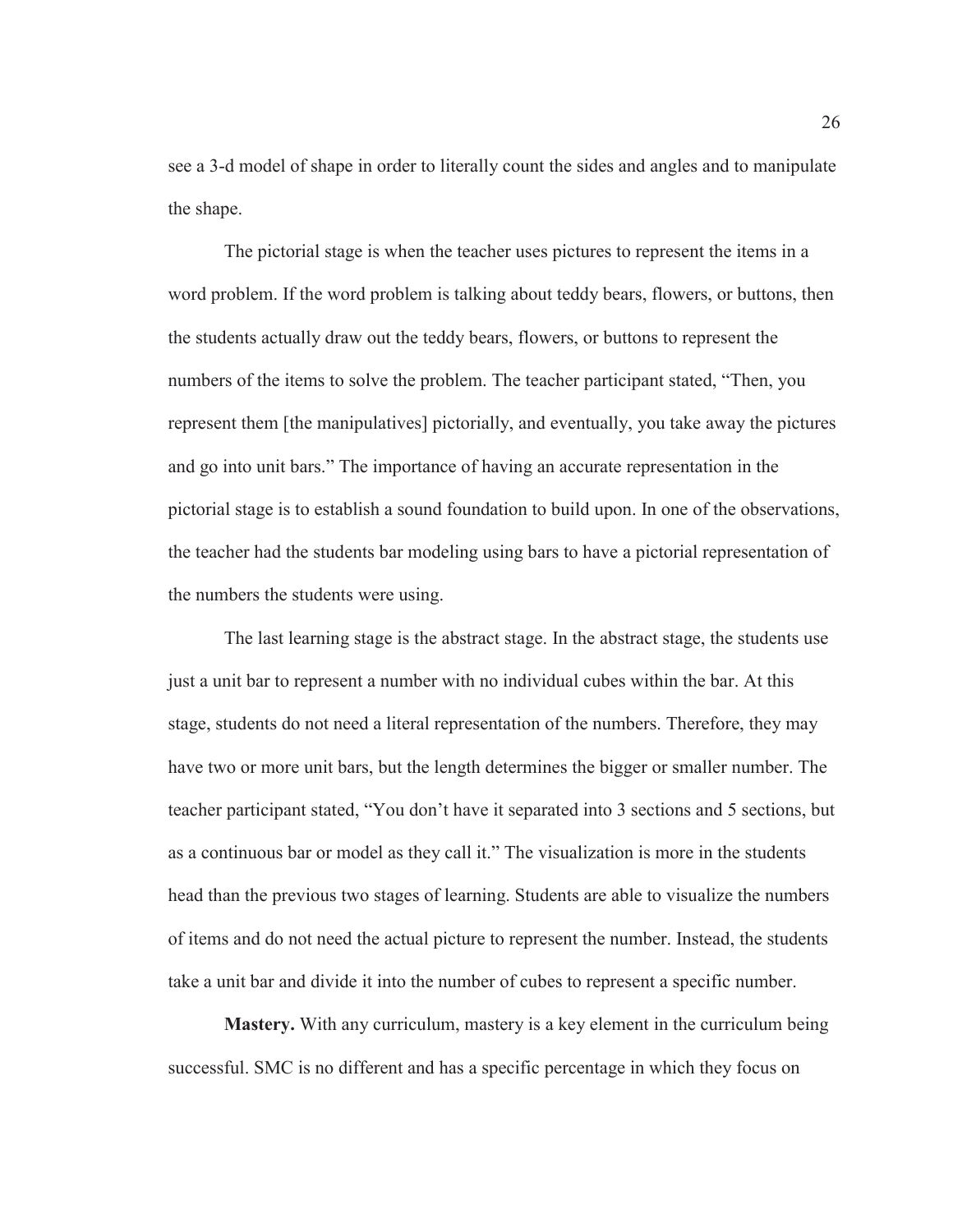see a 3-d model of shape in order to literally count the sides and angles and to manipulate the shape.

The pictorial stage is when the teacher uses pictures to represent the items in a word problem. If the word problem is talking about teddy bears, flowers, or buttons, then the students actually draw out the teddy bears, flowers, or buttons to represent the numbers of the items to solve the problem. The teacher participant stated, "Then, you represent them [the manipulatives] pictorially, and eventually, you take away the pictures and go into unit bars." The importance of having an accurate representation in the pictorial stage is to establish a sound foundation to build upon. In one of the observations, the teacher had the students bar modeling using bars to have a pictorial representation of the numbers the students were using.

The last learning stage is the abstract stage. In the abstract stage, the students use just a unit bar to represent a number with no individual cubes within the bar. At this stage, students do not need a literal representation of the numbers. Therefore, they may have two or more unit bars, but the length determines the bigger or smaller number. The teacher participant stated, "You don't have it separated into 3 sections and 5 sections, but as a continuous bar or model as they call it." The visualization is more in the students head than the previous two stages of learning. Students are able to visualize the numbers of items and do not need the actual picture to represent the number. Instead, the students take a unit bar and divide it into the number of cubes to represent a specific number.

**Mastery.** With any curriculum, mastery is a key element in the curriculum being successful. SMC is no different and has a specific percentage in which they focus on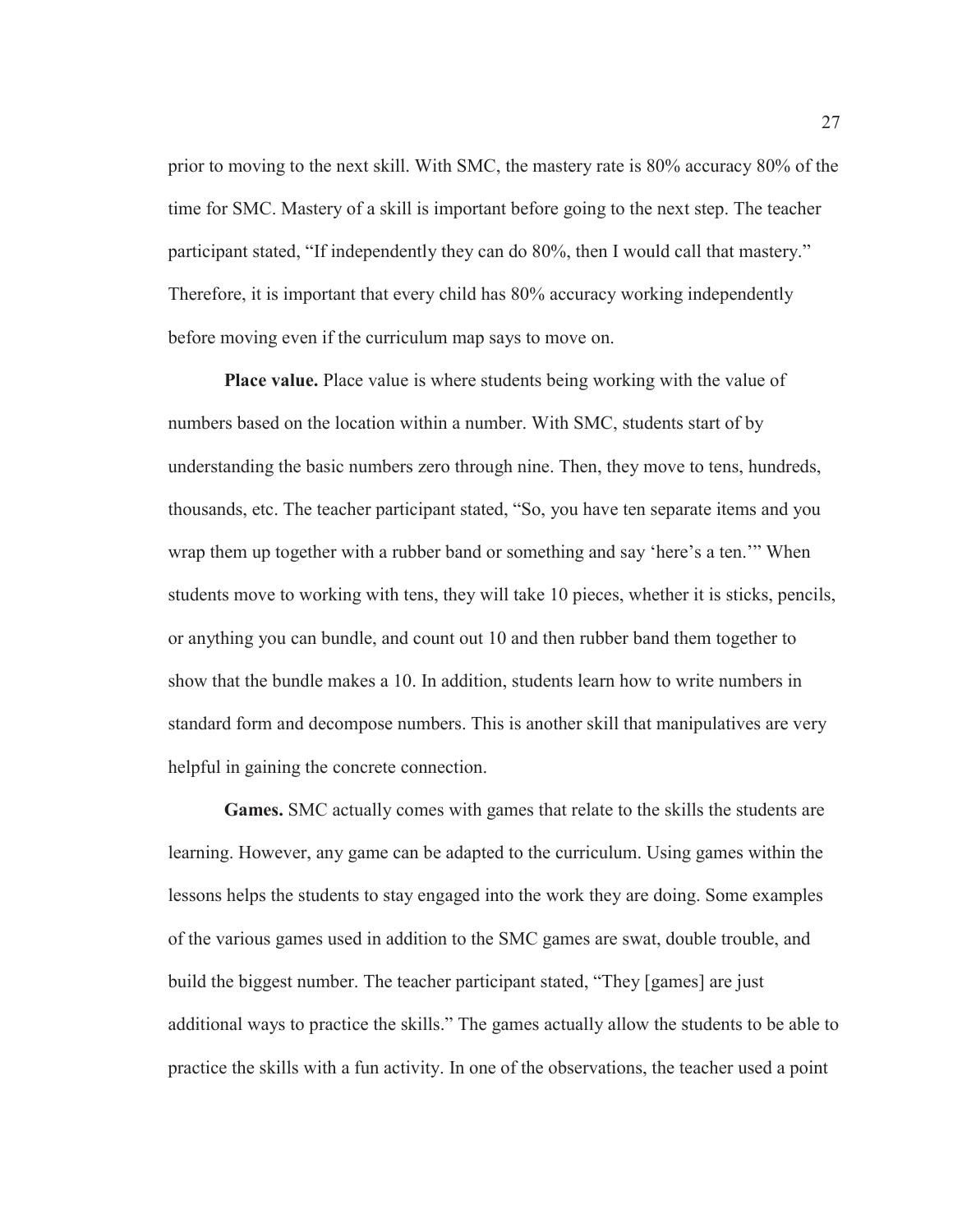prior to moving to the next skill. With SMC, the mastery rate is 80% accuracy 80% of the time for SMC. Mastery of a skill is important before going to the next step. The teacher participant stated, "If independently they can do 80%, then I would call that mastery." Therefore, it is important that every child has 80% accuracy working independently before moving even if the curriculum map says to move on.

**Place value.** Place value is where students being working with the value of numbers based on the location within a number. With SMC, students start of by understanding the basic numbers zero through nine. Then, they move to tens, hundreds, thousands, etc. The teacher participant stated, "So, you have ten separate items and you wrap them up together with a rubber band or something and say 'here's a ten.'" When students move to working with tens, they will take 10 pieces, whether it is sticks, pencils, or anything you can bundle, and count out 10 and then rubber band them together to show that the bundle makes a 10. In addition, students learn how to write numbers in standard form and decompose numbers. This is another skill that manipulatives are very helpful in gaining the concrete connection.

**Games.** SMC actually comes with games that relate to the skills the students are learning. However, any game can be adapted to the curriculum. Using games within the lessons helps the students to stay engaged into the work they are doing. Some examples of the various games used in addition to the SMC games are swat, double trouble, and build the biggest number. The teacher participant stated, "They [games] are just additional ways to practice the skills." The games actually allow the students to be able to practice the skills with a fun activity. In one of the observations, the teacher used a point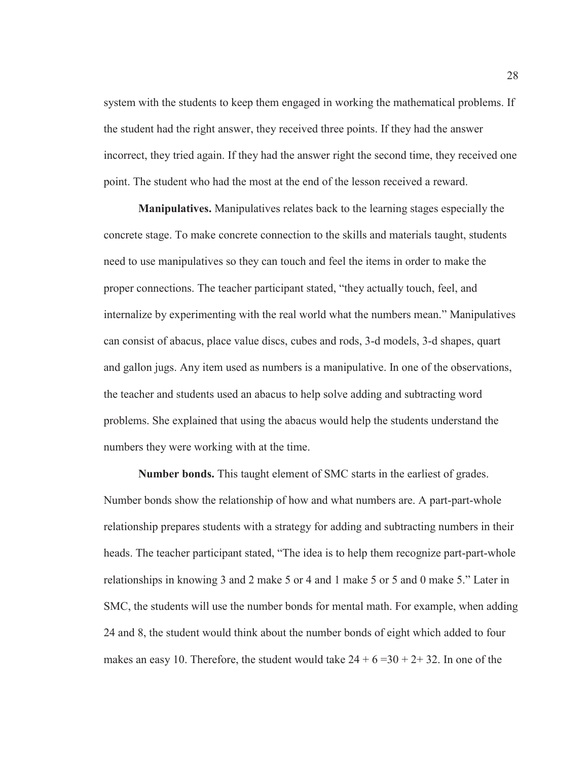system with the students to keep them engaged in working the mathematical problems. If the student had the right answer, they received three points. If they had the answer incorrect, they tried again. If they had the answer right the second time, they received one point. The student who had the most at the end of the lesson received a reward.

**Manipulatives.** Manipulatives relates back to the learning stages especially the concrete stage. To make concrete connection to the skills and materials taught, students need to use manipulatives so they can touch and feel the items in order to make the proper connections. The teacher participant stated, "they actually touch, feel, and internalize by experimenting with the real world what the numbers mean." Manipulatives can consist of abacus, place value discs, cubes and rods, 3-d models, 3-d shapes, quart and gallon jugs. Any item used as numbers is a manipulative. In one of the observations, the teacher and students used an abacus to help solve adding and subtracting word problems. She explained that using the abacus would help the students understand the numbers they were working with at the time.

**Number bonds.** This taught element of SMC starts in the earliest of grades. Number bonds show the relationship of how and what numbers are. A part-part-whole relationship prepares students with a strategy for adding and subtracting numbers in their heads. The teacher participant stated, "The idea is to help them recognize part-part-whole relationships in knowing 3 and 2 make 5 or 4 and 1 make 5 or 5 and 0 make 5." Later in SMC, the students will use the number bonds for mental math. For example, when adding 24 and 8, the student would think about the number bonds of eight which added to four makes an easy 10. Therefore, the student would take $24 + 6 = 30 + 2 + 32$. In one of the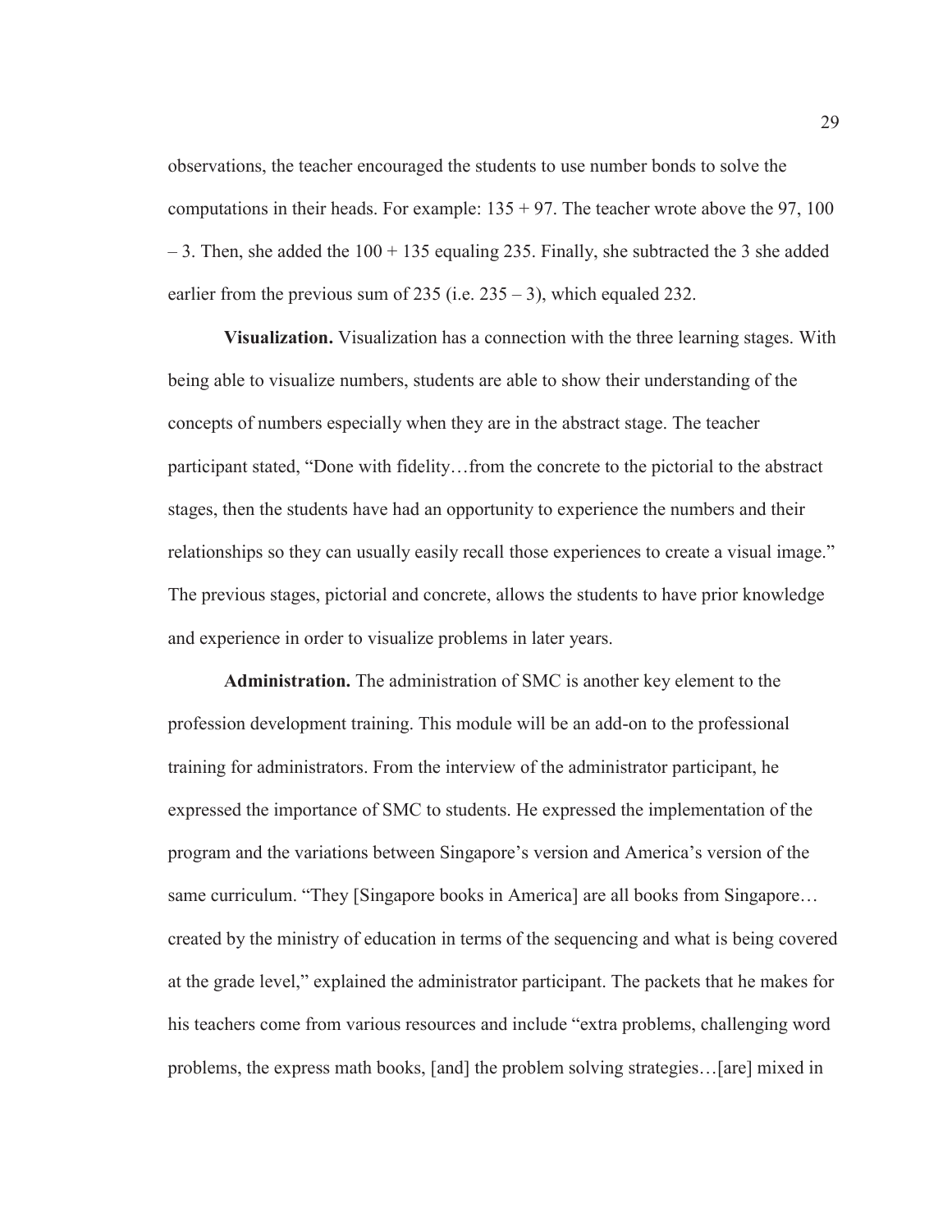observations, the teacher encouraged the students to use number bonds to solve the computations in their heads. For example: $135 + 97$. The teacher wrote above the 97, $100 - 3$. Then, she added the $100 + 135$ equaling 235. Finally, she subtracted the 3 she added earlier from the previous sum of 235 (i.e. $235 - 3$), which equaled 232.

**Visualization.** Visualization has a connection with the three learning stages. With being able to visualize numbers, students are able to show their understanding of the concepts of numbers especially when they are in the abstract stage. The teacher participant stated, "Done with fidelity…from the concrete to the pictorial to the abstract stages, then the students have had an opportunity to experience the numbers and their relationships so they can usually easily recall those experiences to create a visual image." The previous stages, pictorial and concrete, allows the students to have prior knowledge and experience in order to visualize problems in later years.

**Administration.** The administration of SMC is another key element to the profession development training. This module will be an add-on to the professional training for administrators. From the interview of the administrator participant, he expressed the importance of SMC to students. He expressed the implementation of the program and the variations between Singapore's version and America's version of the same curriculum. "They [Singapore books in America] are all books from Singapore… created by the ministry of education in terms of the sequencing and what is being covered at the grade level," explained the administrator participant. The packets that he makes for his teachers come from various resources and include "extra problems, challenging word problems, the express math books, [and] the problem solving strategies…[are] mixed in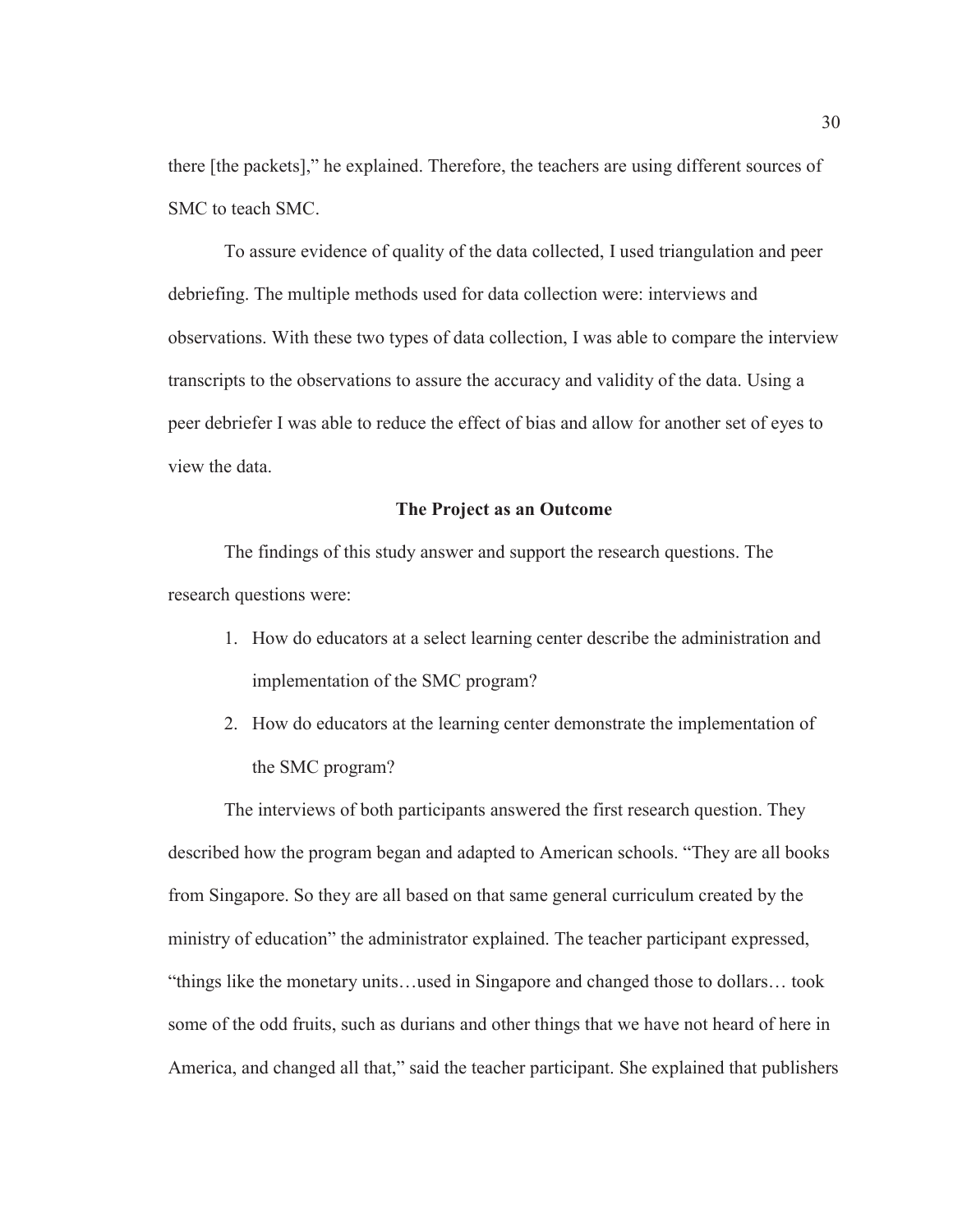there [the packets]," he explained. Therefore, the teachers are using different sources of SMC to teach SMC.

To assure evidence of quality of the data collected, I used triangulation and peer debriefing. The multiple methods used for data collection were: interviews and observations. With these two types of data collection, I was able to compare the interview transcripts to the observations to assure the accuracy and validity of the data. Using a peer debriefer I was able to reduce the effect of bias and allow for another set of eyes to view the data.

## The Project as an Outcome

The findings of this study answer and support the research questions. The research questions were:

1. How do educators at a select learning center describe the administration and implementation of the SMC program?
2. How do educators at the learning center demonstrate the implementation of the SMC program?

The interviews of both participants answered the first research question. They described how the program began and adapted to American schools. "They are all books from Singapore. So they are all based on that same general curriculum created by the ministry of education" the administrator explained. The teacher participant expressed, "things like the monetary units…used in Singapore and changed those to dollars… took some of the odd fruits, such as durians and other things that we have not heard of here in America, and changed all that," said the teacher participant. She explained that publishers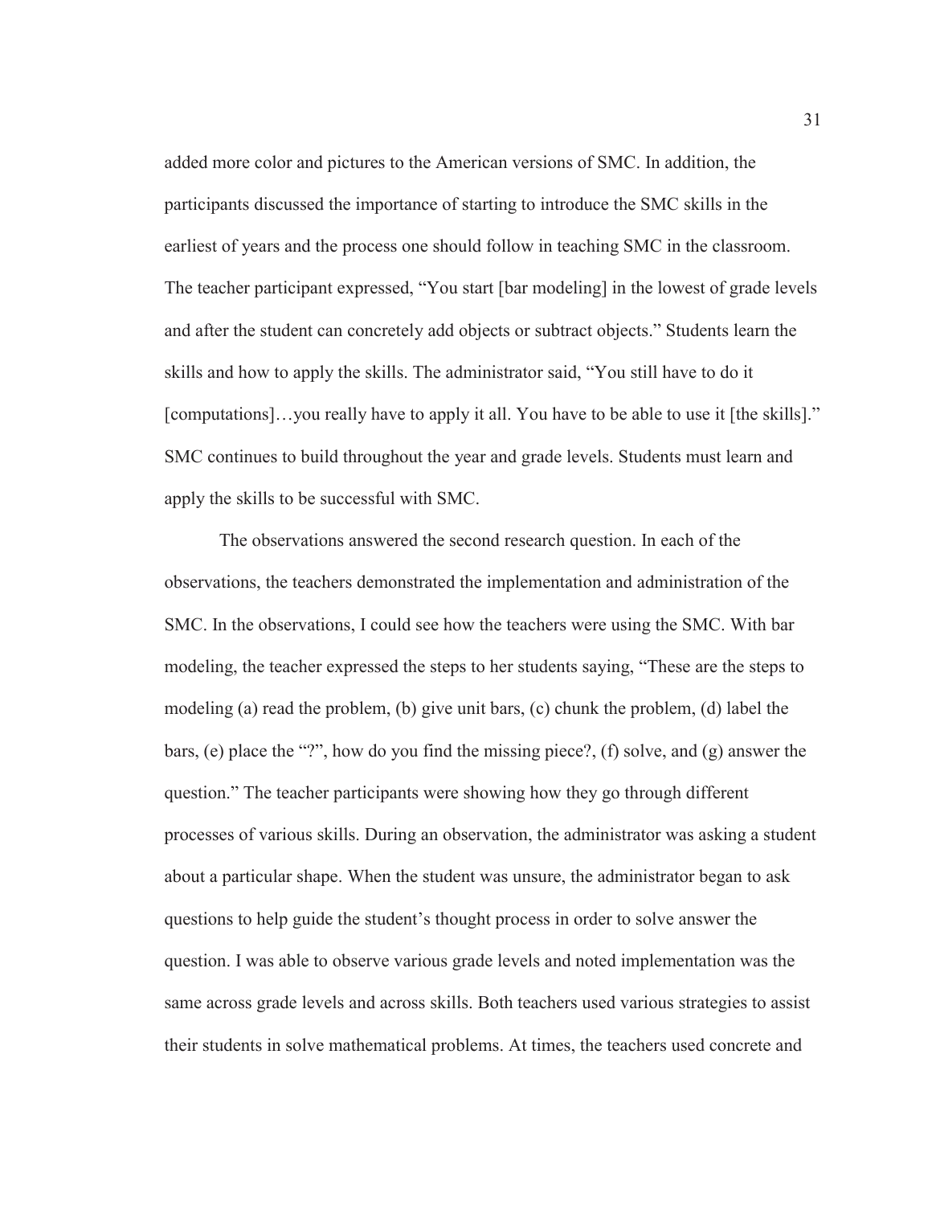added more color and pictures to the American versions of SMC. In addition, the participants discussed the importance of starting to introduce the SMC skills in the earliest of years and the process one should follow in teaching SMC in the classroom. The teacher participant expressed, “You start [bar modeling] in the lowest of grade levels and after the student can concretely add objects or subtract objects.” Students learn the skills and how to apply the skills. The administrator said, “You still have to do it [computations]…you really have to apply it all. You have to be able to use it [the skills].” SMC continues to build throughout the year and grade levels. Students must learn and apply the skills to be successful with SMC.

The observations answered the second research question. In each of the observations, the teachers demonstrated the implementation and administration of the SMC. In the observations, I could see how the teachers were using the SMC. With bar modeling, the teacher expressed the steps to her students saying, “These are the steps to modeling (a) read the problem, (b) give unit bars, (c) chunk the problem, (d) label the bars, (e) place the “?”, how do you find the missing piece?, (f) solve, and (g) answer the question.” The teacher participants were showing how they go through different processes of various skills. During an observation, the administrator was asking a student about a particular shape. When the student was unsure, the administrator began to ask questions to help guide the student’s thought process in order to solve answer the question. I was able to observe various grade levels and noted implementation was the same across grade levels and across skills. Both teachers used various strategies to assist their students in solve mathematical problems. At times, the teachers used concrete and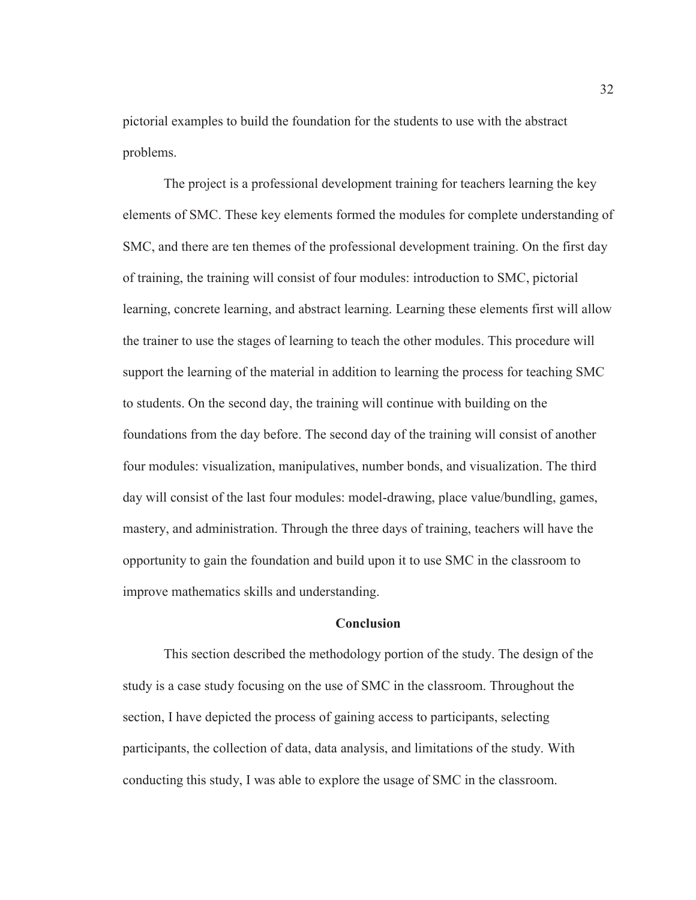pictorial examples to build the foundation for the students to use with the abstract problems.

The project is a professional development training for teachers learning the key elements of SMC. These key elements formed the modules for complete understanding of SMC, and there are ten themes of the professional development training. On the first day of training, the training will consist of four modules: introduction to SMC, pictorial learning, concrete learning, and abstract learning. Learning these elements first will allow the trainer to use the stages of learning to teach the other modules. This procedure will support the learning of the material in addition to learning the process for teaching SMC to students. On the second day, the training will continue with building on the foundations from the day before. The second day of the training will consist of another four modules: visualization, manipulatives, number bonds, and visualization. The third day will consist of the last four modules: model-drawing, place value/bundling, games, mastery, and administration. Through the three days of training, teachers will have the opportunity to gain the foundation and build upon it to use SMC in the classroom to improve mathematics skills and understanding.

## Conclusion

This section described the methodology portion of the study. The design of the study is a case study focusing on the use of SMC in the classroom. Throughout the section, I have depicted the process of gaining access to participants, selecting participants, the collection of data, data analysis, and limitations of the study. With conducting this study, I was able to explore the usage of SMC in the classroom.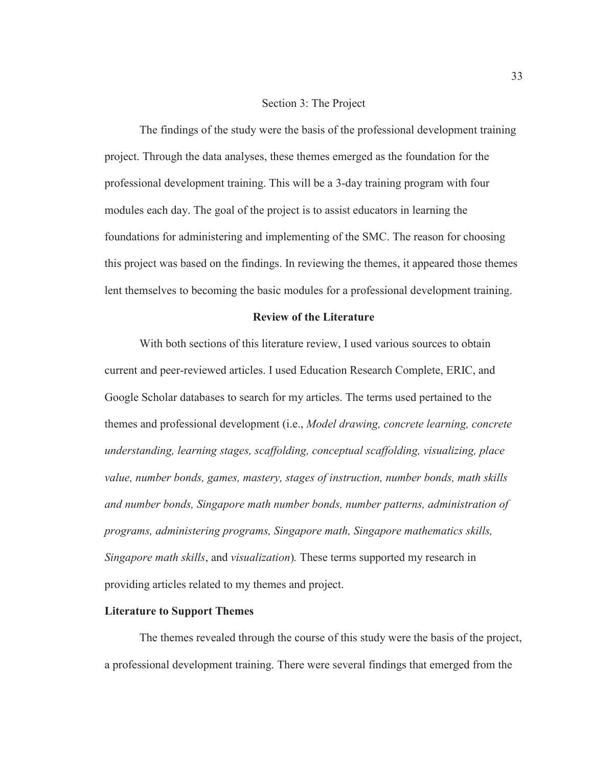# Section 3: The Project

The findings of the study were the basis of the professional development training project. Through the data analyses, these themes emerged as the foundation for the professional development training. This will be a 3-day training program with four modules each day. The goal of the project is to assist educators in learning the foundations for administering and implementing of the SMC. The reason for choosing this project was based on the findings. In reviewing the themes, it appeared those themes lent themselves to becoming the basic modules for a professional development training.

## Review of the Literature

With both sections of this literature review, I used various sources to obtain current and peer-reviewed articles. I used Education Research Complete, ERIC, and Google Scholar databases to search for my articles. The terms used pertained to the themes and professional development (i.e., *Model drawing, concrete learning, concrete understanding, learning stages, scaffolding, conceptual scaffolding, visualizing, place value, number bonds, games, mastery, stages of instruction, number bonds, math skills and number bonds, Singapore math number bonds, number patterns, administration of programs, administering programs, Singapore math, Singapore mathematics skills, Singapore math skills*, and *visualization*). These terms supported my research in providing articles related to my themes and project.

### Literature to Support Themes

The themes revealed through the course of this study were the basis of the project, a professional development training. There were several findings that emerged from the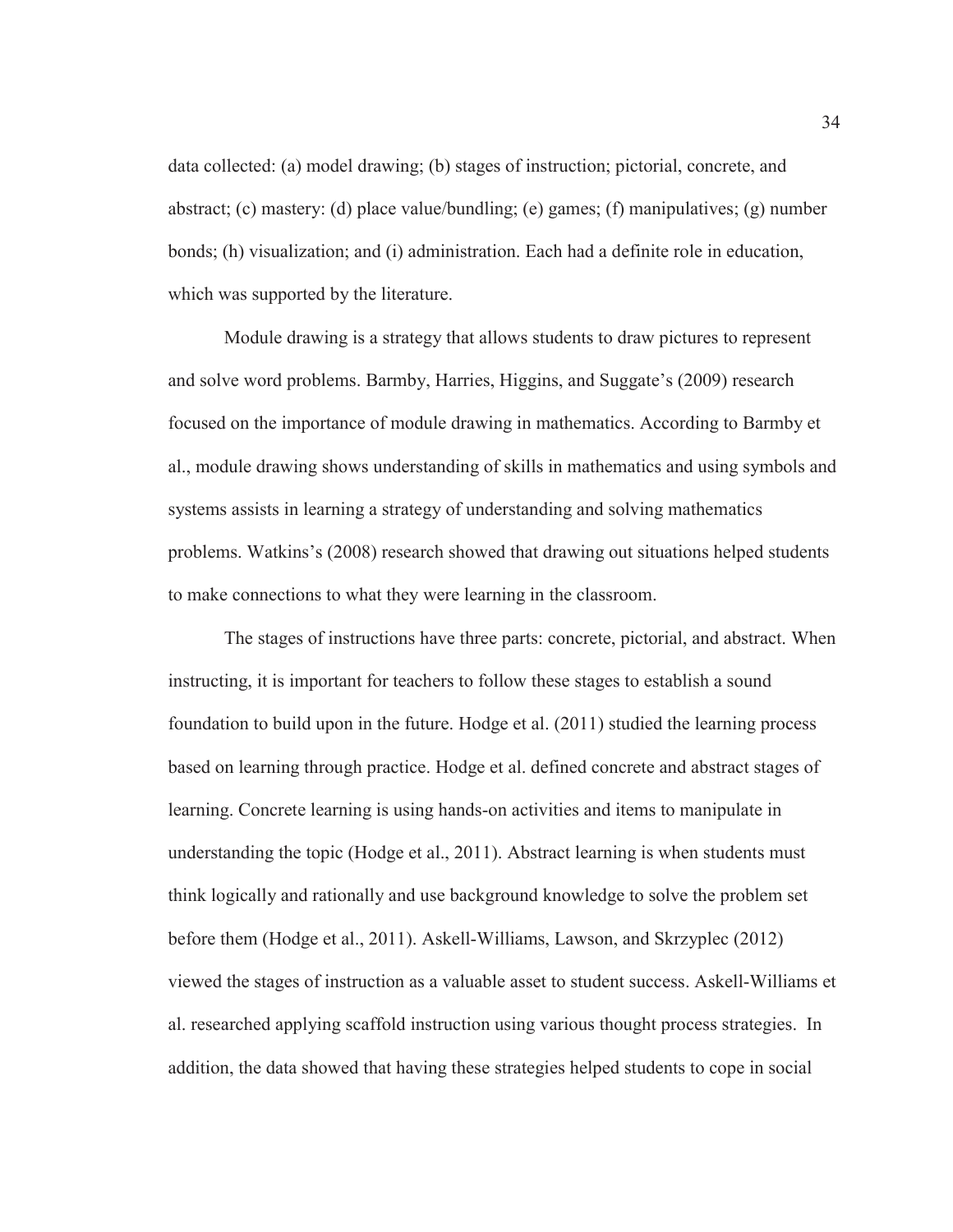data collected: (a) model drawing; (b) stages of instruction; pictorial, concrete, and abstract; (c) mastery: (d) place value/bundling; (e) games; (f) manipulatives; (g) number bonds; (h) visualization; and (i) administration. Each had a definite role in education, which was supported by the literature.

Module drawing is a strategy that allows students to draw pictures to represent and solve word problems. Barmby, Harries, Higgins, and Suggate's (2009) research focused on the importance of module drawing in mathematics. According to Barmby et al., module drawing shows understanding of skills in mathematics and using symbols and systems assists in learning a strategy of understanding and solving mathematics problems. Watkins's (2008) research showed that drawing out situations helped students to make connections to what they were learning in the classroom.

The stages of instructions have three parts: concrete, pictorial, and abstract. When instructing, it is important for teachers to follow these stages to establish a sound foundation to build upon in the future. Hodge et al. (2011) studied the learning process based on learning through practice. Hodge et al. defined concrete and abstract stages of learning. Concrete learning is using hands-on activities and items to manipulate in understanding the topic (Hodge et al., 2011). Abstract learning is when students must think logically and rationally and use background knowledge to solve the problem set before them (Hodge et al., 2011). Askell-Williams, Lawson, and Skrzyplec (2012) viewed the stages of instruction as a valuable asset to student success. Askell-Williams et al. researched applying scaffold instruction using various thought process strategies. In addition, the data showed that having these strategies helped students to cope in social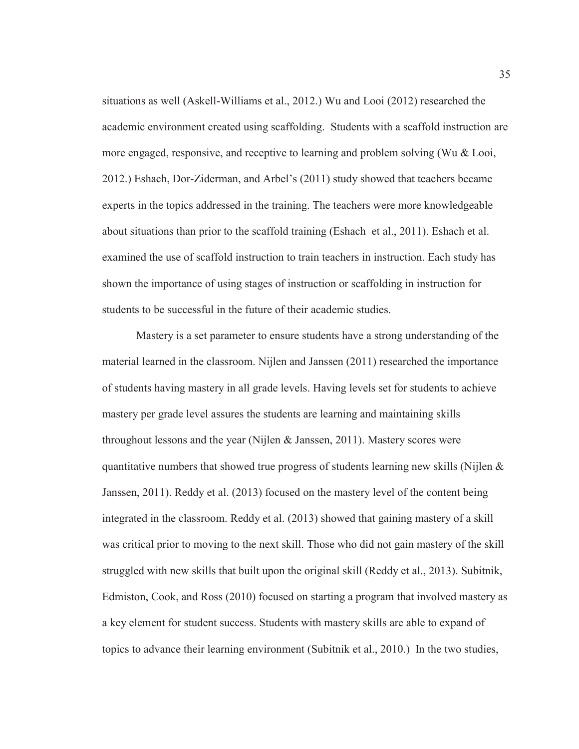situations as well (Askell-Williams et al., 2012.) Wu and Looi (2012) researched the academic environment created using scaffolding.  Students with a scaffold instruction are more engaged, responsive, and receptive to learning and problem solving (Wu & Looi, 2012.) Eshach, Dor-Ziderman, and Arbel's (2011) study showed that teachers became experts in the topics addressed in the training. The teachers were more knowledgeable about situations than prior to the scaffold training (Eshach  et al., 2011). Eshach et al. examined the use of scaffold instruction to train teachers in instruction. Each study has shown the importance of using stages of instruction or scaffolding in instruction for students to be successful in the future of their academic studies.

Mastery is a set parameter to ensure students have a strong understanding of the material learned in the classroom. Nijlen and Janssen (2011) researched the importance of students having mastery in all grade levels. Having levels set for students to achieve mastery per grade level assures the students are learning and maintaining skills throughout lessons and the year (Nijlen & Janssen, 2011). Mastery scores were quantitative numbers that showed true progress of students learning new skills (Nijlen & Janssen, 2011). Reddy et al. (2013) focused on the mastery level of the content being integrated in the classroom. Reddy et al. (2013) showed that gaining mastery of a skill was critical prior to moving to the next skill. Those who did not gain mastery of the skill struggled with new skills that built upon the original skill (Reddy et al., 2013). Subitnik, Edmiston, Cook, and Ross (2010) focused on starting a program that involved mastery as a key element for student success. Students with mastery skills are able to expand of topics to advance their learning environment (Subitnik et al., 2010.)  In the two studies,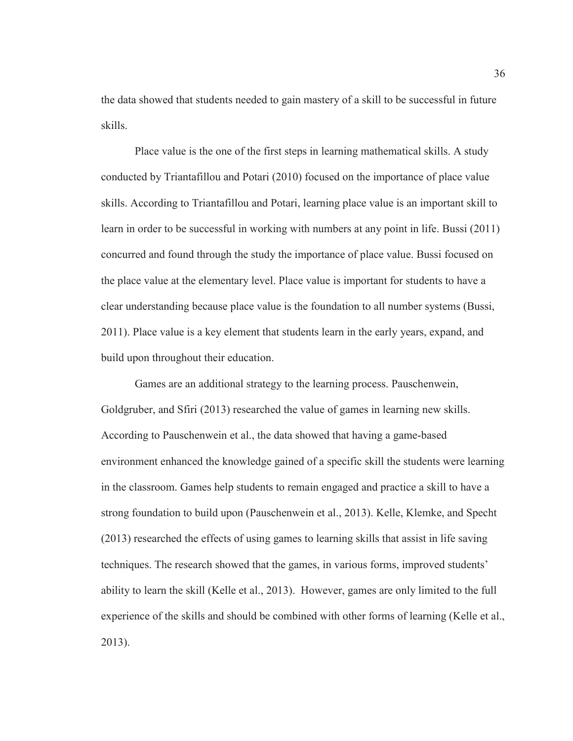the data showed that students needed to gain mastery of a skill to be successful in future skills.

Place value is the one of the first steps in learning mathematical skills. A study conducted by Triantafillou and Potari (2010) focused on the importance of place value skills. According to Triantafillou and Potari, learning place value is an important skill to learn in order to be successful in working with numbers at any point in life. Bussi (2011) concurred and found through the study the importance of place value. Bussi focused on the place value at the elementary level. Place value is important for students to have a clear understanding because place value is the foundation to all number systems (Bussi, 2011). Place value is a key element that students learn in the early years, expand, and build upon throughout their education.

Games are an additional strategy to the learning process. Pauschenwein, Goldgruber, and Sfiri (2013) researched the value of games in learning new skills. According to Pauschenwein et al., the data showed that having a game-based environment enhanced the knowledge gained of a specific skill the students were learning in the classroom. Games help students to remain engaged and practice a skill to have a strong foundation to build upon (Pauschenwein et al., 2013). Kelle, Klemke, and Specht (2013) researched the effects of using games to learning skills that assist in life saving techniques. The research showed that the games, in various forms, improved students' ability to learn the skill (Kelle et al., 2013). However, games are only limited to the full experience of the skills and should be combined with other forms of learning (Kelle et al., 2013).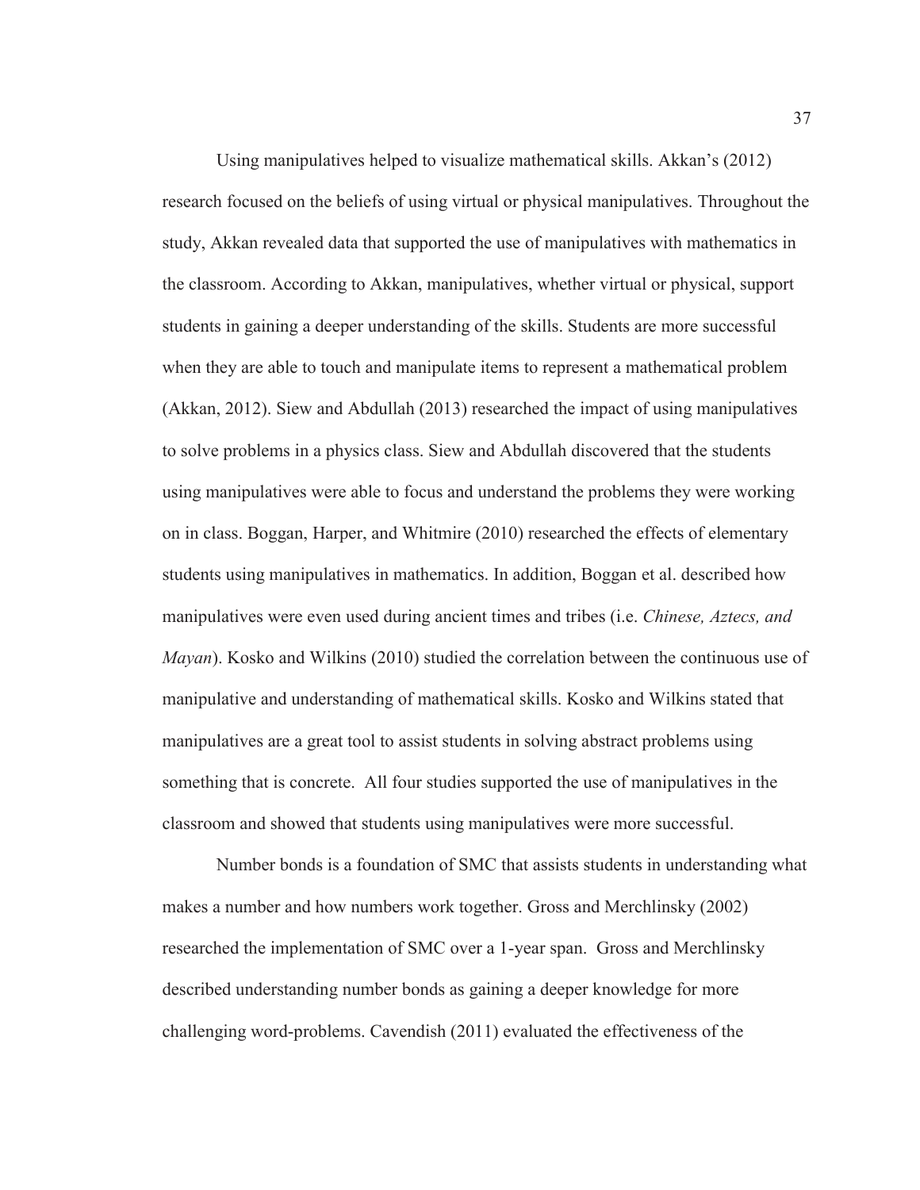Using manipulatives helped to visualize mathematical skills. Akkan's (2012) research focused on the beliefs of using virtual or physical manipulatives. Throughout the study, Akkan revealed data that supported the use of manipulatives with mathematics in the classroom. According to Akkan, manipulatives, whether virtual or physical, support students in gaining a deeper understanding of the skills. Students are more successful when they are able to touch and manipulate items to represent a mathematical problem (Akkan, 2012). Siew and Abdullah (2013) researched the impact of using manipulatives to solve problems in a physics class. Siew and Abdullah discovered that the students using manipulatives were able to focus and understand the problems they were working on in class. Boggan, Harper, and Whitmire (2010) researched the effects of elementary students using manipulatives in mathematics. In addition, Boggan et al. described how manipulatives were even used during ancient times and tribes (i.e. *Chinese, Aztecs, and Mayan*). Kosko and Wilkins (2010) studied the correlation between the continuous use of manipulative and understanding of mathematical skills. Kosko and Wilkins stated that manipulatives are a great tool to assist students in solving abstract problems using something that is concrete. All four studies supported the use of manipulatives in the classroom and showed that students using manipulatives were more successful.

Number bonds is a foundation of SMC that assists students in understanding what makes a number and how numbers work together. Gross and Merchlinsky (2002) researched the implementation of SMC over a 1-year span. Gross and Merchlinsky described understanding number bonds as gaining a deeper knowledge for more challenging word-problems. Cavendish (2011) evaluated the effectiveness of the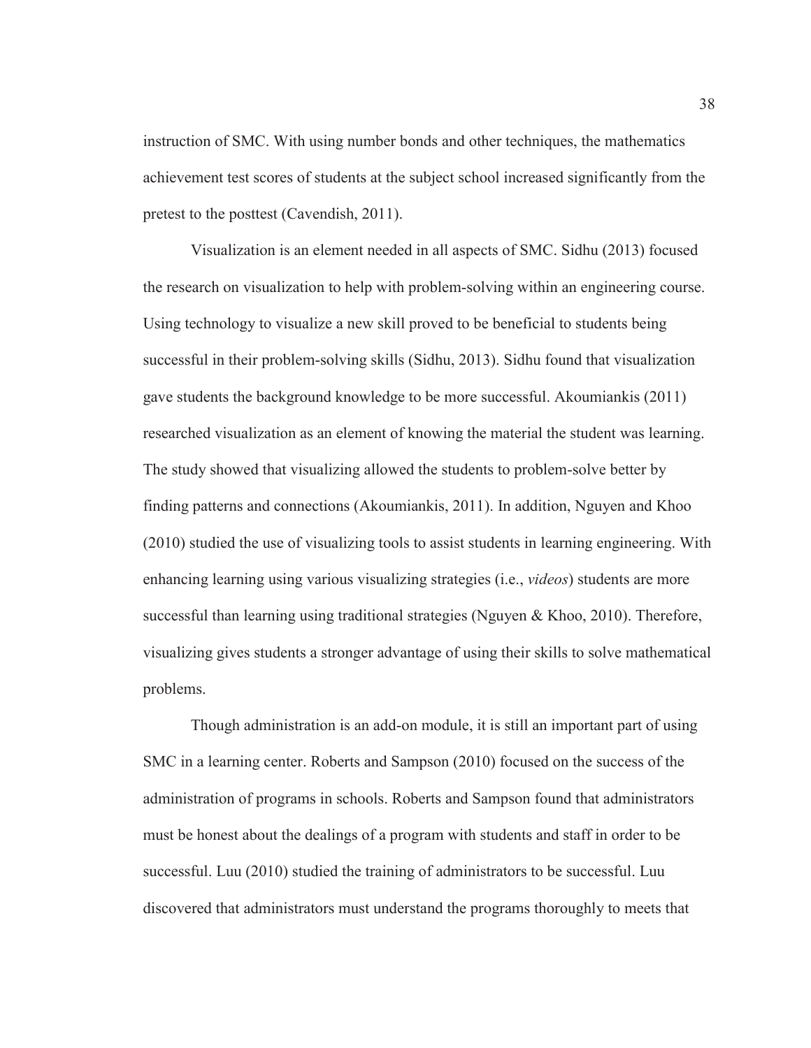instruction of SMC. With using number bonds and other techniques, the mathematics achievement test scores of students at the subject school increased significantly from the pretest to the posttest (Cavendish, 2011).

Visualization is an element needed in all aspects of SMC. Sidhu (2013) focused the research on visualization to help with problem-solving within an engineering course. Using technology to visualize a new skill proved to be beneficial to students being successful in their problem-solving skills (Sidhu, 2013). Sidhu found that visualization gave students the background knowledge to be more successful. Akoumiankis (2011) researched visualization as an element of knowing the material the student was learning. The study showed that visualizing allowed the students to problem-solve better by finding patterns and connections (Akoumiankis, 2011). In addition, Nguyen and Khoo (2010) studied the use of visualizing tools to assist students in learning engineering. With enhancing learning using various visualizing strategies (i.e., *videos*) students are more successful than learning using traditional strategies (Nguyen & Khoo, 2010). Therefore, visualizing gives students a stronger advantage of using their skills to solve mathematical problems.

Though administration is an add-on module, it is still an important part of using SMC in a learning center. Roberts and Sampson (2010) focused on the success of the administration of programs in schools. Roberts and Sampson found that administrators must be honest about the dealings of a program with students and staff in order to be successful. Luu (2010) studied the training of administrators to be successful. Luu discovered that administrators must understand the programs thoroughly to meets that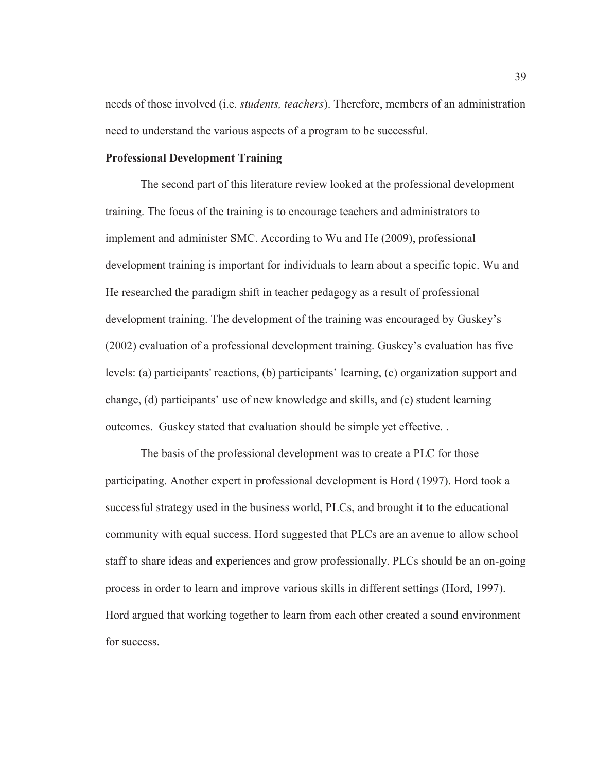needs of those involved (i.e. *students, teachers*). Therefore, members of an administration need to understand the various aspects of a program to be successful.

**Professional Development Training**

The second part of this literature review looked at the professional development training. The focus of the training is to encourage teachers and administrators to implement and administer SMC. According to Wu and He (2009), professional development training is important for individuals to learn about a specific topic. Wu and He researched the paradigm shift in teacher pedagogy as a result of professional development training. The development of the training was encouraged by Guskey's (2002) evaluation of a professional development training. Guskey's evaluation has five levels: (a) participants' reactions, (b) participants' learning, (c) organization support and change, (d) participants' use of new knowledge and skills, and (e) student learning outcomes. Guskey stated that evaluation should be simple yet effective. .

The basis of the professional development was to create a PLC for those participating. Another expert in professional development is Hord (1997). Hord took a successful strategy used in the business world, PLCs, and brought it to the educational community with equal success. Hord suggested that PLCs are an avenue to allow school staff to share ideas and experiences and grow professionally. PLCs should be an on-going process in order to learn and improve various skills in different settings (Hord, 1997). Hord argued that working together to learn from each other created a sound environment for success.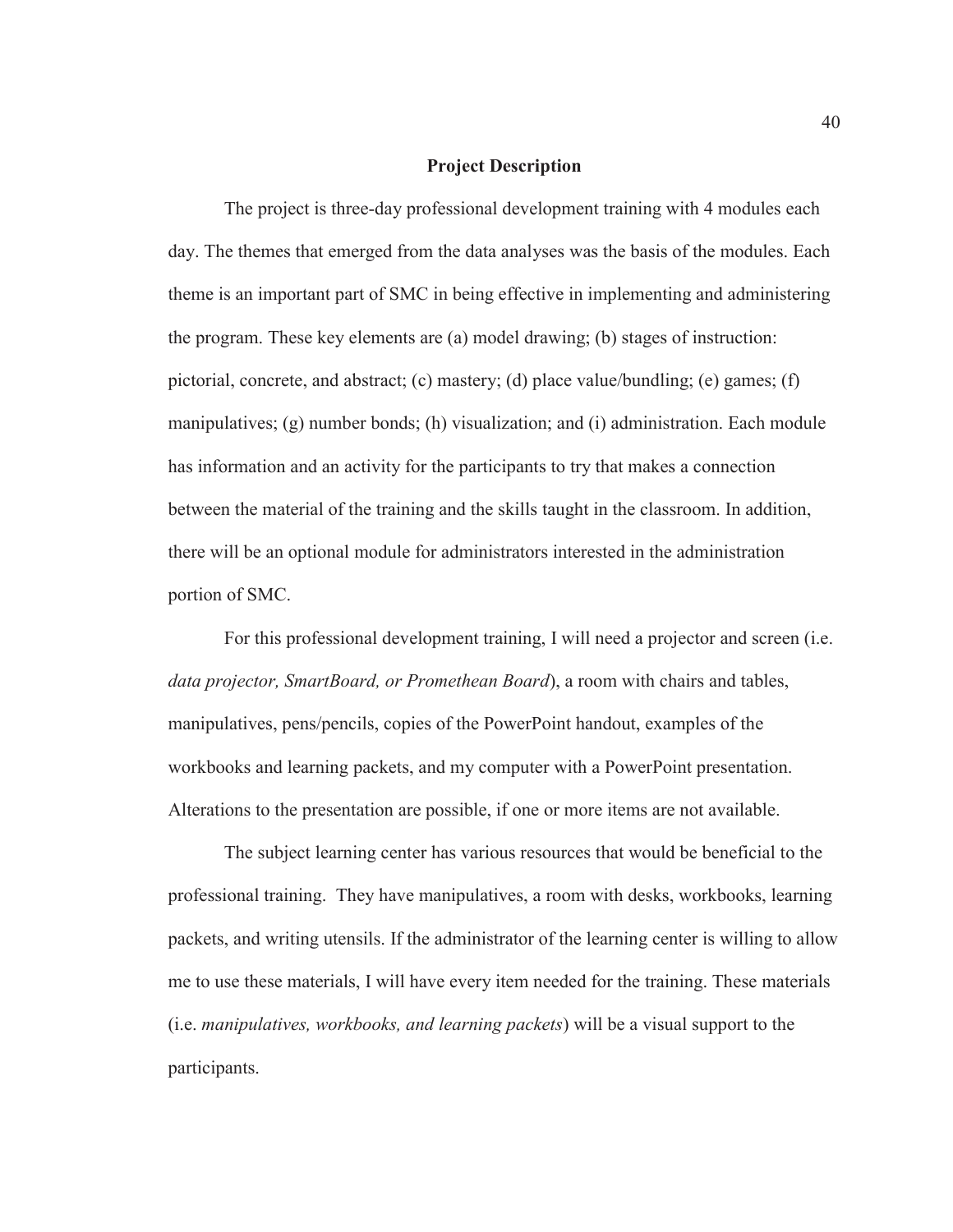## Project Description

The project is three-day professional development training with 4 modules each day. The themes that emerged from the data analyses was the basis of the modules. Each theme is an important part of SMC in being effective in implementing and administering the program. These key elements are (a) model drawing; (b) stages of instruction: pictorial, concrete, and abstract; (c) mastery; (d) place value/bundling; (e) games; (f) manipulatives; (g) number bonds; (h) visualization; and (i) administration. Each module has information and an activity for the participants to try that makes a connection between the material of the training and the skills taught in the classroom. In addition, there will be an optional module for administrators interested in the administration portion of SMC.

For this professional development training, I will need a projector and screen (i.e. *data projector, SmartBoard, or Promethean Board*), a room with chairs and tables, manipulatives, pens/pencils, copies of the PowerPoint handout, examples of the workbooks and learning packets, and my computer with a PowerPoint presentation. Alterations to the presentation are possible, if one or more items are not available.

The subject learning center has various resources that would be beneficial to the professional training. They have manipulatives, a room with desks, workbooks, learning packets, and writing utensils. If the administrator of the learning center is willing to allow me to use these materials, I will have every item needed for the training. These materials (i.e. *manipulatives, workbooks, and learning packets*) will be a visual support to the participants.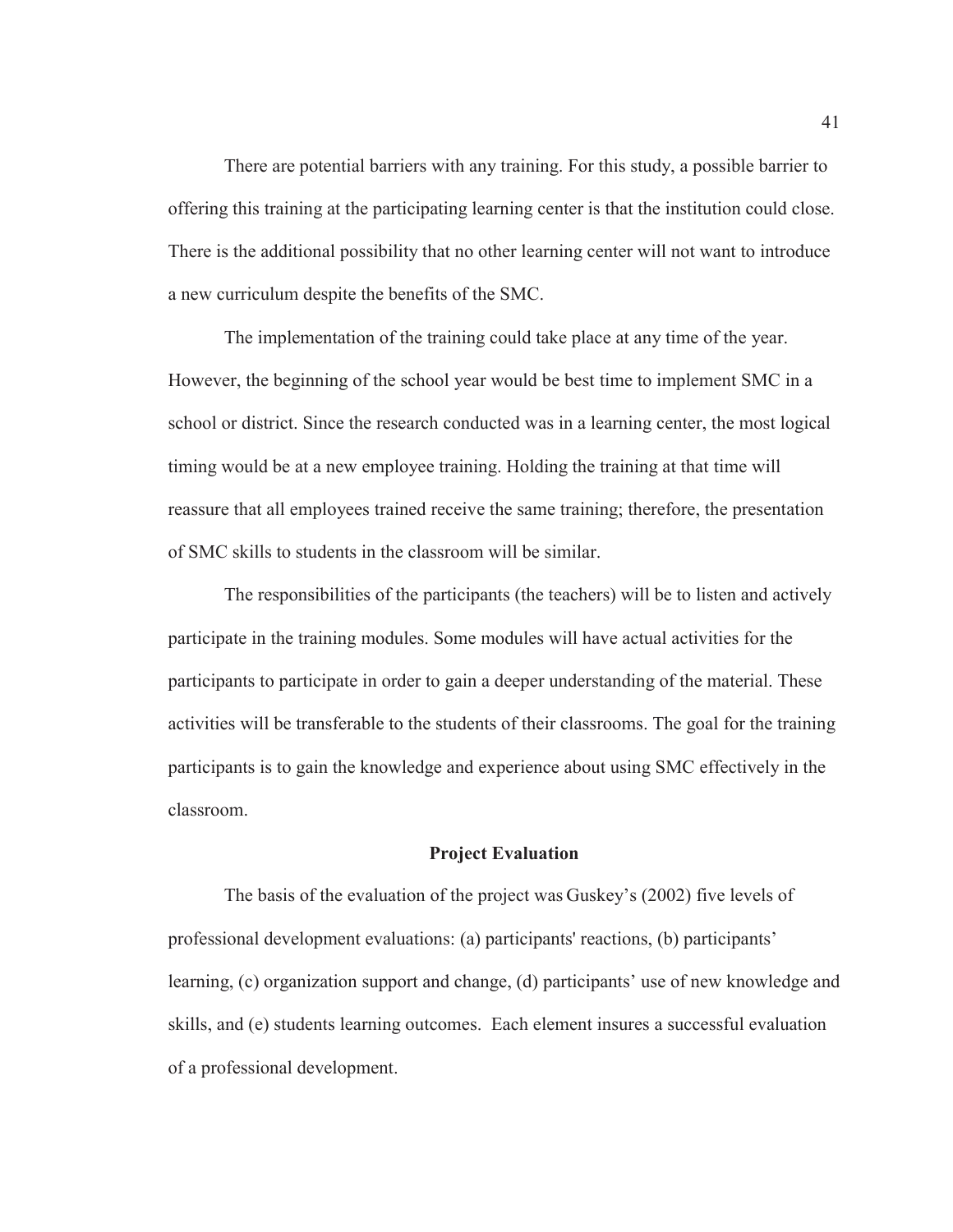There are potential barriers with any training. For this study, a possible barrier to offering this training at the participating learning center is that the institution could close. There is the additional possibility that no other learning center will not want to introduce a new curriculum despite the benefits of the SMC.

The implementation of the training could take place at any time of the year. However, the beginning of the school year would be best time to implement SMC in a school or district. Since the research conducted was in a learning center, the most logical timing would be at a new employee training. Holding the training at that time will reassure that all employees trained receive the same training; therefore, the presentation of SMC skills to students in the classroom will be similar.

The responsibilities of the participants (the teachers) will be to listen and actively participate in the training modules. Some modules will have actual activities for the participants to participate in order to gain a deeper understanding of the material. These activities will be transferable to the students of their classrooms. The goal for the training participants is to gain the knowledge and experience about using SMC effectively in the classroom.

## Project Evaluation

The basis of the evaluation of the project was Guskey's (2002) five levels of professional development evaluations: (a) participants' reactions, (b) participants' learning, (c) organization support and change, (d) participants' use of new knowledge and skills, and (e) students learning outcomes. Each element insures a successful evaluation of a professional development.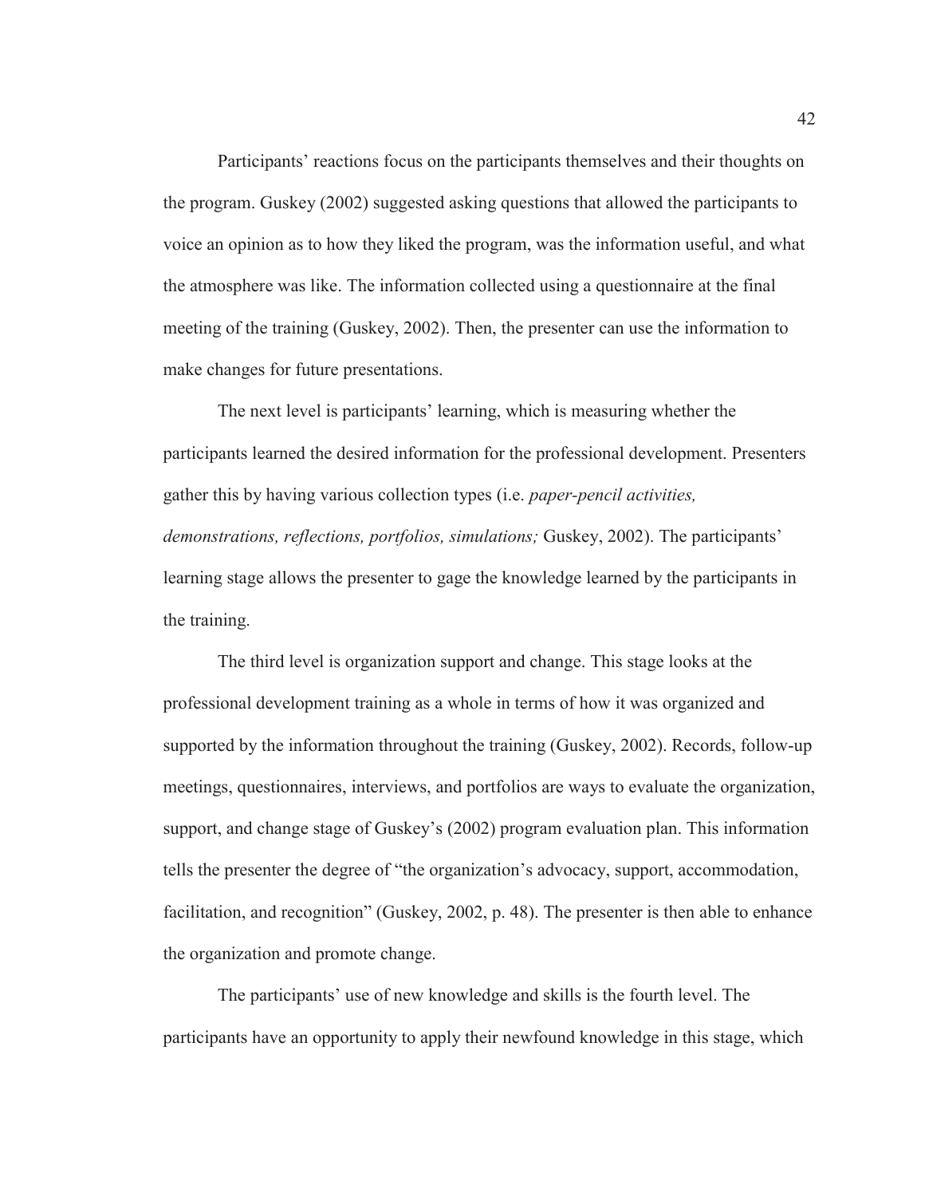Participants' reactions focus on the participants themselves and their thoughts on the program. Guskey (2002) suggested asking questions that allowed the participants to voice an opinion as to how they liked the program, was the information useful, and what the atmosphere was like. The information collected using a questionnaire at the final meeting of the training (Guskey, 2002). Then, the presenter can use the information to make changes for future presentations.

The next level is participants' learning, which is measuring whether the participants learned the desired information for the professional development. Presenters gather this by having various collection types (i.e. *paper-pencil activities, demonstrations, reflections, portfolios, simulations;* Guskey, 2002). The participants' learning stage allows the presenter to gage the knowledge learned by the participants in the training.

The third level is organization support and change. This stage looks at the professional development training as a whole in terms of how it was organized and supported by the information throughout the training (Guskey, 2002). Records, follow-up meetings, questionnaires, interviews, and portfolios are ways to evaluate the organization, support, and change stage of Guskey's (2002) program evaluation plan. This information tells the presenter the degree of "the organization's advocacy, support, accommodation, facilitation, and recognition" (Guskey, 2002, p. 48). The presenter is then able to enhance the organization and promote change.

The participants' use of new knowledge and skills is the fourth level. The participants have an opportunity to apply their newfound knowledge in this stage, which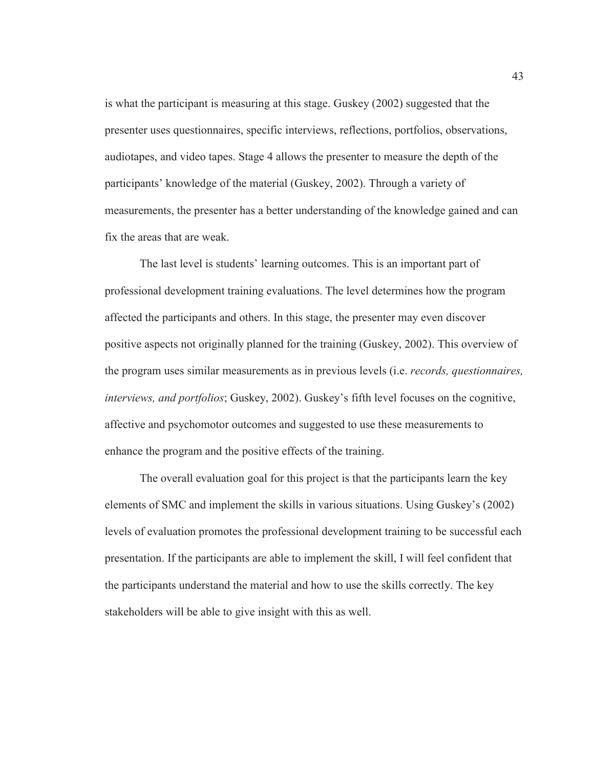is what the participant is measuring at this stage. Guskey (2002) suggested that the presenter uses questionnaires, specific interviews, reflections, portfolios, observations, audiotapes, and video tapes. Stage 4 allows the presenter to measure the depth of the participants' knowledge of the material (Guskey, 2002). Through a variety of measurements, the presenter has a better understanding of the knowledge gained and can fix the areas that are weak.

The last level is students' learning outcomes. This is an important part of professional development training evaluations. The level determines how the program affected the participants and others. In this stage, the presenter may even discover positive aspects not originally planned for the training (Guskey, 2002). This overview of the program uses similar measurements as in previous levels (i.e. *records, questionnaires, interviews, and portfolios*; Guskey, 2002). Guskey's fifth level focuses on the cognitive, affective and psychomotor outcomes and suggested to use these measurements to enhance the program and the positive effects of the training.

The overall evaluation goal for this project is that the participants learn the key elements of SMC and implement the skills in various situations. Using Guskey's (2002) levels of evaluation promotes the professional development training to be successful each presentation. If the participants are able to implement the skill, I will feel confident that the participants understand the material and how to use the skills correctly. The key stakeholders will be able to give insight with this as well.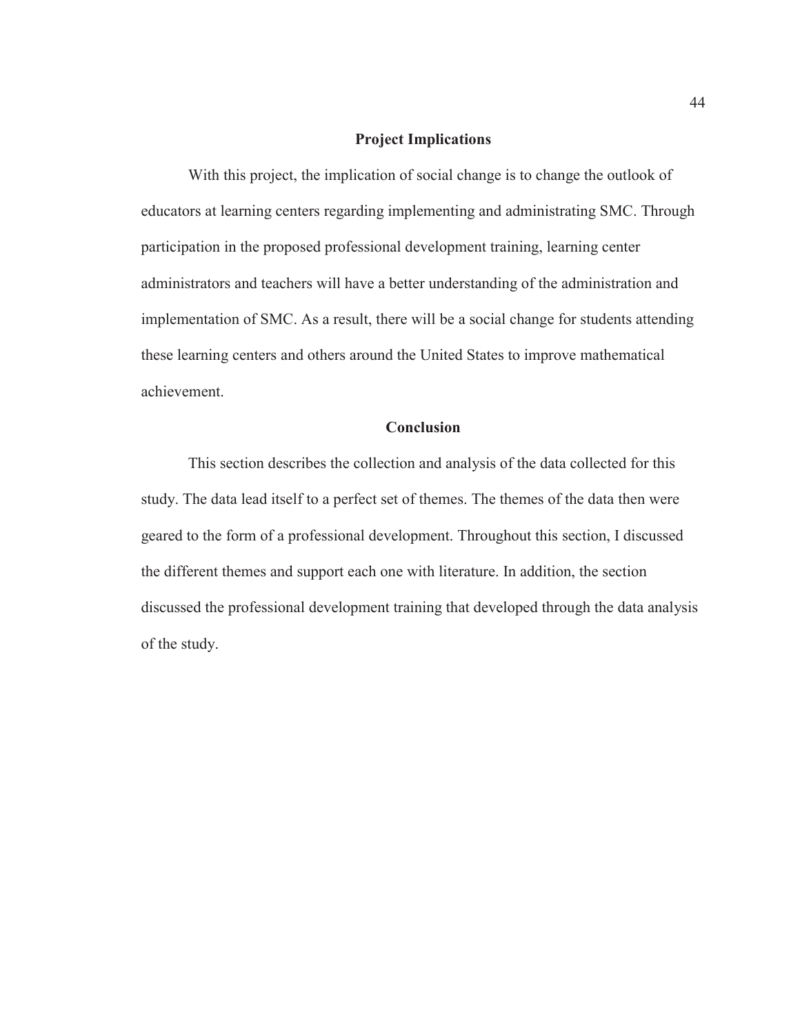## Project Implications

With this project, the implication of social change is to change the outlook of educators at learning centers regarding implementing and administrating SMC. Through participation in the proposed professional development training, learning center administrators and teachers will have a better understanding of the administration and implementation of SMC. As a result, there will be a social change for students attending these learning centers and others around the United States to improve mathematical achievement.

## Conclusion

This section describes the collection and analysis of the data collected for this study. The data lead itself to a perfect set of themes. The themes of the data then were geared to the form of a professional development. Throughout this section, I discussed the different themes and support each one with literature. In addition, the section discussed the professional development training that developed through the data analysis of the study.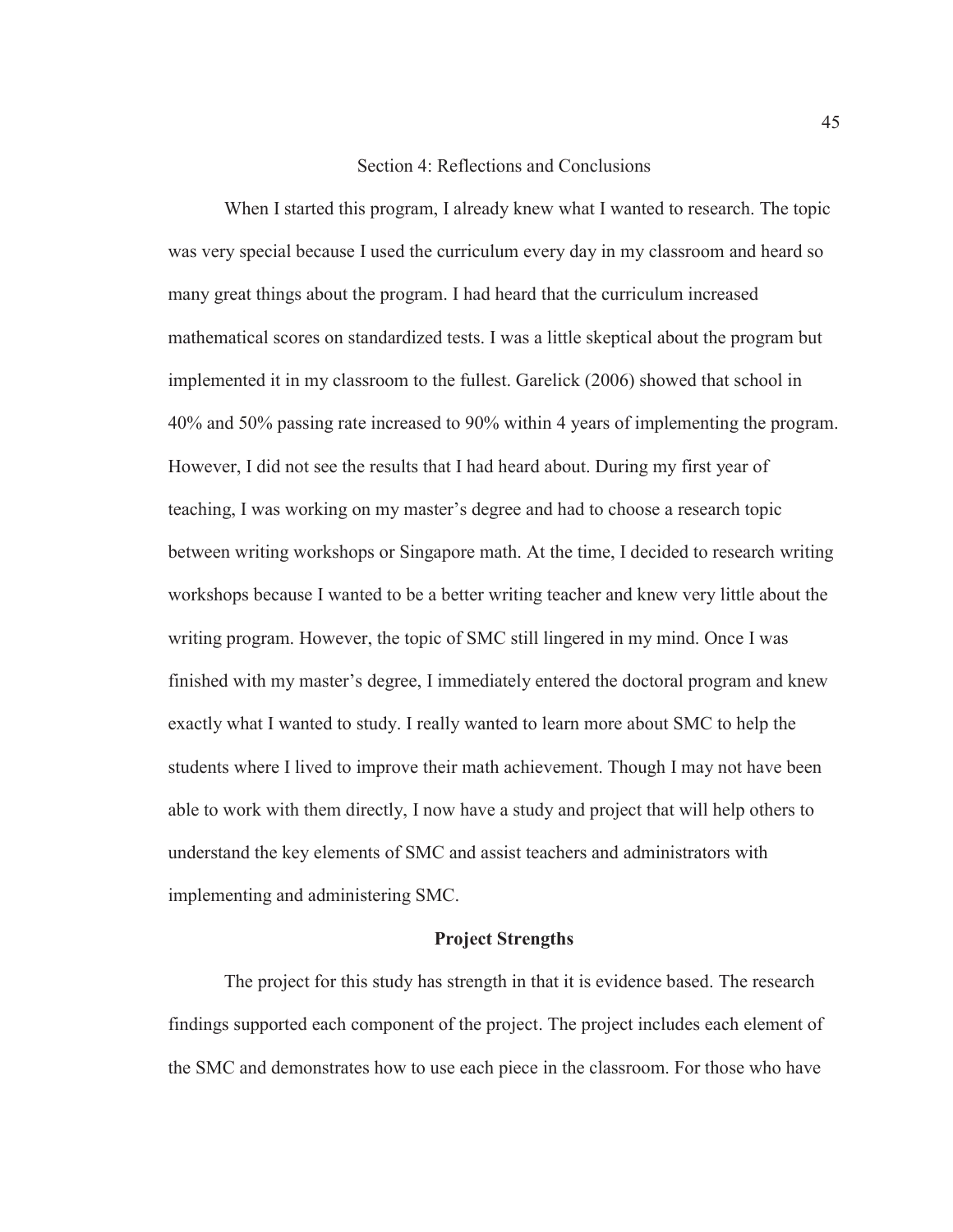# Section 4: Reflections and Conclusions

When I started this program, I already knew what I wanted to research. The topic was very special because I used the curriculum every day in my classroom and heard so many great things about the program. I had heard that the curriculum increased mathematical scores on standardized tests. I was a little skeptical about the program but implemented it in my classroom to the fullest. Garelick (2006) showed that school in 40% and 50% passing rate increased to 90% within 4 years of implementing the program. However, I did not see the results that I had heard about. During my first year of teaching, I was working on my master's degree and had to choose a research topic between writing workshops or Singapore math. At the time, I decided to research writing workshops because I wanted to be a better writing teacher and knew very little about the writing program. However, the topic of SMC still lingered in my mind. Once I was finished with my master's degree, I immediately entered the doctoral program and knew exactly what I wanted to study. I really wanted to learn more about SMC to help the students where I lived to improve their math achievement. Though I may not have been able to work with them directly, I now have a study and project that will help others to understand the key elements of SMC and assist teachers and administrators with implementing and administering SMC.

## Project Strengths

The project for this study has strength in that it is evidence based. The research findings supported each component of the project. The project includes each element of the SMC and demonstrates how to use each piece in the classroom. For those who have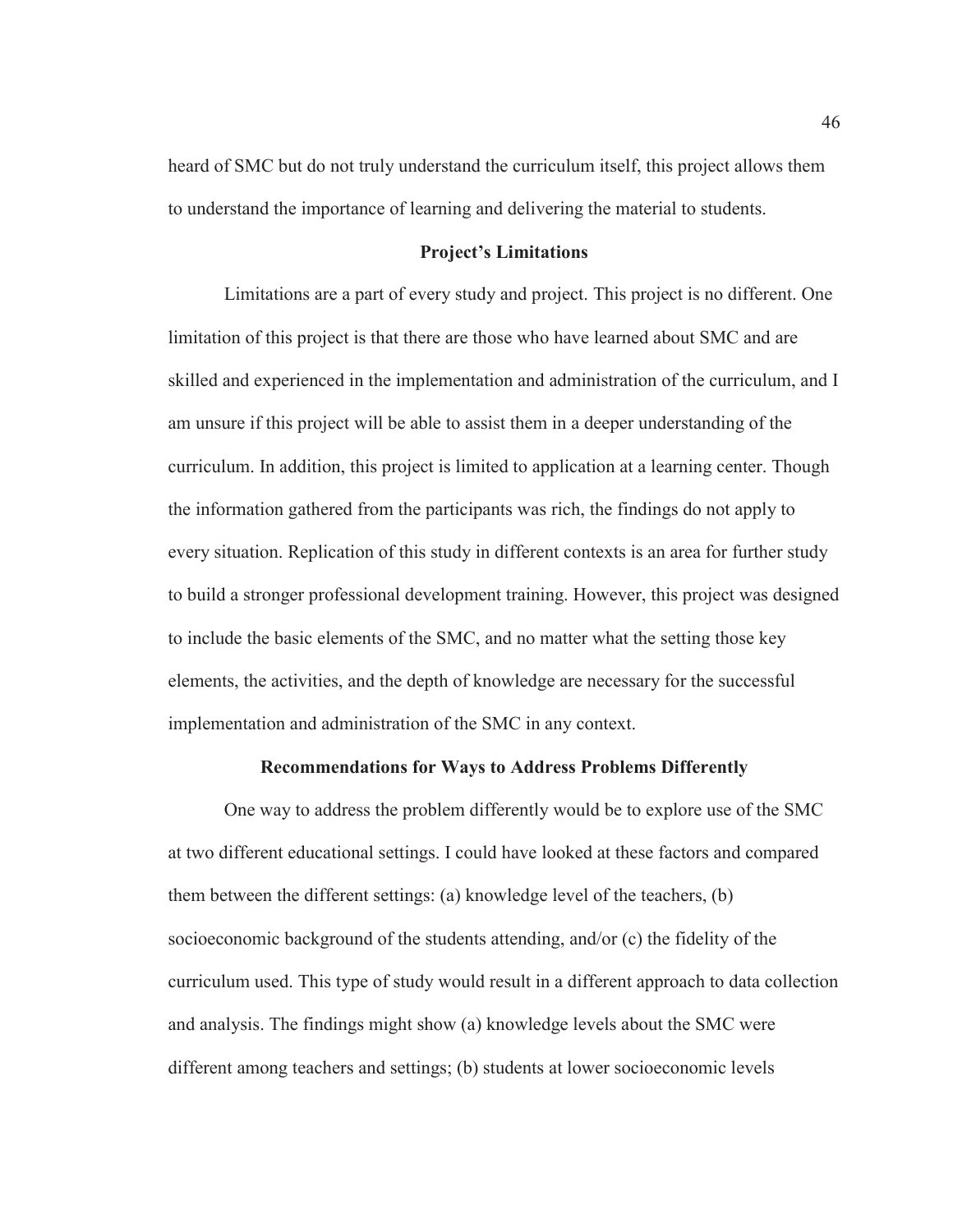heard of SMC but do not truly understand the curriculum itself, this project allows them to understand the importance of learning and delivering the material to students.

## Project's Limitations

Limitations are a part of every study and project. This project is no different. One limitation of this project is that there are those who have learned about SMC and are skilled and experienced in the implementation and administration of the curriculum, and I am unsure if this project will be able to assist them in a deeper understanding of the curriculum. In addition, this project is limited to application at a learning center. Though the information gathered from the participants was rich, the findings do not apply to every situation. Replication of this study in different contexts is an area for further study to build a stronger professional development training. However, this project was designed to include the basic elements of the SMC, and no matter what the setting those key elements, the activities, and the depth of knowledge are necessary for the successful implementation and administration of the SMC in any context.

## Recommendations for Ways to Address Problems Differently

One way to address the problem differently would be to explore use of the SMC at two different educational settings. I could have looked at these factors and compared them between the different settings: (a) knowledge level of the teachers, (b) socioeconomic background of the students attending, and/or (c) the fidelity of the curriculum used. This type of study would result in a different approach to data collection and analysis. The findings might show (a) knowledge levels about the SMC were different among teachers and settings; (b) students at lower socioeconomic levels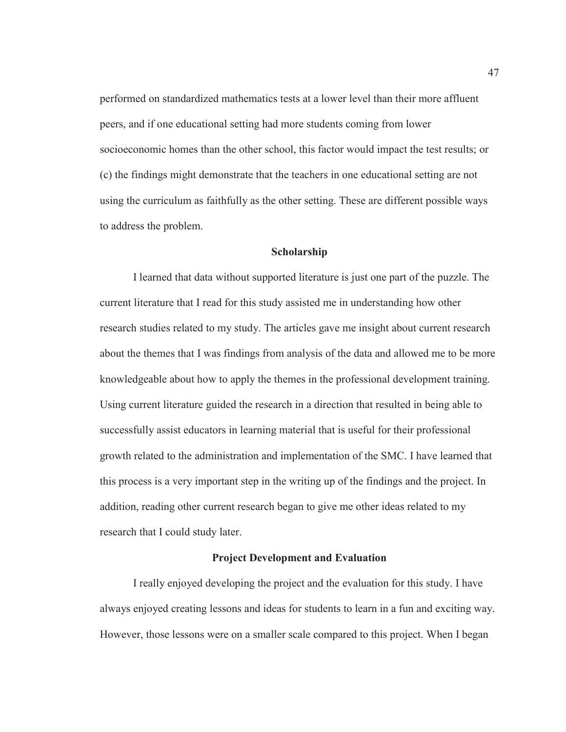performed on standardized mathematics tests at a lower level than their more affluent peers, and if one educational setting had more students coming from lower socioeconomic homes than the other school, this factor would impact the test results; or (c) the findings might demonstrate that the teachers in one educational setting are not using the curriculum as faithfully as the other setting. These are different possible ways to address the problem.

## Scholarship

I learned that data without supported literature is just one part of the puzzle. The current literature that I read for this study assisted me in understanding how other research studies related to my study. The articles gave me insight about current research about the themes that I was findings from analysis of the data and allowed me to be more knowledgeable about how to apply the themes in the professional development training. Using current literature guided the research in a direction that resulted in being able to successfully assist educators in learning material that is useful for their professional growth related to the administration and implementation of the SMC. I have learned that this process is a very important step in the writing up of the findings and the project. In addition, reading other current research began to give me other ideas related to my research that I could study later.

## Project Development and Evaluation

I really enjoyed developing the project and the evaluation for this study. I have always enjoyed creating lessons and ideas for students to learn in a fun and exciting way. However, those lessons were on a smaller scale compared to this project. When I began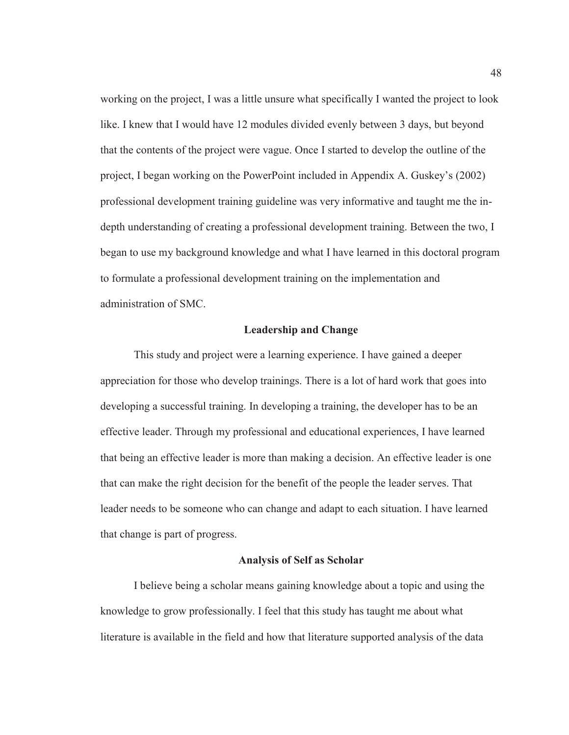working on the project, I was a little unsure what specifically I wanted the project to look like. I knew that I would have 12 modules divided evenly between 3 days, but beyond that the contents of the project were vague. Once I started to develop the outline of the project, I began working on the PowerPoint included in Appendix A. Guskey's (2002) professional development training guideline was very informative and taught me the in-depth understanding of creating a professional development training. Between the two, I began to use my background knowledge and what I have learned in this doctoral program to formulate a professional development training on the implementation and administration of SMC.

## Leadership and Change

This study and project were a learning experience. I have gained a deeper appreciation for those who develop trainings. There is a lot of hard work that goes into developing a successful training. In developing a training, the developer has to be an effective leader. Through my professional and educational experiences, I have learned that being an effective leader is more than making a decision. An effective leader is one that can make the right decision for the benefit of the people the leader serves. That leader needs to be someone who can change and adapt to each situation. I have learned that change is part of progress.

## Analysis of Self as Scholar

I believe being a scholar means gaining knowledge about a topic and using the knowledge to grow professionally. I feel that this study has taught me about what literature is available in the field and how that literature supported analysis of the data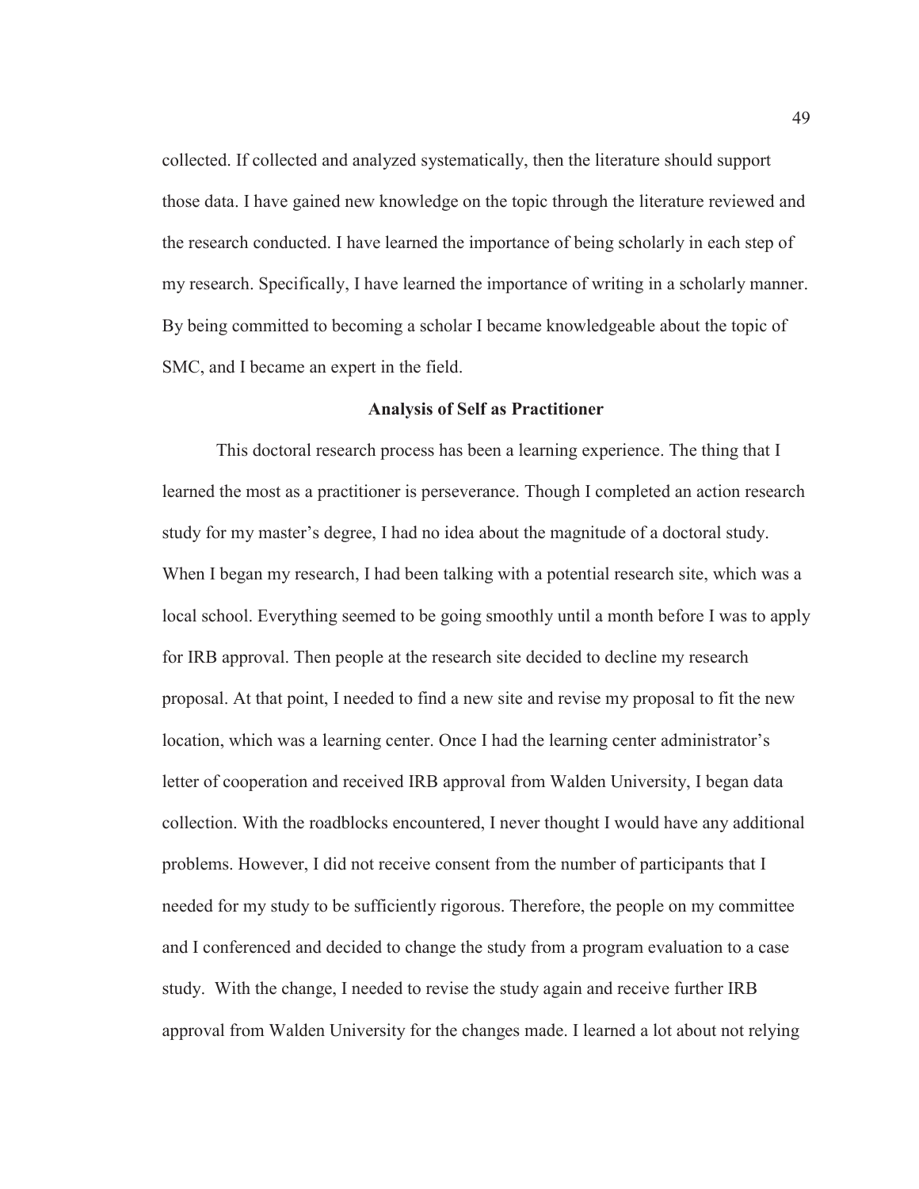collected. If collected and analyzed systematically, then the literature should support those data. I have gained new knowledge on the topic through the literature reviewed and the research conducted. I have learned the importance of being scholarly in each step of my research. Specifically, I have learned the importance of writing in a scholarly manner. By being committed to becoming a scholar I became knowledgeable about the topic of SMC, and I became an expert in the field.

## Analysis of Self as Practitioner

This doctoral research process has been a learning experience. The thing that I learned the most as a practitioner is perseverance. Though I completed an action research study for my master's degree, I had no idea about the magnitude of a doctoral study. When I began my research, I had been talking with a potential research site, which was a local school. Everything seemed to be going smoothly until a month before I was to apply for IRB approval. Then people at the research site decided to decline my research proposal. At that point, I needed to find a new site and revise my proposal to fit the new location, which was a learning center. Once I had the learning center administrator's letter of cooperation and received IRB approval from Walden University, I began data collection. With the roadblocks encountered, I never thought I would have any additional problems. However, I did not receive consent from the number of participants that I needed for my study to be sufficiently rigorous. Therefore, the people on my committee and I conferenced and decided to change the study from a program evaluation to a case study. With the change, I needed to revise the study again and receive further IRB approval from Walden University for the changes made. I learned a lot about not relying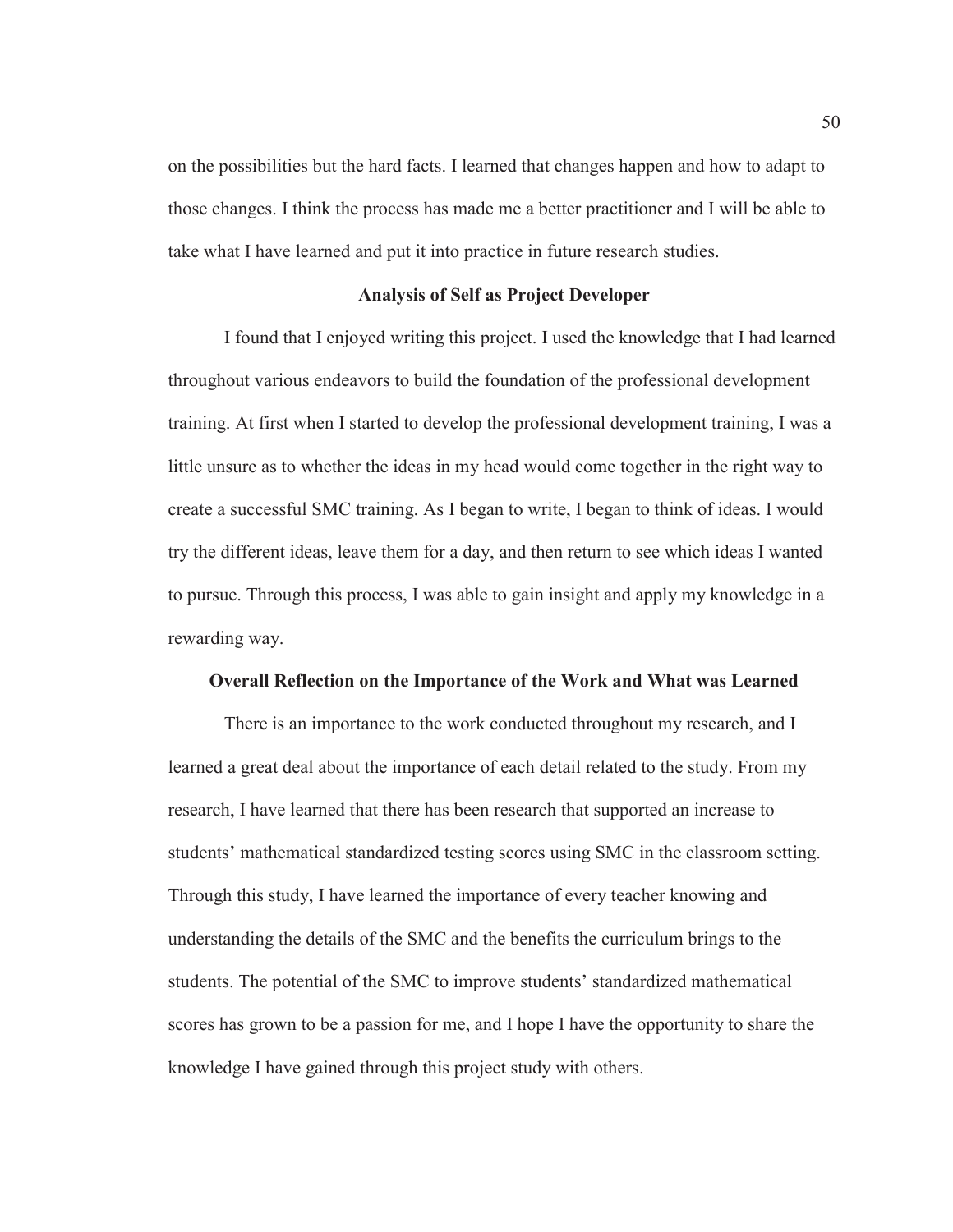on the possibilities but the hard facts. I learned that changes happen and how to adapt to those changes. I think the process has made me a better practitioner and I will be able to take what I have learned and put it into practice in future research studies.

## Analysis of Self as Project Developer

I found that I enjoyed writing this project. I used the knowledge that I had learned throughout various endeavors to build the foundation of the professional development training. At first when I started to develop the professional development training, I was a little unsure as to whether the ideas in my head would come together in the right way to create a successful SMC training. As I began to write, I began to think of ideas. I would try the different ideas, leave them for a day, and then return to see which ideas I wanted to pursue. Through this process, I was able to gain insight and apply my knowledge in a rewarding way.

## Overall Reflection on the Importance of the Work and What was Learned

There is an importance to the work conducted throughout my research, and I learned a great deal about the importance of each detail related to the study. From my research, I have learned that there has been research that supported an increase to students' mathematical standardized testing scores using SMC in the classroom setting. Through this study, I have learned the importance of every teacher knowing and understanding the details of the SMC and the benefits the curriculum brings to the students. The potential of the SMC to improve students' standardized mathematical scores has grown to be a passion for me, and I hope I have the opportunity to share the knowledge I have gained through this project study with others.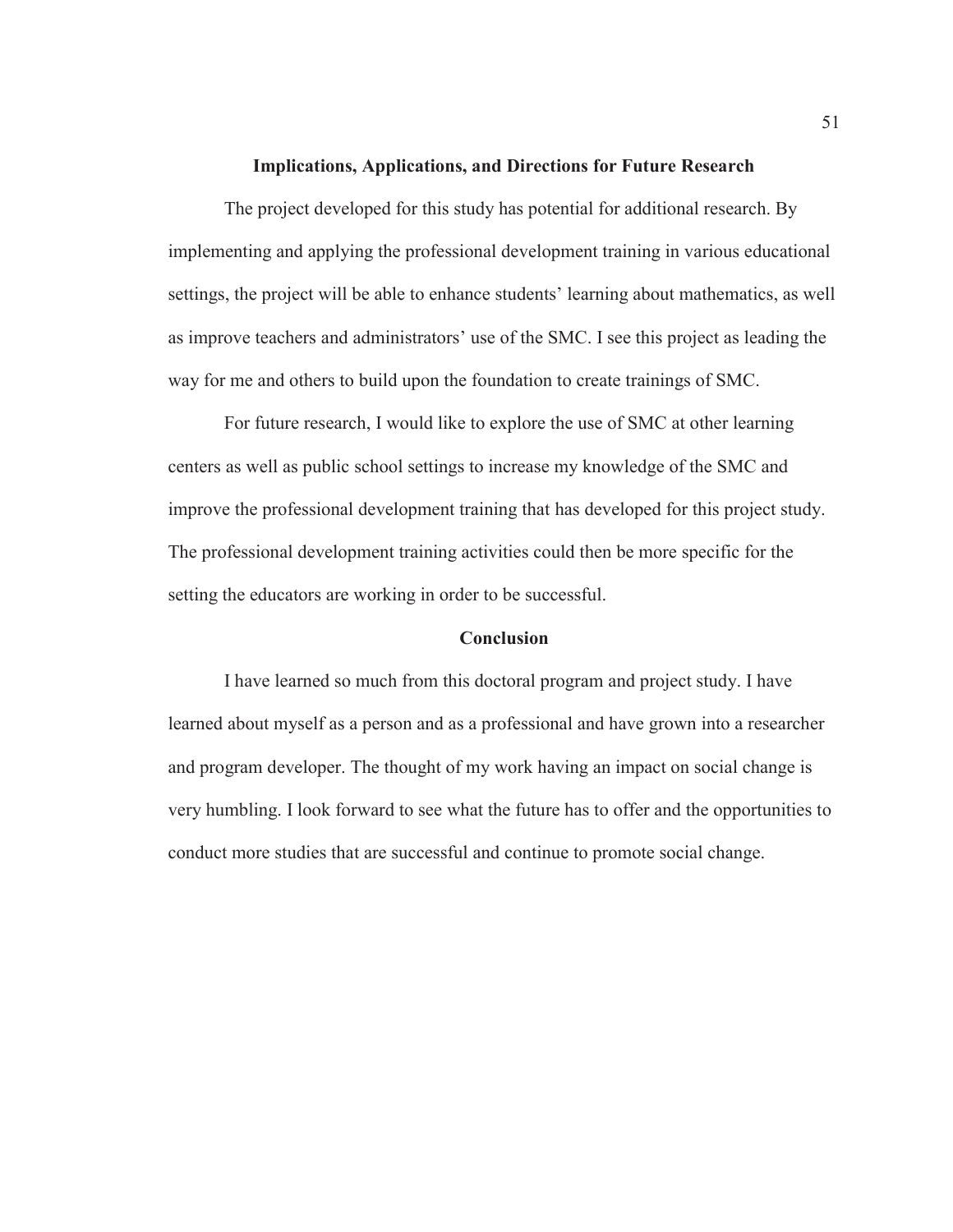## Implications, Applications, and Directions for Future Research

The project developed for this study has potential for additional research. By implementing and applying the professional development training in various educational settings, the project will be able to enhance students' learning about mathematics, as well as improve teachers and administrators' use of the SMC. I see this project as leading the way for me and others to build upon the foundation to create trainings of SMC.

For future research, I would like to explore the use of SMC at other learning centers as well as public school settings to increase my knowledge of the SMC and improve the professional development training that has developed for this project study. The professional development training activities could then be more specific for the setting the educators are working in order to be successful.

## Conclusion

I have learned so much from this doctoral program and project study. I have learned about myself as a person and as a professional and have grown into a researcher and program developer. The thought of my work having an impact on social change is very humbling. I look forward to see what the future has to offer and the opportunities to conduct more studies that are successful and continue to promote social change.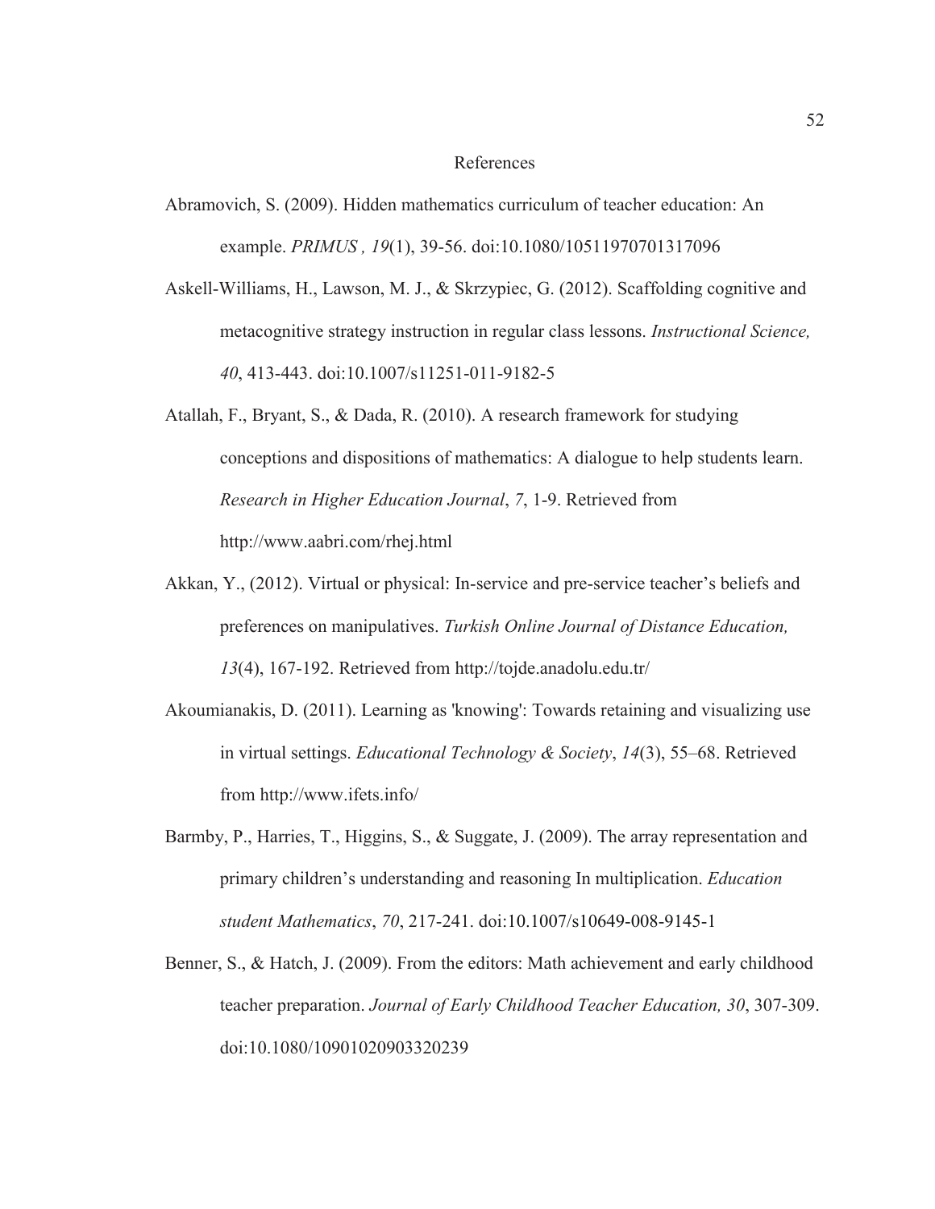# References

Abramovich, S. (2009). Hidden mathematics curriculum of teacher education: An example. *PRIMUS , 19*(1), 39-56. doi:10.1080/10511970701317096

Askell-Williams, H., Lawson, M. J., & Skrzypiec, G. (2012). Scaffolding cognitive and metacognitive strategy instruction in regular class lessons. *Instructional Science, 40*, 413-443. doi:10.1007/s11251-011-9182-5

Atallah, F., Bryant, S., & Dada, R. (2010). A research framework for studying conceptions and dispositions of mathematics: A dialogue to help students learn. *Research in Higher Education Journal*, *7*, 1-9. Retrieved from http://www.aabri.com/rhej.html

Akkan, Y., (2012). Virtual or physical: In-service and pre-service teacher's beliefs and preferences on manipulatives. *Turkish Online Journal of Distance Education, 13*(4), 167-192. Retrieved from http://tojde.anadolu.edu.tr/

Akoumianakis, D. (2011). Learning as 'knowing': Towards retaining and visualizing use in virtual settings. *Educational Technology & Society*, *14*(3), 55–68. Retrieved from http://www.ifets.info/

Barmby, P., Harries, T., Higgins, S., & Suggate, J. (2009). The array representation and primary children's understanding and reasoning In multiplication. *Education student Mathematics*, *70*, 217-241. doi:10.1007/s10649-008-9145-1

Benner, S., & Hatch, J. (2009). From the editors: Math achievement and early childhood teacher preparation. *Journal of Early Childhood Teacher Education, 30*, 307-309. doi:10.1080/10901020903320239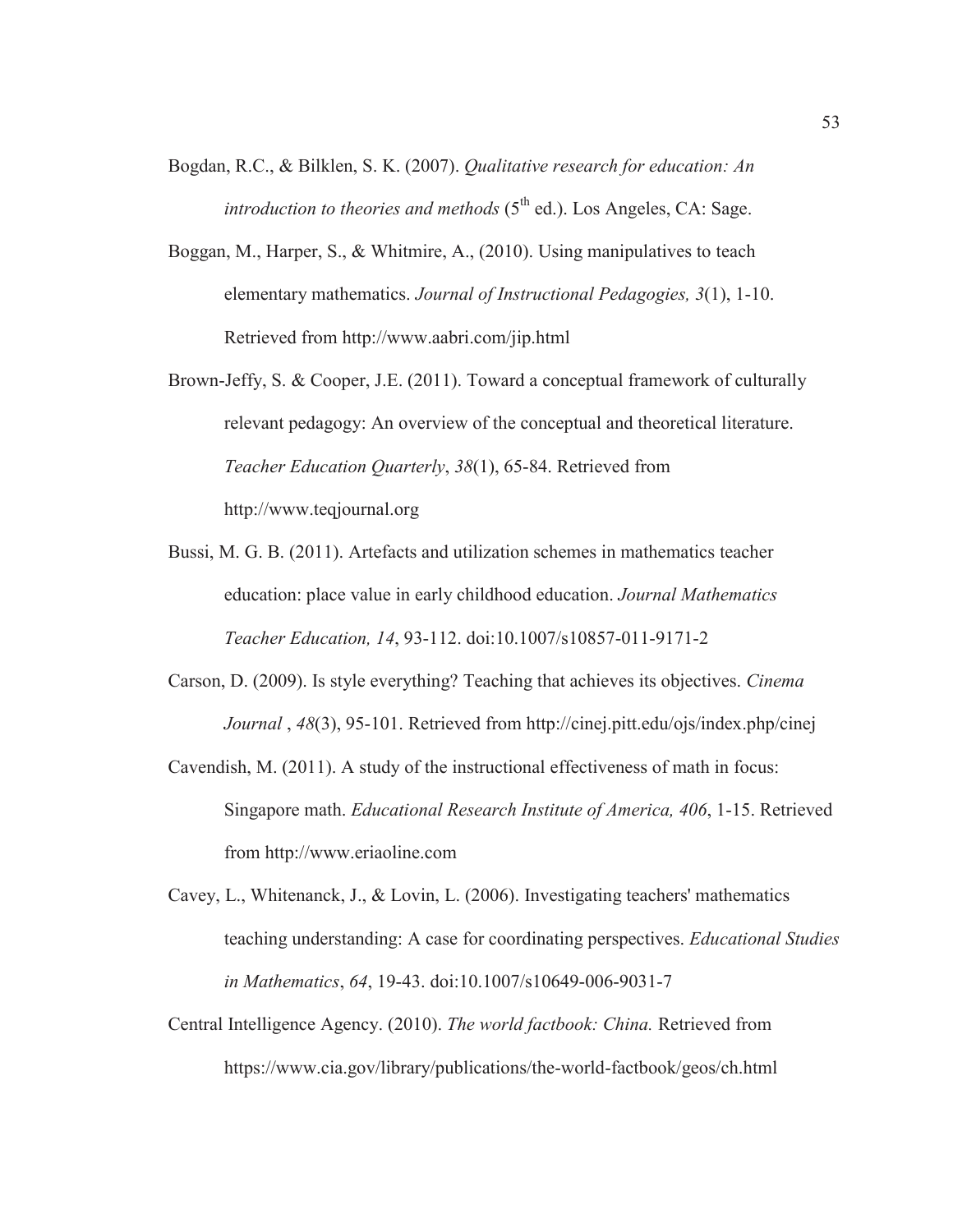Bogdan, R.C., & Bilklen, S. K. (2007). *Qualitative research for education: An introduction to theories and methods* (5th ed.). Los Angeles, CA: Sage.

Boggan, M., Harper, S., & Whitmire, A., (2010). Using manipulatives to teach elementary mathematics. *Journal of Instructional Pedagogies, 3*(1), 1-10. Retrieved from http://www.aabri.com/jip.html

Brown-Jeffy, S. & Cooper, J.E. (2011). Toward a conceptual framework of culturally relevant pedagogy: An overview of the conceptual and theoretical literature. *Teacher Education Quarterly*, *38*(1), 65-84. Retrieved from http://www.teqjournal.org

Bussi, M. G. B. (2011). Artefacts and utilization schemes in mathematics teacher education: place value in early childhood education. *Journal Mathematics Teacher Education, 14*, 93-112. doi:10.1007/s10857-011-9171-2

Carson, D. (2009). Is style everything? Teaching that achieves its objectives. *Cinema Journal* , *48*(3), 95-101. Retrieved from http://cinej.pitt.edu/ojs/index.php/cinej

Cavendish, M. (2011). A study of the instructional effectiveness of math in focus: Singapore math. *Educational Research Institute of America, 406*, 1-15. Retrieved from http://www.eriaoline.com

Cavey, L., Whitenanck, J., & Lovin, L. (2006). Investigating teachers' mathematics teaching understanding: A case for coordinating perspectives. *Educational Studies in Mathematics*, *64*, 19-43. doi:10.1007/s10649-006-9031-7

Central Intelligence Agency. (2010). *The world factbook: China.* Retrieved from https://www.cia.gov/library/publications/the-world-factbook/geos/ch.html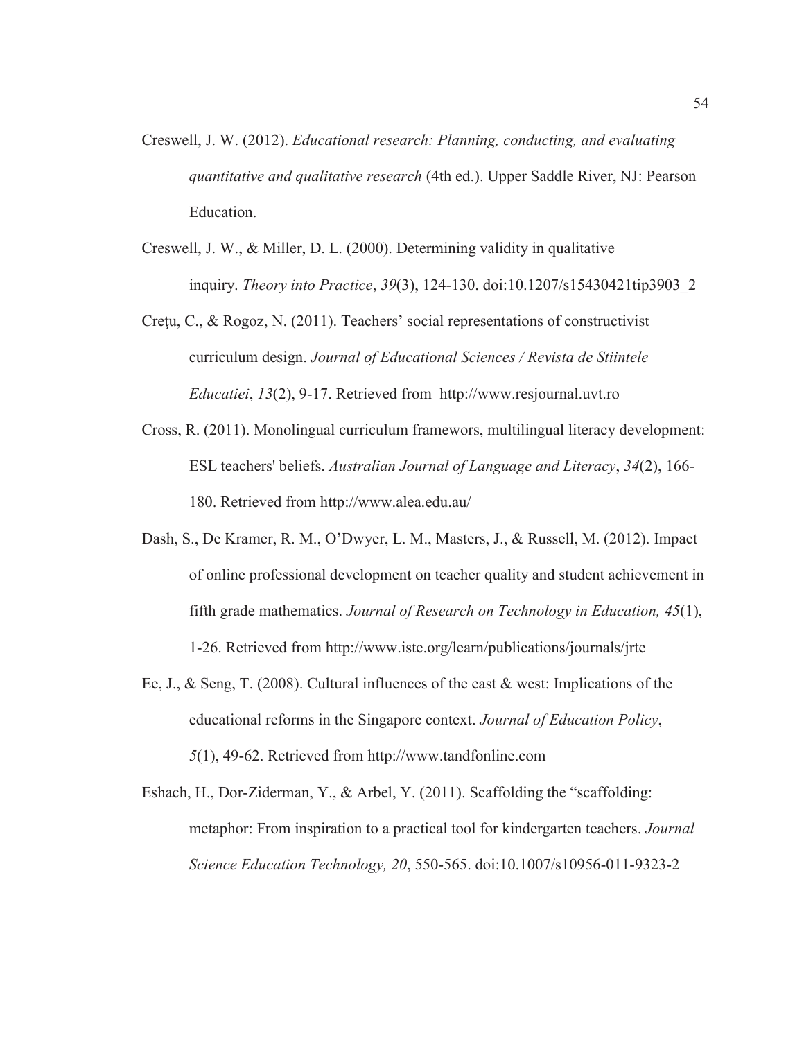Creswell, J. W. (2012). *Educational research: Planning, conducting, and evaluating quantitative and qualitative research* (4th ed.). Upper Saddle River, NJ: Pearson Education.

Creswell, J. W., & Miller, D. L. (2000). Determining validity in qualitative inquiry. *Theory into Practice*, *39*(3), 124-130. doi:10.1207/s15430421tip3903_2

Creţu, C., & Rogoz, N. (2011). Teachers' social representations of constructivist curriculum design. *Journal of Educational Sciences / Revista de Stiintele Educatiei*, *13*(2), 9-17. Retrieved from http://www.resjournal.uvt.ro

Cross, R. (2011). Monolingual curriculum framewors, multilingual literacy development: ESL teachers' beliefs. *Australian Journal of Language and Literacy*, *34*(2), 166-180. Retrieved from http://www.alea.edu.au/

Dash, S., De Kramer, R. M., O'Dwyer, L. M., Masters, J., & Russell, M. (2012). Impact of online professional development on teacher quality and student achievement in fifth grade mathematics. *Journal of Research on Technology in Education, 45*(1), 1-26. Retrieved from http://www.iste.org/learn/publications/journals/jrte

Ee, J., & Seng, T. (2008). Cultural influences of the east & west: Implications of the educational reforms in the Singapore context. *Journal of Education Policy*, *5*(1), 49-62. Retrieved from http://www.tandfonline.com

Eshach, H., Dor-Ziderman, Y., & Arbel, Y. (2011). Scaffolding the "scaffolding: metaphor: From inspiration to a practical tool for kindergarten teachers. *Journal Science Education Technology, 20*, 550-565. doi:10.1007/s10956-011-9323-2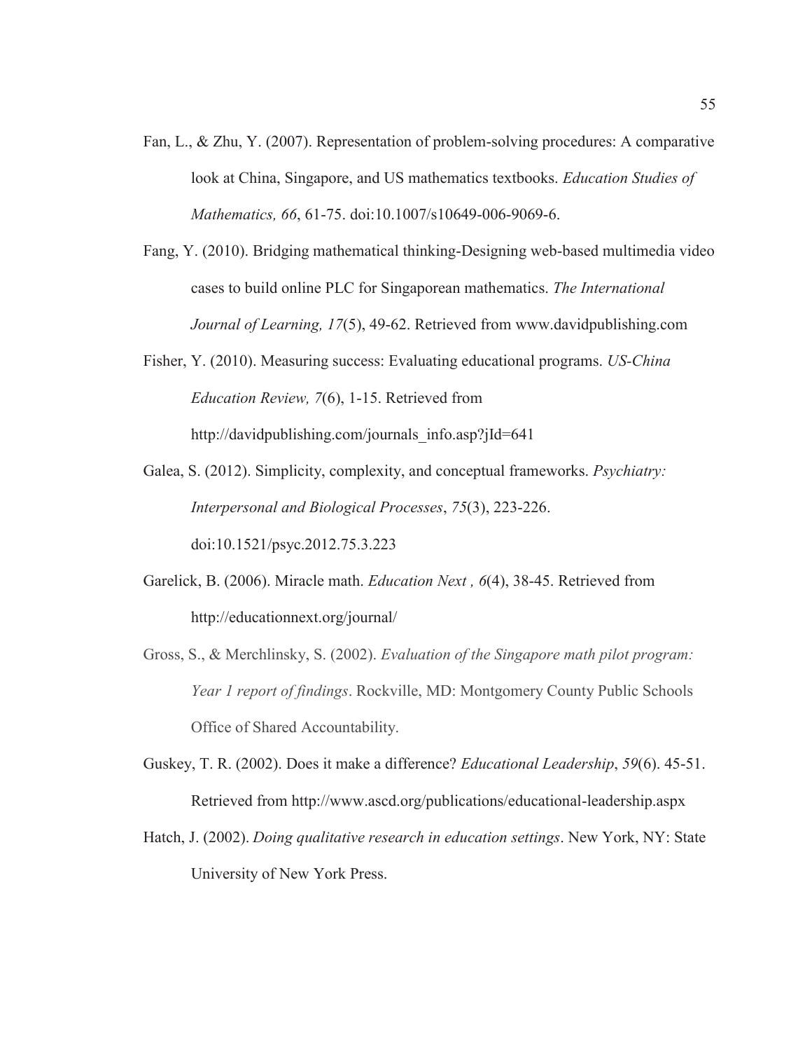Fan, L., & Zhu, Y. (2007). Representation of problem-solving procedures: A comparative look at China, Singapore, and US mathematics textbooks. *Education Studies of Mathematics, 66*, 61-75. doi:10.1007/s10649-006-9069-6.

Fang, Y. (2010). Bridging mathematical thinking-Designing web-based multimedia video cases to build online PLC for Singaporean mathematics. *The International Journal of Learning, 17*(5), 49-62. Retrieved from www.davidpublishing.com

Fisher, Y. (2010). Measuring success: Evaluating educational programs. *US-China Education Review, 7*(6), 1-15. Retrieved from http://davidpublishing.com/journals_info.asp?jId=641

Galea, S. (2012). Simplicity, complexity, and conceptual frameworks. *Psychiatry: Interpersonal and Biological Processes*, *75*(3), 223-226. doi:10.1521/psyc.2012.75.3.223

Garelick, B. (2006). Miracle math. *Education Next , 6*(4), 38-45. Retrieved from http://educationnext.org/journal/

Gross, S., & Merchlinsky, S. (2002). *Evaluation of the Singapore math pilot program: Year 1 report of findings*. Rockville, MD: Montgomery County Public Schools Office of Shared Accountability.

Guskey, T. R. (2002). Does it make a difference? *Educational Leadership*, *59*(6). 45-51. Retrieved from http://www.ascd.org/publications/educational-leadership.aspx

Hatch, J. (2002). *Doing qualitative research in education settings*. New York, NY: State University of New York Press.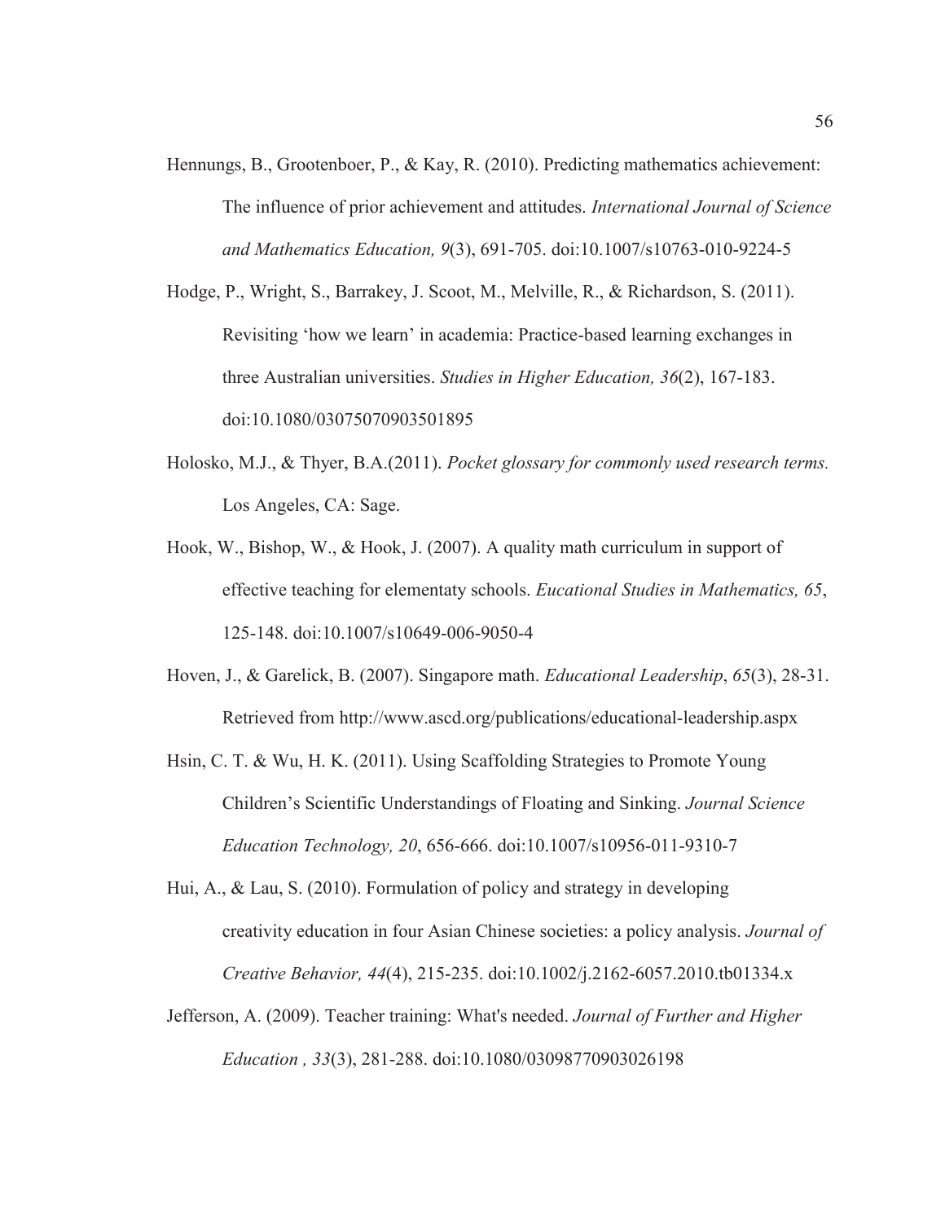Hennungs, B., Grootenboer, P., & Kay, R. (2010). Predicting mathematics achievement: The influence of prior achievement and attitudes. *International Journal of Science and Mathematics Education, 9*(3), 691-705. doi:10.1007/s10763-010-9224-5

Hodge, P., Wright, S., Barrakey, J. Scoot, M., Melville, R., & Richardson, S. (2011). Revisiting 'how we learn' in academia: Practice-based learning exchanges in three Australian universities. *Studies in Higher Education, 36*(2), 167-183. doi:10.1080/03075070903501895

Holosko, M.J., & Thyer, B.A.(2011). *Pocket glossary for commonly used research terms.* Los Angeles, CA: Sage.

Hook, W., Bishop, W., & Hook, J. (2007). A quality math curriculum in support of effective teaching for elementaty schools. *Eucational Studies in Mathematics, 65*, 125-148. doi:10.1007/s10649-006-9050-4

Hoven, J., & Garelick, B. (2007). Singapore math. *Educational Leadership*, *65*(3), 28-31. Retrieved from http://www.ascd.org/publications/educational-leadership.aspx

Hsin, C. T. & Wu, H. K. (2011). Using Scaffolding Strategies to Promote Young Children's Scientific Understandings of Floating and Sinking. *Journal Science Education Technology, 20*, 656-666. doi:10.1007/s10956-011-9310-7

Hui, A., & Lau, S. (2010). Formulation of policy and strategy in developing creativity education in four Asian Chinese societies: a policy analysis. *Journal of Creative Behavior, 44*(4), 215-235. doi:10.1002/j.2162-6057.2010.tb01334.x

Jefferson, A. (2009). Teacher training: What's needed. *Journal of Further and Higher Education , 33*(3), 281-288. doi:10.1080/03098770903026198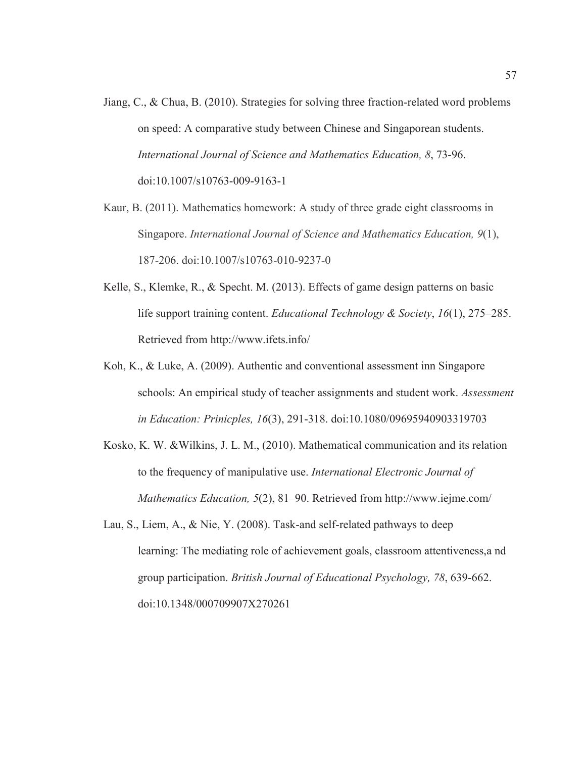Jiang, C., & Chua, B. (2010). Strategies for solving three fraction-related word problems on speed: A comparative study between Chinese and Singaporean students. *International Journal of Science and Mathematics Education, 8*, 73-96. doi:10.1007/s10763-009-9163-1

Kaur, B. (2011). Mathematics homework: A study of three grade eight classrooms in Singapore. *International Journal of Science and Mathematics Education, 9*(1), 187-206. doi:10.1007/s10763-010-9237-0

Kelle, S., Klemke, R., & Specht. M. (2013). Effects of game design patterns on basic life support training content. *Educational Technology & Society*, *16*(1), 275–285. Retrieved from http://www.ifets.info/

Koh, K., & Luke, A. (2009). Authentic and conventional assessment inn Singapore schools: An empirical study of teacher assignments and student work. *Assessment in Education: Prinicples, 16*(3), 291-318. doi:10.1080/09695940903319703

Kosko, K. W. &Wilkins, J. L. M., (2010). Mathematical communication and its relation to the frequency of manipulative use. *International Electronic Journal of Mathematics Education, 5*(2), 81–90. Retrieved from http://www.iejme.com/

Lau, S., Liem, A., & Nie, Y. (2008). Task-and self-related pathways to deep learning: The mediating role of achievement goals, classroom attentiveness,a nd group participation. *British Journal of Educational Psychology, 78*, 639-662. doi:10.1348/000709907X270261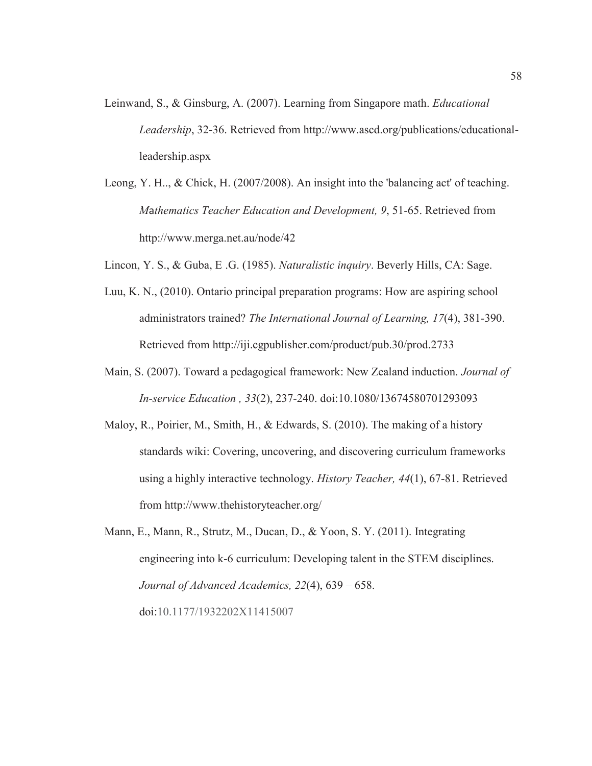Leinwand, S., & Ginsburg, A. (2007). Learning from Singapore math. *Educational Leadership*, 32-36. Retrieved from http://www.ascd.org/publications/educational-leadership.aspx

Leong, Y. H.., & Chick, H. (2007/2008). An insight into the 'balancing act' of teaching. *Mathematics Teacher Education and Development, 9*, 51-65. Retrieved from http://www.merga.net.au/node/42

Lincon, Y. S., & Guba, E .G. (1985). *Naturalistic inquiry*. Beverly Hills, CA: Sage.

Luu, K. N., (2010). Ontario principal preparation programs: How are aspiring school administrators trained? *The International Journal of Learning, 17*(4), 381-390. Retrieved from http://iji.cgpublisher.com/product/pub.30/prod.2733

Main, S. (2007). Toward a pedagogical framework: New Zealand induction. *Journal of In-service Education , 33*(2), 237-240. doi:10.1080/13674580701293093

Maloy, R., Poirier, M., Smith, H., & Edwards, S. (2010). The making of a history standards wiki: Covering, uncovering, and discovering curriculum frameworks using a highly interactive technology. *History Teacher, 44*(1), 67-81. Retrieved from http://www.thehistoryteacher.org/

Mann, E., Mann, R., Strutz, M., Ducan, D., & Yoon, S. Y. (2011). Integrating engineering into k-6 curriculum: Developing talent in the STEM disciplines. *Journal of Advanced Academics, 22*(4), 639 – 658. doi:10.1177/1932202X11415007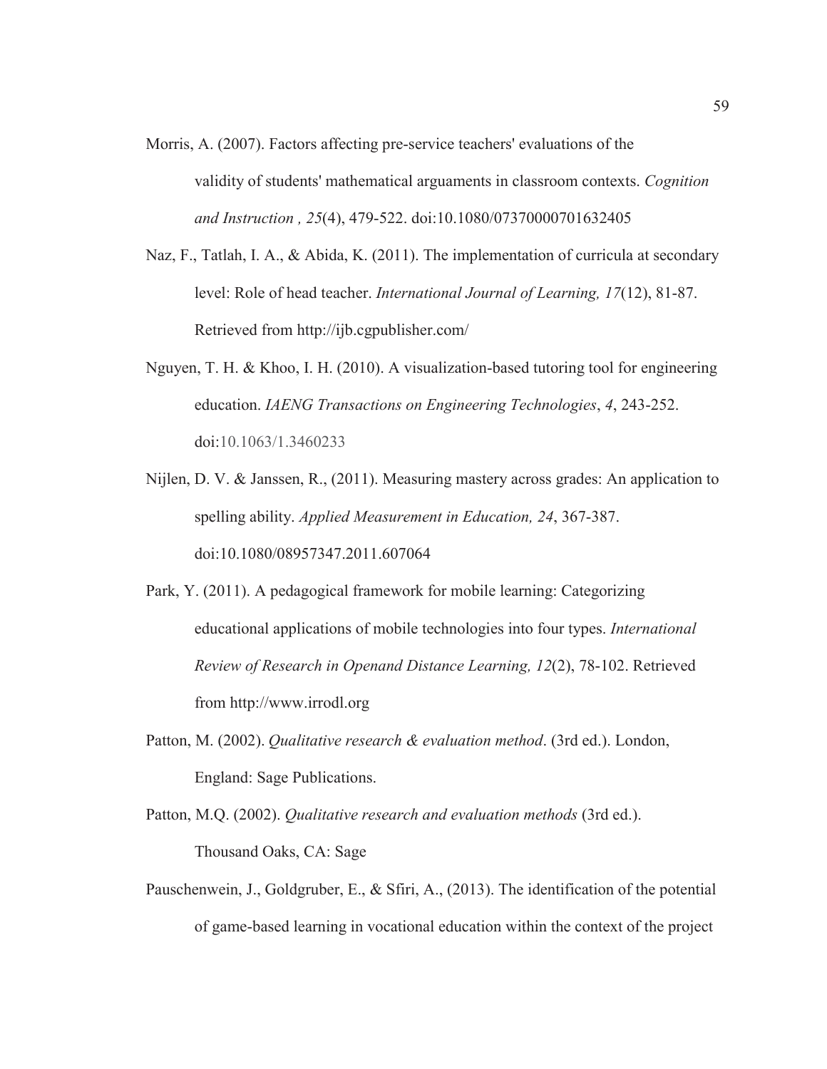Morris, A. (2007). Factors affecting pre-service teachers' evaluations of the validity of students' mathematical arguaments in classroom contexts. *Cognition and Instruction , 25*(4), 479-522. doi:10.1080/07370000701632405

Naz, F., Tatlah, I. A., & Abida, K. (2011). The implementation of curricula at secondary level: Role of head teacher. *International Journal of Learning, 17*(12), 81-87. Retrieved from http://ijb.cgpublisher.com/

Nguyen, T. H. & Khoo, I. H. (2010). A visualization-based tutoring tool for engineering education. *IAENG Transactions on Engineering Technologies*, *4*, 243-252. doi:10.1063/1.3460233

Nijlen, D. V. & Janssen, R., (2011). Measuring mastery across grades: An application to spelling ability. *Applied Measurement in Education, 24*, 367-387. doi:10.1080/08957347.2011.607064

Park, Y. (2011). A pedagogical framework for mobile learning: Categorizing educational applications of mobile technologies into four types. *International Review of Research in Openand Distance Learning, 12*(2), 78-102. Retrieved from http://www.irrodl.org

Patton, M. (2002). *Qualitative research & evaluation method*. (3rd ed.). London, England: Sage Publications.

Patton, M.Q. (2002). *Qualitative research and evaluation methods* (3rd ed.). Thousand Oaks, CA: Sage

Pauschenwein, J., Goldgruber, E., & Sfiri, A., (2013). The identification of the potential of game-based learning in vocational education within the context of the project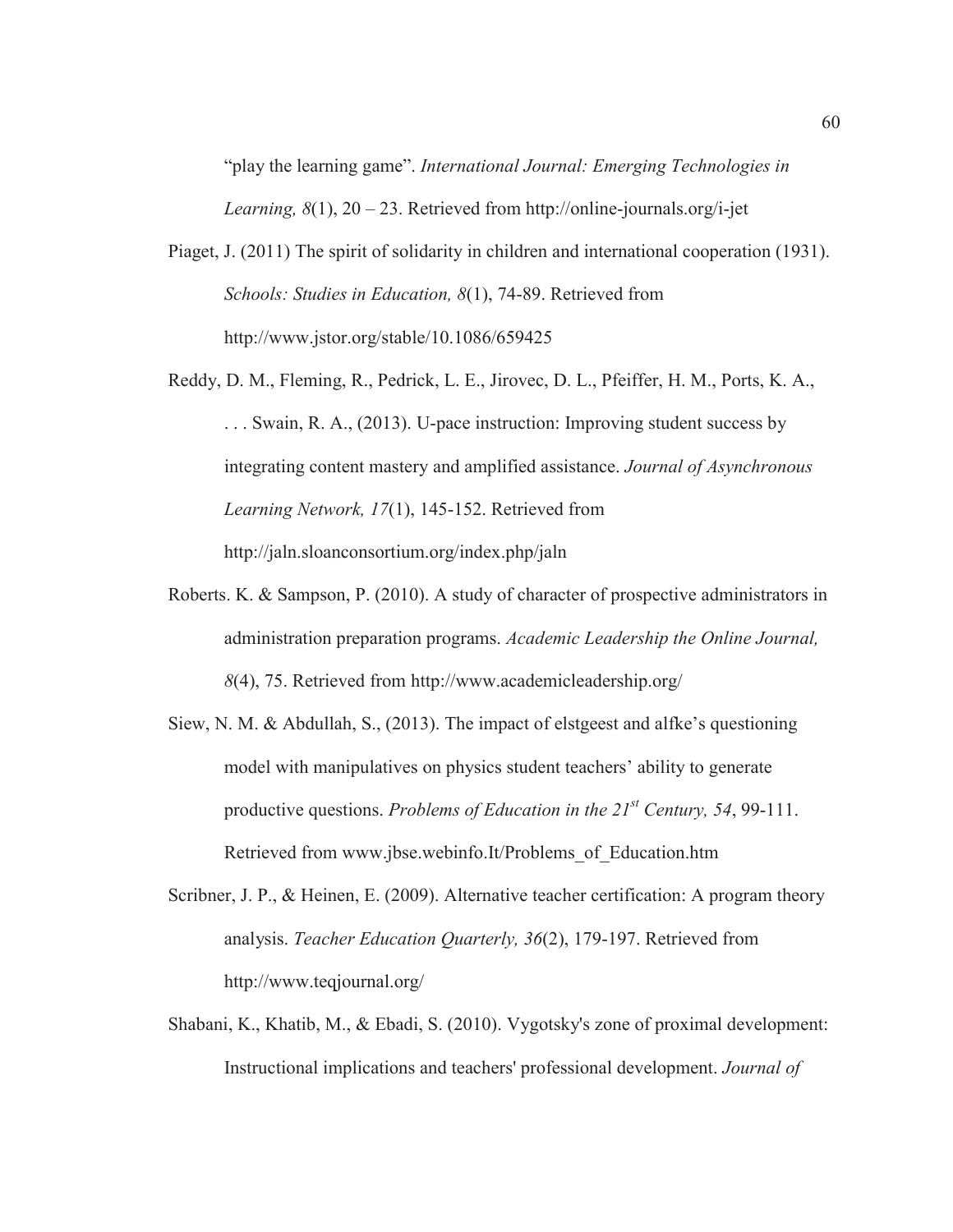"play the learning game". *International Journal: Emerging Technologies in Learning, 8*(1), 20 – 23. Retrieved from http://online-journals.org/i-jet

Piaget, J. (2011) The spirit of solidarity in children and international cooperation (1931). *Schools: Studies in Education, 8*(1), 74-89. Retrieved from http://www.jstor.org/stable/10.1086/659425

Reddy, D. M., Fleming, R., Pedrick, L. E., Jirovec, D. L., Pfeiffer, H. M., Ports, K. A., . . . Swain, R. A., (2013). U-pace instruction: Improving student success by integrating content mastery and amplified assistance. *Journal of Asynchronous Learning Network, 17*(1), 145-152. Retrieved from http://jaln.sloanconsortium.org/index.php/jaln

Roberts. K. & Sampson, P. (2010). A study of character of prospective administrators in administration preparation programs. *Academic Leadership the Online Journal, 8*(4), 75. Retrieved from http://www.academicleadership.org/

Siew, N. M. & Abdullah, S., (2013). The impact of elstgeest and alfke's questioning model with manipulatives on physics student teachers' ability to generate productive questions. *Problems of Education in the 21st Century, 54*, 99-111. Retrieved from www.jbse.webinfo.It/Problems_of_Education.htm

Scribner, J. P., & Heinen, E. (2009). Alternative teacher certification: A program theory analysis. *Teacher Education Quarterly, 36*(2), 179-197. Retrieved from http://www.teqjournal.org/

Shabani, K., Khatib, M., & Ebadi, S. (2010). Vygotsky's zone of proximal development: Instructional implications and teachers' professional development. *Journal of*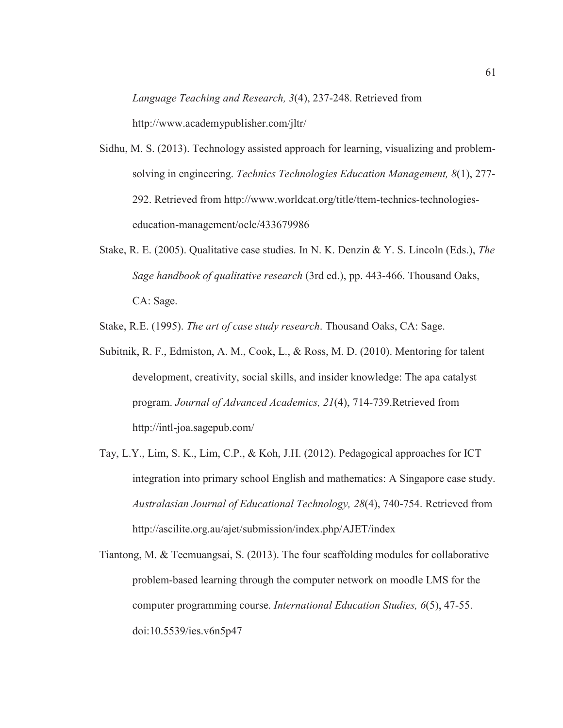*Language Teaching and Research, 3*(4), 237-248. Retrieved from http://www.academypublisher.com/jltr/

Sidhu, M. S. (2013). Technology assisted approach for learning, visualizing and problem-solving in engineering. *Technics Technologies Education Management, 8*(1), 277-292. Retrieved from http://www.worldcat.org/title/ttem-technics-technologies-education-management/oclc/433679986

Stake, R. E. (2005). Qualitative case studies. In N. K. Denzin & Y. S. Lincoln (Eds.), *The Sage handbook of qualitative research* (3rd ed.), pp. 443-466. Thousand Oaks, CA: Sage.

Stake, R.E. (1995). *The art of case study research*. Thousand Oaks, CA: Sage.

Subitnik, R. F., Edmiston, A. M., Cook, L., & Ross, M. D. (2010). Mentoring for talent development, creativity, social skills, and insider knowledge: The apa catalyst program. *Journal of Advanced Academics, 21*(4), 714-739.Retrieved from http://intl-joa.sagepub.com/

Tay, L.Y., Lim, S. K., Lim, C.P., & Koh, J.H. (2012). Pedagogical approaches for ICT integration into primary school English and mathematics: A Singapore case study. *Australasian Journal of Educational Technology, 28*(4), 740-754. Retrieved from http://ascilite.org.au/ajet/submission/index.php/AJET/index

Tiantong, M. & Teemuangsai, S. (2013). The four scaffolding modules for collaborative problem-based learning through the computer network on moodle LMS for the computer programming course. *International Education Studies, 6*(5), 47-55. doi:10.5539/ies.v6n5p47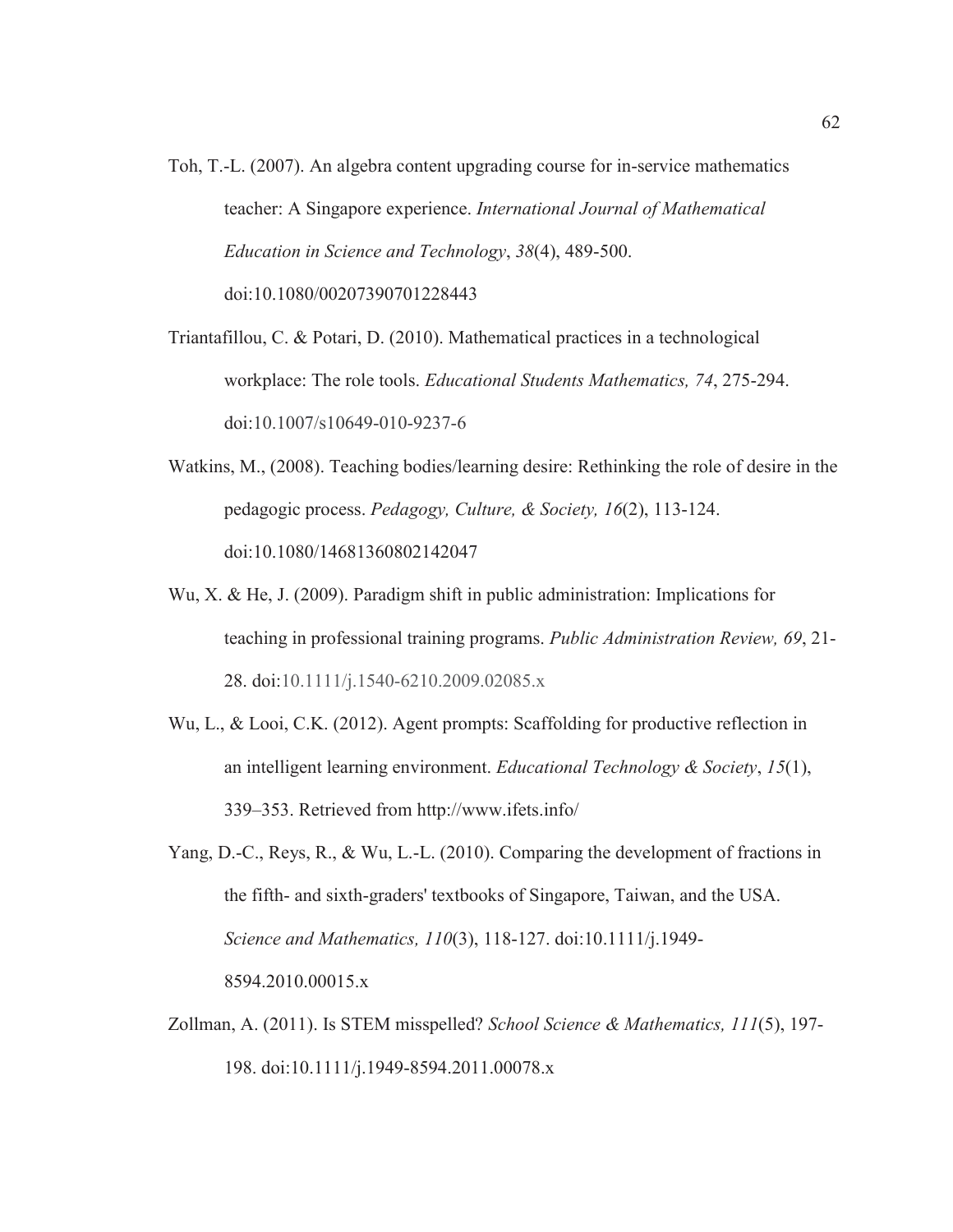Toh, T.-L. (2007). An algebra content upgrading course for in-service mathematics teacher: A Singapore experience. *International Journal of Mathematical Education in Science and Technology*, *38*(4), 489-500. doi:10.1080/00207390701228443

Triantafillou, C. & Potari, D. (2010). Mathematical practices in a technological workplace: The role tools. *Educational Students Mathematics, 74*, 275-294. doi:10.1007/s10649-010-9237-6

Watkins, M., (2008). Teaching bodies/learning desire: Rethinking the role of desire in the pedagogic process. *Pedagogy, Culture, & Society, 16*(2), 113-124. doi:10.1080/14681360802142047

Wu, X. & He, J. (2009). Paradigm shift in public administration: Implications for teaching in professional training programs. *Public Administration Review, 69*, 21-28. doi:10.1111/j.1540-6210.2009.02085.x

Wu, L., & Looi, C.K. (2012). Agent prompts: Scaffolding for productive reflection in an intelligent learning environment. *Educational Technology & Society*, *15*(1), 339–353. Retrieved from http://www.ifets.info/

Yang, D.-C., Reys, R., & Wu, L.-L. (2010). Comparing the development of fractions in the fifth- and sixth-graders' textbooks of Singapore, Taiwan, and the USA. *Science and Mathematics, 110*(3), 118-127. doi:10.1111/j.1949-8594.2010.00015.x

Zollman, A. (2011). Is STEM misspelled? *School Science & Mathematics, 111*(5), 197-198. doi:10.1111/j.1949-8594.2011.00078.x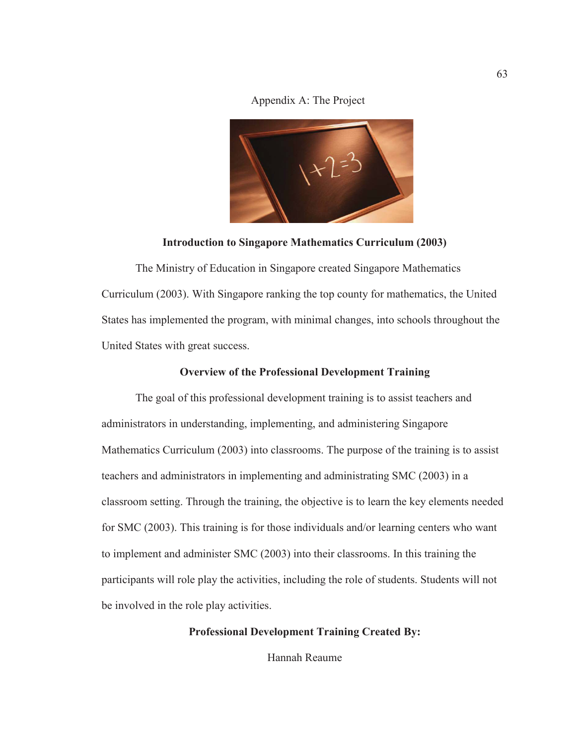Appendix A: The Project

**Introduction to Singapore Mathematics Curriculum (2003)**

The Ministry of Education in Singapore created Singapore Mathematics Curriculum (2003). With Singapore ranking the top county for mathematics, the United States has implemented the program, with minimal changes, into schools throughout the United States with great success.

**Overview of the Professional Development Training**

The goal of this professional development training is to assist teachers and administrators in understanding, implementing, and administering Singapore Mathematics Curriculum (2003) into classrooms. The purpose of the training is to assist teachers and administrators in implementing and administrating SMC (2003) in a classroom setting. Through the training, the objective is to learn the key elements needed for SMC (2003). This training is for those individuals and/or learning centers who want to implement and administer SMC (2003) into their classrooms. In this training the participants will role play the activities, including the role of students. Students will not be involved in the role play activities.

**Professional Development Training Created By:**

Hannah Reaume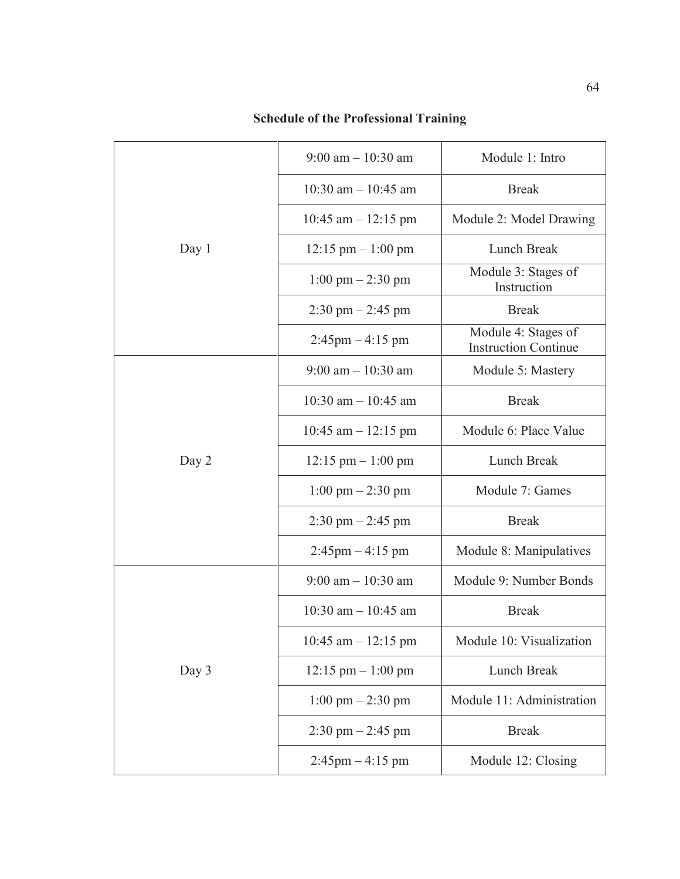**Schedule of the Professional Training**

| | | |
|---|---|---|
| Day 1 | 9:00 am – 10:30 am | Module 1: Intro |
| | 10:30 am – 10:45 am | Break |
| | 10:45 am – 12:15 pm | Module 2: Model Drawing |
| | 12:15 pm – 1:00 pm | Lunch Break |
| | 1:00 pm – 2:30 pm | Module 3: Stages of Instruction |
| | 2:30 pm – 2:45 pm | Break |
| | 2:45pm – 4:15 pm | Module 4: Stages of Instruction Continue |
| Day 2 | 9:00 am – 10:30 am | Module 5: Mastery |
| | 10:30 am – 10:45 am | Break |
| | 10:45 am – 12:15 pm | Module 6: Place Value |
| | 12:15 pm – 1:00 pm | Lunch Break |
| | 1:00 pm – 2:30 pm | Module 7: Games |
| | 2:30 pm – 2:45 pm | Break |
| | 2:45pm – 4:15 pm | Module 8: Manipulatives |
| Day 3 | 9:00 am – 10:30 am | Module 9: Number Bonds |
| | 10:30 am – 10:45 am | Break |
| | 10:45 am – 12:15 pm | Module 10: Visualization |
| | 12:15 pm – 1:00 pm | Lunch Break |
| | 1:00 pm – 2:30 pm | Module 11: Administration |
| | 2:30 pm – 2:45 pm | Break |
| | 2:45pm – 4:15 pm | Module 12: Closing |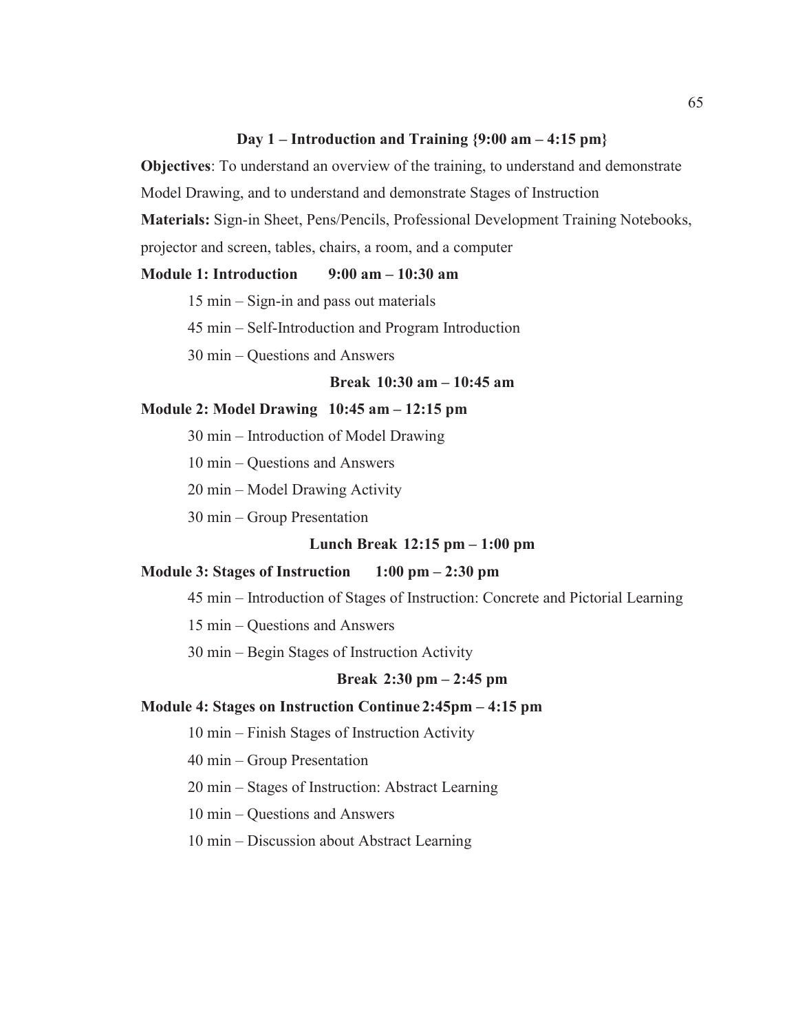### Day 1 – Introduction and Training {9:00 am – 4:15 pm}

**Objectives**: To understand an overview of the training, to understand and demonstrate Model Drawing, and to understand and demonstrate Stages of Instruction

**Materials:** Sign-in Sheet, Pens/Pencils, Professional Development Training Notebooks, projector and screen, tables, chairs, a room, and a computer

**Module 1: Introduction 9:00 am – 10:30 am**

15 min – Sign-in and pass out materials

45 min – Self-Introduction and Program Introduction

30 min – Questions and Answers

**Break 10:30 am – 10:45 am**

**Module 2: Model Drawing 10:45 am – 12:15 pm**

30 min – Introduction of Model Drawing

10 min – Questions and Answers

20 min – Model Drawing Activity

30 min – Group Presentation

**Lunch Break 12:15 pm – 1:00 pm**

**Module 3: Stages of Instruction 1:00 pm – 2:30 pm**

45 min – Introduction of Stages of Instruction: Concrete and Pictorial Learning

15 min – Questions and Answers

30 min – Begin Stages of Instruction Activity

**Break 2:30 pm – 2:45 pm**

**Module 4: Stages on Instruction Continue 2:45pm – 4:15 pm**

10 min – Finish Stages of Instruction Activity

40 min – Group Presentation

20 min – Stages of Instruction: Abstract Learning

10 min – Questions and Answers

10 min – Discussion about Abstract Learning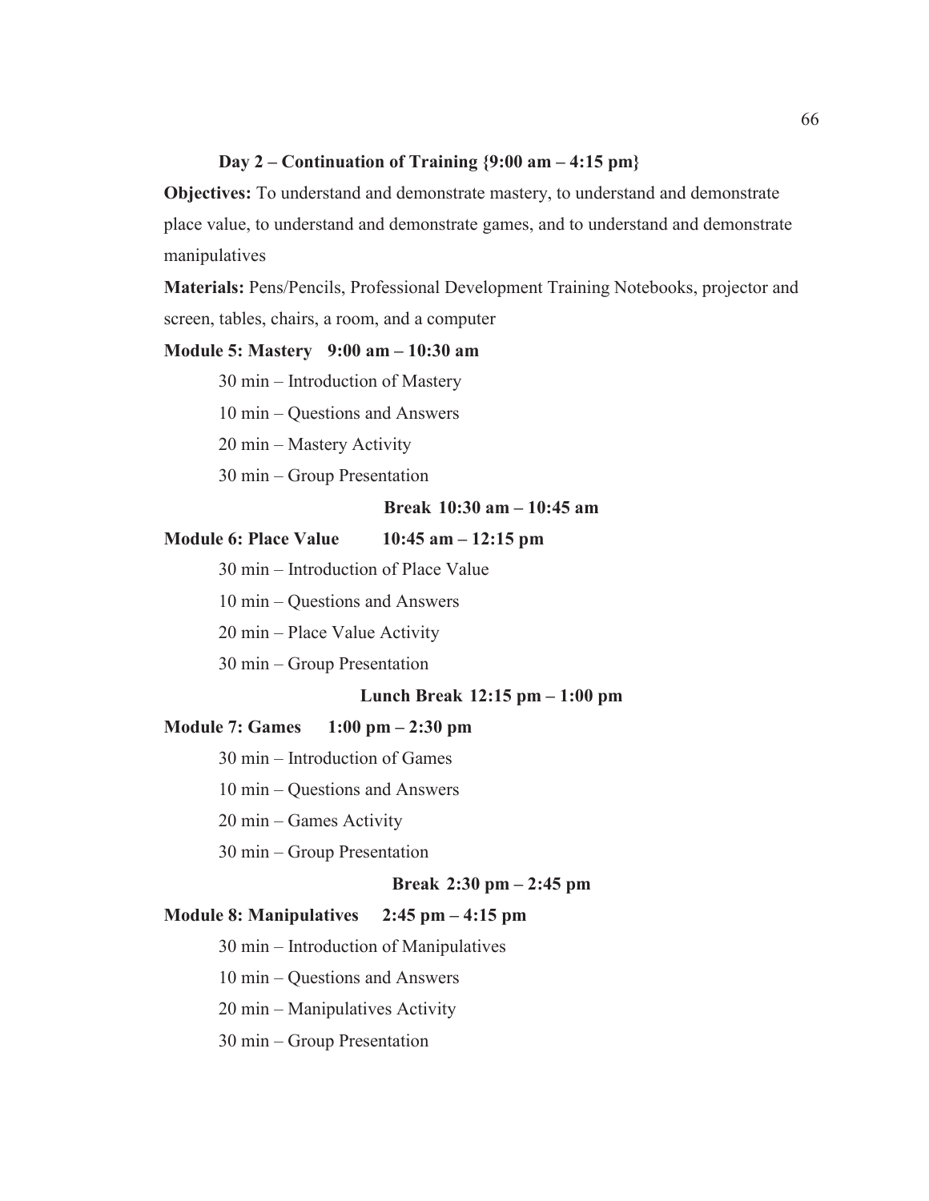**Day 2 – Continuation of Training {9:00 am – 4:15 pm}**

**Objectives:** To understand and demonstrate mastery, to understand and demonstrate place value, to understand and demonstrate games, and to understand and demonstrate manipulatives

**Materials:** Pens/Pencils, Professional Development Training Notebooks, projector and screen, tables, chairs, a room, and a computer

**Module 5: Mastery 9:00 am – 10:30 am**

30 min – Introduction of Mastery

10 min – Questions and Answers

20 min – Mastery Activity

30 min – Group Presentation

**Break 10:30 am – 10:45 am**

**Module 6: Place Value 10:45 am – 12:15 pm**

30 min – Introduction of Place Value

10 min – Questions and Answers

20 min – Place Value Activity

30 min – Group Presentation

**Lunch Break 12:15 pm – 1:00 pm**

**Module 7: Games 1:00 pm – 2:30 pm**

30 min – Introduction of Games

10 min – Questions and Answers

20 min – Games Activity

30 min – Group Presentation

**Break 2:30 pm – 2:45 pm**

**Module 8: Manipulatives 2:45 pm – 4:15 pm**

30 min – Introduction of Manipulatives

10 min – Questions and Answers

20 min – Manipulatives Activity

30 min – Group Presentation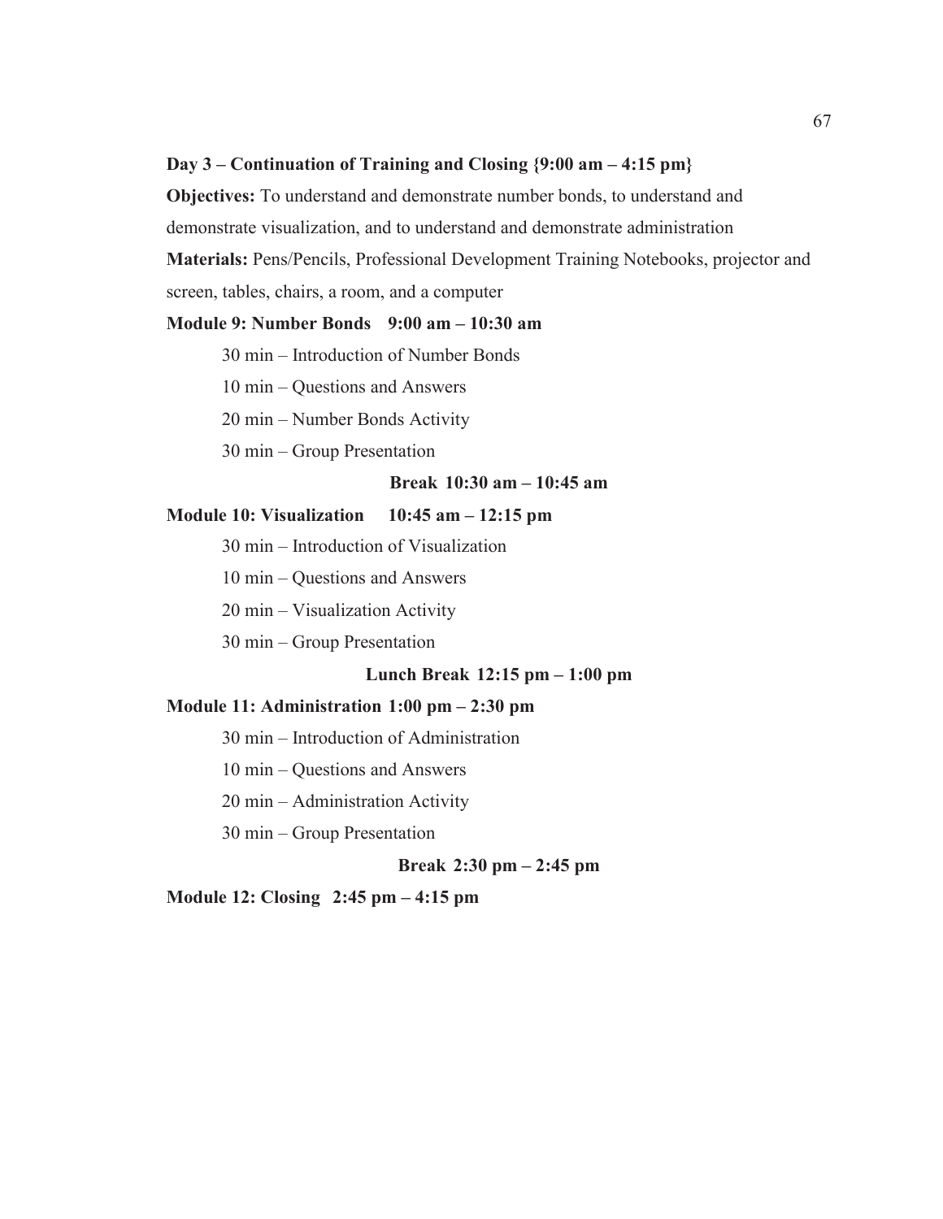**Day 3 – Continuation of Training and Closing {9:00 am – 4:15 pm}**

**Objectives:** To understand and demonstrate number bonds, to understand and demonstrate visualization, and to understand and demonstrate administration

**Materials:** Pens/Pencils, Professional Development Training Notebooks, projector and screen, tables, chairs, a room, and a computer

**Module 9: Number Bonds 9:00 am – 10:30 am**

30 min – Introduction of Number Bonds

10 min – Questions and Answers

20 min – Number Bonds Activity

30 min – Group Presentation

**Break 10:30 am – 10:45 am**

**Module 10: Visualization 10:45 am – 12:15 pm**

30 min – Introduction of Visualization

10 min – Questions and Answers

20 min – Visualization Activity

30 min – Group Presentation

**Lunch Break 12:15 pm – 1:00 pm**

**Module 11: Administration 1:00 pm – 2:30 pm**

30 min – Introduction of Administration

10 min – Questions and Answers

20 min – Administration Activity

30 min – Group Presentation

**Break 2:30 pm – 2:45 pm**

**Module 12: Closing 2:45 pm – 4:15 pm**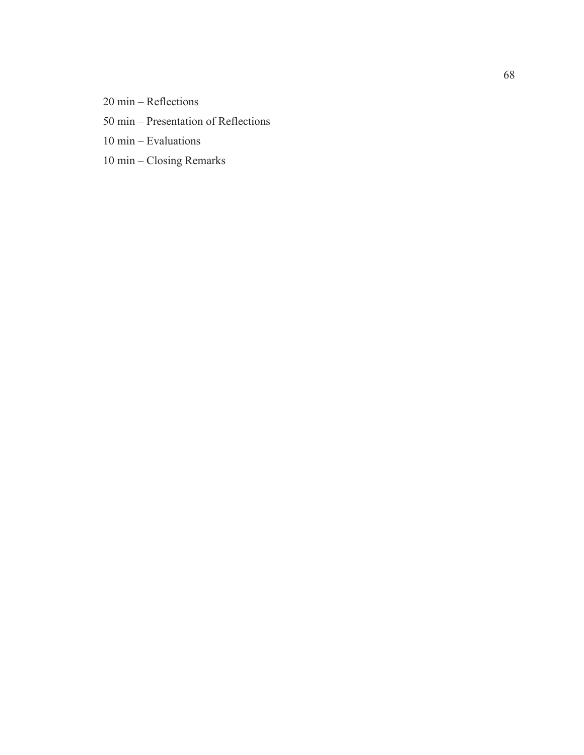20 min – Reflections

50 min – Presentation of Reflections

10 min – Evaluations

10 min – Closing Remarks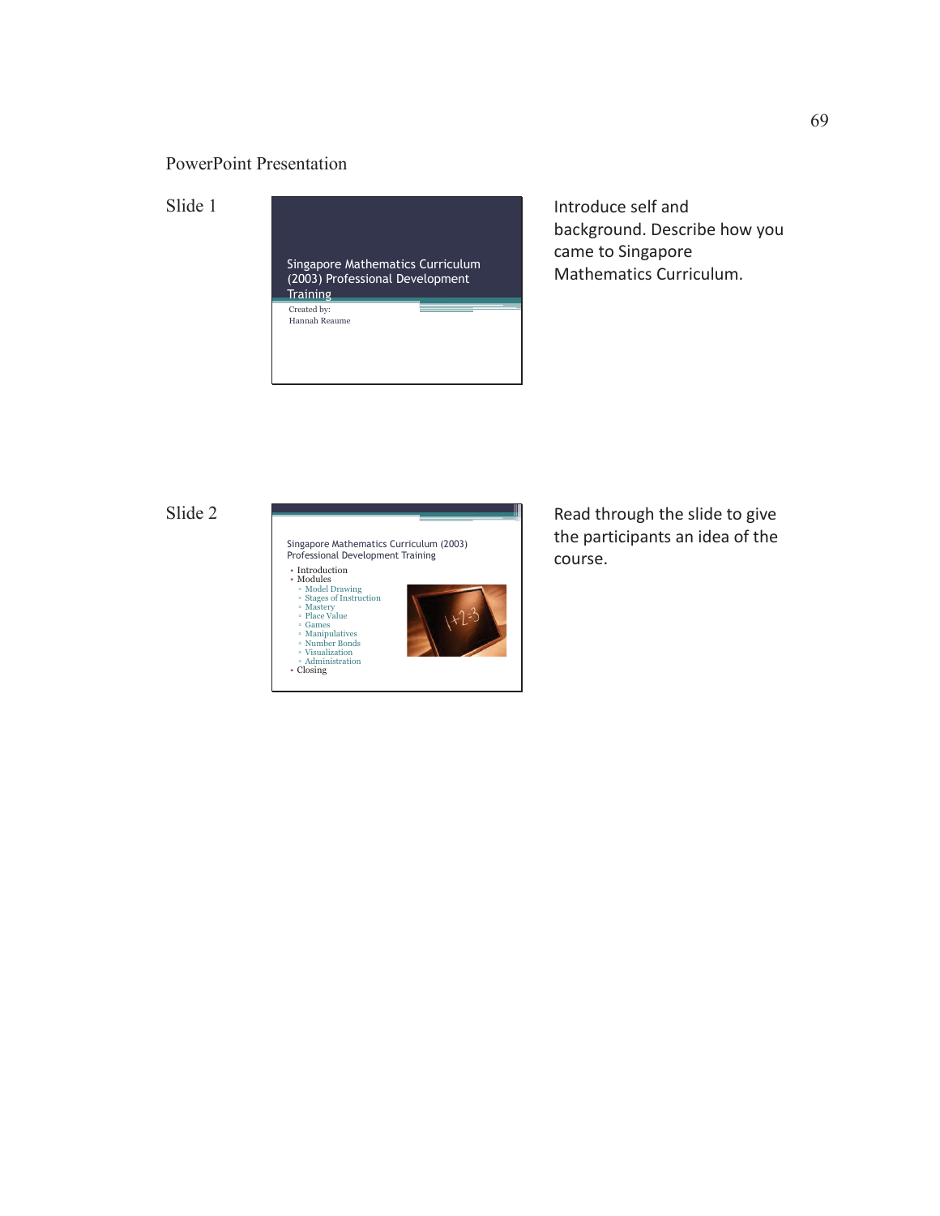PowerPoint Presentation

Slide 1

Singapore Mathematics Curriculum (2003) Professional Development Training

Created by:
Hannah Reaume

Introduce self and background. Describe how you came to Singapore Mathematics Curriculum.

Slide 2

Singapore Mathematics Curriculum (2003) Professional Development Training

- Introduction
- Modules
  - Model Drawing
  - Stages of Instruction
  - Mastery
  - Place Value
  - Games
  - Manipulatives
  - Number Bonds
  - Visualization
  - Administration
- Closing

Read through the slide to give the participants an idea of the course.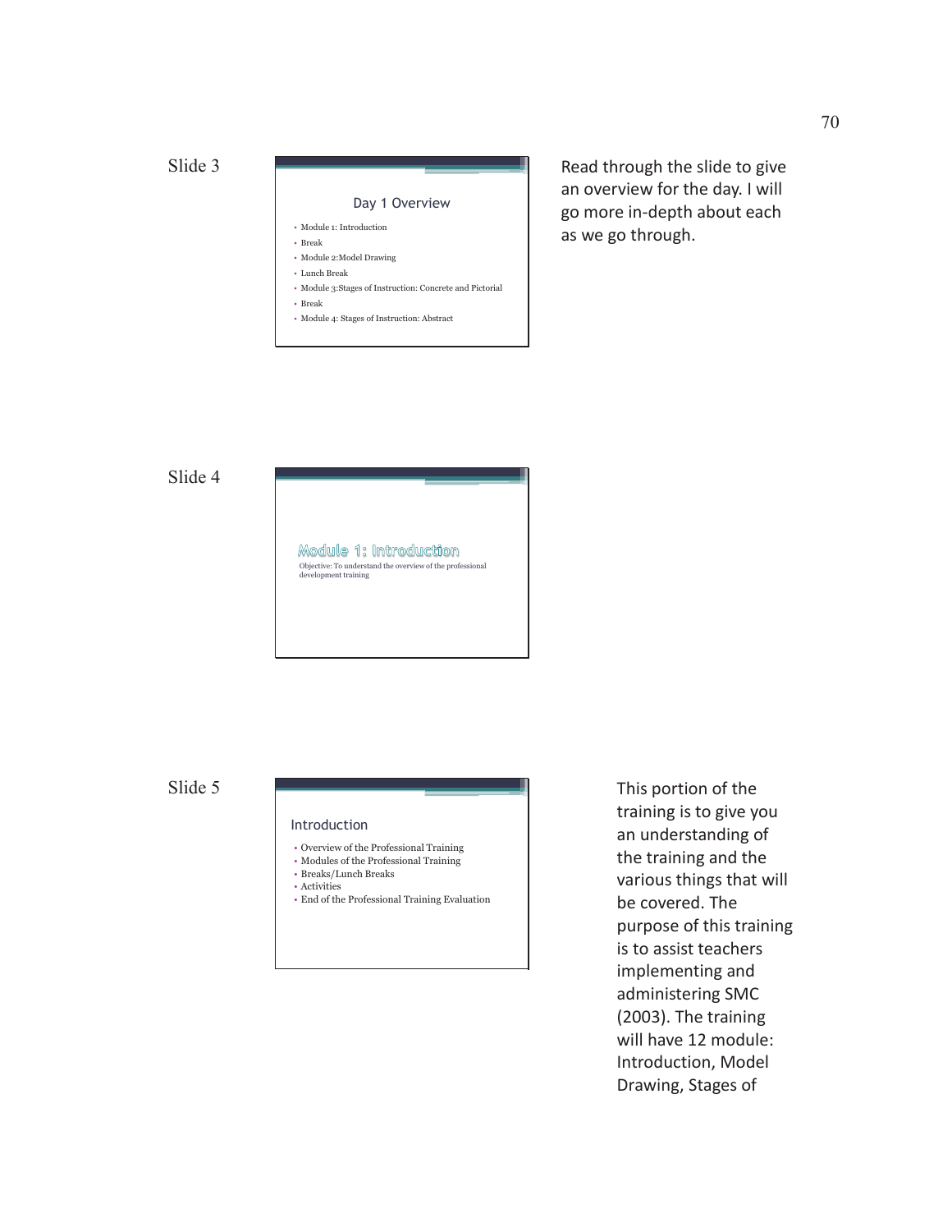Slide 3

Day 1 Overview

- Module 1: Introduction
- Break
- Module 2:Model Drawing
- Lunch Break
- Module 3:Stages of Instruction: Concrete and Pictorial
- Break
- Module 4: Stages of Instruction: Abstract

Read through the slide to give an overview for the day. I will go more in-depth about each as we go through.

Slide 4

Module 1: Introduction

Objective: To understand the overview of the professional development training

Slide 5

Introduction

- Overview of the Professional Training
- Modules of the Professional Training
- Breaks/Lunch Breaks
- Activities
- End of the Professional Training Evaluation

This portion of the training is to give you an understanding of the training and the various things that will be covered. The purpose of this training is to assist teachers implementing and administering SMC (2003). The training will have 12 module: Introduction, Model Drawing, Stages of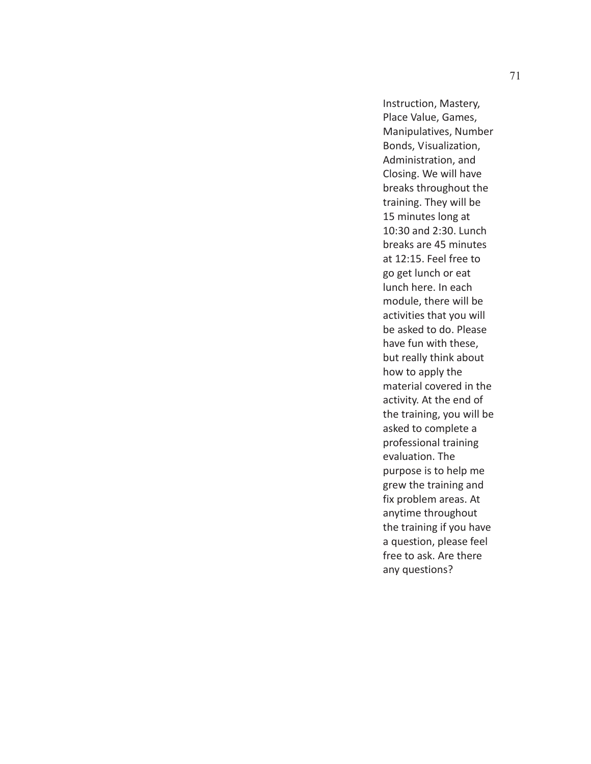Instruction, Mastery, Place Value, Games, Manipulatives, Number Bonds, Visualization, Administration, and Closing. We will have breaks throughout the training. They will be 15 minutes long at 10:30 and 2:30. Lunch breaks are 45 minutes at 12:15. Feel free to go get lunch or eat lunch here. In each module, there will be activities that you will be asked to do. Please have fun with these, but really think about how to apply the material covered in the activity. At the end of the training, you will be asked to complete a professional training evaluation. The purpose is to help me grew the training and fix problem areas. At anytime throughout the training if you have a question, please feel free to ask. Are there any questions?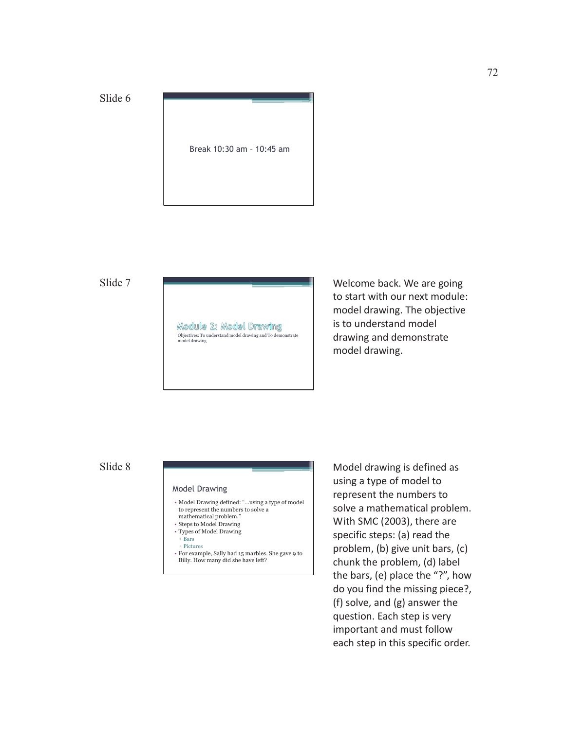Slide 6

Break 10:30 am – 10:45 am

Slide 7

Module 2: Model Drawing

Objectives: To understand model drawing and To demonstrate model drawing

Welcome back. We are going to start with our next module: model drawing. The objective is to understand model drawing and demonstrate model drawing.

Slide 8

Model Drawing

- Model Drawing defined: "…using a type of model to represent the numbers to solve a mathematical problem."
- Steps to Model Drawing
- Types of Model Drawing
  - Bars
  - Pictures
- For example, Sally had 15 marbles. She gave 9 to Billy. How many did she have left?

Model drawing is defined as using a type of model to represent the numbers to solve a mathematical problem. With SMC (2003), there are specific steps: (a) read the problem, (b) give unit bars, (c) chunk the problem, (d) label the bars, (e) place the "?", how do you find the missing piece?, (f) solve, and (g) answer the question. Each step is very important and must follow each step in this specific order.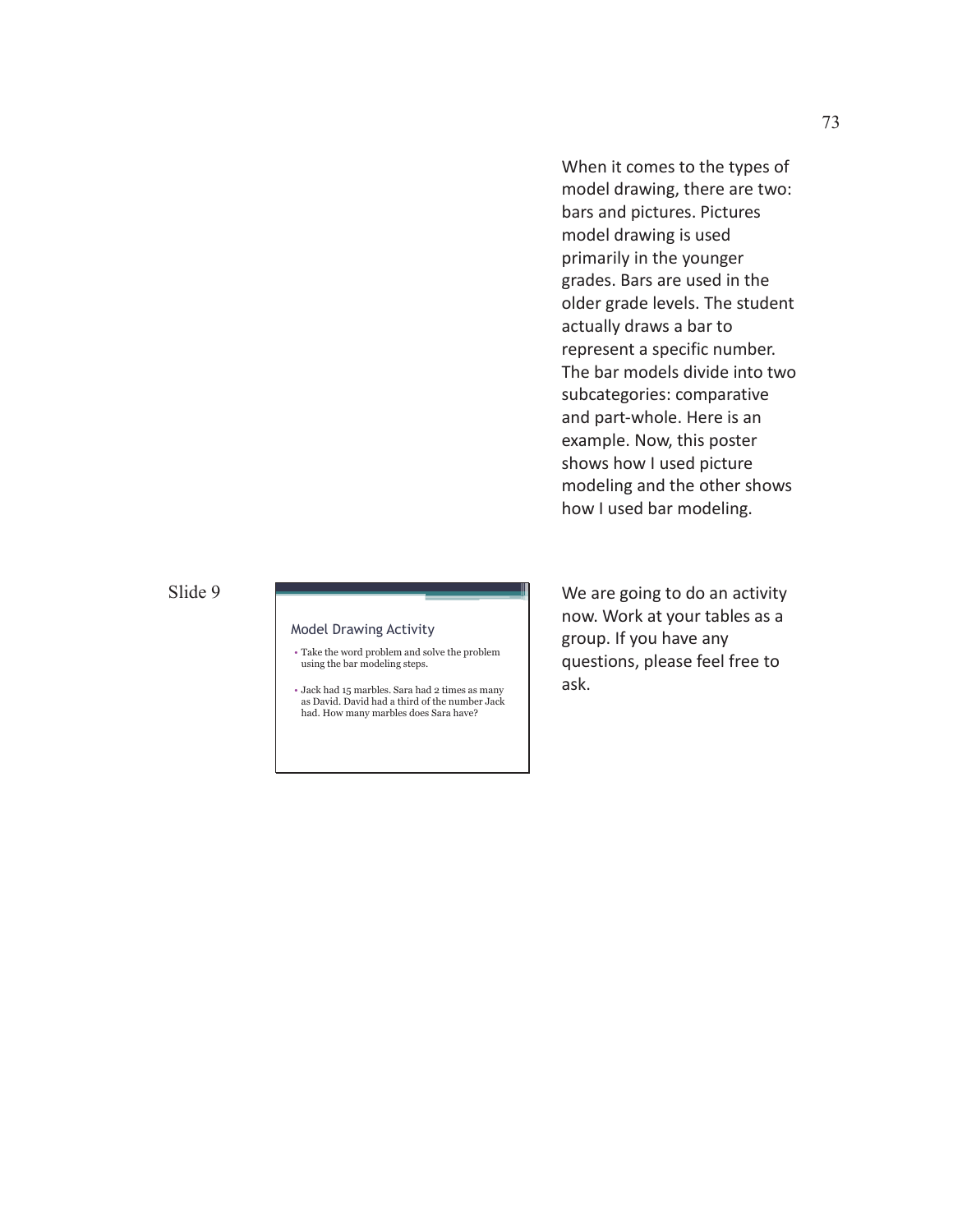When it comes to the types of model drawing, there are two: bars and pictures. Pictures model drawing is used primarily in the younger grades. Bars are used in the older grade levels. The student actually draws a bar to represent a specific number. The bar models divide into two subcategories: comparative and part-whole. Here is an example. Now, this poster shows how I used picture modeling and the other shows how I used bar modeling.

Slide 9

Model Drawing Activity

- Take the word problem and solve the problem using the bar modeling steps.
- Jack had 15 marbles. Sara had 2 times as many as David. David had a third of the number Jack had. How many marbles does Sara have?

We are going to do an activity now. Work at your tables as a group. If you have any questions, please feel free to ask.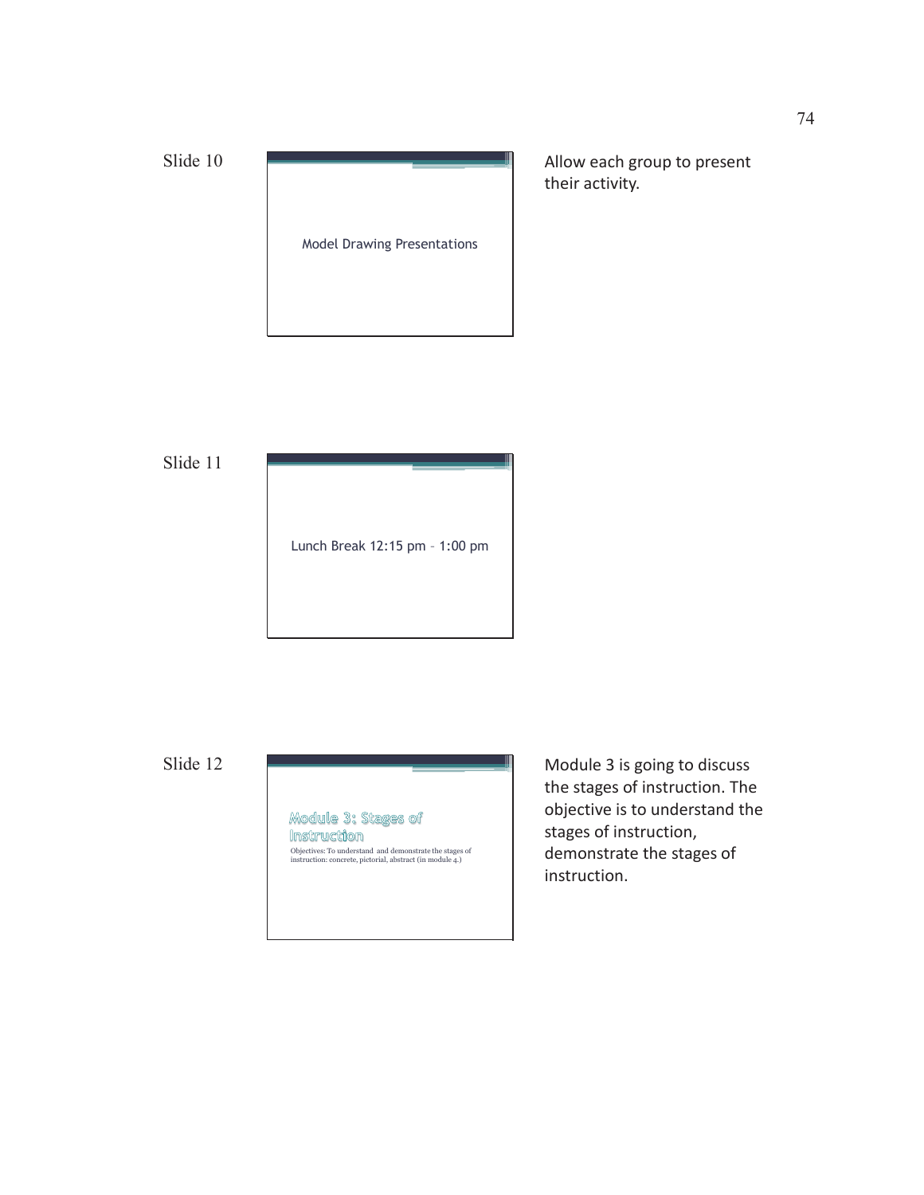Slide 10

Model Drawing Presentations

Allow each group to present their activity.

Slide 11

Lunch Break 12:15 pm – 1:00 pm

Slide 12

Module 3: Stages of Instruction

Objectives: To understand and demonstrate the stages of instruction: concrete, pictorial, abstract (in module 4.)

Module 3 is going to discuss the stages of instruction. The objective is to understand the stages of instruction, demonstrate the stages of instruction.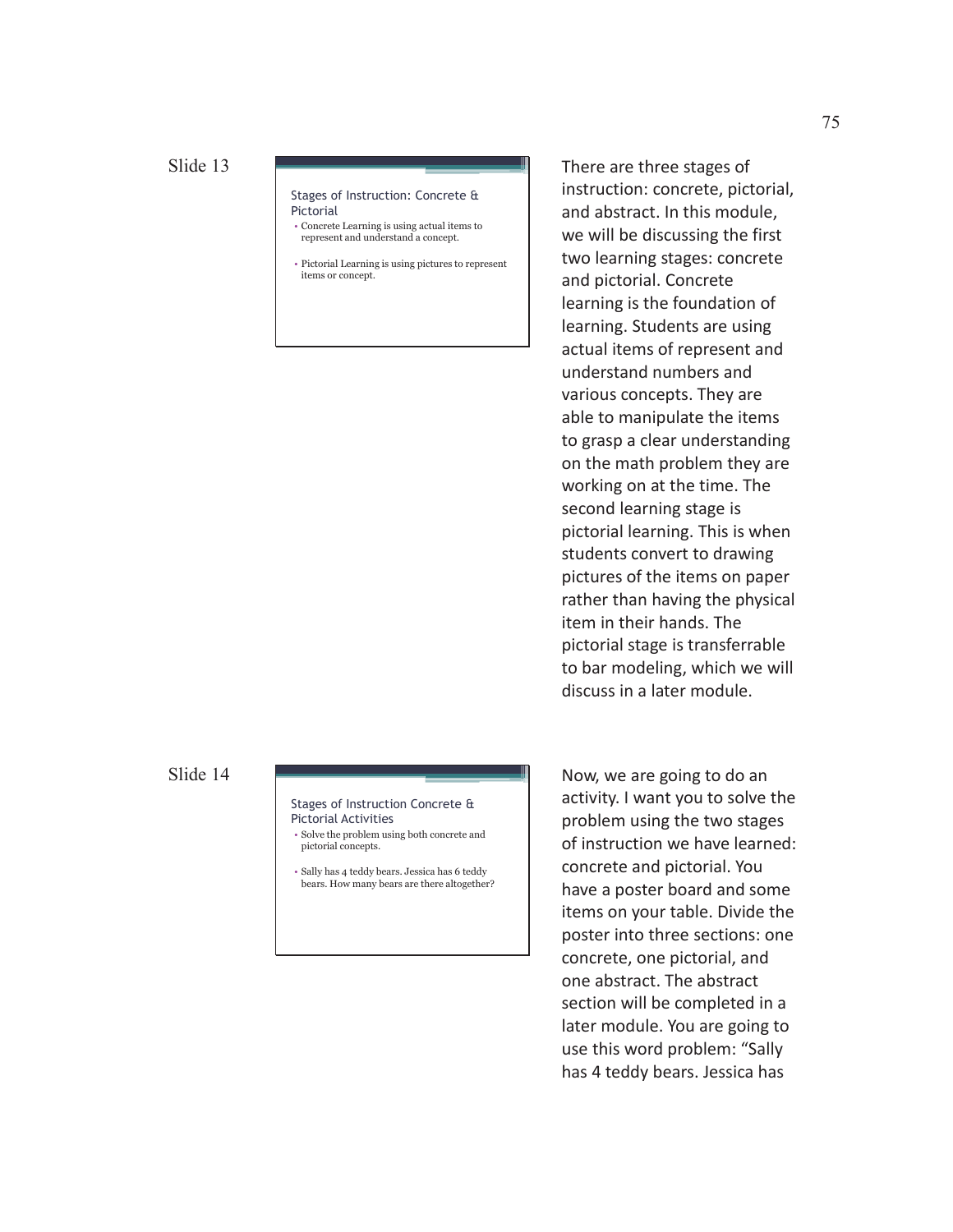Slide 13

Stages of Instruction: Concrete & Pictorial

- Concrete Learning is using actual items to represent and understand a concept.
- Pictorial Learning is using pictures to represent items or concept.

There are three stages of instruction: concrete, pictorial, and abstract. In this module, we will be discussing the first two learning stages: concrete and pictorial. Concrete learning is the foundation of learning. Students are using actual items of represent and understand numbers and various concepts. They are able to manipulate the items to grasp a clear understanding on the math problem they are working on at the time. The second learning stage is pictorial learning. This is when students convert to drawing pictures of the items on paper rather than having the physical item in their hands. The pictorial stage is transferrable to bar modeling, which we will discuss in a later module.

Slide 14

Stages of Instruction Concrete & Pictorial Activities

- Solve the problem using both concrete and pictorial concepts.
- Sally has 4 teddy bears. Jessica has 6 teddy bears. How many bears are there altogether?

Now, we are going to do an activity. I want you to solve the problem using the two stages of instruction we have learned: concrete and pictorial. You have a poster board and some items on your table. Divide the poster into three sections: one concrete, one pictorial, and one abstract. The abstract section will be completed in a later module. You are going to use this word problem: "Sally has 4 teddy bears. Jessica has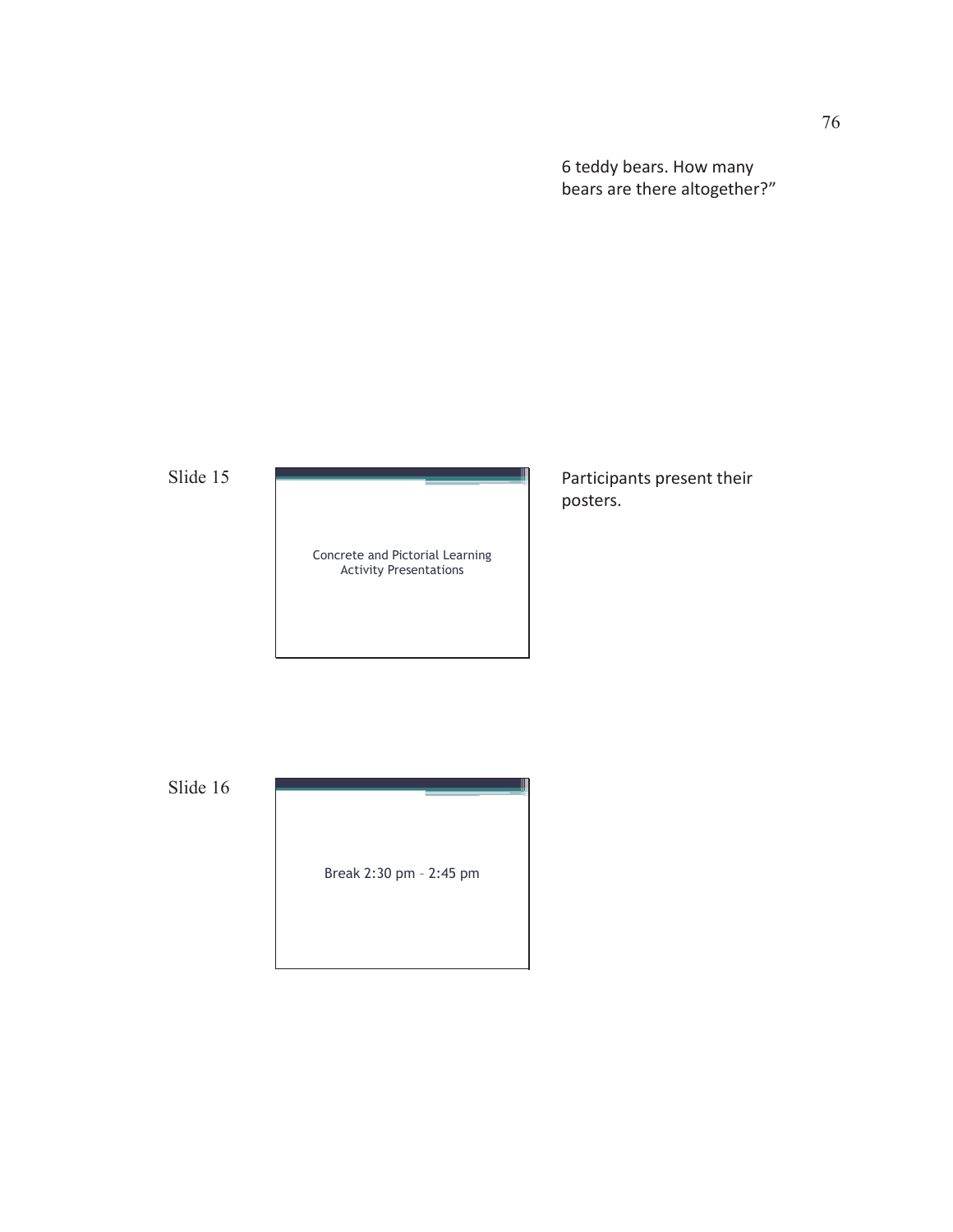6 teddy bears. How many bears are there altogether?"

Slide 15

Concrete and Pictorial Learning Activity Presentations

Participants present their posters.

Slide 16

Break 2:30 pm – 2:45 pm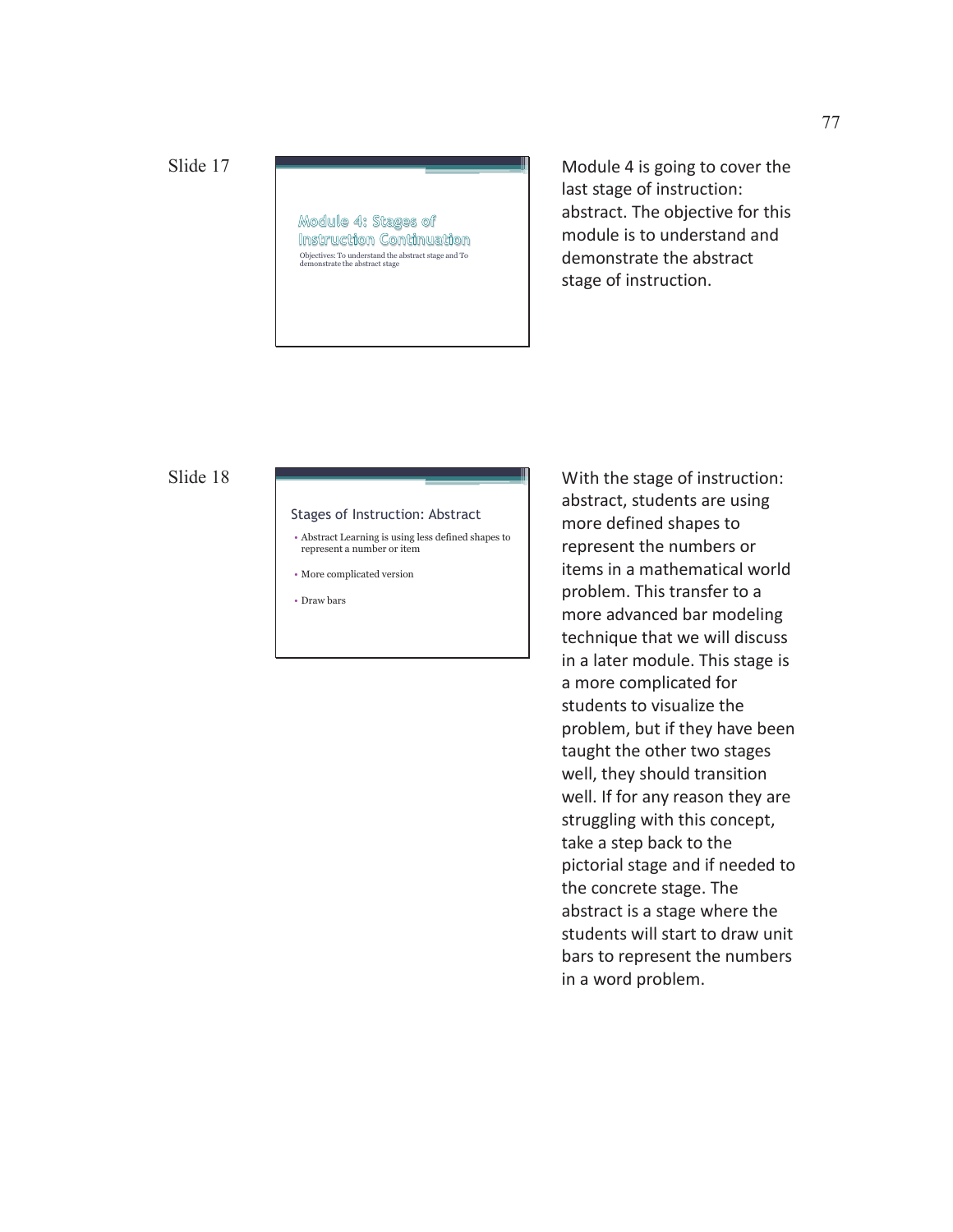Slide 17

**Module 4: Stages of Instruction Continuation**

Objectives: To understand the abstract stage and To demonstrate the abstract stage

Module 4 is going to cover the last stage of instruction: abstract. The objective for this module is to understand and demonstrate the abstract stage of instruction.

Slide 18

Stages of Instruction: Abstract

- Abstract Learning is using less defined shapes to represent a number or item
- More complicated version
- Draw bars

With the stage of instruction: abstract, students are using more defined shapes to represent the numbers or items in a mathematical world problem. This transfer to a more advanced bar modeling technique that we will discuss in a later module. This stage is a more complicated for students to visualize the problem, but if they have been taught the other two stages well, they should transition well. If for any reason they are struggling with this concept, take a step back to the pictorial stage and if needed to the concrete stage. The abstract is a stage where the students will start to draw unit bars to represent the numbers in a word problem.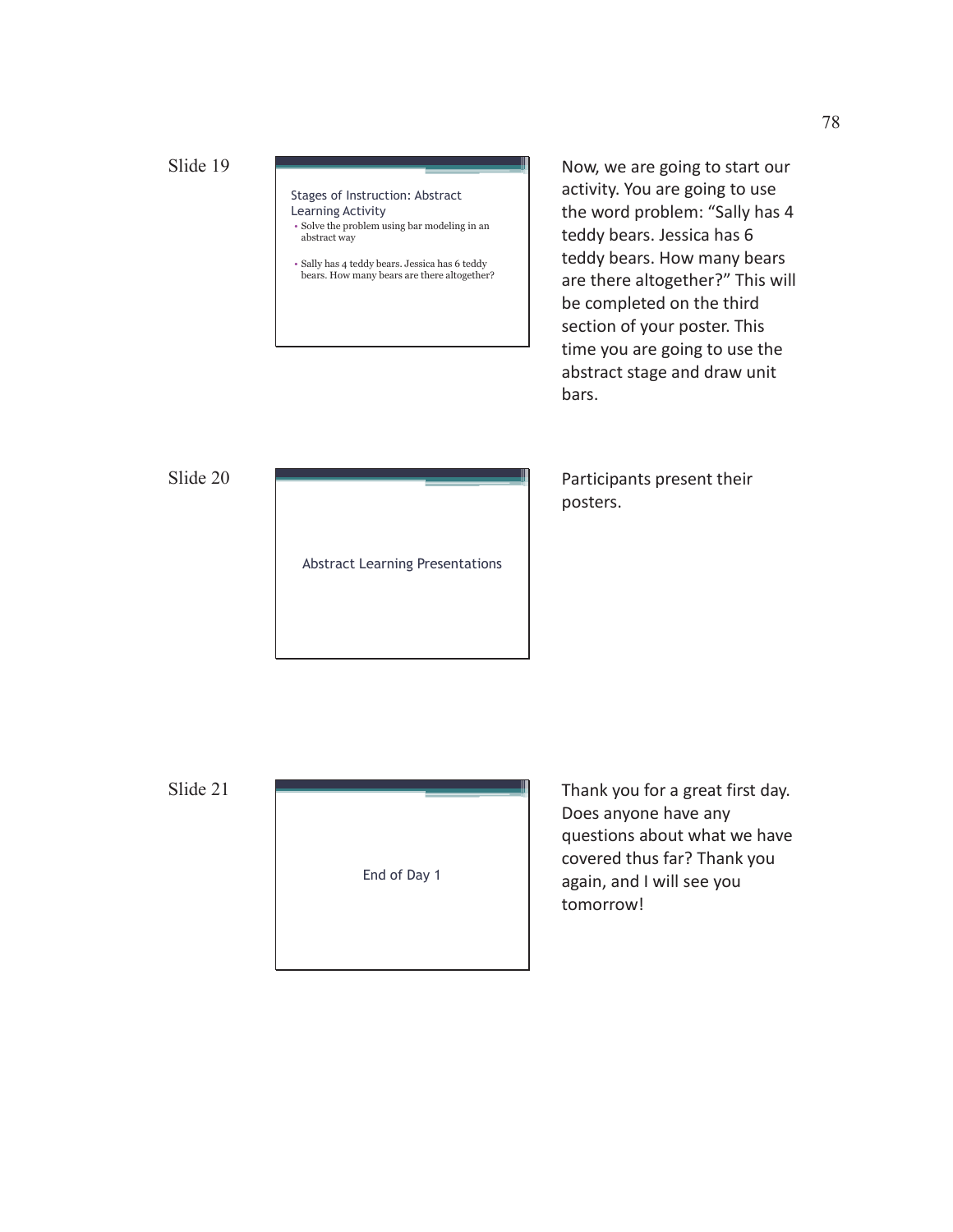Slide 19

Stages of Instruction: Abstract Learning Activity

- Solve the problem using bar modeling in an abstract way
- Sally has 4 teddy bears. Jessica has 6 teddy bears. How many bears are there altogether?

Now, we are going to start our activity. You are going to use the word problem: "Sally has 4 teddy bears. Jessica has 6 teddy bears. How many bears are there altogether?" This will be completed on the third section of your poster. This time you are going to use the abstract stage and draw unit bars.

Slide 20

Abstract Learning Presentations

Participants present their posters.

Slide 21

End of Day 1

Thank you for a great first day. Does anyone have any questions about what we have covered thus far? Thank you again, and I will see you tomorrow!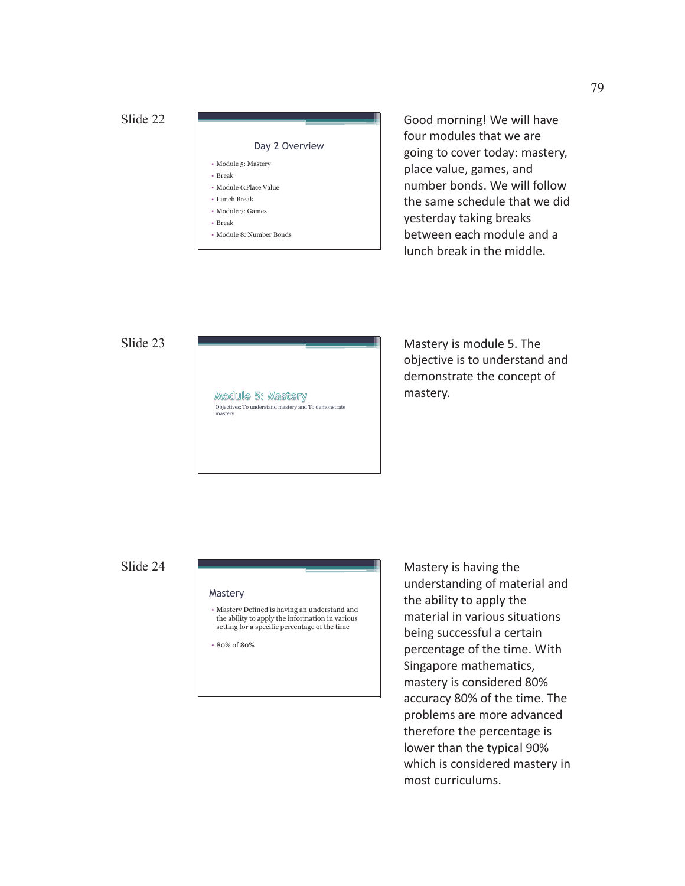Slide 22

Day 2 Overview

- Module 5: Mastery
- Break
- Module 6:Place Value
- Lunch Break
- Module 7: Games
- Break
- Module 8: Number Bonds

Good morning! We will have four modules that we are going to cover today: mastery, place value, games, and number bonds. We will follow the same schedule that we did yesterday taking breaks between each module and a lunch break in the middle.

Slide 23

Module 5: Mastery

Objectives: To understand mastery and To demonstrate mastery

Mastery is module 5. The objective is to understand and demonstrate the concept of mastery.

Slide 24

Mastery

- Mastery Defined is having an understand and the ability to apply the information in various setting for a specific percentage of the time
- 80% of 80%

Mastery is having the understanding of material and the ability to apply the material in various situations being successful a certain percentage of the time. With Singapore mathematics, mastery is considered 80% accuracy 80% of the time. The problems are more advanced therefore the percentage is lower than the typical 90% which is considered mastery in most curriculums.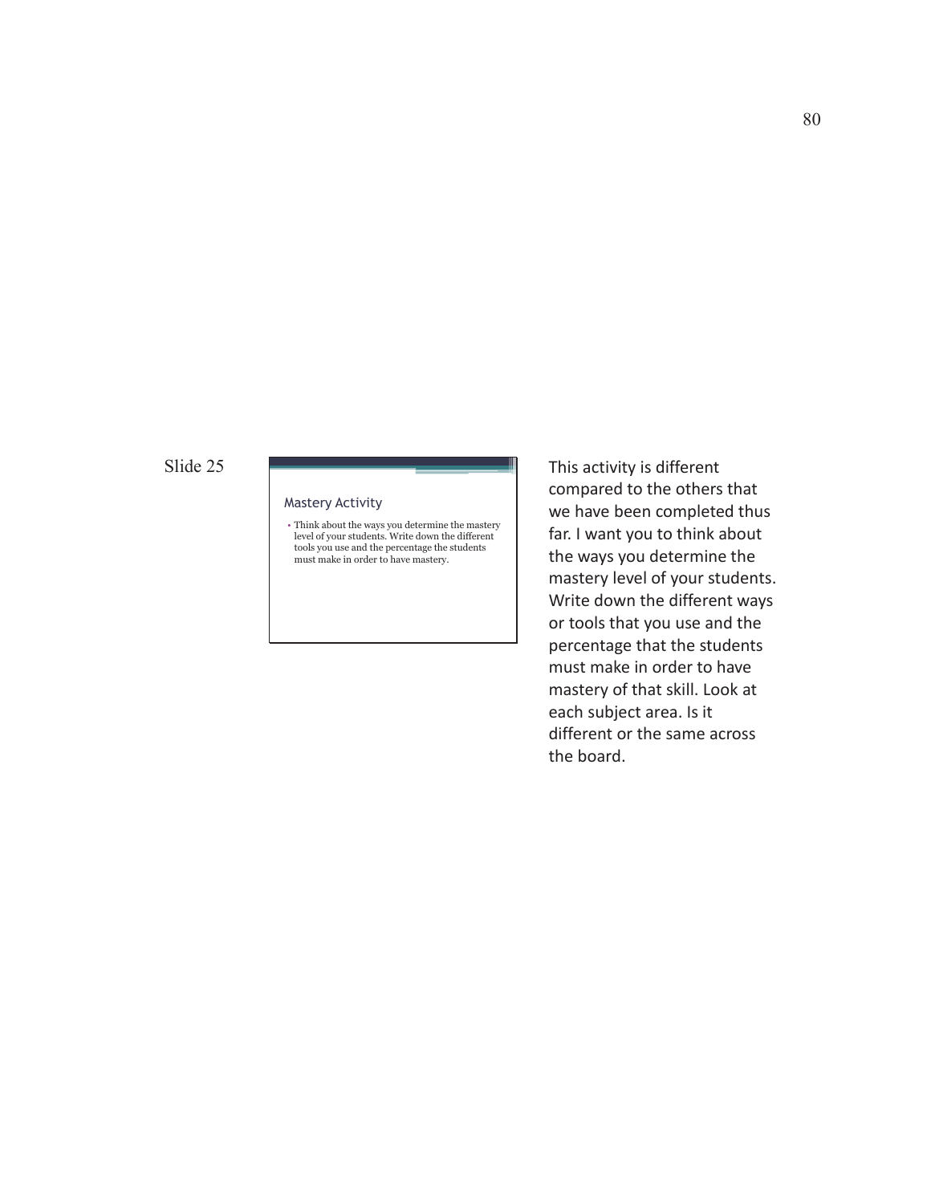Slide 25

Mastery Activity

- Think about the ways you determine the mastery level of your students. Write down the different tools you use and the percentage the students must make in order to have mastery.

This activity is different compared to the others that we have been completed thus far. I want you to think about the ways you determine the mastery level of your students. Write down the different ways or tools that you use and the percentage that the students must make in order to have mastery of that skill. Look at each subject area. Is it different or the same across the board.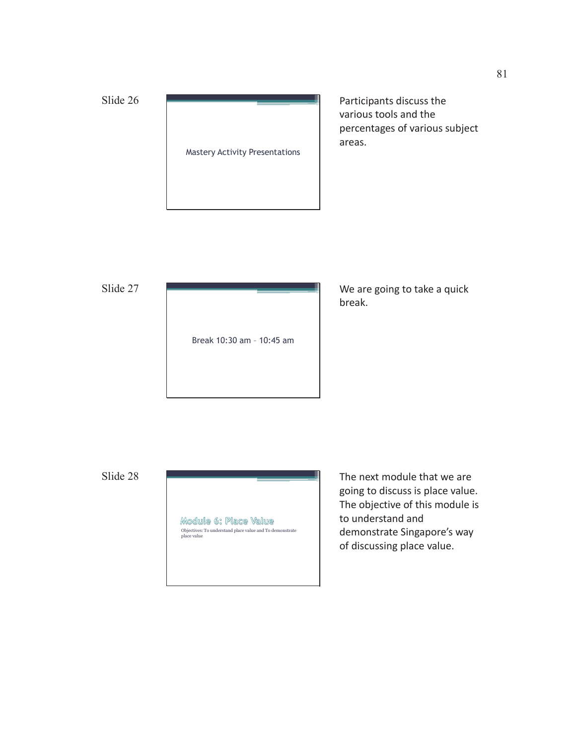Slide 26

Mastery Activity Presentations

Participants discuss the various tools and the percentages of various subject areas.

Slide 27

Break 10:30 am – 10:45 am

We are going to take a quick break.

Slide 28

Module 6: Place Value

Objectives: To understand place value and To demonstrate place value

The next module that we are going to discuss is place value. The objective of this module is to understand and demonstrate Singapore's way of discussing place value.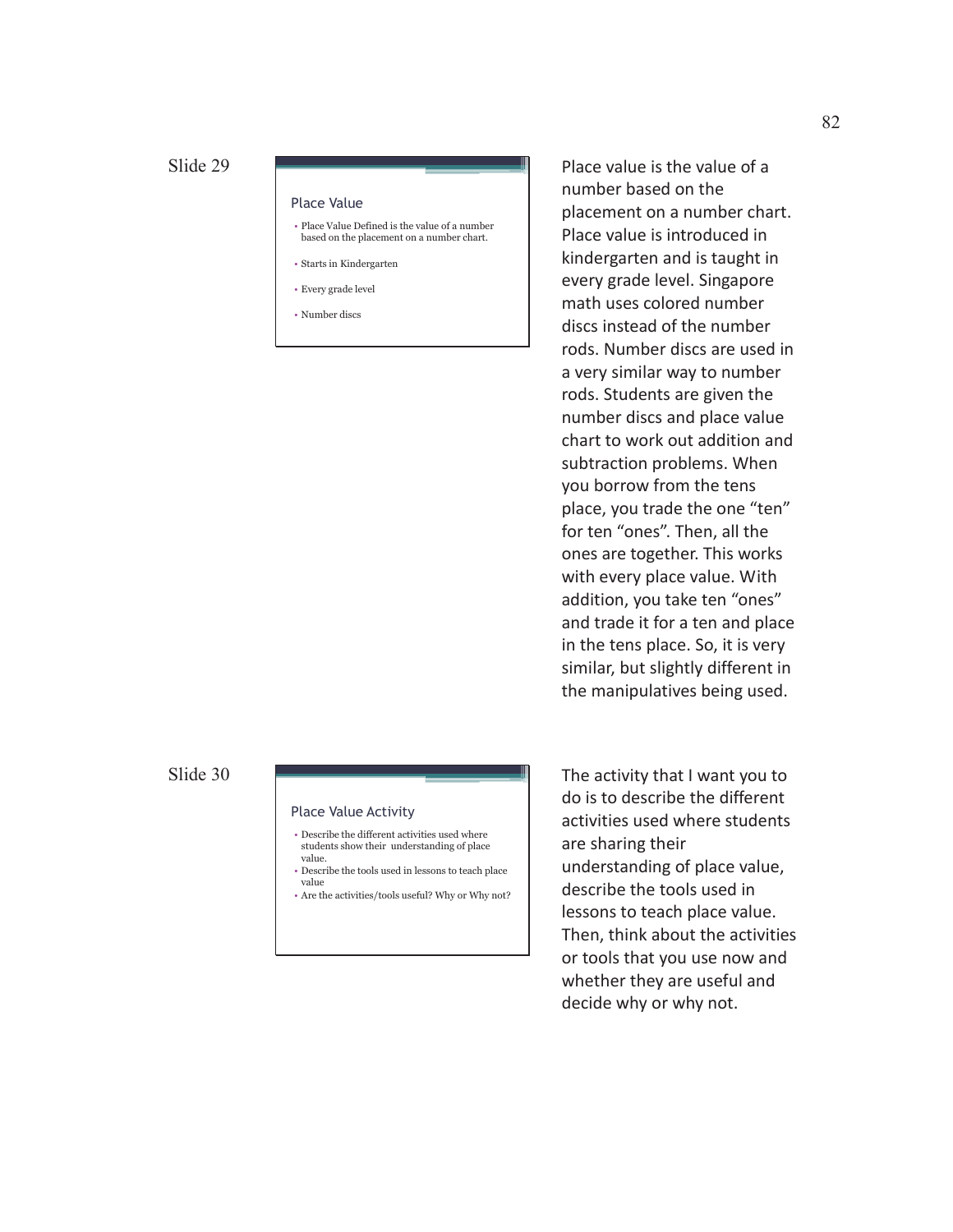Slide 29

Place Value

- Place Value Defined is the value of a number based on the placement on a number chart.
- Starts in Kindergarten
- Every grade level
- Number discs

Place value is the value of a number based on the placement on a number chart. Place value is introduced in kindergarten and is taught in every grade level. Singapore math uses colored number discs instead of the number rods. Number discs are used in a very similar way to number rods. Students are given the number discs and place value chart to work out addition and subtraction problems. When you borrow from the tens place, you trade the one "ten" for ten "ones". Then, all the ones are together. This works with every place value. With addition, you take ten "ones" and trade it for a ten and place in the tens place. So, it is very similar, but slightly different in the manipulatives being used.

Slide 30

Place Value Activity

- Describe the different activities used where students show their understanding of place value.
- Describe the tools used in lessons to teach place value
- Are the activities/tools useful? Why or Why not?

The activity that I want you to do is to describe the different activities used where students are sharing their understanding of place value, describe the tools used in lessons to teach place value. Then, think about the activities or tools that you use now and whether they are useful and decide why or why not.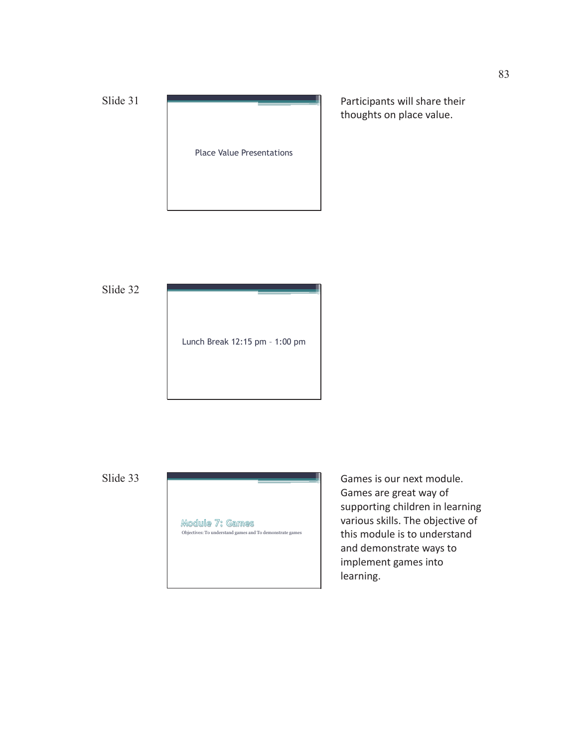Slide 31

Place Value Presentations

Participants will share their thoughts on place value.

Slide 32

Lunch Break 12:15 pm – 1:00 pm

Slide 33

Module 7: Games

Objectives: To understand games and To demonstrate games

Games is our next module. Games are great way of supporting children in learning various skills. The objective of this module is to understand and demonstrate ways to implement games into learning.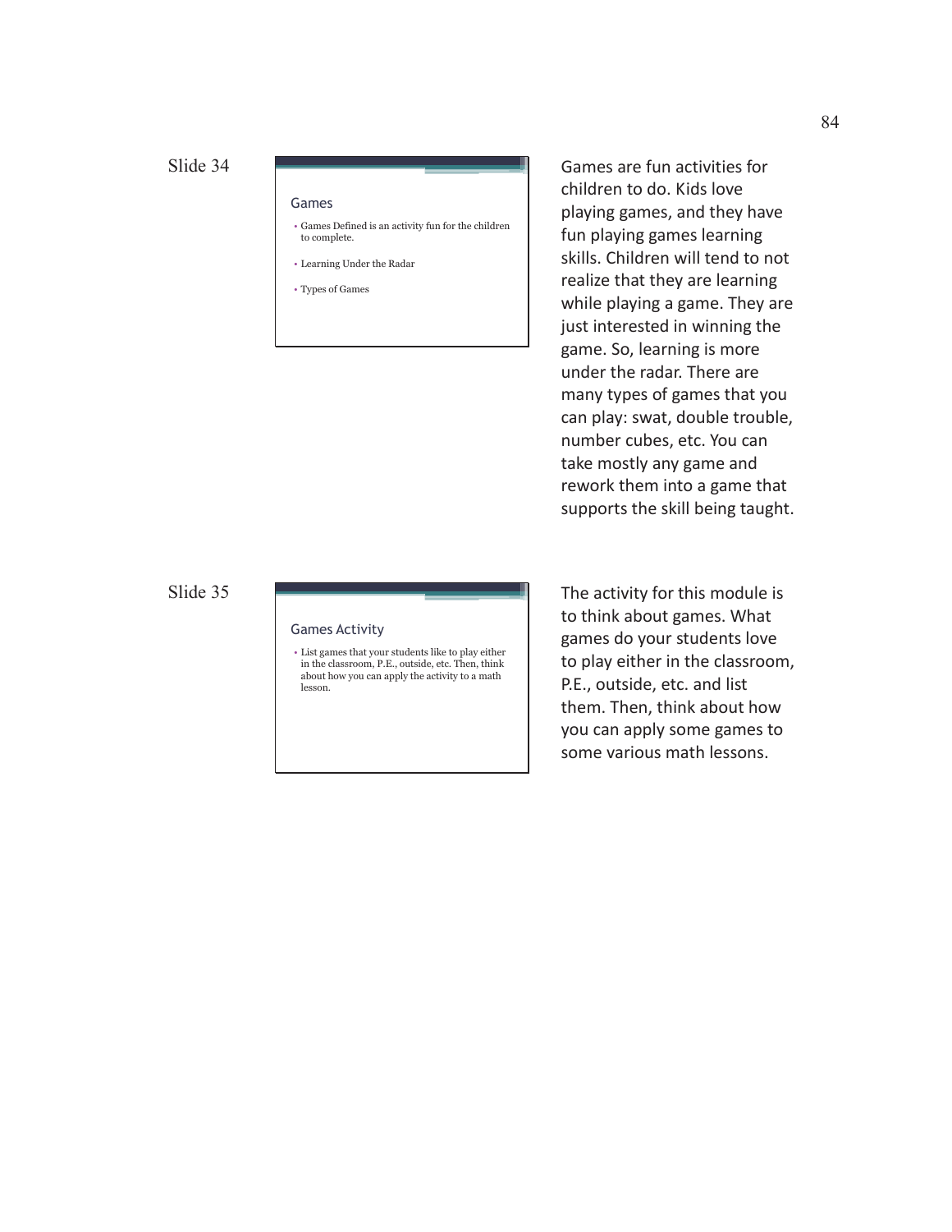Slide 34

**Games**

- Games Defined is an activity fun for the children to complete.
- Learning Under the Radar
- Types of Games

Games are fun activities for children to do. Kids love playing games, and they have fun playing games learning skills. Children will tend to not realize that they are learning while playing a game. They are just interested in winning the game. So, learning is more under the radar. There are many types of games that you can play: swat, double trouble, number cubes, etc. You can take mostly any game and rework them into a game that supports the skill being taught.

Slide 35

**Games Activity**

- List games that your students like to play either in the classroom, P.E., outside, etc. Then, think about how you can apply the activity to a math lesson.

The activity for this module is to think about games. What games do your students love to play either in the classroom, P.E., outside, etc. and list them. Then, think about how you can apply some games to some various math lessons.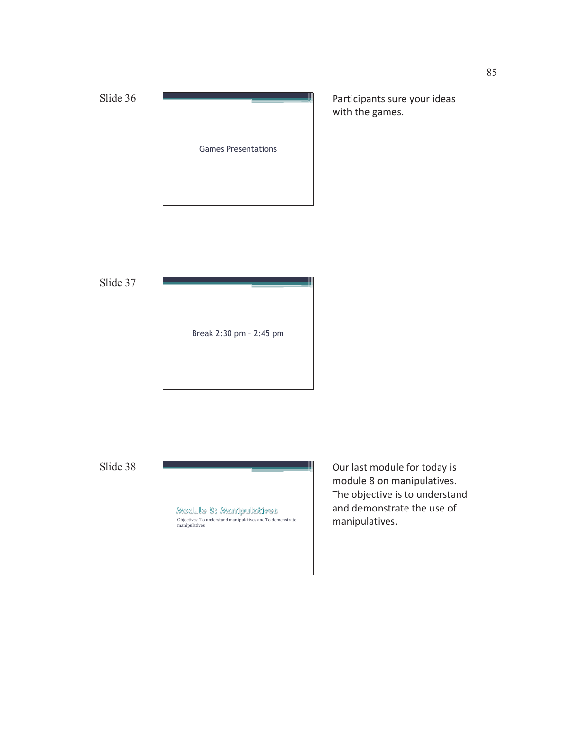Slide 36

Games Presentations

Participants sure your ideas with the games.

Slide 37

Break 2:30 pm – 2:45 pm

Slide 38

Module 8: Manipulatives

Objectives: To understand manipulatives and To demonstrate manipulatives

Our last module for today is module 8 on manipulatives. The objective is to understand and demonstrate the use of manipulatives.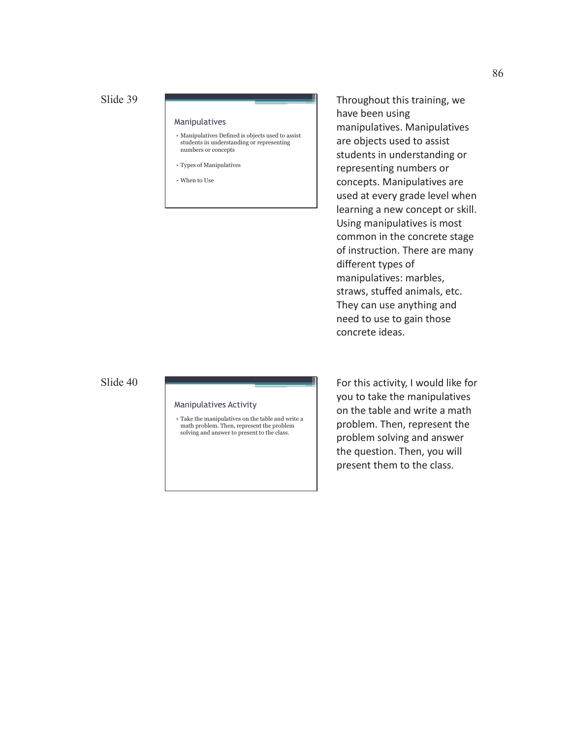Slide 39

Manipulatives

- Manipulatives Defined is objects used to assist students in understanding or representing numbers or concepts
- Types of Manipulatives
- When to Use

Throughout this training, we have been using manipulatives. Manipulatives are objects used to assist students in understanding or representing numbers or concepts. Manipulatives are used at every grade level when learning a new concept or skill. Using manipulatives is most common in the concrete stage of instruction. There are many different types of manipulatives: marbles, straws, stuffed animals, etc. They can use anything and need to use to gain those concrete ideas.

Slide 40

Manipulatives Activity

- Take the manipulatives on the table and write a math problem. Then, represent the problem solving and answer to present to the class.

For this activity, I would like for you to take the manipulatives on the table and write a math problem. Then, represent the problem solving and answer the question. Then, you will present them to the class.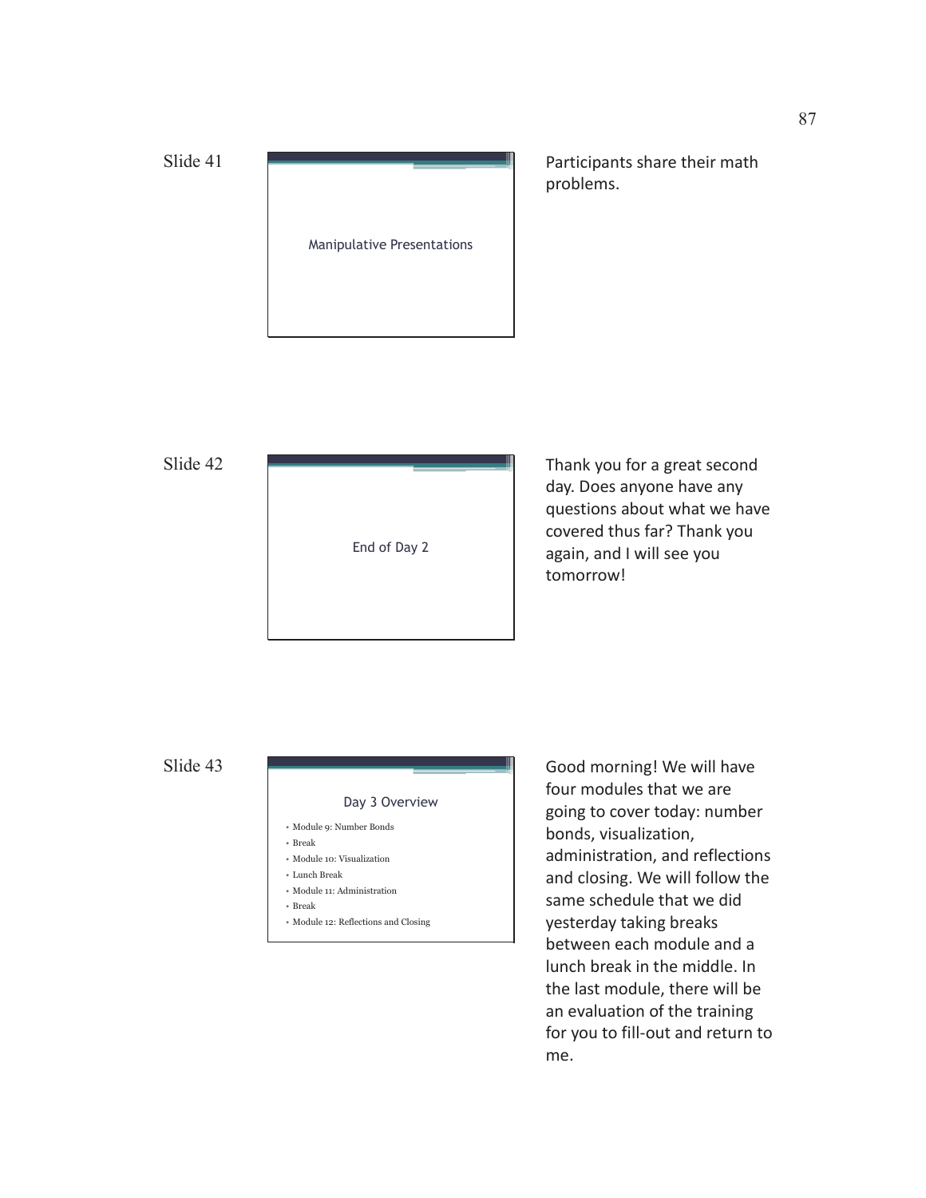Slide 41

Manipulative Presentations

Participants share their math problems.

Slide 42

End of Day 2

Thank you for a great second day. Does anyone have any questions about what we have covered thus far? Thank you again, and I will see you tomorrow!

Slide 43

Day 3 Overview

- Module 9: Number Bonds
- Break
- Module 10: Visualization
- Lunch Break
- Module 11: Administration
- Break
- Module 12: Reflections and Closing

Good morning! We will have four modules that we are going to cover today: number bonds, visualization, administration, and reflections and closing. We will follow the same schedule that we did yesterday taking breaks between each module and a lunch break in the middle. In the last module, there will be an evaluation of the training for you to fill-out and return to me.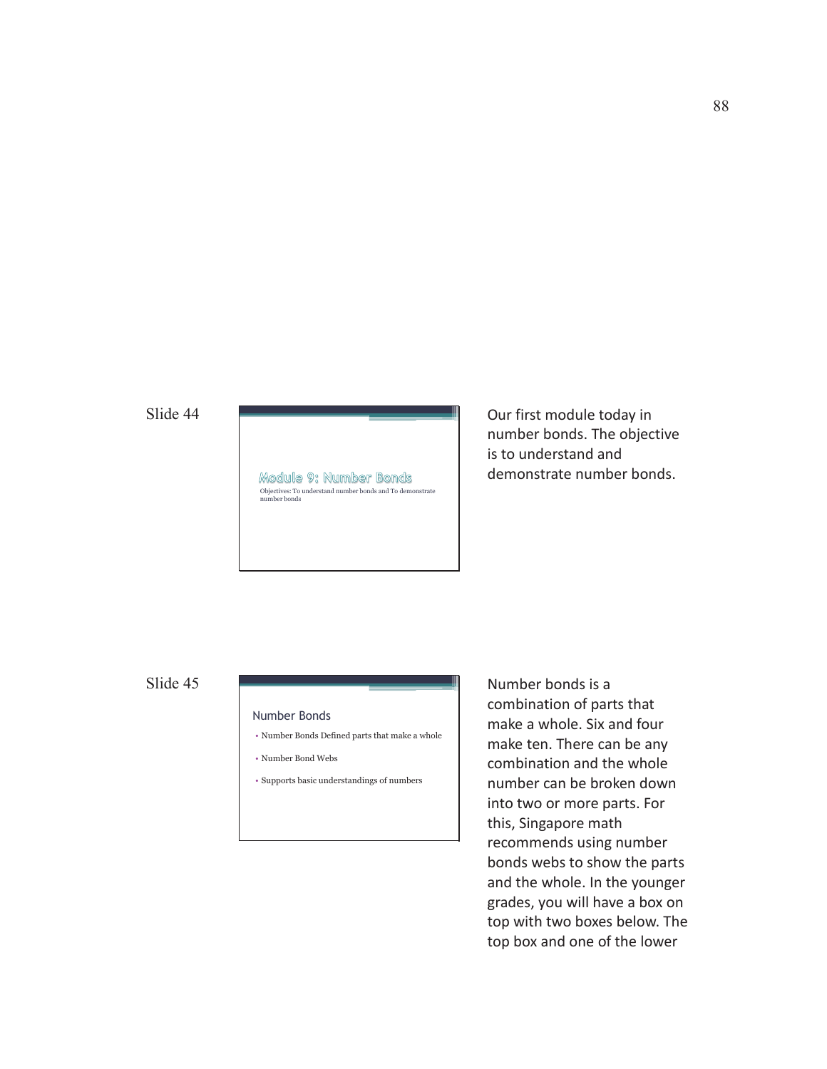Slide 44

Module 9: Number Bonds

Objectives: To understand number bonds and To demonstrate number bonds

Our first module today in number bonds. The objective is to understand and demonstrate number bonds.

Slide 45

Number Bonds

- Number Bonds Defined parts that make a whole
- Number Bond Webs
- Supports basic understandings of numbers

Number bonds is a combination of parts that make a whole. Six and four make ten. There can be any combination and the whole number can be broken down into two or more parts. For this, Singapore math recommends using number bonds webs to show the parts and the whole. In the younger grades, you will have a box on top with two boxes below. The top box and one of the lower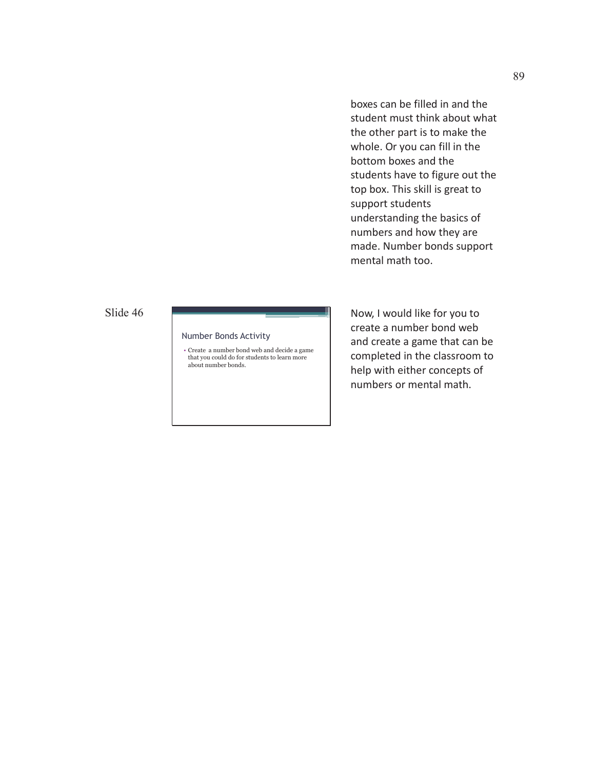boxes can be filled in and the student must think about what the other part is to make the whole. Or you can fill in the bottom boxes and the students have to figure out the top box. This skill is great to support students understanding the basics of numbers and how they are made. Number bonds support mental math too.

Slide 46

Number Bonds Activity

- Create a number bond web and decide a game that you could do for students to learn more about number bonds.

Now, I would like for you to create a number bond web and create a game that can be completed in the classroom to help with either concepts of numbers or mental math.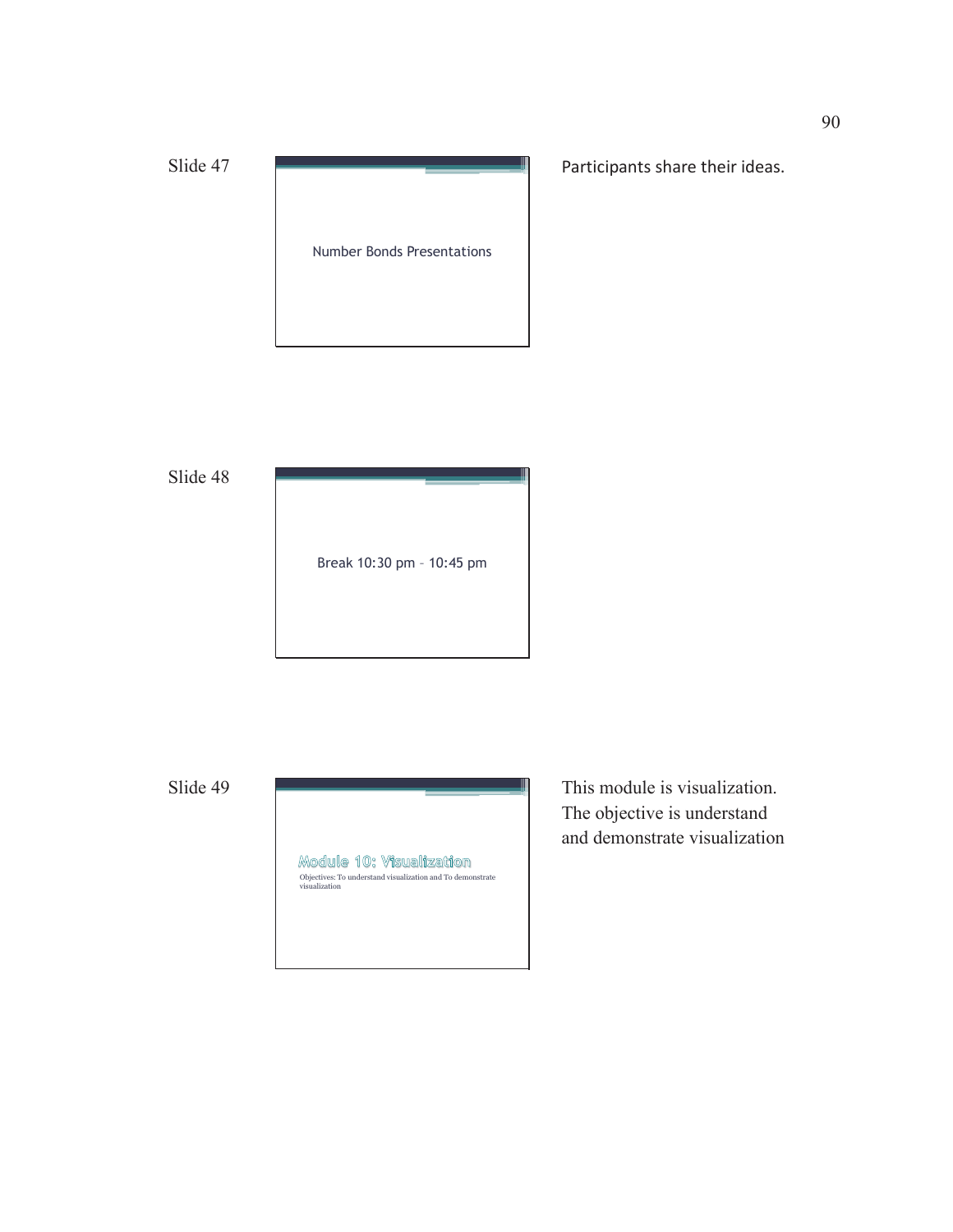Slide 47

Number Bonds Presentations

Participants share their ideas.

Slide 48

Break 10:30 pm – 10:45 pm

Slide 49

Module 10: Visualization

Objectives: To understand visualization and To demonstrate visualization

This module is visualization. The objective is understand and demonstrate visualization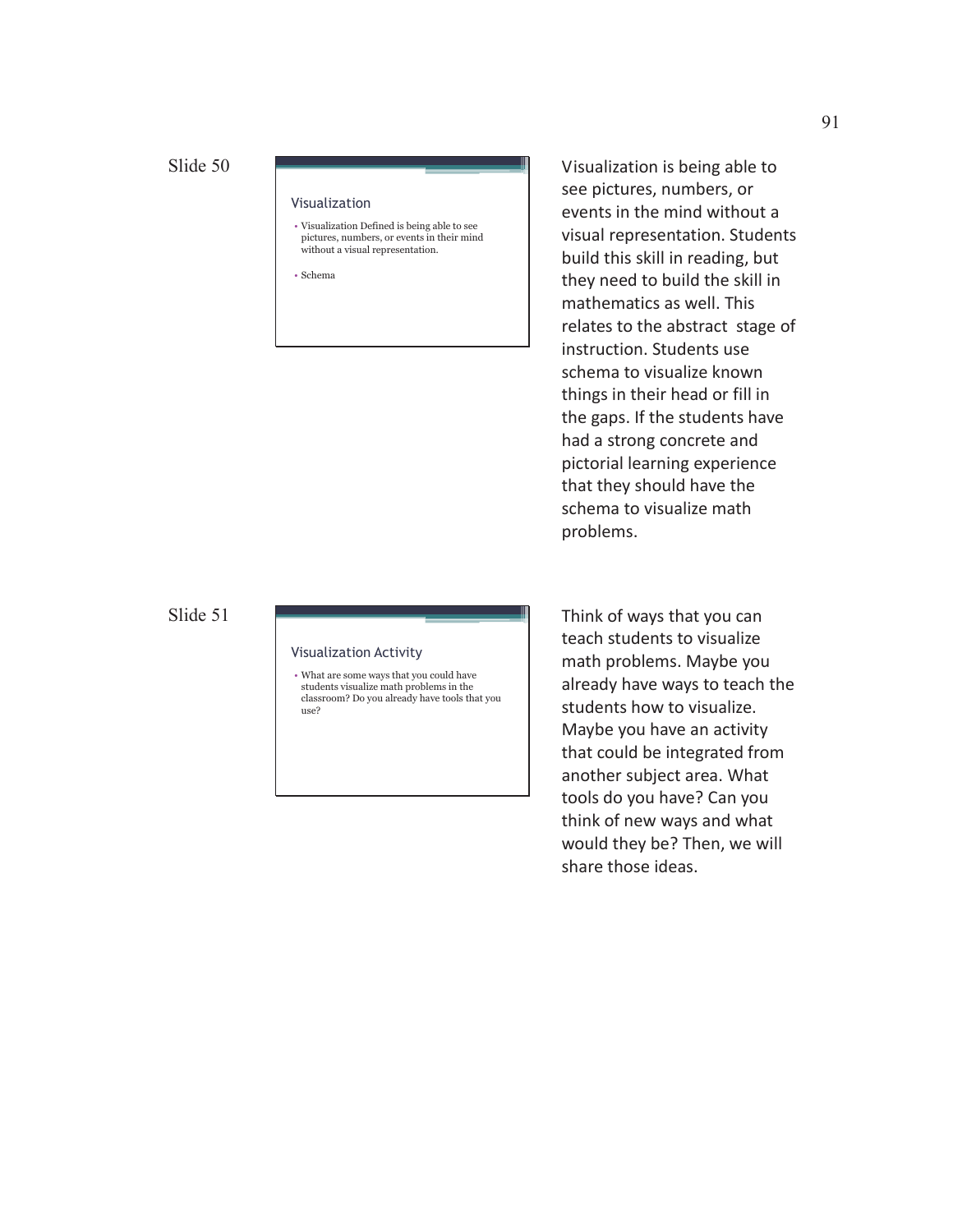Slide 50

Visualization

- Visualization Defined is being able to see pictures, numbers, or events in their mind without a visual representation.
- Schema

Visualization is being able to see pictures, numbers, or events in the mind without a visual representation. Students build this skill in reading, but they need to build the skill in mathematics as well. This relates to the abstract stage of instruction. Students use schema to visualize known things in their head or fill in the gaps. If the students have had a strong concrete and pictorial learning experience that they should have the schema to visualize math problems.

Slide 51

Visualization Activity

- What are some ways that you could have students visualize math problems in the classroom? Do you already have tools that you use?

Think of ways that you can teach students to visualize math problems. Maybe you already have ways to teach the students how to visualize. Maybe you have an activity that could be integrated from another subject area. What tools do you have? Can you think of new ways and what would they be? Then, we will share those ideas.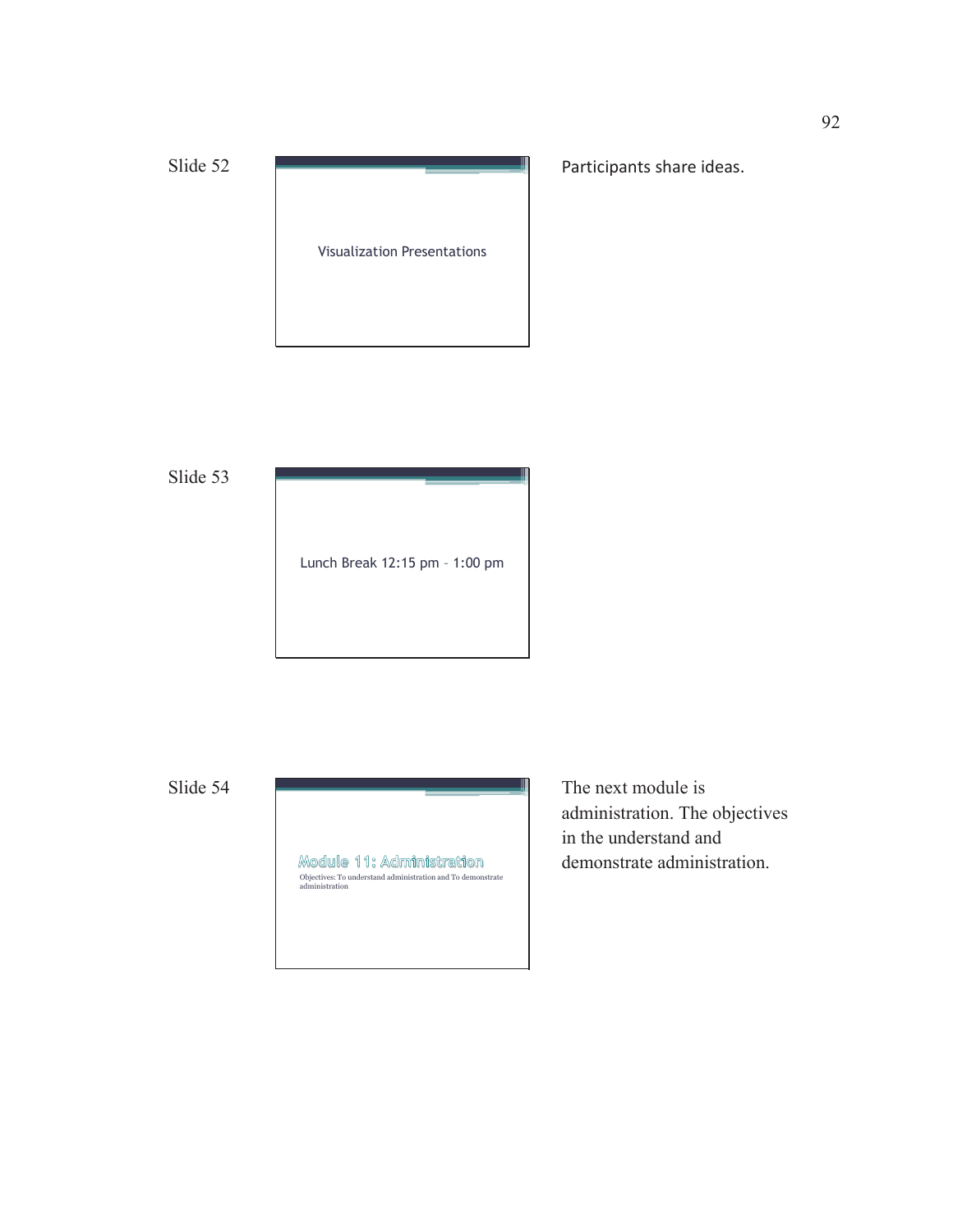Slide 52

Visualization Presentations

Participants share ideas.

Slide 53

Lunch Break 12:15 pm – 1:00 pm

Slide 54

Module 11: Administration

Objectives: To understand administration and To demonstrate administration

The next module is administration. The objectives in the understand and demonstrate administration.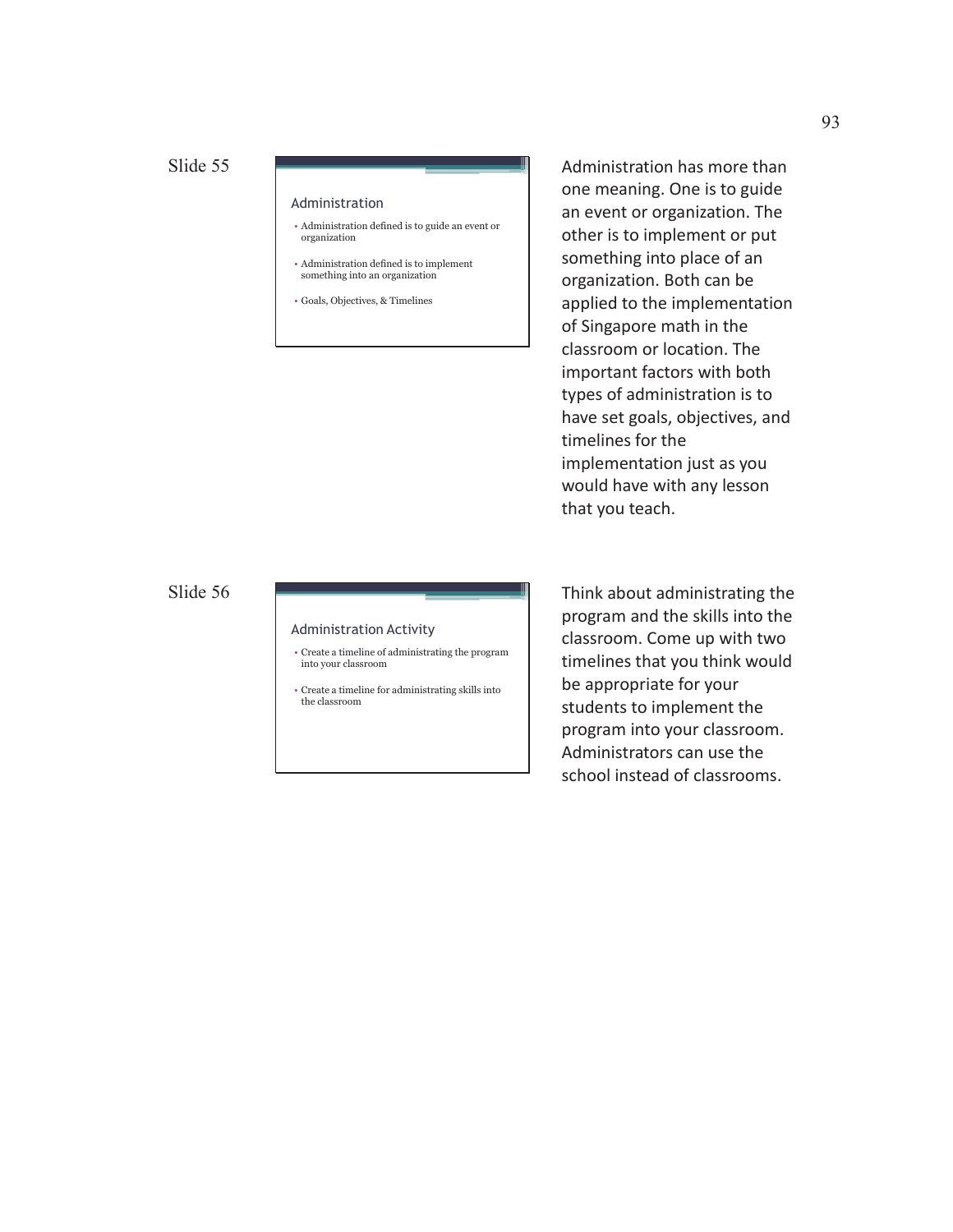Slide 55

Administration

- Administration defined is to guide an event or organization
- Administration defined is to implement something into an organization
- Goals, Objectives, & Timelines

Administration has more than one meaning. One is to guide an event or organization. The other is to implement or put something into place of an organization. Both can be applied to the implementation of Singapore math in the classroom or location. The important factors with both types of administration is to have set goals, objectives, and timelines for the implementation just as you would have with any lesson that you teach.

Slide 56

Administration Activity

- Create a timeline of administrating the program into your classroom
- Create a timeline for administrating skills into the classroom

Think about administrating the program and the skills into the classroom. Come up with two timelines that you think would be appropriate for your students to implement the program into your classroom. Administrators can use the school instead of classrooms.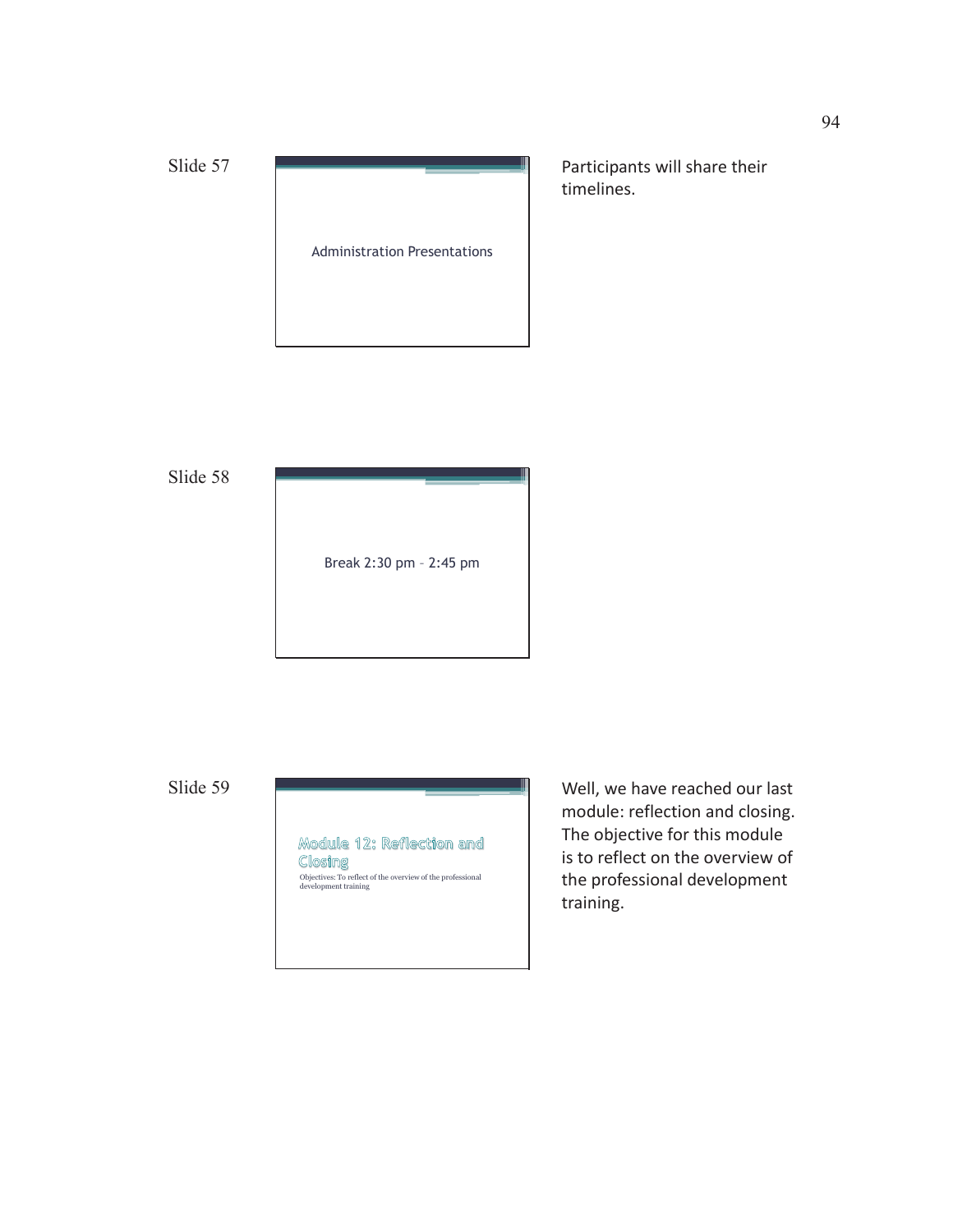Slide 57

Administration Presentations

Participants will share their timelines.

Slide 58

Break 2:30 pm – 2:45 pm

Slide 59

Module 12: Reflection and Closing

Objectives: To reflect of the overview of the professional development training

Well, we have reached our last module: reflection and closing. The objective for this module is to reflect on the overview of the professional development training.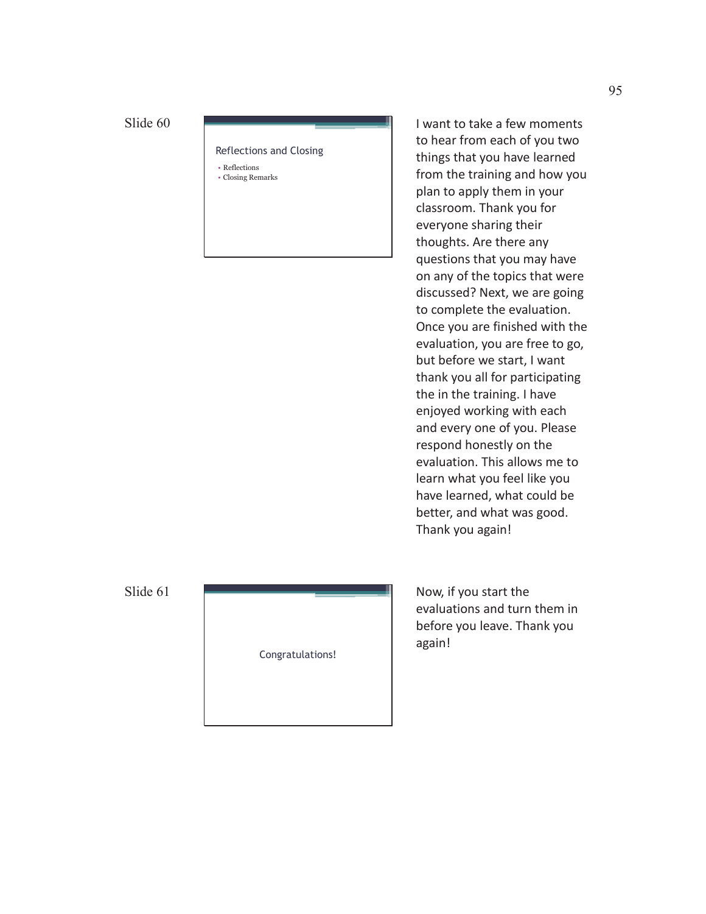Slide 60

Reflections and Closing

- Reflections
- Closing Remarks

I want to take a few moments to hear from each of you two things that you have learned from the training and how you plan to apply them in your classroom. Thank you for everyone sharing their thoughts. Are there any questions that you may have on any of the topics that were discussed? Next, we are going to complete the evaluation. Once you are finished with the evaluation, you are free to go, but before we start, I want thank you all for participating the in the training. I have enjoyed working with each and every one of you. Please respond honestly on the evaluation. This allows me to learn what you feel like you have learned, what could be better, and what was good. Thank you again!

Slide 61

Congratulations!

Now, if you start the evaluations and turn them in before you leave. Thank you again!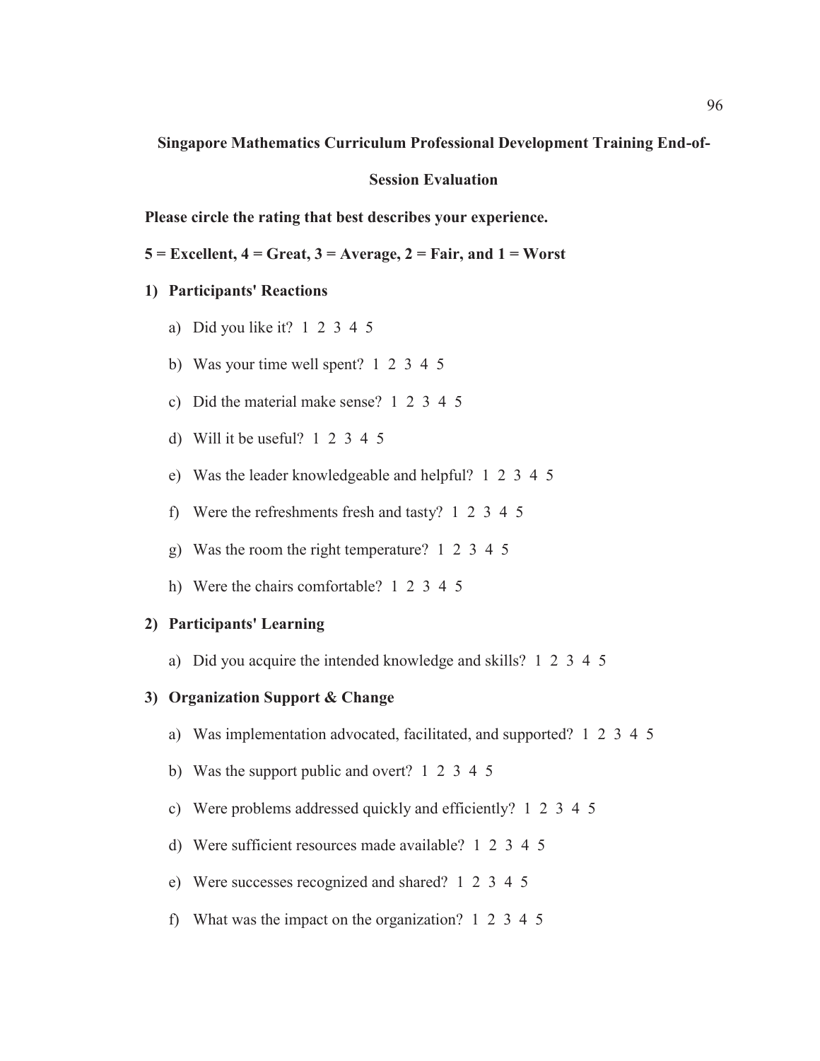## Singapore Mathematics Curriculum Professional Development Training End-of-Session Evaluation

**Please circle the rating that best describes your experience.**

**5 = Excellent, 4 = Great, 3 = Average, 2 = Fair, and 1 = Worst**

**1) Participants' Reactions**

a) Did you like it? 1 2 3 4 5

b) Was your time well spent? 1 2 3 4 5

c) Did the material make sense? 1 2 3 4 5

d) Will it be useful? 1 2 3 4 5

e) Was the leader knowledgeable and helpful? 1 2 3 4 5

f) Were the refreshments fresh and tasty? 1 2 3 4 5

g) Was the room the right temperature? 1 2 3 4 5

h) Were the chairs comfortable? 1 2 3 4 5

**2) Participants' Learning**

a) Did you acquire the intended knowledge and skills? 1 2 3 4 5

**3) Organization Support & Change**

a) Was implementation advocated, facilitated, and supported? 1 2 3 4 5

b) Was the support public and overt? 1 2 3 4 5

c) Were problems addressed quickly and efficiently? 1 2 3 4 5

d) Were sufficient resources made available? 1 2 3 4 5

e) Were successes recognized and shared? 1 2 3 4 5

f) What was the impact on the organization? 1 2 3 4 5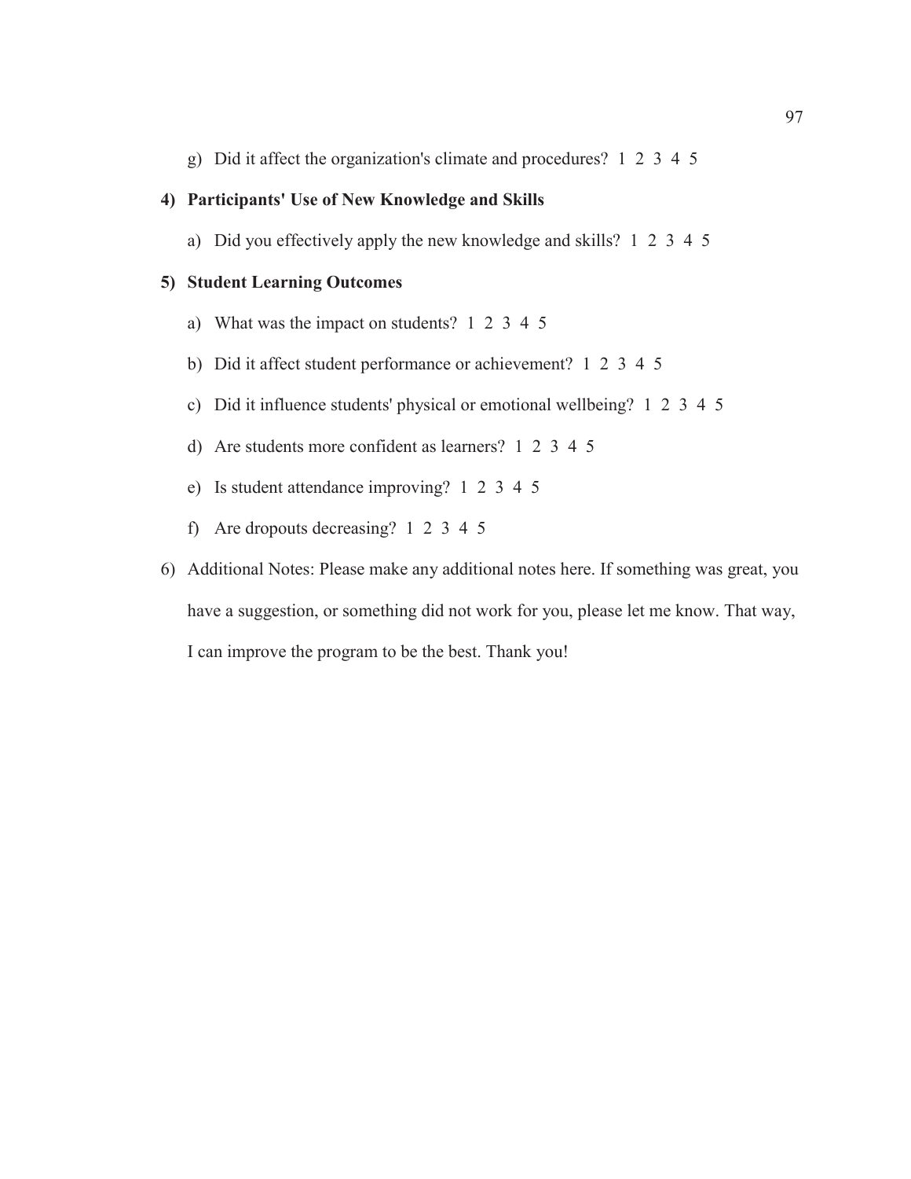g) Did it affect the organization's climate and procedures? 1 2 3 4 5

4) **Participants' Use of New Knowledge and Skills**

   a) Did you effectively apply the new knowledge and skills? 1 2 3 4 5

5) **Student Learning Outcomes**

   a) What was the impact on students? 1 2 3 4 5

   b) Did it affect student performance or achievement? 1 2 3 4 5

   c) Did it influence students' physical or emotional wellbeing? 1 2 3 4 5

   d) Are students more confident as learners? 1 2 3 4 5

   e) Is student attendance improving? 1 2 3 4 5

   f) Are dropouts decreasing? 1 2 3 4 5

6) Additional Notes: Please make any additional notes here. If something was great, you have a suggestion, or something did not work for you, please let me know. That way, I can improve the program to be the best. Thank you!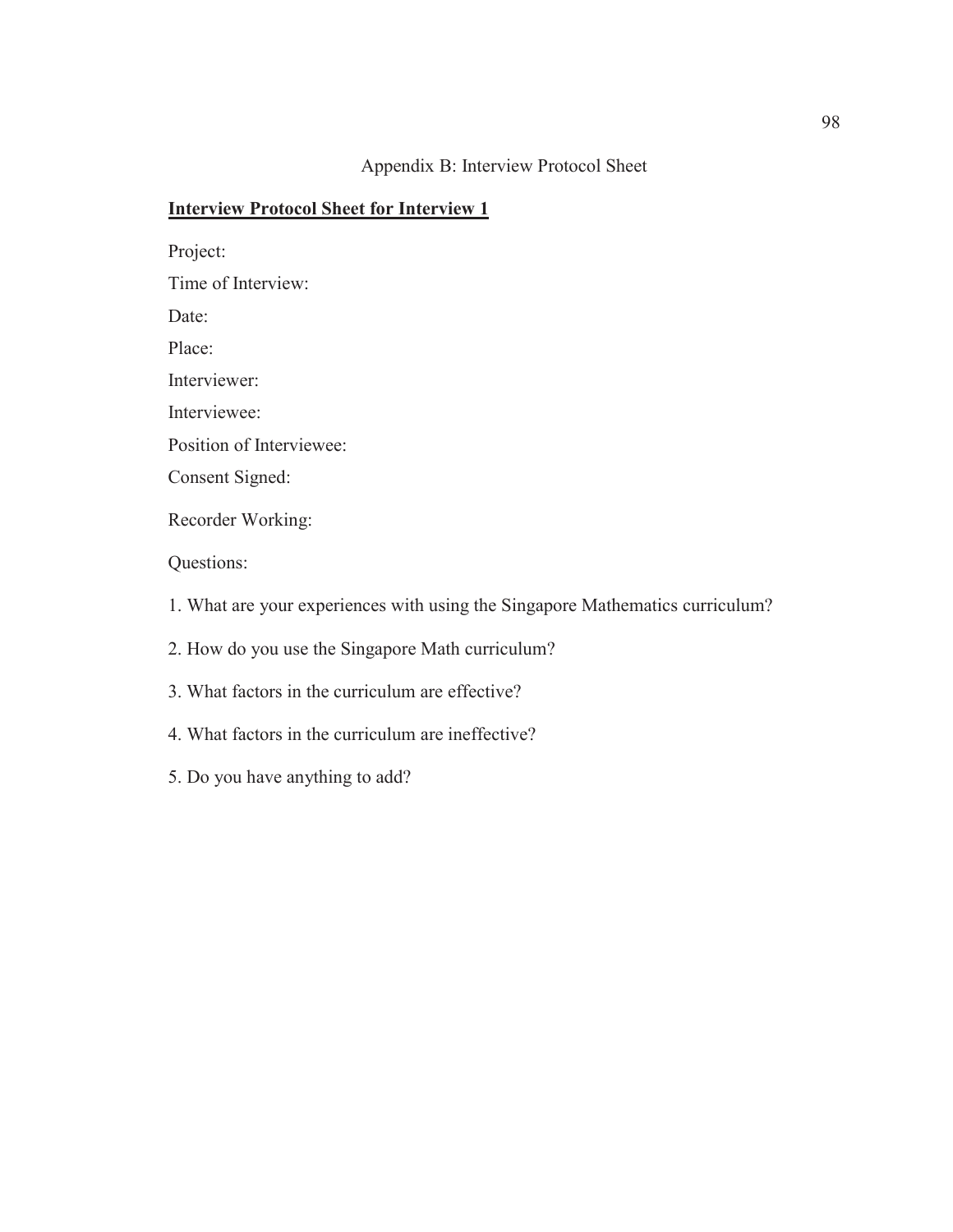# Appendix B: Interview Protocol Sheet

**Interview Protocol Sheet for Interview 1**

Project:

Time of Interview:

Date:

Place:

Interviewer:

Interviewee:

Position of Interviewee:

Consent Signed:

Recorder Working:

Questions:

1. What are your experiences with using the Singapore Mathematics curriculum?

2. How do you use the Singapore Math curriculum?

3. What factors in the curriculum are effective?

4. What factors in the curriculum are ineffective?

5. Do you have anything to add?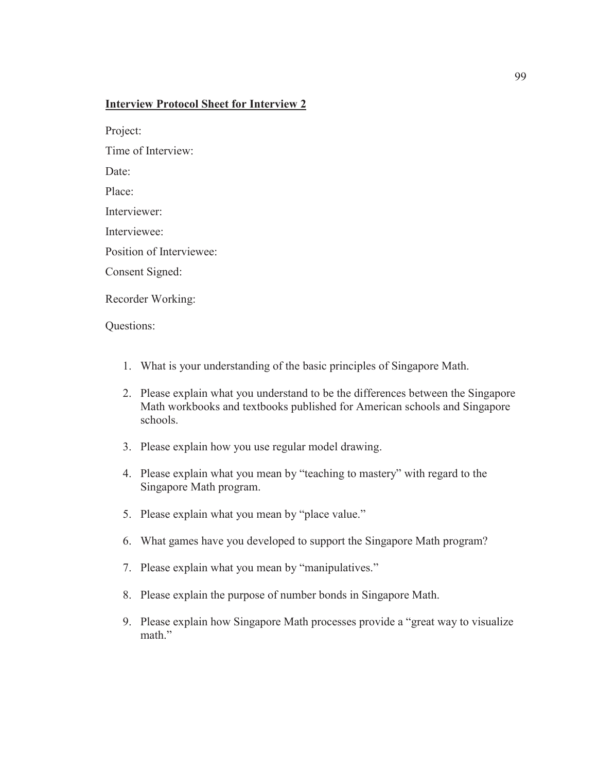**<u>Interview Protocol Sheet for Interview 2</u>**

Project:

Time of Interview:

Date:

Place:

Interviewer:

Interviewee:

Position of Interviewee:

Consent Signed:

Recorder Working:

Questions:

1. What is your understanding of the basic principles of Singapore Math.
2. Please explain what you understand to be the differences between the Singapore Math workbooks and textbooks published for American schools and Singapore schools.
3. Please explain how you use regular model drawing.
4. Please explain what you mean by "teaching to mastery" with regard to the Singapore Math program.
5. Please explain what you mean by "place value."
6. What games have you developed to support the Singapore Math program?
7. Please explain what you mean by "manipulatives."
8. Please explain the purpose of number bonds in Singapore Math.
9. Please explain how Singapore Math processes provide a "great way to visualize math."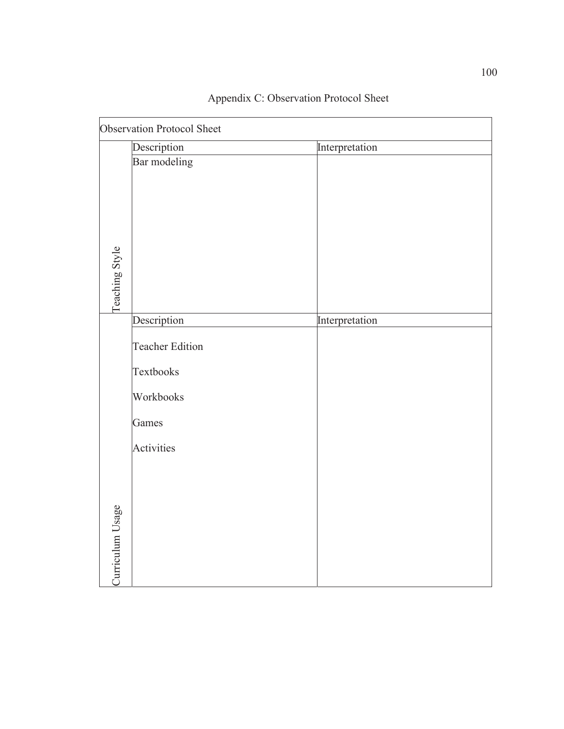# Appendix C: Observation Protocol Sheet

| Observation Protocol Sheet | | |
|---|---|---|
| | Description | Interpretation |
| Teaching Style | Bar modeling | |
| | Description | Interpretation |
| Curriculum Usage | Teacher Edition<br><br>Textbooks<br><br>Workbooks<br><br>Games<br><br>Activities | |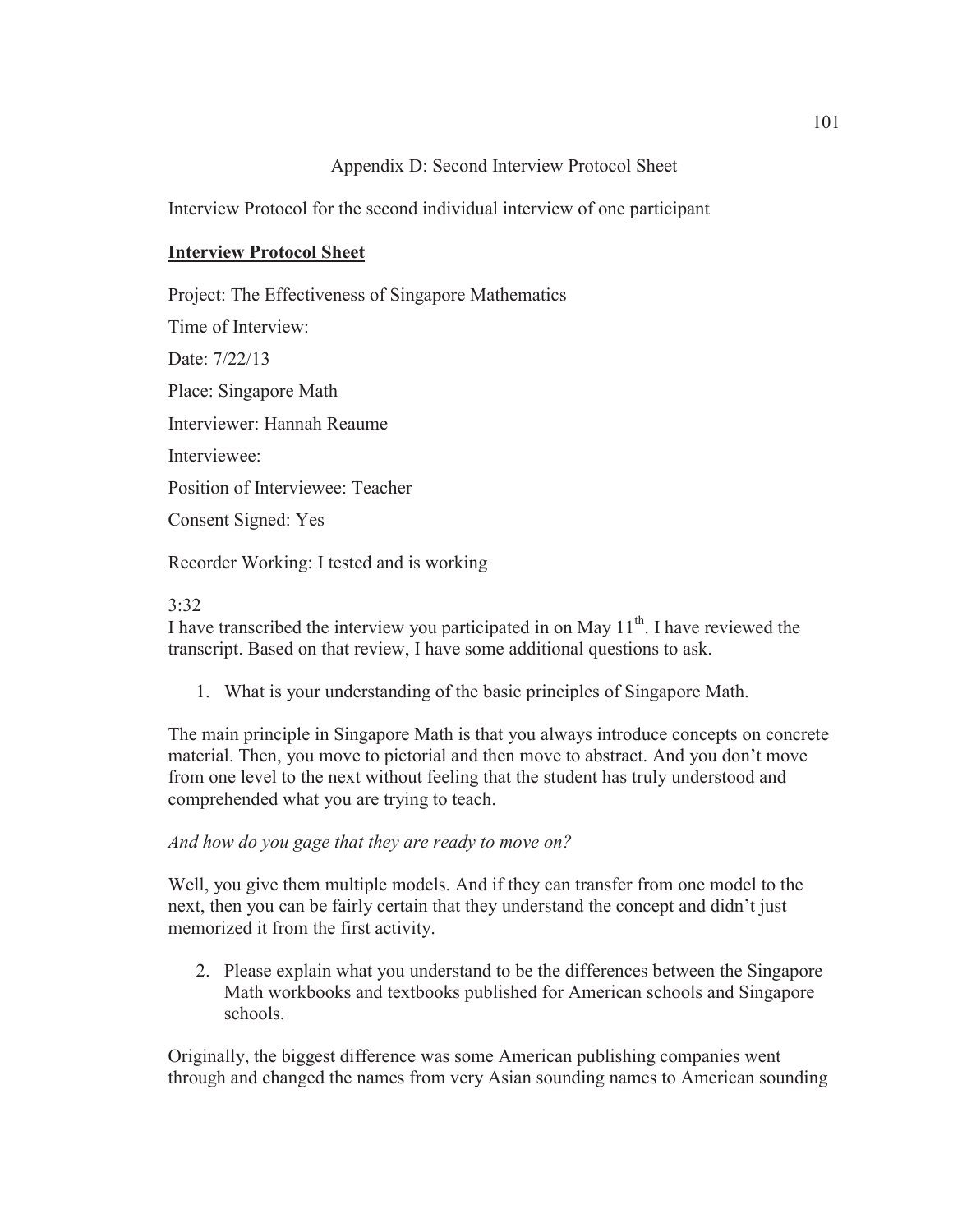Appendix D: Second Interview Protocol Sheet

Interview Protocol for the second individual interview of one participant

**Interview Protocol Sheet**

Project: The Effectiveness of Singapore Mathematics

Time of Interview:

Date: 7/22/13

Place: Singapore Math

Interviewer: Hannah Reaume

Interviewee:

Position of Interviewee: Teacher

Consent Signed: Yes

Recorder Working: I tested and is working

3:32
I have transcribed the interview you participated in on May 11th. I have reviewed the transcript. Based on that review, I have some additional questions to ask.

1. What is your understanding of the basic principles of Singapore Math.

The main principle in Singapore Math is that you always introduce concepts on concrete material. Then, you move to pictorial and then move to abstract. And you don't move from one level to the next without feeling that the student has truly understood and comprehended what you are trying to teach.

*And how do you gage that they are ready to move on?*

Well, you give them multiple models. And if they can transfer from one model to the next, then you can be fairly certain that they understand the concept and didn't just memorized it from the first activity.

2. Please explain what you understand to be the differences between the Singapore Math workbooks and textbooks published for American schools and Singapore schools.

Originally, the biggest difference was some American publishing companies went through and changed the names from very Asian sounding names to American sounding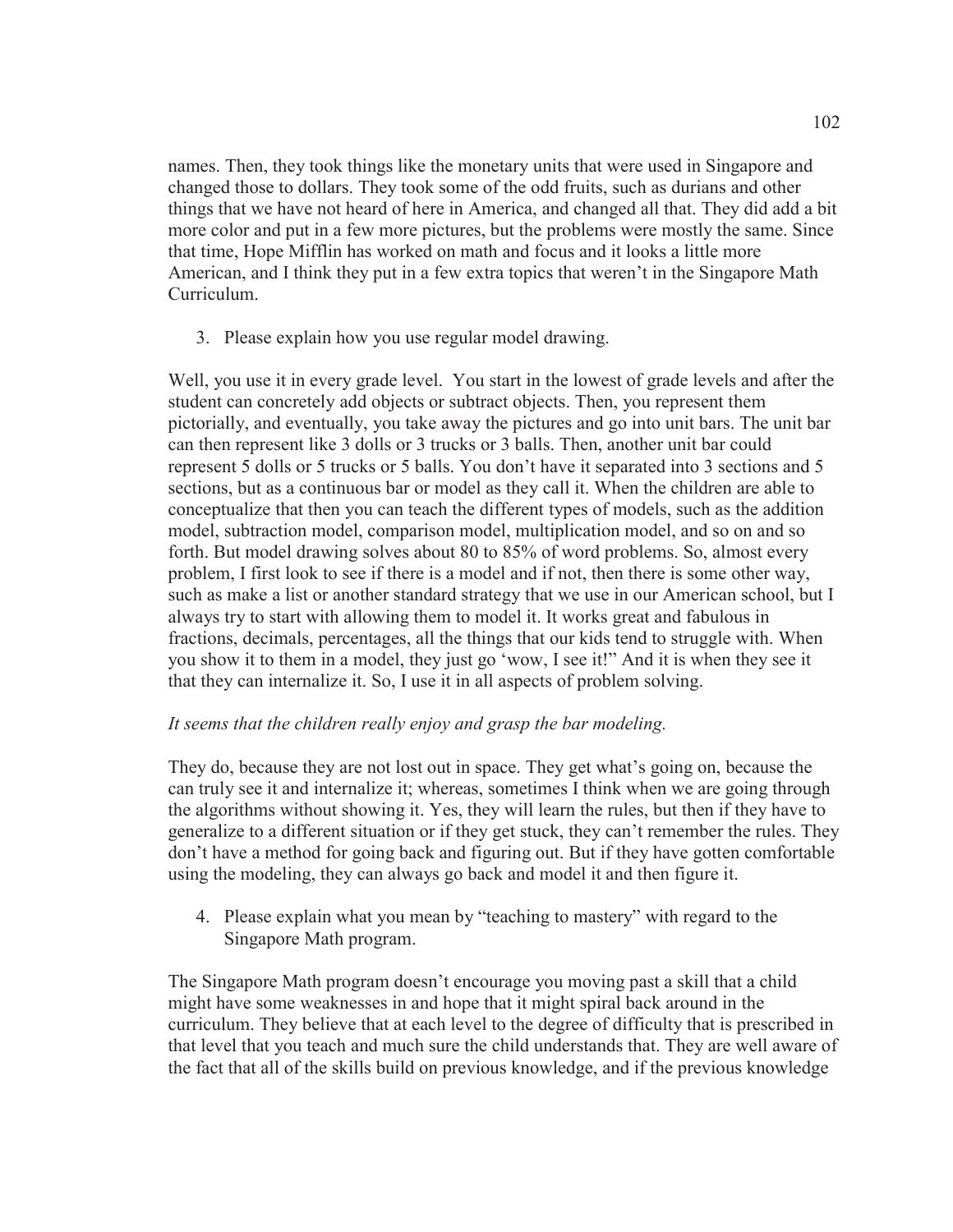names. Then, they took things like the monetary units that were used in Singapore and changed those to dollars. They took some of the odd fruits, such as durians and other things that we have not heard of here in America, and changed all that. They did add a bit more color and put in a few more pictures, but the problems were mostly the same. Since that time, Hope Mifflin has worked on math and focus and it looks a little more American, and I think they put in a few extra topics that weren't in the Singapore Math Curriculum.

3. Please explain how you use regular model drawing.

Well, you use it in every grade level. You start in the lowest of grade levels and after the student can concretely add objects or subtract objects. Then, you represent them pictorially, and eventually, you take away the pictures and go into unit bars. The unit bar can then represent like 3 dolls or 3 trucks or 3 balls. Then, another unit bar could represent 5 dolls or 5 trucks or 5 balls. You don't have it separated into 3 sections and 5 sections, but as a continuous bar or model as they call it. When the children are able to conceptualize that then you can teach the different types of models, such as the addition model, subtraction model, comparison model, multiplication model, and so on and so forth. But model drawing solves about 80 to 85% of word problems. So, almost every problem, I first look to see if there is a model and if not, then there is some other way, such as make a list or another standard strategy that we use in our American school, but I always try to start with allowing them to model it. It works great and fabulous in fractions, decimals, percentages, all the things that our kids tend to struggle with. When you show it to them in a model, they just go 'wow, I see it!" And it is when they see it that they can internalize it. So, I use it in all aspects of problem solving.

*It seems that the children really enjoy and grasp the bar modeling.*

They do, because they are not lost out in space. They get what's going on, because the can truly see it and internalize it; whereas, sometimes I think when we are going through the algorithms without showing it. Yes, they will learn the rules, but then if they have to generalize to a different situation or if they get stuck, they can't remember the rules. They don't have a method for going back and figuring out. But if they have gotten comfortable using the modeling, they can always go back and model it and then figure it.

4. Please explain what you mean by "teaching to mastery" with regard to the Singapore Math program.

The Singapore Math program doesn't encourage you moving past a skill that a child might have some weaknesses in and hope that it might spiral back around in the curriculum. They believe that at each level to the degree of difficulty that is prescribed in that level that you teach and much sure the child understands that. They are well aware of the fact that all of the skills build on previous knowledge, and if the previous knowledge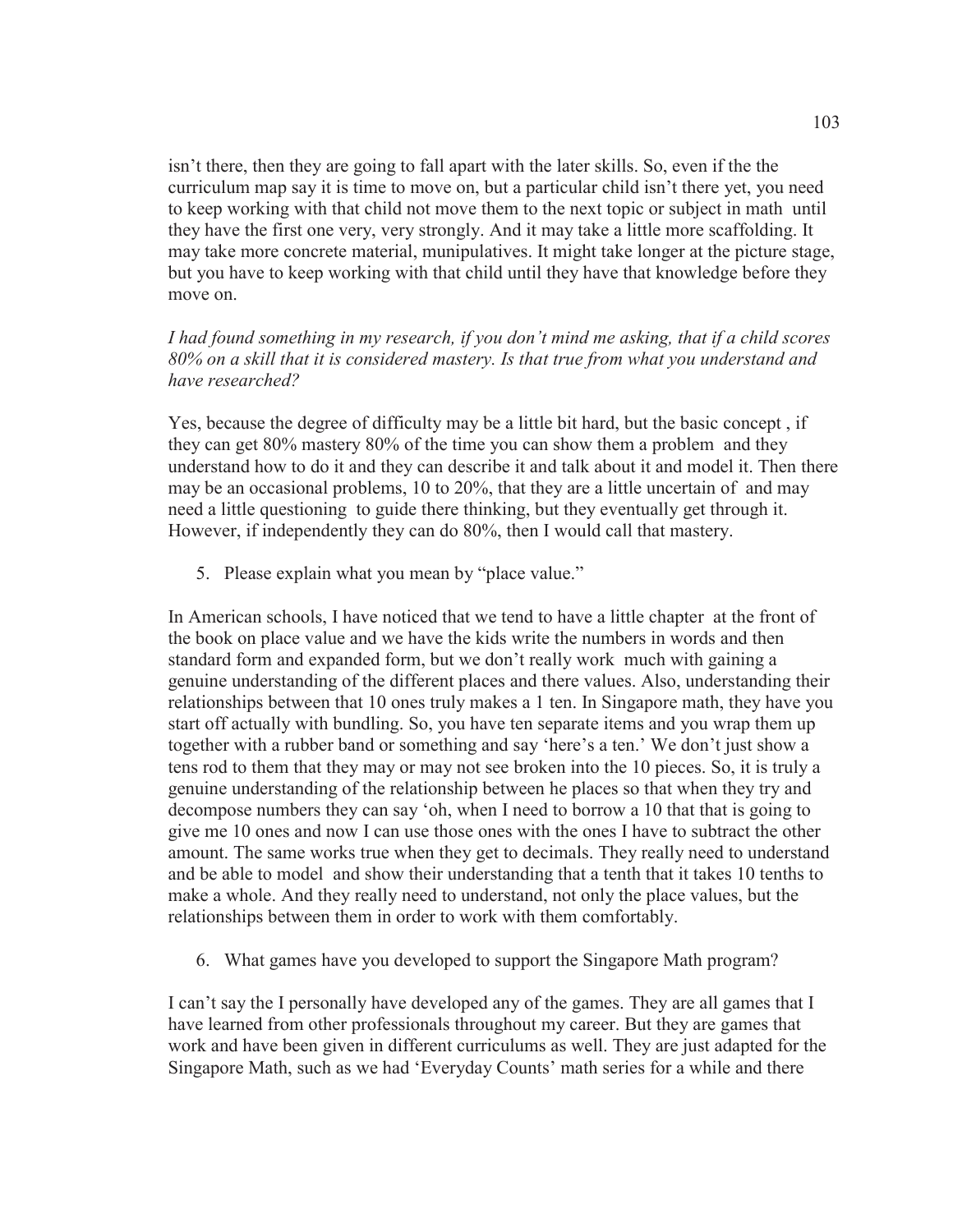isn't there, then they are going to fall apart with the later skills. So, even if the the curriculum map say it is time to move on, but a particular child isn't there yet, you need to keep working with that child not move them to the next topic or subject in math until they have the first one very, very strongly. And it may take a little more scaffolding. It may take more concrete material, munipulatives. It might take longer at the picture stage, but you have to keep working with that child until they have that knowledge before they move on.

*I had found something in my research, if you don't mind me asking, that if a child scores 80% on a skill that it is considered mastery. Is that true from what you understand and have researched?*

Yes, because the degree of difficulty may be a little bit hard, but the basic concept , if they can get 80% mastery 80% of the time you can show them a problem and they understand how to do it and they can describe it and talk about it and model it. Then there may be an occasional problems, 10 to 20%, that they are a little uncertain of and may need a little questioning to guide there thinking, but they eventually get through it. However, if independently they can do 80%, then I would call that mastery.

5. Please explain what you mean by "place value."

In American schools, I have noticed that we tend to have a little chapter at the front of the book on place value and we have the kids write the numbers in words and then standard form and expanded form, but we don't really work much with gaining a genuine understanding of the different places and there values. Also, understanding their relationships between that 10 ones truly makes a 1 ten. In Singapore math, they have you start off actually with bundling. So, you have ten separate items and you wrap them up together with a rubber band or something and say 'here's a ten.' We don't just show a tens rod to them that they may or may not see broken into the 10 pieces. So, it is truly a genuine understanding of the relationship between he places so that when they try and decompose numbers they can say 'oh, when I need to borrow a 10 that that is going to give me 10 ones and now I can use those ones with the ones I have to subtract the other amount. The same works true when they get to decimals. They really need to understand and be able to model and show their understanding that a tenth that it takes 10 tenths to make a whole. And they really need to understand, not only the place values, but the relationships between them in order to work with them comfortably.

6. What games have you developed to support the Singapore Math program?

I can't say the I personally have developed any of the games. They are all games that I have learned from other professionals throughout my career. But they are games that work and have been given in different curriculums as well. They are just adapted for the Singapore Math, such as we had 'Everyday Counts' math series for a while and there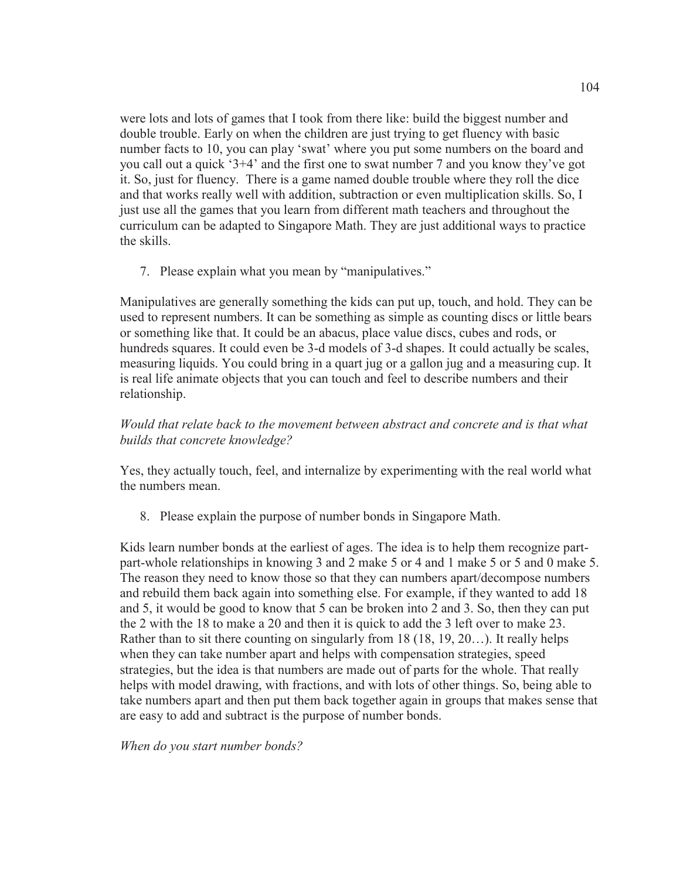were lots and lots of games that I took from there like: build the biggest number and double trouble. Early on when the children are just trying to get fluency with basic number facts to 10, you can play 'swat' where you put some numbers on the board and you call out a quick '3+4' and the first one to swat number 7 and you know they've got it. So, just for fluency. There is a game named double trouble where they roll the dice and that works really well with addition, subtraction or even multiplication skills. So, I just use all the games that you learn from different math teachers and throughout the curriculum can be adapted to Singapore Math. They are just additional ways to practice the skills.

7. Please explain what you mean by "manipulatives."

Manipulatives are generally something the kids can put up, touch, and hold. They can be used to represent numbers. It can be something as simple as counting discs or little bears or something like that. It could be an abacus, place value discs, cubes and rods, or hundreds squares. It could even be 3-d models of 3-d shapes. It could actually be scales, measuring liquids. You could bring in a quart jug or a gallon jug and a measuring cup. It is real life animate objects that you can touch and feel to describe numbers and their relationship.

*Would that relate back to the movement between abstract and concrete and is that what builds that concrete knowledge?*

Yes, they actually touch, feel, and internalize by experimenting with the real world what the numbers mean.

8. Please explain the purpose of number bonds in Singapore Math.

Kids learn number bonds at the earliest of ages. The idea is to help them recognize part-part-whole relationships in knowing 3 and 2 make 5 or 4 and 1 make 5 or 5 and 0 make 5. The reason they need to know those so that they can numbers apart/decompose numbers and rebuild them back again into something else. For example, if they wanted to add 18 and 5, it would be good to know that 5 can be broken into 2 and 3. So, then they can put the 2 with the 18 to make a 20 and then it is quick to add the 3 left over to make 23. Rather than to sit there counting on singularly from 18 (18, 19, 20…). It really helps when they can take number apart and helps with compensation strategies, speed strategies, but the idea is that numbers are made out of parts for the whole. That really helps with model drawing, with fractions, and with lots of other things. So, being able to take numbers apart and then put them back together again in groups that makes sense that are easy to add and subtract is the purpose of number bonds.

*When do you start number bonds?*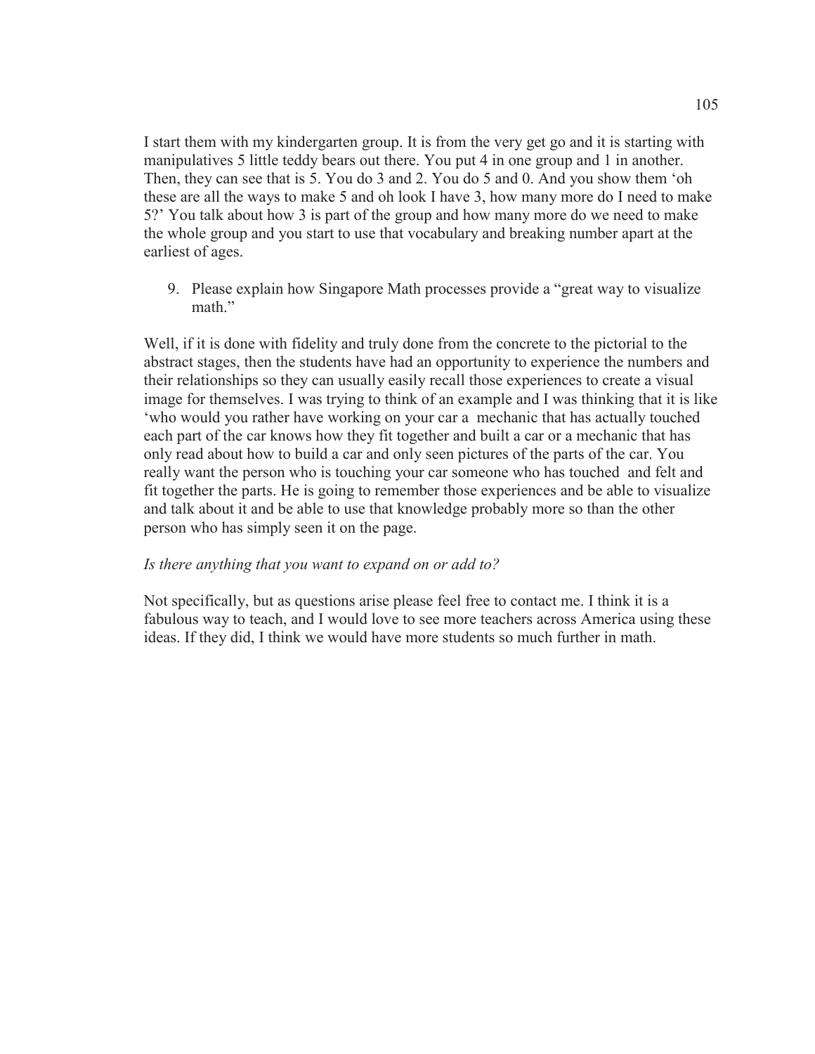I start them with my kindergarten group. It is from the very get go and it is starting with manipulatives 5 little teddy bears out there. You put 4 in one group and 1 in another. Then, they can see that is 5. You do 3 and 2. You do 5 and 0. And you show them 'oh these are all the ways to make 5 and oh look I have 3, how many more do I need to make 5?' You talk about how 3 is part of the group and how many more do we need to make the whole group and you start to use that vocabulary and breaking number apart at the earliest of ages.

9. Please explain how Singapore Math processes provide a "great way to visualize math."

Well, if it is done with fidelity and truly done from the concrete to the pictorial to the abstract stages, then the students have had an opportunity to experience the numbers and their relationships so they can usually easily recall those experiences to create a visual image for themselves. I was trying to think of an example and I was thinking that it is like 'who would you rather have working on your car a mechanic that has actually touched each part of the car knows how they fit together and built a car or a mechanic that has only read about how to build a car and only seen pictures of the parts of the car. You really want the person who is touching your car someone who has touched and felt and fit together the parts. He is going to remember those experiences and be able to visualize and talk about it and be able to use that knowledge probably more so than the other person who has simply seen it on the page.

*Is there anything that you want to expand on or add to?*

Not specifically, but as questions arise please feel free to contact me. I think it is a fabulous way to teach, and I would love to see more teachers across America using these ideas. If they did, I think we would have more students so much further in math.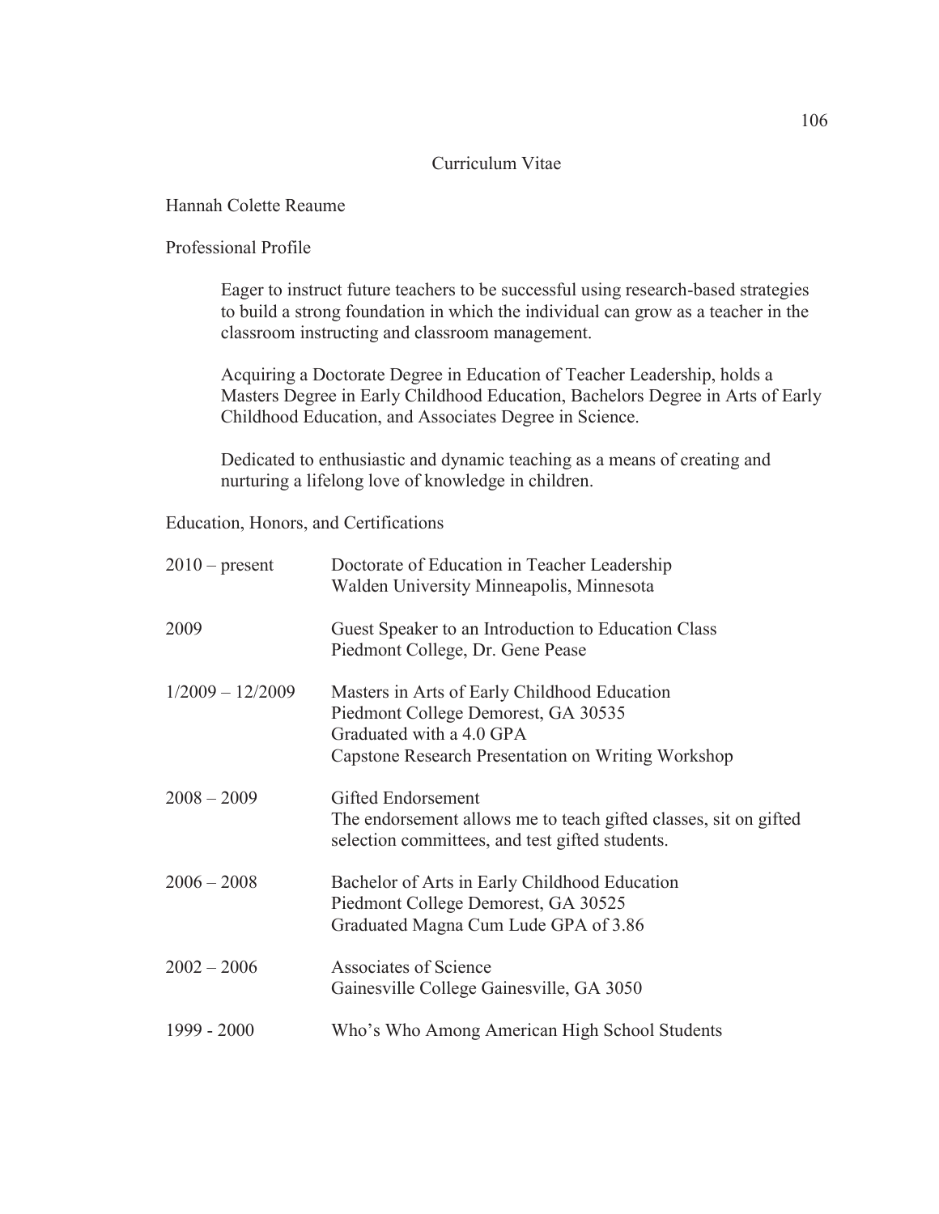# Curriculum Vitae

Hannah Colette Reaume

## Professional Profile

Eager to instruct future teachers to be successful using research-based strategies to build a strong foundation in which the individual can grow as a teacher in the classroom instructing and classroom management.

Acquiring a Doctorate Degree in Education of Teacher Leadership, holds a Masters Degree in Early Childhood Education, Bachelors Degree in Arts of Early Childhood Education, and Associates Degree in Science.

Dedicated to enthusiastic and dynamic teaching as a means of creating and nurturing a lifelong love of knowledge in children.

## Education, Honors, and Certifications

| | |
|---|---|
| 2010 – present | Doctorate of Education in Teacher Leadership<br>Walden University Minneapolis, Minnesota |
| 2009 | Guest Speaker to an Introduction to Education Class<br>Piedmont College, Dr. Gene Pease |
| 1/2009 – 12/2009 | Masters in Arts of Early Childhood Education<br>Piedmont College Demorest, GA 30535<br>Graduated with a 4.0 GPA<br>Capstone Research Presentation on Writing Workshop |
| 2008 – 2009 | Gifted Endorsement<br>The endorsement allows me to teach gifted classes, sit on gifted selection committees, and test gifted students. |
| 2006 – 2008 | Bachelor of Arts in Early Childhood Education<br>Piedmont College Demorest, GA 30525<br>Graduated Magna Cum Lude GPA of 3.86 |
| 2002 – 2006 | Associates of Science<br>Gainesville College Gainesville, GA 3050 |
| 1999 - 2000 | Who's Who Among American High School Students |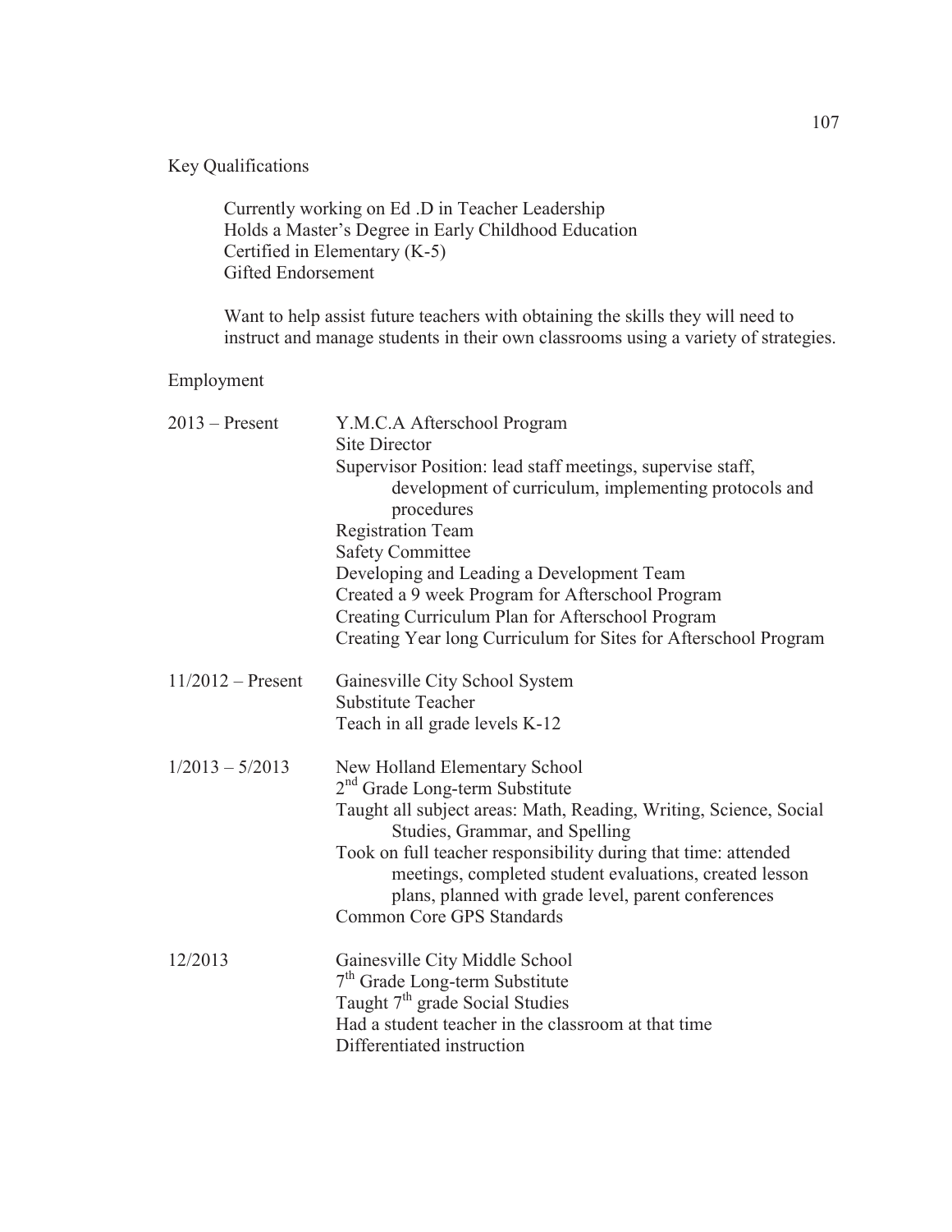Key Qualifications

Currently working on Ed .D in Teacher Leadership
Holds a Master's Degree in Early Childhood Education
Certified in Elementary (K-5)
Gifted Endorsement

Want to help assist future teachers with obtaining the skills they will need to instruct and manage students in their own classrooms using a variety of strategies.

Employment

| | |
|---|---|
| 2013 – Present | Y.M.C.A Afterschool Program<br>Site Director<br>Supervisor Position: lead staff meetings, supervise staff, development of curriculum, implementing protocols and procedures<br>Registration Team<br>Safety Committee<br>Developing and Leading a Development Team<br>Created a 9 week Program for Afterschool Program<br>Creating Curriculum Plan for Afterschool Program<br>Creating Year long Curriculum for Sites for Afterschool Program |
| 11/2012 – Present | Gainesville City School System<br>Substitute Teacher<br>Teach in all grade levels K-12 |
| 1/2013 – 5/2013 | New Holland Elementary School<br>2nd Grade Long-term Substitute<br>Taught all subject areas: Math, Reading, Writing, Science, Social Studies, Grammar, and Spelling<br>Took on full teacher responsibility during that time: attended meetings, completed student evaluations, created lesson plans, planned with grade level, parent conferences<br>Common Core GPS Standards |
| 12/2013 | Gainesville City Middle School<br>7th Grade Long-term Substitute<br>Taught 7th grade Social Studies<br>Had a student teacher in the classroom at that time<br>Differentiated instruction |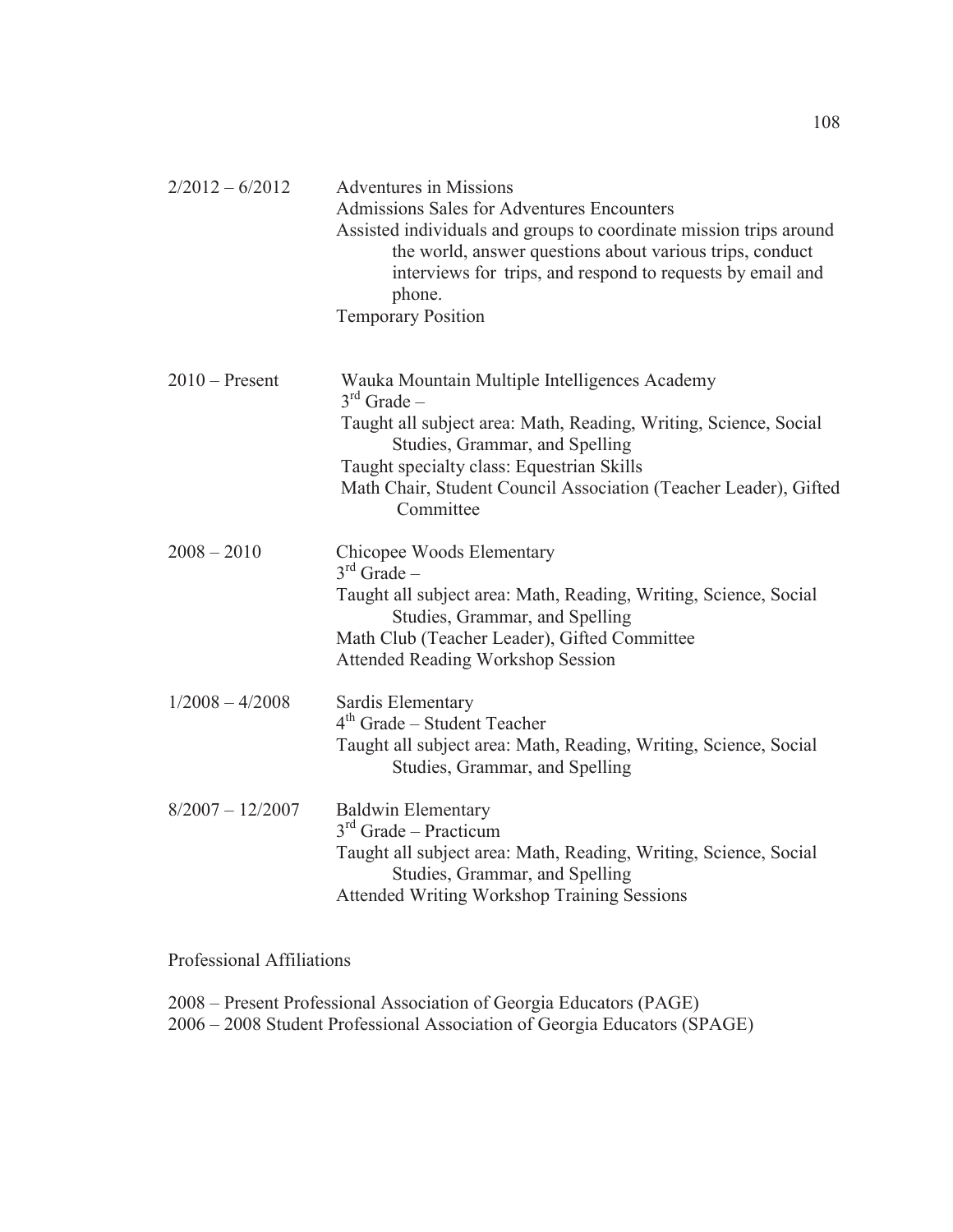2/2012 – 6/2012 Adventures in Missions
Admissions Sales for Adventures Encounters
Assisted individuals and groups to coordinate mission trips around the world, answer questions about various trips, conduct interviews for trips, and respond to requests by email and phone.
Temporary Position

2010 – Present Wauka Mountain Multiple Intelligences Academy
3rd Grade –
Taught all subject area: Math, Reading, Writing, Science, Social Studies, Grammar, and Spelling
Taught specialty class: Equestrian Skills
Math Chair, Student Council Association (Teacher Leader), Gifted Committee

2008 – 2010 Chicopee Woods Elementary
3rd Grade –
Taught all subject area: Math, Reading, Writing, Science, Social Studies, Grammar, and Spelling
Math Club (Teacher Leader), Gifted Committee
Attended Reading Workshop Session

1/2008 – 4/2008 Sardis Elementary
4th Grade – Student Teacher
Taught all subject area: Math, Reading, Writing, Science, Social Studies, Grammar, and Spelling

8/2007 – 12/2007 Baldwin Elementary
3rd Grade – Practicum
Taught all subject area: Math, Reading, Writing, Science, Social Studies, Grammar, and Spelling
Attended Writing Workshop Training Sessions

Professional Affiliations

2008 – Present Professional Association of Georgia Educators (PAGE)
2006 – 2008 Student Professional Association of Georgia Educators (SPAGE)